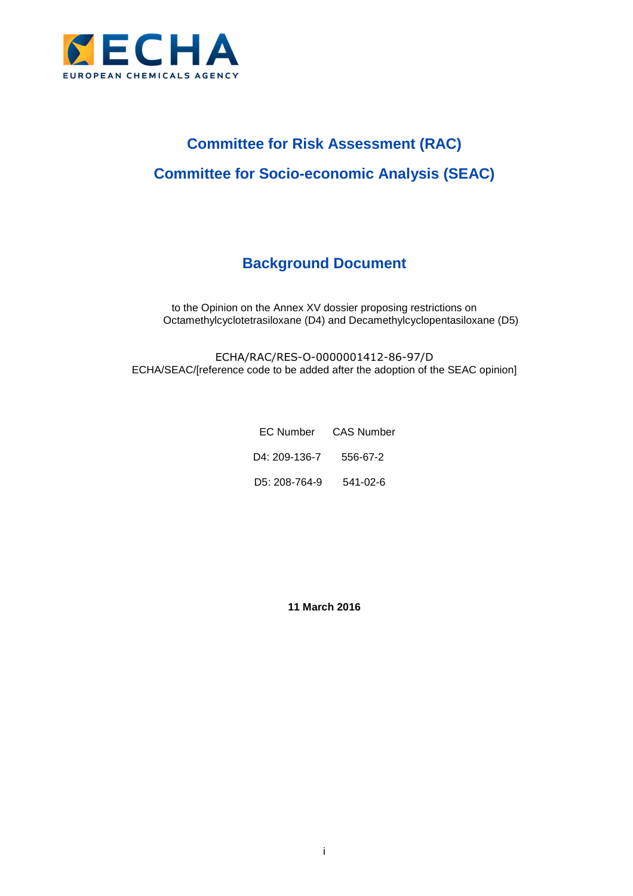ECHA

EUROPEAN CHEMICALS AGENCY

# Committee for Risk Assessment (RAC)

# Committee for Socio-economic Analysis (SEAC)

## Background Document

to the Opinion on the Annex XV dossier proposing restrictions on Octamethylcyclotetrasiloxane (D4) and Decamethylcyclopentasiloxane (D5)

ECHA/RAC/RES-O-0000001412-86-97/D
ECHA/SEAC/[reference code to be added after the adoption of the SEAC opinion]

| EC Number | CAS Number |
|---|---|
| D4: 209-136-7 | 556-67-2 |
| D5: 208-764-9 | 541-02-6 |

**11 March 2016**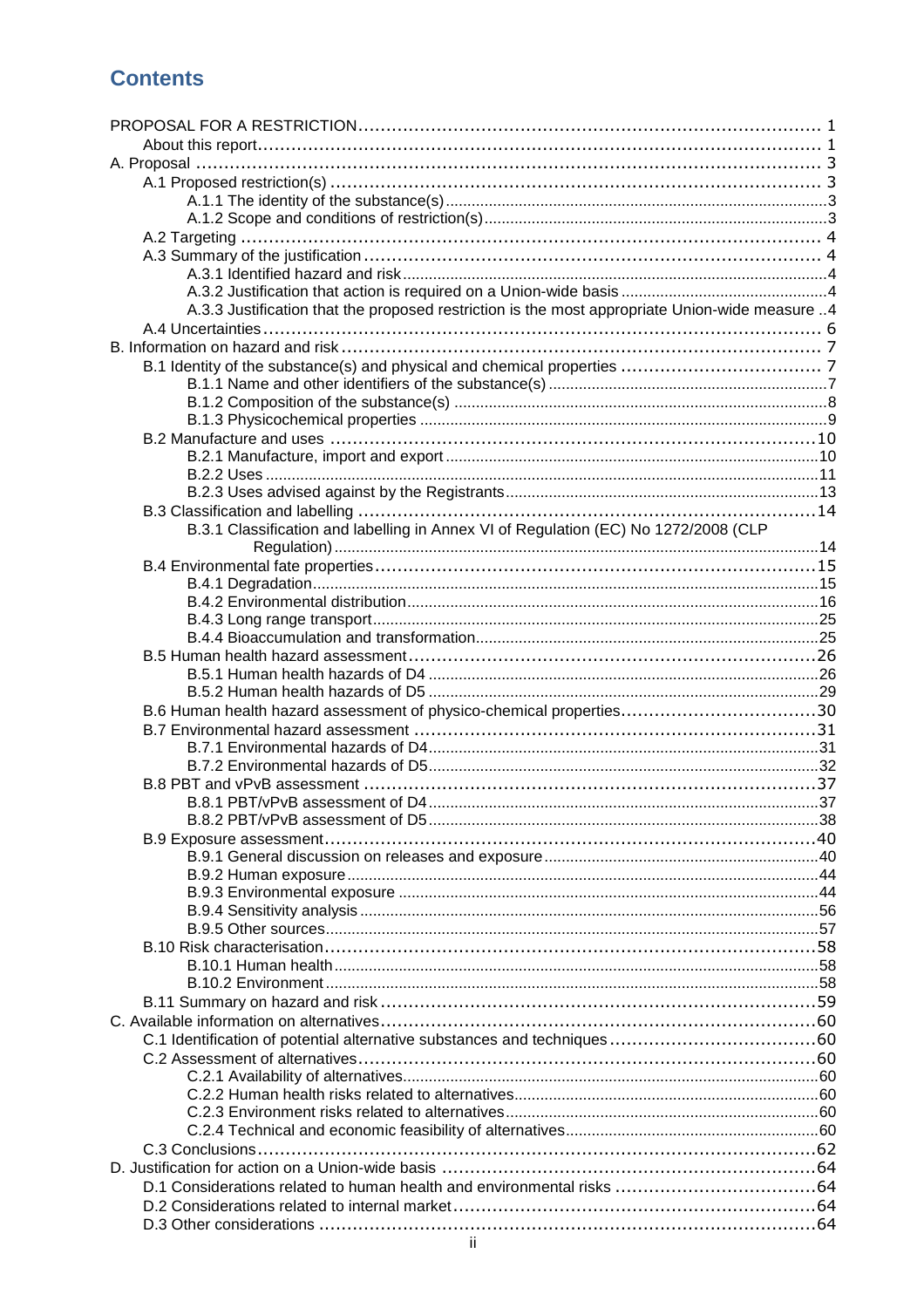## Contents

PROPOSAL FOR A RESTRICTION ... 1
- About this report ... 1

A. Proposal ... 3
- A.1 Proposed restriction(s) ... 3
  - A.1.1 The identity of the substance(s) ... 3
  - A.1.2 Scope and conditions of restriction(s) ... 3
- A.2 Targeting ... 4
- A.3 Summary of the justification ... 4
  - A.3.1 Identified hazard and risk ... 4
  - A.3.2 Justification that action is required on a Union-wide basis ... 4
  - A.3.3 Justification that the proposed restriction is the most appropriate Union-wide measure .. 4
- A.4 Uncertainties ... 6

B. Information on hazard and risk ... 7
- B.1 Identity of the substance(s) and physical and chemical properties ... 7
  - B.1.1 Name and other identifiers of the substance(s) ... 7
  - B.1.2 Composition of the substance(s) ... 8
  - B.1.3 Physicochemical properties ... 9
- B.2 Manufacture and uses ... 10
  - B.2.1 Manufacture, import and export ... 10
  - B.2.2 Uses ... 11
  - B.2.3 Uses advised against by the Registrants ... 13
- B.3 Classification and labelling ... 14
  - B.3.1 Classification and labelling in Annex VI of Regulation (EC) No 1272/2008 (CLP Regulation) ... 14
- B.4 Environmental fate properties ... 15
  - B.4.1 Degradation ... 15
  - B.4.2 Environmental distribution ... 16
  - B.4.3 Long range transport ... 25
  - B.4.4 Bioaccumulation and transformation ... 25
- B.5 Human health hazard assessment ... 26
  - B.5.1 Human health hazards of D4 ... 26
  - B.5.2 Human health hazards of D5 ... 29
- B.6 Human health hazard assessment of physico-chemical properties ... 30
- B.7 Environmental hazard assessment ... 31
  - B.7.1 Environmental hazards of D4 ... 31
  - B.7.2 Environmental hazards of D5 ... 32
- B.8 PBT and vPvB assessment ... 37
  - B.8.1 PBT/vPvB assessment of D4 ... 37
  - B.8.2 PBT/vPvB assessment of D5 ... 38
- B.9 Exposure assessment ... 40
  - B.9.1 General discussion on releases and exposure ... 40
  - B.9.2 Human exposure ... 44
  - B.9.3 Environmental exposure ... 44
  - B.9.4 Sensitivity analysis ... 56
  - B.9.5 Other sources ... 57
- B.10 Risk characterisation ... 58
  - B.10.1 Human health ... 58
  - B.10.2 Environment ... 58
- B.11 Summary on hazard and risk ... 59

C. Available information on alternatives ... 60
- C.1 Identification of potential alternative substances and techniques ... 60
- C.2 Assessment of alternatives ... 60
  - C.2.1 Availability of alternatives ... 60
  - C.2.2 Human health risks related to alternatives ... 60
  - C.2.3 Environment risks related to alternatives ... 60
  - C.2.4 Technical and economic feasibility of alternatives ... 60
- C.3 Conclusions ... 62

D. Justification for action on a Union-wide basis ... 64
- D.1 Considerations related to human health and environmental risks ... 64
- D.2 Considerations related to internal market ... 64
- D.3 Other considerations ... 64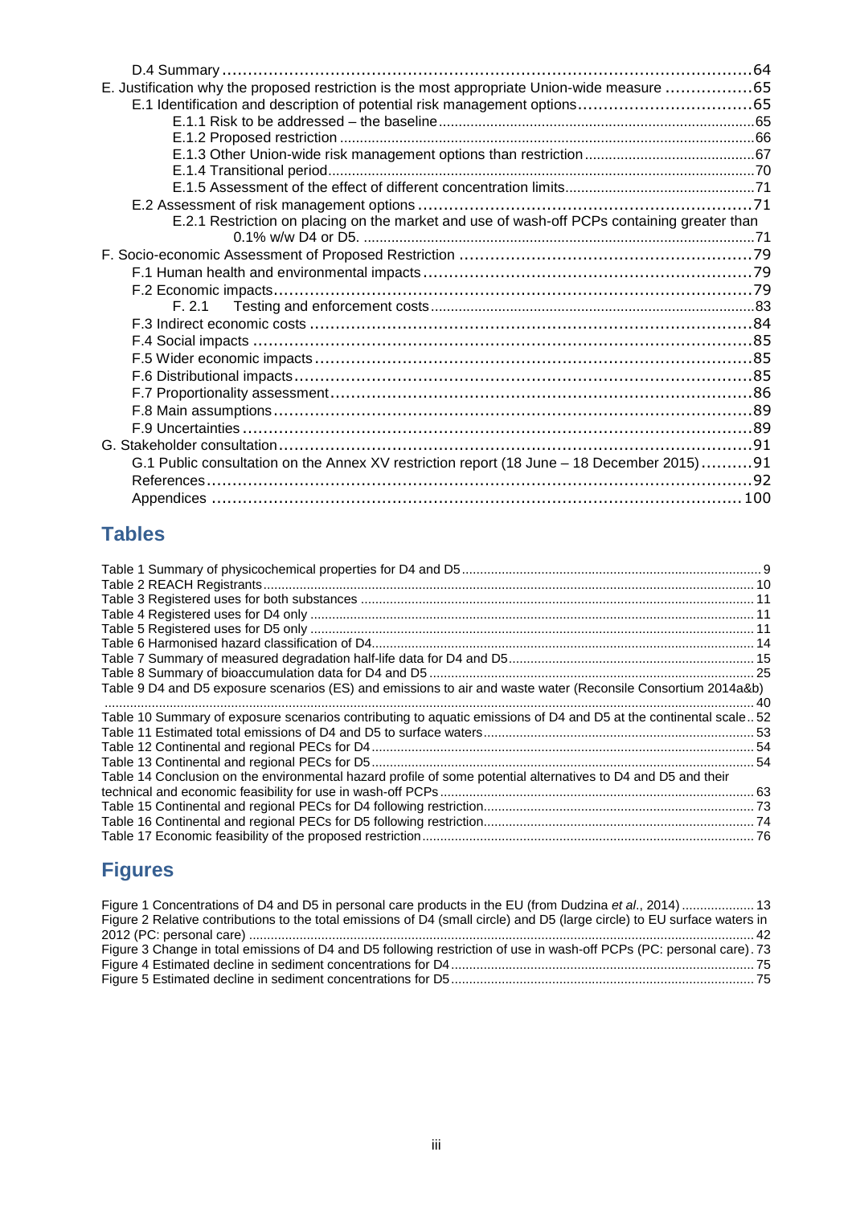D.4 Summary ....................................................................................................64

E. Justification why the proposed restriction is the most appropriate Union-wide measure .................65

E.1 Identification and description of potential risk management options....................................65

E.1.1 Risk to be addressed – the baseline...............................................................................65

E.1.2 Proposed restriction ..................................................................................................66

E.1.3 Other Union-wide risk management options than restriction ...........................................67

E.1.4 Transitional period.....................................................................................................70

E.1.5 Assessment of the effect of different concentration limits................................................71

E.2 Assessment of risk management options ..................................................................71

E.2.1 Restriction on placing on the market and use of wash-off PCPs containing greater than 0.1% w/w D4 or D5. ....................................................................................................71

F. Socio-economic Assessment of Proposed Restriction ..........................................................79

F.1 Human health and environmental impacts ...................................................................79

F.2 Economic impacts.........................................................................................................79

F. 2.1 Testing and enforcement costs.......................................................................................83

F.3 Indirect economic costs ..................................................................................................84

F.4 Social impacts ................................................................................................................85

F.5 Wider economic impacts ...............................................................................................85

F.6 Distributional impacts......................................................................................................85

F.7 Proportionality assessment..............................................................................................86

F.8 Main assumptions............................................................................................................89

F.9 Uncertainties ...................................................................................................................89

G. Stakeholder consultation......................................................................................................91

G.1 Public consultation on the Annex XV restriction report (18 June – 18 December 2015)..........91

References..............................................................................................................................92

Appendices ...........................................................................................................................100

## Tables

Table 1 Summary of physicochemical properties for D4 and D5 ..................................................9

Table 2 REACH Registrants ......................................................................................................10

Table 3 Registered uses for both substances ............................................................................11

Table 4 Registered uses for D4 only .........................................................................................11

Table 5 Registered uses for D5 only .........................................................................................11

Table 6 Harmonised hazard classification of D4.........................................................................14

Table 7 Summary of measured degradation half-life data for D4 and D5.......................................15

Table 8 Summary of bioaccumulation data for D4 and D5 ...........................................................25

Table 9 D4 and D5 exposure scenarios (ES) and emissions to air and waste water (Reconsile Consortium 2014a&b) ..........................................................................................................................40

Table 10 Summary of exposure scenarios contributing to aquatic emissions of D4 and D5 at the continental scale..52

Table 11 Estimated total emissions of D4 and D5 to surface waters.............................................53

Table 12 Continental and regional PECs for D4..........................................................................54

Table 13 Continental and regional PECs for D5..........................................................................54

Table 14 Conclusion on the environmental hazard profile of some potential alternatives to D4 and D5 and their technical and economic feasibility for use in wash-off PCPs........................................................63

Table 15 Continental and regional PECs for D4 following restriction............................................73

Table 16 Continental and regional PECs for D5 following restriction............................................74

Table 17 Economic feasibility of the proposed restriction.............................................................76

## Figures

Figure 1 Concentrations of D4 and D5 in personal care products in the EU (from Dudzina *et al.*, 2014) ..................13

Figure 2 Relative contributions to the total emissions of D4 (small circle) and D5 (large circle) to EU surface waters in 2012 (PC: personal care) ........................................................................................................42

Figure 3 Change in total emissions of D4 and D5 following restriction of use in wash-off PCPs (PC: personal care).73

Figure 4 Estimated decline in sediment concentrations for D4......................................................75

Figure 5 Estimated decline in sediment concentrations for D5......................................................75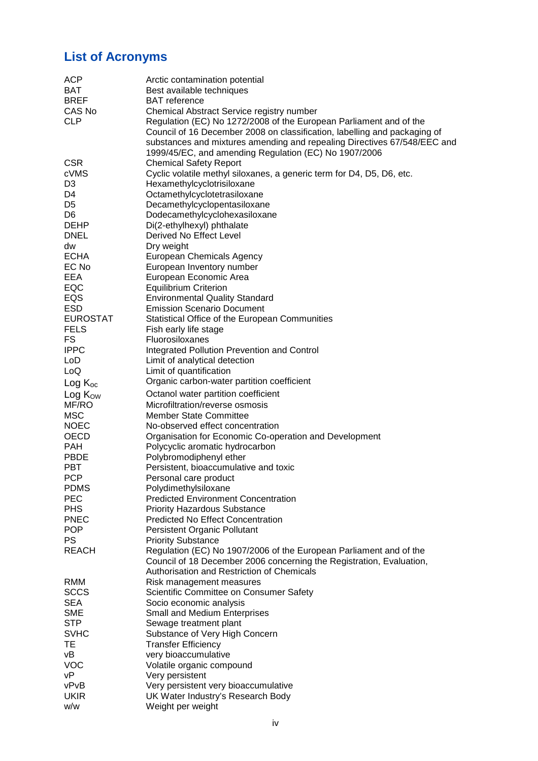## List of Acronyms

| | |
|---|---|
| ACP | Arctic contamination potential |
| BAT | Best available techniques |
| BREF | BAT reference |
| CAS No | Chemical Abstract Service registry number |
| CLP | Regulation (EC) No 1272/2008 of the European Parliament and of the Council of 16 December 2008 on classification, labelling and packaging of substances and mixtures amending and repealing Directives 67/548/EEC and 1999/45/EC, and amending Regulation (EC) No 1907/2006 |
| CSR | Chemical Safety Report |
| cVMS | Cyclic volatile methyl siloxanes, a generic term for D4, D5, D6, etc. |
| D3 | Hexamethylcyclotrisiloxane |
| D4 | Octamethylcyclotetrasiloxane |
| D5 | Decamethylcyclopentasiloxane |
| D6 | Dodecamethylcyclohexasiloxane |
| DEHP | Di(2-ethylhexyl) phthalate |
| DNEL | Derived No Effect Level |
| dw | Dry weight |
| ECHA | European Chemicals Agency |
| EC No | European Inventory number |
| EEA | European Economic Area |
| EQC | Equilibrium Criterion |
| EQS | Environmental Quality Standard |
| ESD | Emission Scenario Document |
| EUROSTAT | Statistical Office of the European Communities |
| FELS | Fish early life stage |
| FS | Fluorosiloxanes |
| IPPC | Integrated Pollution Prevention and Control |
| LoD | Limit of analytical detection |
| LoQ | Limit of quantification |
| Log $K_{OC}$ | Organic carbon-water partition coefficient |
| Log $K_{OW}$ | Octanol water partition coefficient |
| MF/RO | Microfiltration/reverse osmosis |
| MSC | Member State Committee |
| NOEC | No-observed effect concentration |
| OECD | Organisation for Economic Co-operation and Development |
| PAH | Polycyclic aromatic hydrocarbon |
| PBDE | Polybromodiphenyl ether |
| PBT | Persistent, bioaccumulative and toxic |
| PCP | Personal care product |
| PDMS | Polydimethylsiloxane |
| PEC | Predicted Environment Concentration |
| PHS | Priority Hazardous Substance |
| PNEC | Predicted No Effect Concentration |
| POP | Persistent Organic Pollutant |
| PS | Priority Substance |
| REACH | Regulation (EC) No 1907/2006 of the European Parliament and of the Council of 18 December 2006 concerning the Registration, Evaluation, Authorisation and Restriction of Chemicals |
| RMM | Risk management measures |
| SCCS | Scientific Committee on Consumer Safety |
| SEA | Socio economic analysis |
| SME | Small and Medium Enterprises |
| STP | Sewage treatment plant |
| SVHC | Substance of Very High Concern |
| TE | Transfer Efficiency |
| vB | very bioaccumulative |
| VOC | Volatile organic compound |
| vP | Very persistent |
| vPvB | Very persistent very bioaccumulative |
| UKIR | UK Water Industry's Research Body |
| w/w | Weight per weight |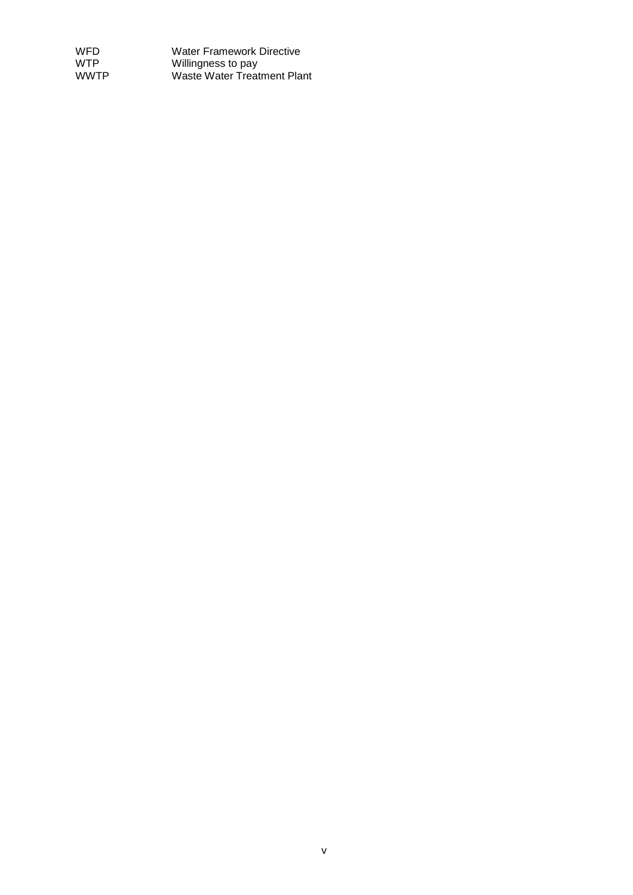| | |
|---|---|
| WFD | Water Framework Directive |
| WTP | Willingness to pay |
| WWTP | Waste Water Treatment Plant |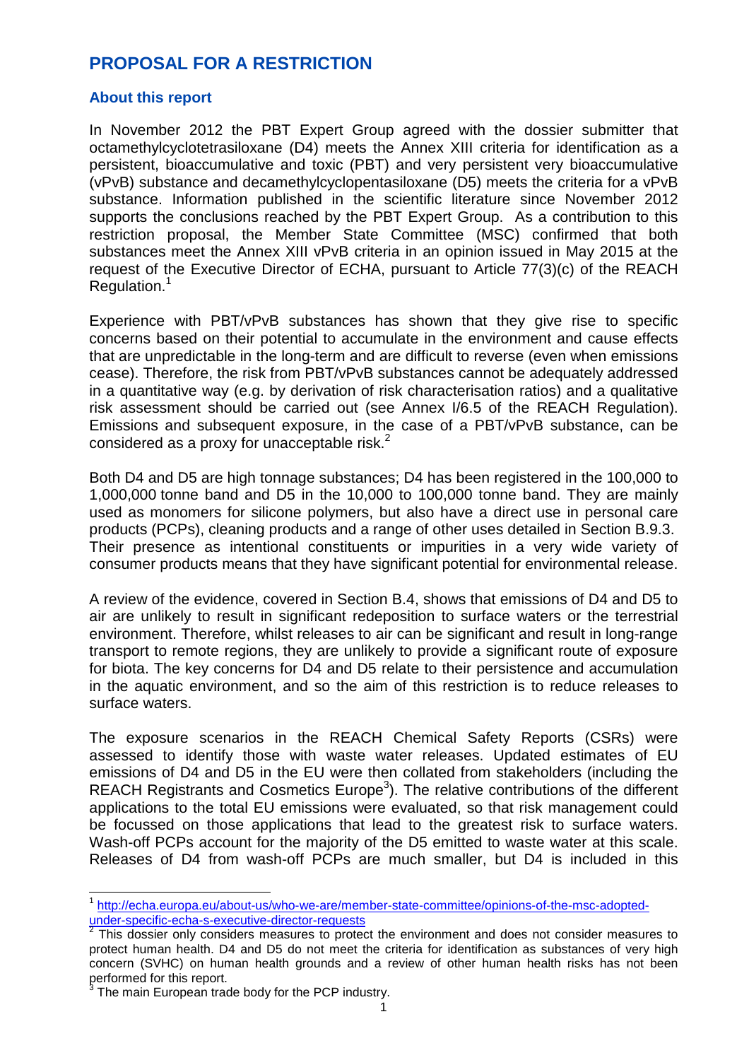# PROPOSAL FOR A RESTRICTION

## About this report

In November 2012 the PBT Expert Group agreed with the dossier submitter that octamethylcyclotetrasiloxane (D4) meets the Annex XIII criteria for identification as a persistent, bioaccumulative and toxic (PBT) and very persistent very bioaccumulative (vPvB) substance and decamethylcyclopentasiloxane (D5) meets the criteria for a vPvB substance. Information published in the scientific literature since November 2012 supports the conclusions reached by the PBT Expert Group. As a contribution to this restriction proposal, the Member State Committee (MSC) confirmed that both substances meet the Annex XIII vPvB criteria in an opinion issued in May 2015 at the request of the Executive Director of ECHA, pursuant to Article 77(3)(c) of the REACH Regulation.[1]

Experience with PBT/vPvB substances has shown that they give rise to specific concerns based on their potential to accumulate in the environment and cause effects that are unpredictable in the long-term and are difficult to reverse (even when emissions cease). Therefore, the risk from PBT/vPvB substances cannot be adequately addressed in a quantitative way (e.g. by derivation of risk characterisation ratios) and a qualitative risk assessment should be carried out (see Annex I/6.5 of the REACH Regulation). Emissions and subsequent exposure, in the case of a PBT/vPvB substance, can be considered as a proxy for unacceptable risk.[2]

Both D4 and D5 are high tonnage substances; D4 has been registered in the 100,000 to 1,000,000 tonne band and D5 in the 10,000 to 100,000 tonne band. They are mainly used as monomers for silicone polymers, but also have a direct use in personal care products (PCPs), cleaning products and a range of other uses detailed in Section B.9.3. Their presence as intentional constituents or impurities in a very wide variety of consumer products means that they have significant potential for environmental release.

A review of the evidence, covered in Section B.4, shows that emissions of D4 and D5 to air are unlikely to result in significant redeposition to surface waters or the terrestrial environment. Therefore, whilst releases to air can be significant and result in long-range transport to remote regions, they are unlikely to provide a significant route of exposure for biota. The key concerns for D4 and D5 relate to their persistence and accumulation in the aquatic environment, and so the aim of this restriction is to reduce releases to surface waters.

The exposure scenarios in the REACH Chemical Safety Reports (CSRs) were assessed to identify those with waste water releases. Updated estimates of EU emissions of D4 and D5 in the EU were then collated from stakeholders (including the REACH Registrants and Cosmetics Europe[3]). The relative contributions of the different applications to the total EU emissions were evaluated, so that risk management could be focussed on those applications that lead to the greatest risk to surface waters. Wash-off PCPs account for the majority of the D5 emitted to waste water at this scale. Releases of D4 from wash-off PCPs are much smaller, but D4 is included in this

---

[1] http://echa.europa.eu/about-us/who-we-are/member-state-committee/opinions-of-the-msc-adopted-under-specific-echa-s-executive-director-requests

[2] This dossier only considers measures to protect the environment and does not consider measures to protect human health. D4 and D5 do not meet the criteria for identification as substances of very high concern (SVHC) on human health grounds and a review of other human health risks has not been performed for this report.

[3] The main European trade body for the PCP industry.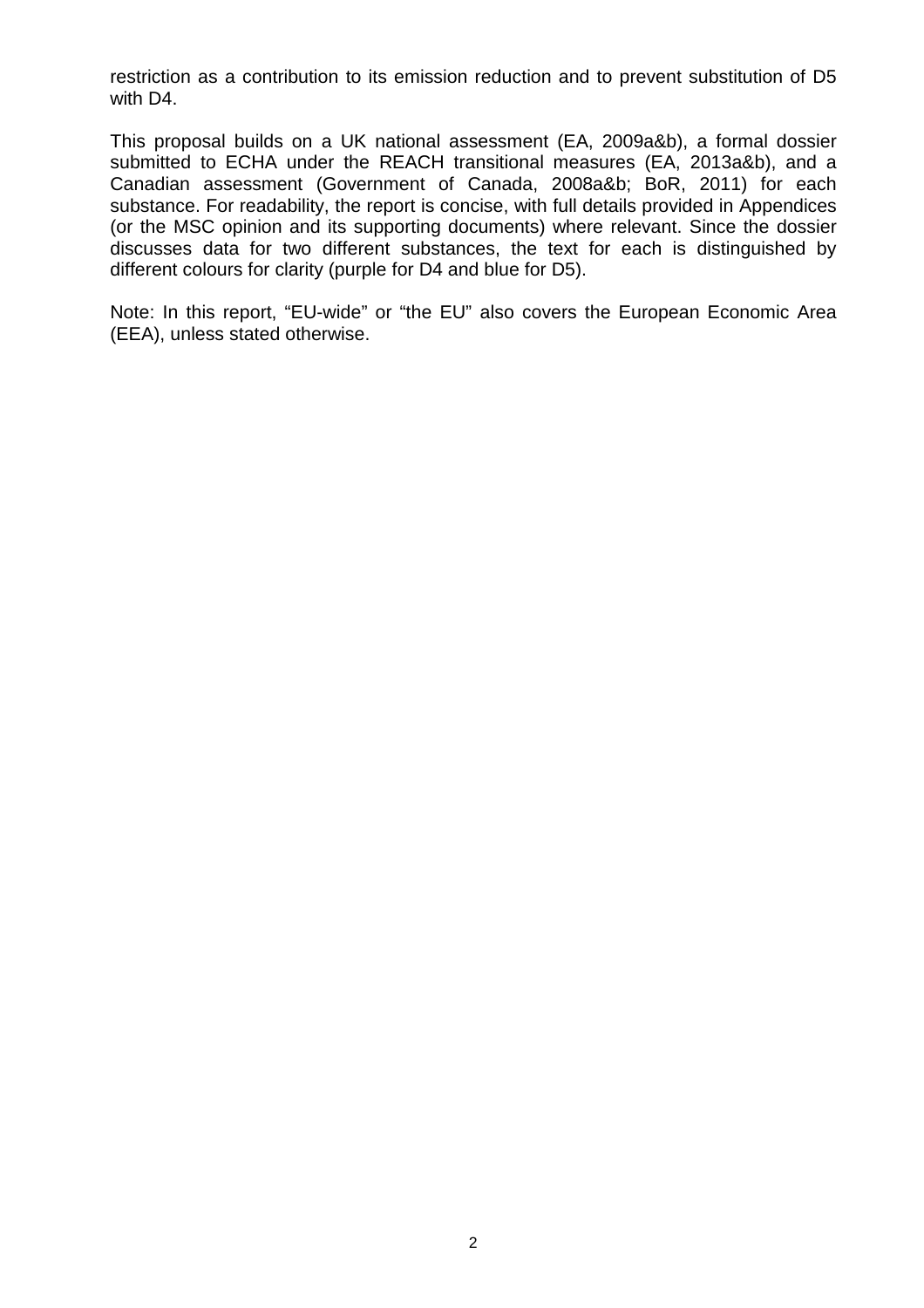restriction as a contribution to its emission reduction and to prevent substitution of D5 with D4.

This proposal builds on a UK national assessment (EA, 2009a&b), a formal dossier submitted to ECHA under the REACH transitional measures (EA, 2013a&b), and a Canadian assessment (Government of Canada, 2008a&b; BoR, 2011) for each substance. For readability, the report is concise, with full details provided in Appendices (or the MSC opinion and its supporting documents) where relevant. Since the dossier discusses data for two different substances, the text for each is distinguished by different colours for clarity (purple for D4 and blue for D5).

Note: In this report, “EU-wide” or “the EU” also covers the European Economic Area (EEA), unless stated otherwise.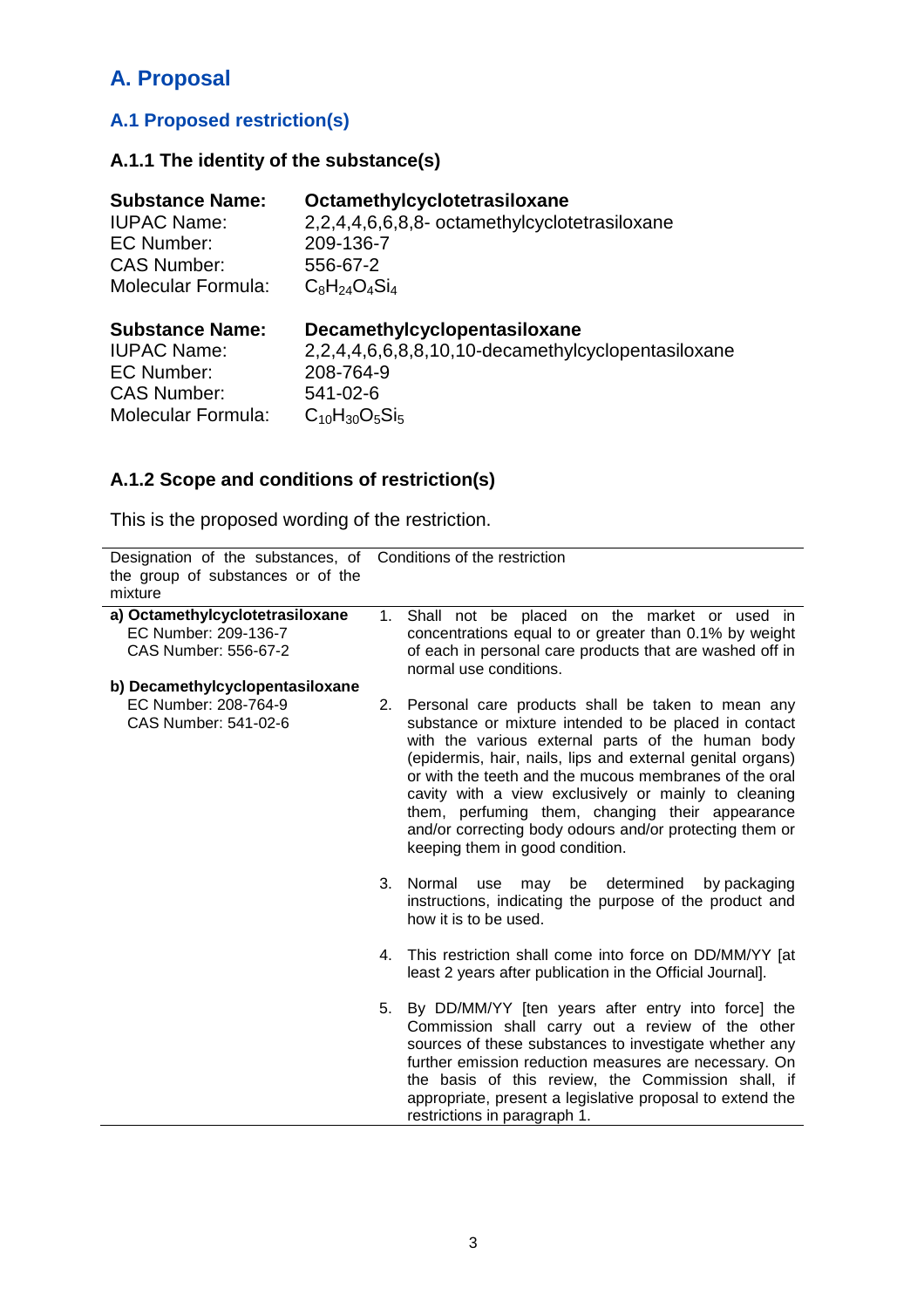# A. Proposal

## A.1 Proposed restriction(s)

### A.1.1 The identity of the substance(s)

**Substance Name:** **Octamethylcyclotetrasiloxane**
IUPAC Name: 2,2,4,4,6,6,8,8- octamethylcyclotetrasiloxane
EC Number: 209-136-7
CAS Number: 556-67-2
Molecular Formula: $C_8H_{24}O_4Si_4$

**Substance Name:** **Decamethylcyclopentasiloxane**
IUPAC Name: 2,2,4,4,6,6,8,8,10,10-decamethylcyclopentasiloxane
EC Number: 208-764-9
CAS Number: 541-02-6
Molecular Formula: $C_{10}H_{30}O_5Si_5$

### A.1.2 Scope and conditions of restriction(s)

This is the proposed wording of the restriction.

| Designation of the substances, of the group of substances or of the mixture | Conditions of the restriction |
|---|---|
| **a) Octamethylcyclotetrasiloxane**<br>EC Number: 209-136-7<br>CAS Number: 556-67-2<br><br>**b) Decamethylcyclopentasiloxane**<br>EC Number: 208-764-9<br>CAS Number: 541-02-6 | 1. Shall not be placed on the market or used in concentrations equal to or greater than 0.1% by weight of each in personal care products that are washed off in normal use conditions.<br><br>2. Personal care products shall be taken to mean any substance or mixture intended to be placed in contact with the various external parts of the human body (epidermis, hair, nails, lips and external genital organs) or with the teeth and the mucous membranes of the oral cavity with a view exclusively or mainly to cleaning them, perfuming them, changing their appearance and/or correcting body odours and/or protecting them or keeping them in good condition.<br><br>3. Normal use may be determined by packaging instructions, indicating the purpose of the product and how it is to be used.<br><br>4. This restriction shall come into force on DD/MM/YY [at least 2 years after publication in the Official Journal].<br><br>5. By DD/MM/YY [ten years after entry into force] the Commission shall carry out a review of the other sources of these substances to investigate whether any further emission reduction measures are necessary. On the basis of this review, the Commission shall, if appropriate, present a legislative proposal to extend the restrictions in paragraph 1. |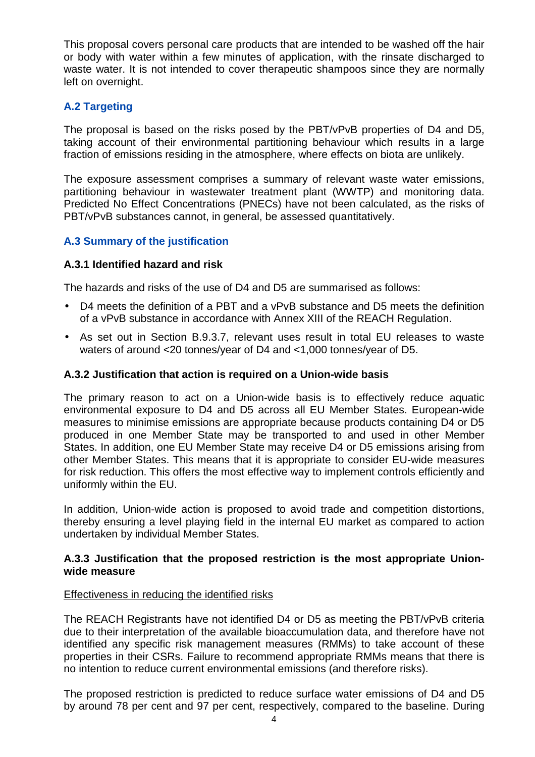This proposal covers personal care products that are intended to be washed off the hair or body with water within a few minutes of application, with the rinsate discharged to waste water. It is not intended to cover therapeutic shampoos since they are normally left on overnight.

## A.2 Targeting

The proposal is based on the risks posed by the PBT/vPvB properties of D4 and D5, taking account of their environmental partitioning behaviour which results in a large fraction of emissions residing in the atmosphere, where effects on biota are unlikely.

The exposure assessment comprises a summary of relevant waste water emissions, partitioning behaviour in wastewater treatment plant (WWTP) and monitoring data. Predicted No Effect Concentrations (PNECs) have not been calculated, as the risks of PBT/vPvB substances cannot, in general, be assessed quantitatively.

## A.3 Summary of the justification

### A.3.1 Identified hazard and risk

The hazards and risks of the use of D4 and D5 are summarised as follows:

- D4 meets the definition of a PBT and a vPvB substance and D5 meets the definition of a vPvB substance in accordance with Annex XIII of the REACH Regulation.
- As set out in Section B.9.3.7, relevant uses result in total EU releases to waste waters of around <20 tonnes/year of D4 and <1,000 tonnes/year of D5.

### A.3.2 Justification that action is required on a Union-wide basis

The primary reason to act on a Union-wide basis is to effectively reduce aquatic environmental exposure to D4 and D5 across all EU Member States. European-wide measures to minimise emissions are appropriate because products containing D4 or D5 produced in one Member State may be transported to and used in other Member States. In addition, one EU Member State may receive D4 or D5 emissions arising from other Member States. This means that it is appropriate to consider EU-wide measures for risk reduction. This offers the most effective way to implement controls efficiently and uniformly within the EU.

In addition, Union-wide action is proposed to avoid trade and competition distortions, thereby ensuring a level playing field in the internal EU market as compared to action undertaken by individual Member States.

### A.3.3 Justification that the proposed restriction is the most appropriate Union-wide measure

Effectiveness in reducing the identified risks

The REACH Registrants have not identified D4 or D5 as meeting the PBT/vPvB criteria due to their interpretation of the available bioaccumulation data, and therefore have not identified any specific risk management measures (RMMs) to take account of these properties in their CSRs. Failure to recommend appropriate RMMs means that there is no intention to reduce current environmental emissions (and therefore risks).

The proposed restriction is predicted to reduce surface water emissions of D4 and D5 by around 78 per cent and 97 per cent, respectively, compared to the baseline. During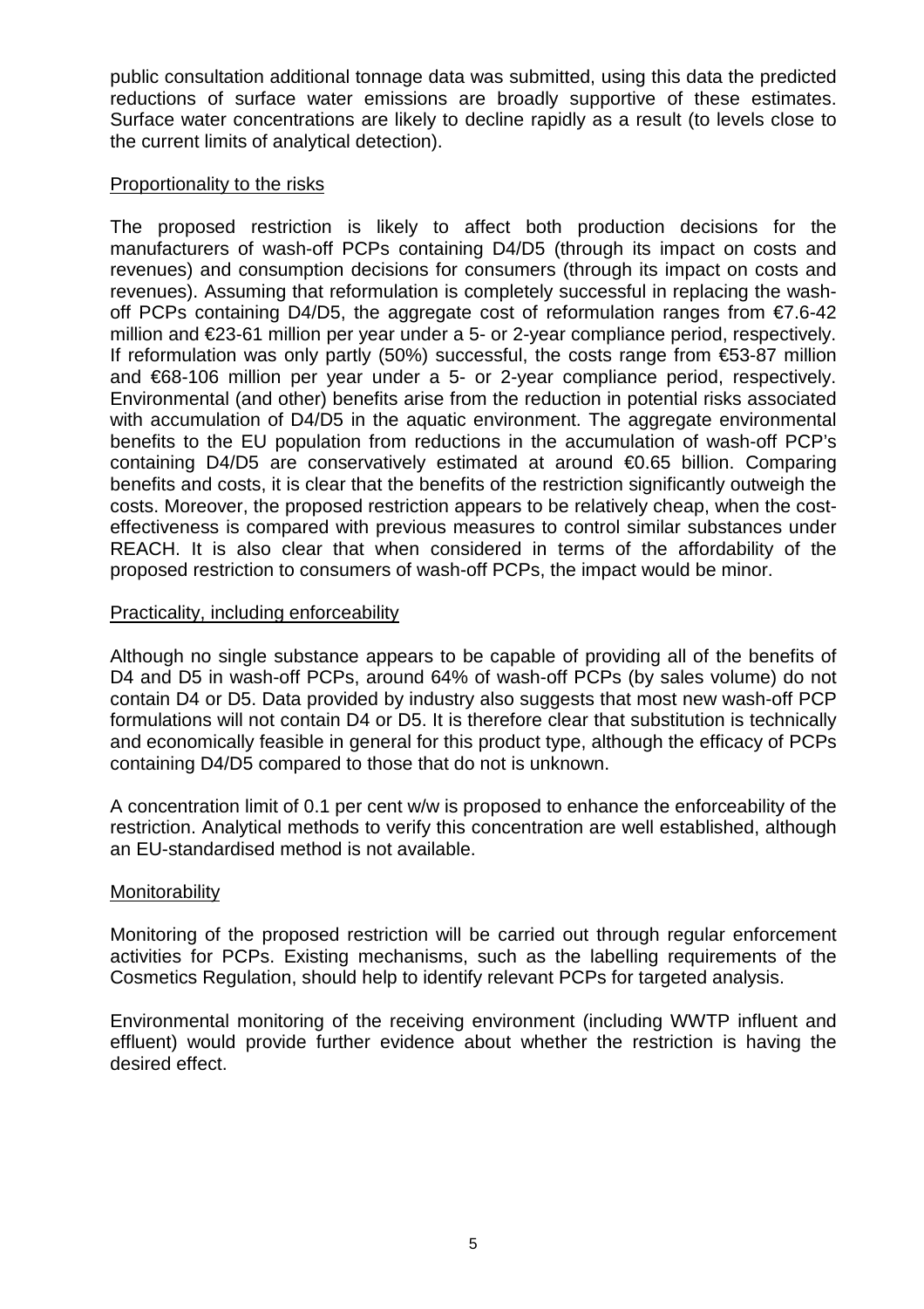public consultation additional tonnage data was submitted, using this data the predicted reductions of surface water emissions are broadly supportive of these estimates. Surface water concentrations are likely to decline rapidly as a result (to levels close to the current limits of analytical detection).

Proportionality to the risks

The proposed restriction is likely to affect both production decisions for the manufacturers of wash-off PCPs containing D4/D5 (through its impact on costs and revenues) and consumption decisions for consumers (through its impact on costs and revenues). Assuming that reformulation is completely successful in replacing the wash-off PCPs containing D4/D5, the aggregate cost of reformulation ranges from €7.6-42 million and €23-61 million per year under a 5- or 2-year compliance period, respectively. If reformulation was only partly (50%) successful, the costs range from €53-87 million and €68-106 million per year under a 5- or 2-year compliance period, respectively. Environmental (and other) benefits arise from the reduction in potential risks associated with accumulation of D4/D5 in the aquatic environment. The aggregate environmental benefits to the EU population from reductions in the accumulation of wash-off PCP's containing D4/D5 are conservatively estimated at around €0.65 billion. Comparing benefits and costs, it is clear that the benefits of the restriction significantly outweigh the costs. Moreover, the proposed restriction appears to be relatively cheap, when the cost-effectiveness is compared with previous measures to control similar substances under REACH. It is also clear that when considered in terms of the affordability of the proposed restriction to consumers of wash-off PCPs, the impact would be minor.

Practicality, including enforceability

Although no single substance appears to be capable of providing all of the benefits of D4 and D5 in wash-off PCPs, around 64% of wash-off PCPs (by sales volume) do not contain D4 or D5. Data provided by industry also suggests that most new wash-off PCP formulations will not contain D4 or D5. It is therefore clear that substitution is technically and economically feasible in general for this product type, although the efficacy of PCPs containing D4/D5 compared to those that do not is unknown.

A concentration limit of 0.1 per cent w/w is proposed to enhance the enforceability of the restriction. Analytical methods to verify this concentration are well established, although an EU-standardised method is not available.

Monitorability

Monitoring of the proposed restriction will be carried out through regular enforcement activities for PCPs. Existing mechanisms, such as the labelling requirements of the Cosmetics Regulation, should help to identify relevant PCPs for targeted analysis.

Environmental monitoring of the receiving environment (including WWTP influent and effluent) would provide further evidence about whether the restriction is having the desired effect.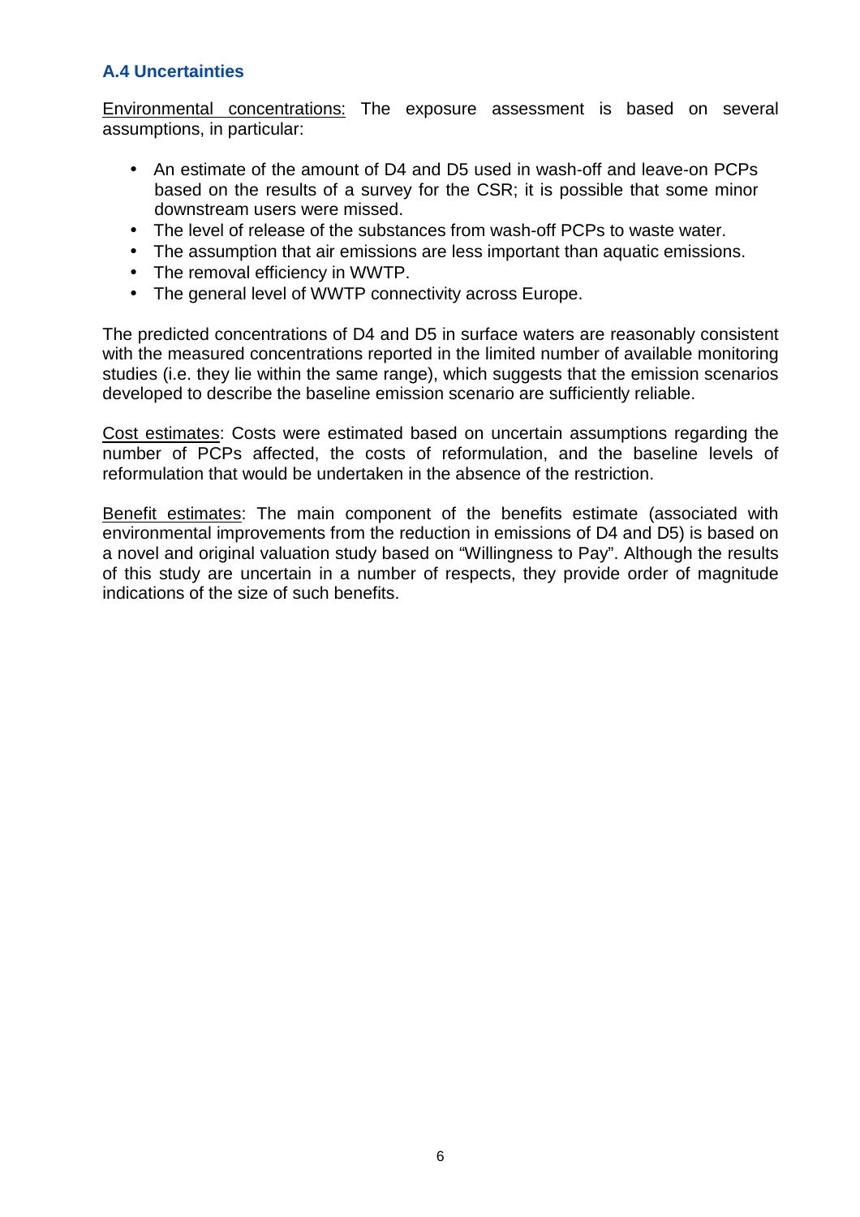### A.4 Uncertainties

Environmental concentrations: The exposure assessment is based on several assumptions, in particular:

- An estimate of the amount of D4 and D5 used in wash-off and leave-on PCPs based on the results of a survey for the CSR; it is possible that some minor downstream users were missed.
- The level of release of the substances from wash-off PCPs to waste water.
- The assumption that air emissions are less important than aquatic emissions.
- The removal efficiency in WWTP.
- The general level of WWTP connectivity across Europe.

The predicted concentrations of D4 and D5 in surface waters are reasonably consistent with the measured concentrations reported in the limited number of available monitoring studies (i.e. they lie within the same range), which suggests that the emission scenarios developed to describe the baseline emission scenario are sufficiently reliable.

Cost estimates: Costs were estimated based on uncertain assumptions regarding the number of PCPs affected, the costs of reformulation, and the baseline levels of reformulation that would be undertaken in the absence of the restriction.

Benefit estimates: The main component of the benefits estimate (associated with environmental improvements from the reduction in emissions of D4 and D5) is based on a novel and original valuation study based on "Willingness to Pay". Although the results of this study are uncertain in a number of respects, they provide order of magnitude indications of the size of such benefits.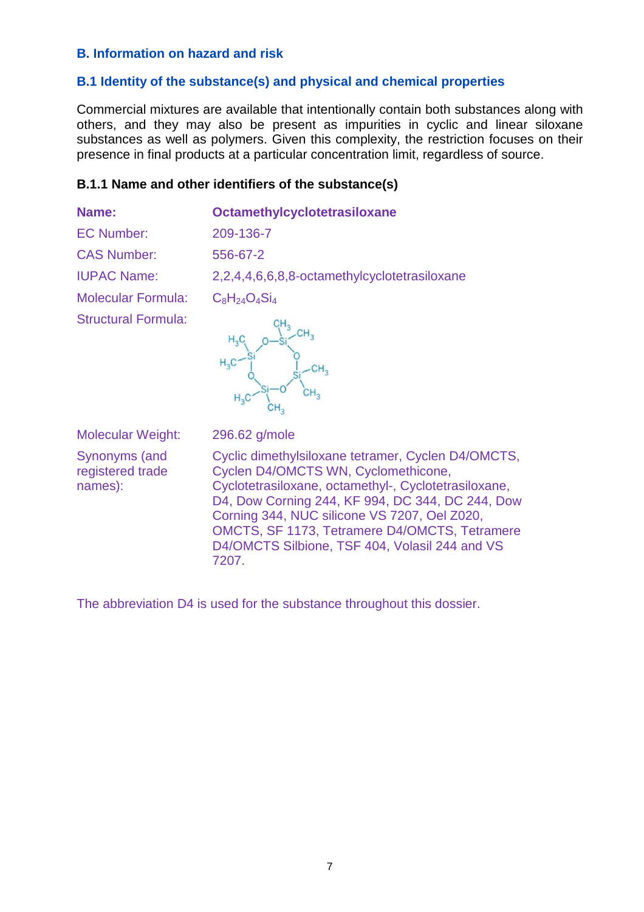## B. Information on hazard and risk

### B.1 Identity of the substance(s) and physical and chemical properties

Commercial mixtures are available that intentionally contain both substances along with others, and they may also be present as impurities in cyclic and linear siloxane substances as well as polymers. Given this complexity, the restriction focuses on their presence in final products at a particular concentration limit, regardless of source.

#### B.1.1 Name and other identifiers of the substance(s)

| | |
|---|---|
| **Name:** | **Octamethylcyclotetrasiloxane** |
| EC Number: | 209-136-7 |
| CAS Number: | 556-67-2 |
| IUPAC Name: | 2,2,4,4,6,6,8,8-octamethylcyclotetrasiloxane |
| Molecular Formula: | $C_8H_{24}O_4Si_4$ |
| Structural Formula: | |
| Molecular Weight: | 296.62 g/mole |
| Synonyms (and registered trade names): | Cyclic dimethylsiloxane tetramer, Cyclen D4/OMCTS, Cyclen D4/OMCTS WN, Cyclomethicone, Cyclotetrasiloxane, octamethyl-, Cyclotetrasiloxane, D4, Dow Corning 244, KF 994, DC 344, DC 244, Dow Corning 344, NUC silicone VS 7207, Oel Z020, OMCTS, SF 1173, Tetramere D4/OMCTS, Tetramere D4/OMCTS Silbione, TSF 404, Volasil 244 and VS 7207. |

The abbreviation D4 is used for the substance throughout this dossier.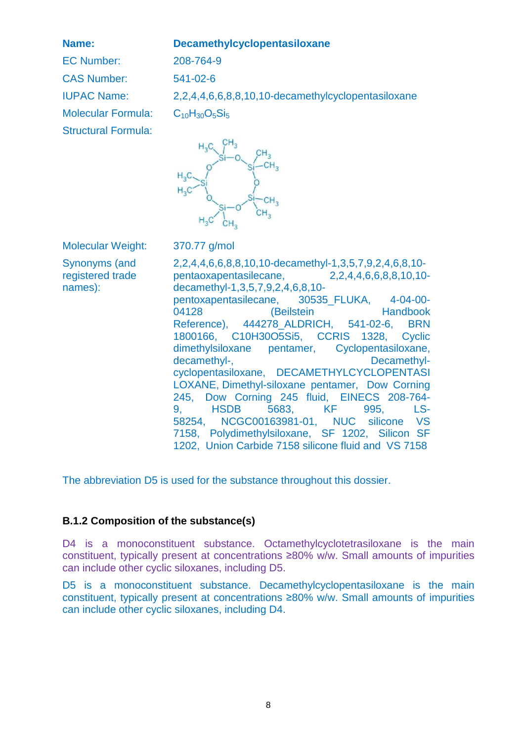| | |
|---|---|
| **Name:** | **Decamethylcyclopentasiloxane** |
| EC Number: | 208-764-9 |
| CAS Number: | 541-02-6 |
| IUPAC Name: | 2,2,4,4,6,6,8,8,10,10-decamethylcyclopentasiloxane |
| Molecular Formula: | $C_{10}H_{30}O_5Si_5$ |
| Structural Formula: | |
| Molecular Weight: | 370.77 g/mol |
| Synonyms (and registered trade names): | 2,2,4,4,6,6,8,8,10,10-decamethyl-1,3,5,7,9,2,4,6,8,10-pentaoxapentasilecane, 2,2,4,4,6,6,8,8,10,10-decamethyl-1,3,5,7,9,2,4,6,8,10-pentoxapentasilecane, 30535_FLUKA, 4-04-00-04128 (Beilstein Handbook Reference), 444278_ALDRICH, 541-02-6, BRN 1800166, C10H30O5Si5, CCRIS 1328, Cyclic dimethylsiloxane pentamer, Cyclopentasiloxane, decamethyl-, Decamethyl-cyclopentasiloxane, DECAMETHYLCYCLOPENTASILOXANE, Dimethyl-siloxane pentamer, Dow Corning 245, Dow Corning 245 fluid, EINECS 208-764-9, HSDB 5683, KF 995, LS-58254, NCGC00163981-01, NUC silicone VS 7158, Polydimethylsiloxane, SF 1202, Silicon SF 1202, Union Carbide 7158 silicone fluid and VS 7158 |

The abbreviation D5 is used for the substance throughout this dossier.

### B.1.2 Composition of the substance(s)

D4 is a monoconstituent substance. Octamethylcyclotetrasiloxane is the main constituent, typically present at concentrations ≥80% w/w. Small amounts of impurities can include other cyclic siloxanes, including D5.

D5 is a monoconstituent substance. Decamethylcyclopentasiloxane is the main constituent, typically present at concentrations ≥80% w/w. Small amounts of impurities can include other cyclic siloxanes, including D4.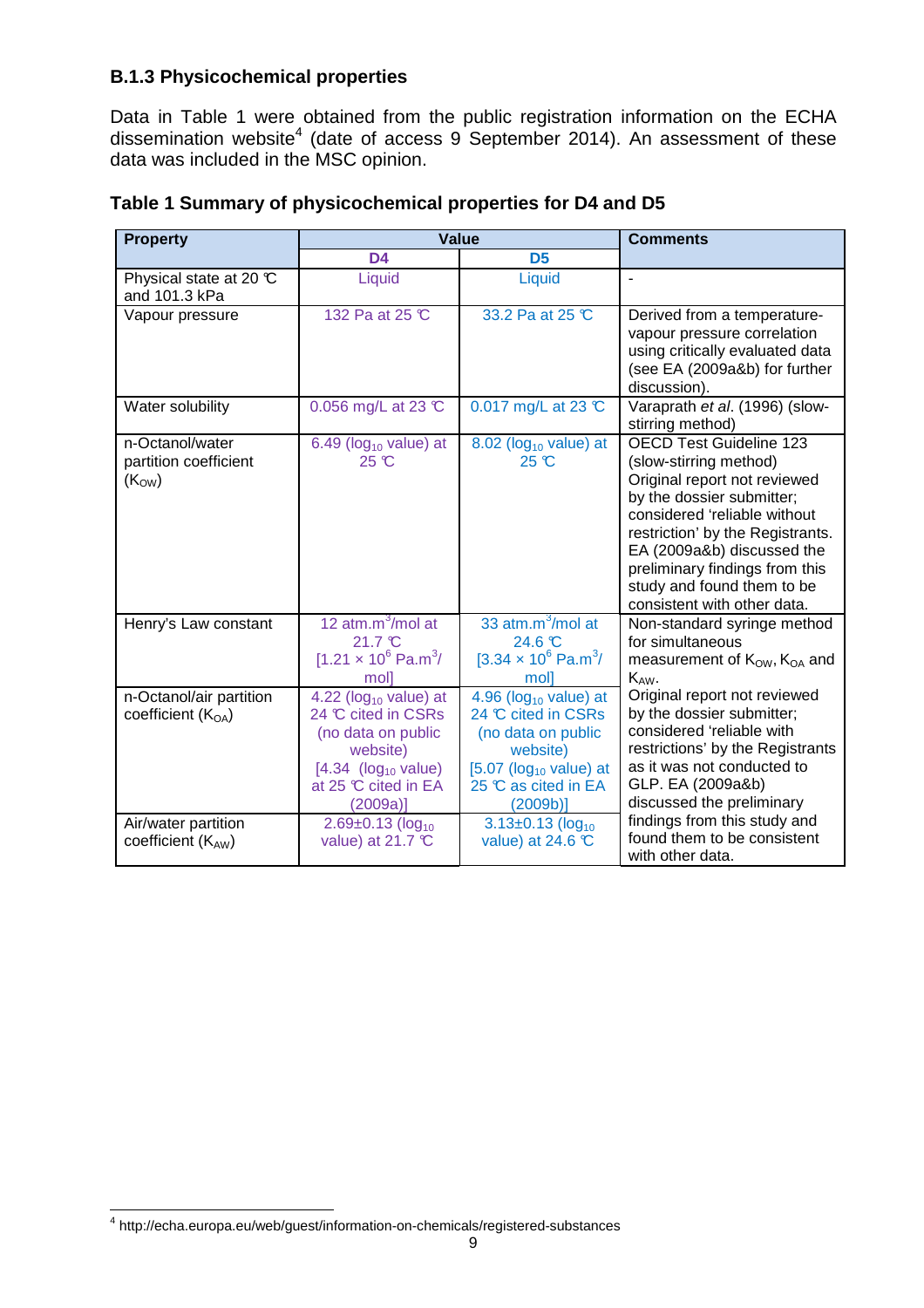### B.1.3 Physicochemical properties

Data in Table 1 were obtained from the public registration information on the ECHA dissemination website[4] (date of access 9 September 2014). An assessment of these data was included in the MSC opinion.

**Table 1 Summary of physicochemical properties for D4 and D5**

| Property | Value | | Comments |
|---|---|---|---|
| | D4 | D5 | |
| Physical state at 20 ℃ and 101.3 kPa | Liquid | Liquid | - |
| Vapour pressure | 132 Pa at 25 ℃ | 33.2 Pa at 25 ℃ | Derived from a temperature-vapour pressure correlation using critically evaluated data (see EA (2009a&b) for further discussion). |
| Water solubility | 0.056 mg/L at 23 ℃ | 0.017 mg/L at 23 ℃ | Varaprath *et al*. (1996) (slow-stirring method) |
| n-Octanol/water partition coefficient ($K_{OW}$) | 6.49 ($\log_{10}$ value) at 25 ℃ | 8.02 ($\log_{10}$ value) at 25 ℃ | OECD Test Guideline 123 (slow-stirring method) Original report not reviewed by the dossier submitter; considered 'reliable without restriction' by the Registrants. EA (2009a&b) discussed the preliminary findings from this study and found them to be consistent with other data. |
| Henry's Law constant | 12 atm.m$^3$/mol at 21.7 ℃ [$1.21 \times 10^6$ Pa.m$^3$/mol] | 33 atm.m$^3$/mol at 24.6 ℃ [$3.34 \times 10^6$ Pa.m$^3$/mol] | Non-standard syringe method for simultaneous measurement of $K_{OW}$, $K_{OA}$ and $K_{AW}$. Original report not reviewed by the dossier submitter; considered 'reliable with restrictions' by the Registrants as it was not conducted to GLP. EA (2009a&b) discussed the preliminary findings from this study and found them to be consistent with other data. |
| n-Octanol/air partition coefficient ($K_{OA}$) | 4.22 ($\log_{10}$ value) at 24 ℃ cited in CSRs (no data on public website) [4.34 ($\log_{10}$ value) at 25 ℃ cited in EA (2009a)] | 4.96 ($\log_{10}$ value) at 24 ℃ cited in CSRs (no data on public website) [5.07 ($\log_{10}$ value) at 25 ℃ as cited in EA (2009b)] | |
| Air/water partition coefficient ($K_{AW}$) | 2.69±0.13 ($\log_{10}$ value) at 21.7 ℃ | 3.13±0.13 ($\log_{10}$ value) at 24.6 ℃ | |

[4] http://echa.europa.eu/web/guest/information-on-chemicals/registered-substances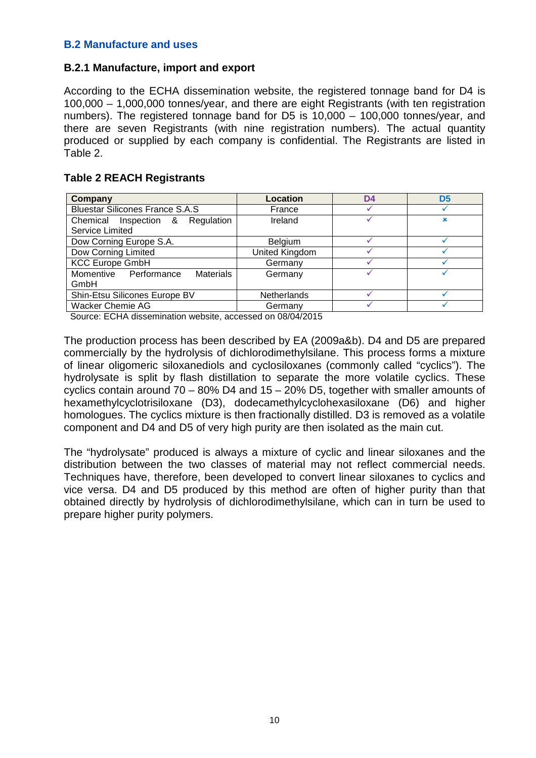## B.2 Manufacture and uses

### B.2.1 Manufacture, import and export

According to the ECHA dissemination website, the registered tonnage band for D4 is 100,000 – 1,000,000 tonnes/year, and there are eight Registrants (with ten registration numbers). The registered tonnage band for D5 is 10,000 – 100,000 tonnes/year, and there are seven Registrants (with nine registration numbers). The actual quantity produced or supplied by each company is confidential. The Registrants are listed in Table 2.

**Table 2 REACH Registrants**

| Company | Location | D4 | D5 |
|---|---|---|---|
| Bluestar Silicones France S.A.S | France | ✓ | ✓ |
| Chemical Inspection & Regulation Service Limited | Ireland | ✓ | ✗ |
| Dow Corning Europe S.A. | Belgium | ✓ | ✓ |
| Dow Corning Limited | United Kingdom | ✓ | ✓ |
| KCC Europe GmbH | Germany | ✓ | ✓ |
| Momentive Performance Materials GmbH | Germany | ✓ | ✓ |
| Shin-Etsu Silicones Europe BV | Netherlands | ✓ | ✓ |
| Wacker Chemie AG | Germany | ✓ | ✓ |

Source: ECHA dissemination website, accessed on 08/04/2015

The production process has been described by EA (2009a&b). D4 and D5 are prepared commercially by the hydrolysis of dichlorodimethylsilane. This process forms a mixture of linear oligomeric siloxanediols and cyclosiloxanes (commonly called "cyclics"). The hydrolysate is split by flash distillation to separate the more volatile cyclics. These cyclics contain around 70 – 80% D4 and 15 – 20% D5, together with smaller amounts of hexamethylcyclotrisiloxane (D3), dodecamethylcyclohexasiloxane (D6) and higher homologues. The cyclics mixture is then fractionally distilled. D3 is removed as a volatile component and D4 and D5 of very high purity are then isolated as the main cut.

The "hydrolysate" produced is always a mixture of cyclic and linear siloxanes and the distribution between the two classes of material may not reflect commercial needs. Techniques have, therefore, been developed to convert linear siloxanes to cyclics and vice versa. D4 and D5 produced by this method are often of higher purity than that obtained directly by hydrolysis of dichlorodimethylsilane, which can in turn be used to prepare higher purity polymers.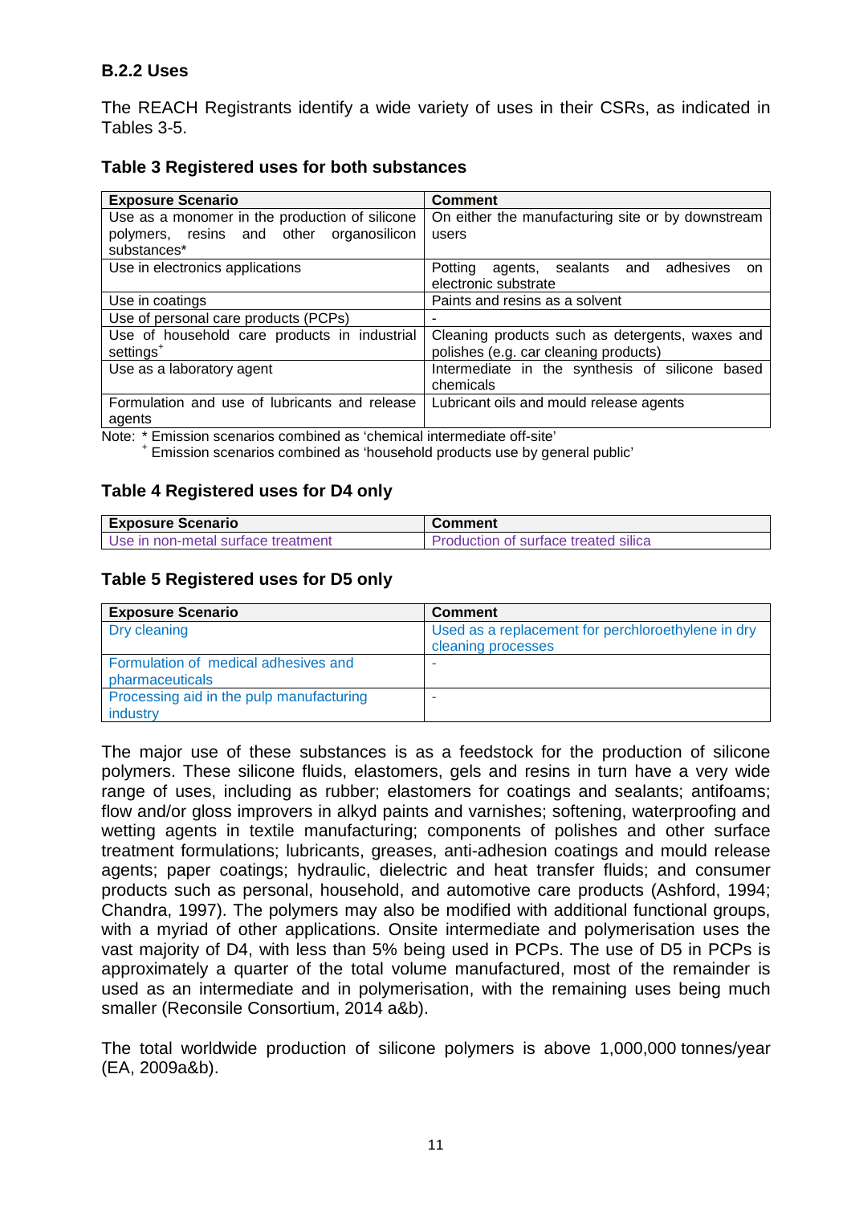### B.2.2 Uses

The REACH Registrants identify a wide variety of uses in their CSRs, as indicated in Tables 3-5.

**Table 3 Registered uses for both substances**

| Exposure Scenario | Comment |
|---|---|
| Use as a monomer in the production of silicone polymers, resins and other organosilicon substances* | On either the manufacturing site or by downstream users |
| Use in electronics applications | Potting agents, sealants and adhesives on electronic substrate |
| Use in coatings | Paints and resins as a solvent |
| Use of personal care products (PCPs) | - |
| Use of household care products in industrial settings[+] | Cleaning products such as detergents, waxes and polishes (e.g. car cleaning products) |
| Use as a laboratory agent | Intermediate in the synthesis of silicone based chemicals |
| Formulation and use of lubricants and release agents | Lubricant oils and mould release agents |

Note: * Emission scenarios combined as 'chemical intermediate off-site'
[+] Emission scenarios combined as 'household products use by general public'

**Table 4 Registered uses for D4 only**

| Exposure Scenario | Comment |
|---|---|
| Use in non-metal surface treatment | Production of surface treated silica |

**Table 5 Registered uses for D5 only**

| Exposure Scenario | Comment |
|---|---|
| Dry cleaning | Used as a replacement for perchloroethylene in dry cleaning processes |
| Formulation of medical adhesives and pharmaceuticals | - |
| Processing aid in the pulp manufacturing industry | - |

The major use of these substances is as a feedstock for the production of silicone polymers. These silicone fluids, elastomers, gels and resins in turn have a very wide range of uses, including as rubber; elastomers for coatings and sealants; antifoams; flow and/or gloss improvers in alkyd paints and varnishes; softening, waterproofing and wetting agents in textile manufacturing; components of polishes and other surface treatment formulations; lubricants, greases, anti-adhesion coatings and mould release agents; paper coatings; hydraulic, dielectric and heat transfer fluids; and consumer products such as personal, household, and automotive care products (Ashford, 1994; Chandra, 1997). The polymers may also be modified with additional functional groups, with a myriad of other applications. Onsite intermediate and polymerisation uses the vast majority of D4, with less than 5% being used in PCPs. The use of D5 in PCPs is approximately a quarter of the total volume manufactured, most of the remainder is used as an intermediate and in polymerisation, with the remaining uses being much smaller (Reconsile Consortium, 2014 a&b).

The total worldwide production of silicone polymers is above 1,000,000 tonnes/year (EA, 2009a&b).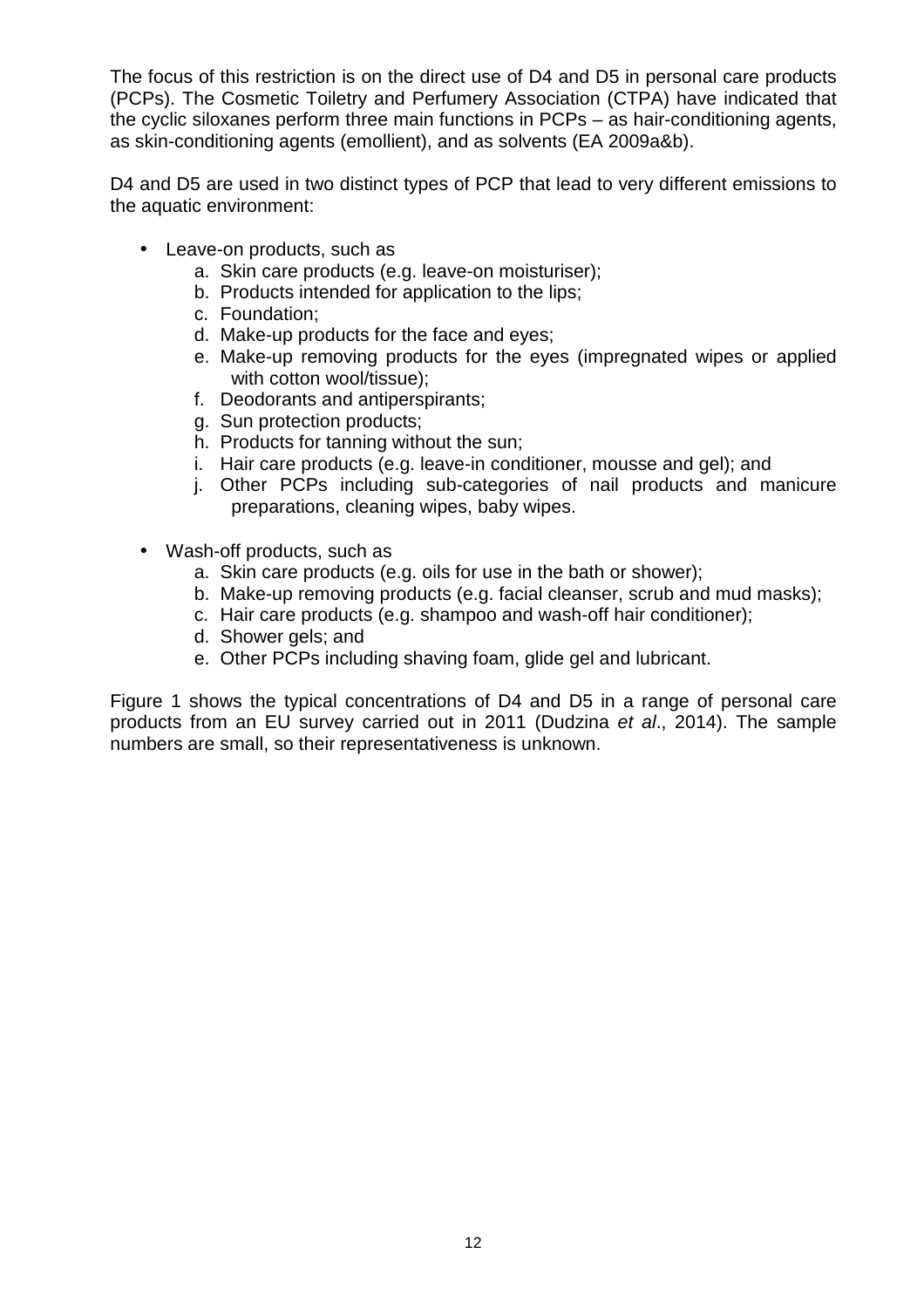The focus of this restriction is on the direct use of D4 and D5 in personal care products (PCPs). The Cosmetic Toiletry and Perfumery Association (CTPA) have indicated that the cyclic siloxanes perform three main functions in PCPs – as hair-conditioning agents, as skin-conditioning agents (emollient), and as solvents (EA 2009a&b).

D4 and D5 are used in two distinct types of PCP that lead to very different emissions to the aquatic environment:

- Leave-on products, such as
    a. Skin care products (e.g. leave-on moisturiser);
    b. Products intended for application to the lips;
    c. Foundation;
    d. Make-up products for the face and eyes;
    e. Make-up removing products for the eyes (impregnated wipes or applied with cotton wool/tissue);
    f. Deodorants and antiperspirants;
    g. Sun protection products;
    h. Products for tanning without the sun;
    i. Hair care products (e.g. leave-in conditioner, mousse and gel); and
    j. Other PCPs including sub-categories of nail products and manicure preparations, cleaning wipes, baby wipes.

- Wash-off products, such as
    a. Skin care products (e.g. oils for use in the bath or shower);
    b. Make-up removing products (e.g. facial cleanser, scrub and mud masks);
    c. Hair care products (e.g. shampoo and wash-off hair conditioner);
    d. Shower gels; and
    e. Other PCPs including shaving foam, glide gel and lubricant.

Figure 1 shows the typical concentrations of D4 and D5 in a range of personal care products from an EU survey carried out in 2011 (Dudzina *et al*., 2014). The sample numbers are small, so their representativeness is unknown.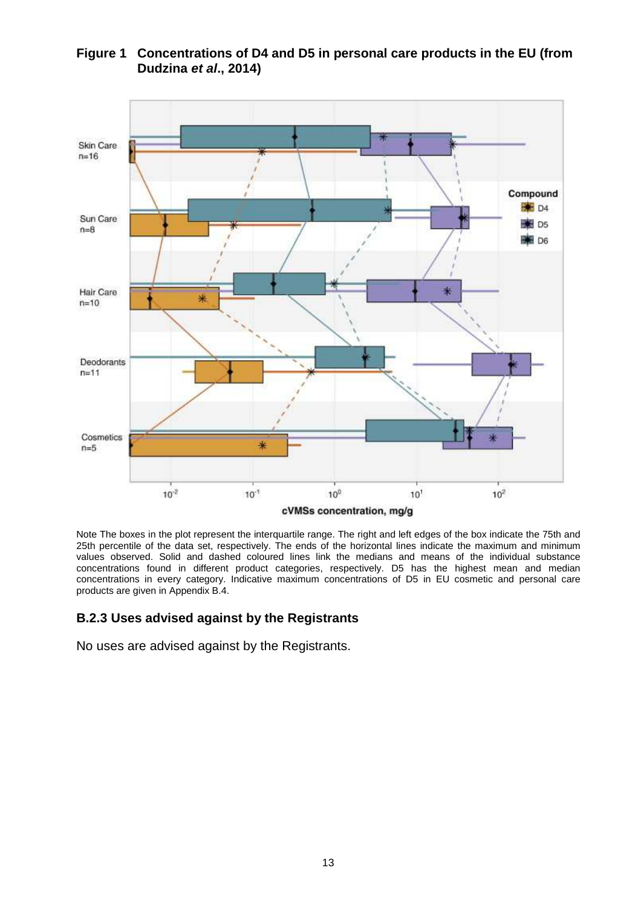**Figure 1 Concentrations of D4 and D5 in personal care products in the EU (from Dudzina *et al*., 2014)**

Note The boxes in the plot represent the interquartile range. The right and left edges of the box indicate the 75th and 25th percentile of the data set, respectively. The ends of the horizontal lines indicate the maximum and minimum values observed. Solid and dashed coloured lines link the medians and means of the individual substance concentrations found in different product categories, respectively. D5 has the highest mean and median concentrations in every category. Indicative maximum concentrations of D5 in EU cosmetic and personal care products are given in Appendix B.4.

### B.2.3 Uses advised against by the Registrants

No uses are advised against by the Registrants.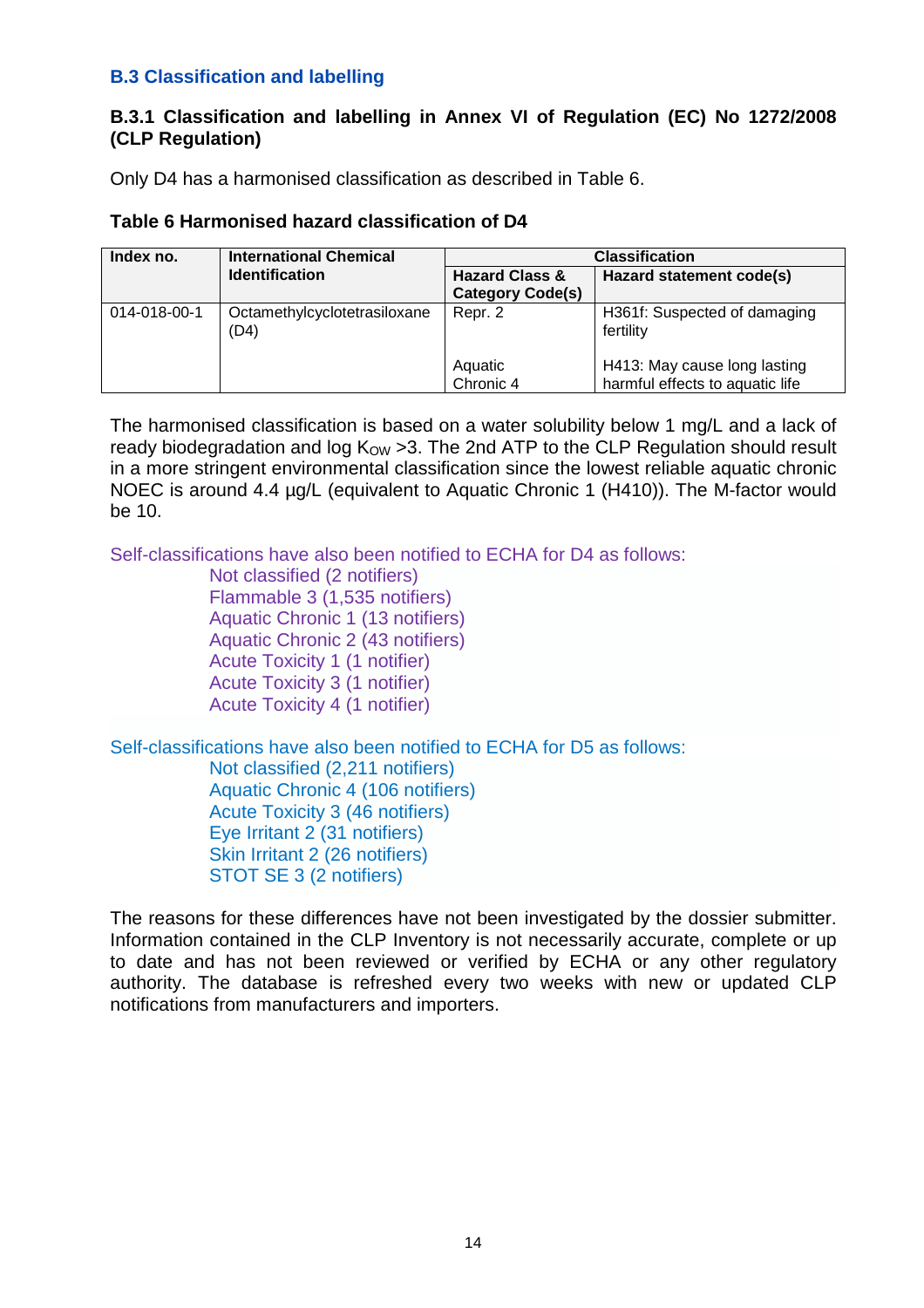## B.3 Classification and labelling

### B.3.1 Classification and labelling in Annex VI of Regulation (EC) No 1272/2008 (CLP Regulation)

Only D4 has a harmonised classification as described in Table 6.

**Table 6 Harmonised hazard classification of D4**

| Index no. | International Chemical Identification | Classification | |
|---|---|---|---|
| | | **Hazard Class & Category Code(s)** | **Hazard statement code(s)** |
| 014-018-00-1 | Octamethylcyclotetrasiloxane (D4) | Repr. 2 | H361f: Suspected of damaging fertility |
| | | Aquatic Chronic 4 | H413: May cause long lasting harmful effects to aquatic life |

The harmonised classification is based on a water solubility below 1 mg/L and a lack of ready biodegradation and log $K_{OW}$ >3. The 2nd ATP to the CLP Regulation should result in a more stringent environmental classification since the lowest reliable aquatic chronic NOEC is around 4.4 µg/L (equivalent to Aquatic Chronic 1 (H410)). The M-factor would be 10.

Self-classifications have also been notified to ECHA for D4 as follows:

- Not classified (2 notifiers)
- Flammable 3 (1,535 notifiers)
- Aquatic Chronic 1 (13 notifiers)
- Aquatic Chronic 2 (43 notifiers)
- Acute Toxicity 1 (1 notifier)
- Acute Toxicity 3 (1 notifier)
- Acute Toxicity 4 (1 notifier)

Self-classifications have also been notified to ECHA for D5 as follows:

- Not classified (2,211 notifiers)
- Aquatic Chronic 4 (106 notifiers)
- Acute Toxicity 3 (46 notifiers)
- Eye Irritant 2 (31 notifiers)
- Skin Irritant 2 (26 notifiers)
- STOT SE 3 (2 notifiers)

The reasons for these differences have not been investigated by the dossier submitter. Information contained in the CLP Inventory is not necessarily accurate, complete or up to date and has not been reviewed or verified by ECHA or any other regulatory authority. The database is refreshed every two weeks with new or updated CLP notifications from manufacturers and importers.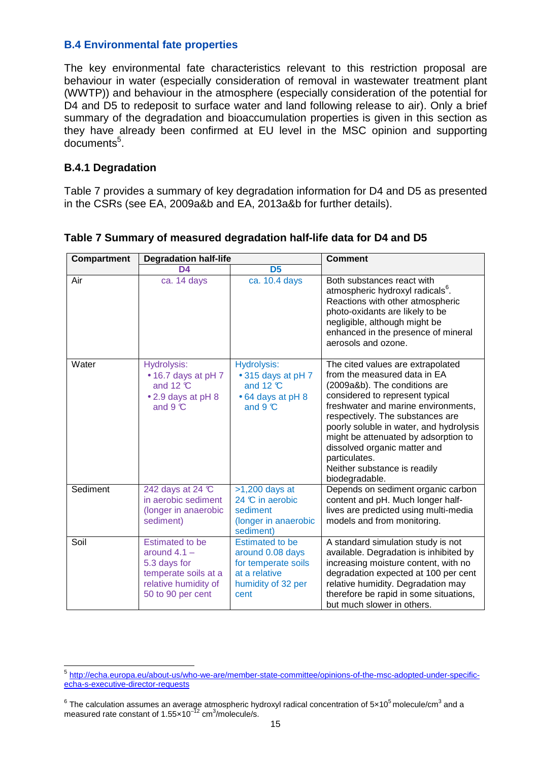### B.4 Environmental fate properties

The key environmental fate characteristics relevant to this restriction proposal are behaviour in water (especially consideration of removal in wastewater treatment plant (WWTP)) and behaviour in the atmosphere (especially consideration of the potential for D4 and D5 to redeposit to surface water and land following release to air). Only a brief summary of the degradation and bioaccumulation properties is given in this section as they have already been confirmed at EU level in the MSC opinion and supporting documents[5].

#### B.4.1 Degradation

Table 7 provides a summary of key degradation information for D4 and D5 as presented in the CSRs (see EA, 2009a&b and EA, 2013a&b for further details).

**Table 7 Summary of measured degradation half-life data for D4 and D5**

| Compartment | Degradation half-life | | Comment |
|---|---|---|---|
| | D4 | D5 | |
| Air | ca. 14 days | ca. 10.4 days | Both substances react with atmospheric hydroxyl radicals[6]. Reactions with other atmospheric photo-oxidants are likely to be negligible, although might be enhanced in the presence of mineral aerosols and ozone. |
| Water | Hydrolysis: • 16.7 days at pH 7 and 12 ℃ • 2.9 days at pH 8 and 9 ℃ | Hydrolysis: • 315 days at pH 7 and 12 ℃ • 64 days at pH 8 and 9 ℃ | The cited values are extrapolated from the measured data in EA (2009a&b). The conditions are considered to represent typical freshwater and marine environments, respectively. The substances are poorly soluble in water, and hydrolysis might be attenuated by adsorption to dissolved organic matter and particulates. Neither substance is readily biodegradable. |
| Sediment | 242 days at 24 ℃ in aerobic sediment (longer in anaerobic sediment) | >1,200 days at 24 ℃ in aerobic sediment (longer in anaerobic sediment) | Depends on sediment organic carbon content and pH. Much longer half-lives are predicted using multi-media models and from monitoring. |
| Soil | Estimated to be around 4.1 – 5.3 days for temperate soils at a relative humidity of 50 to 90 per cent | Estimated to be around 0.08 days for temperate soils at a relative humidity of 32 per cent | A standard simulation study is not available. Degradation is inhibited by increasing moisture content, with no degradation expected at 100 per cent relative humidity. Degradation may therefore be rapid in some situations, but much slower in others. |

[5] http://echa.europa.eu/about-us/who-we-are/member-state-committee/opinions-of-the-msc-adopted-under-specific-echa-s-executive-director-requests

[6] The calculation assumes an average atmospheric hydroxyl radical concentration of $5\times10^{5}$ molecule/cm$^{3}$ and a measured rate constant of $1.55\times10^{-12}$ cm$^{3}$/molecule/s.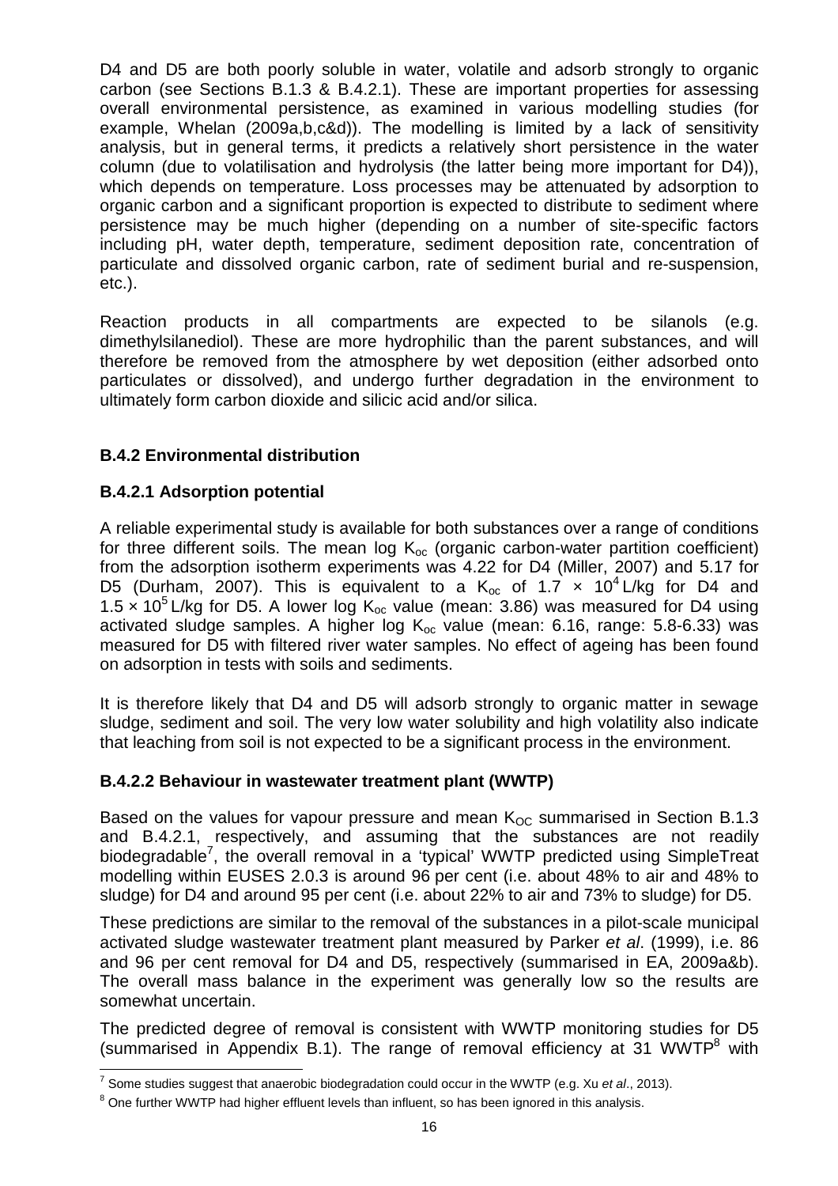D4 and D5 are both poorly soluble in water, volatile and adsorb strongly to organic carbon (see Sections B.1.3 & B.4.2.1). These are important properties for assessing overall environmental persistence, as examined in various modelling studies (for example, Whelan (2009a,b,c&d)). The modelling is limited by a lack of sensitivity analysis, but in general terms, it predicts a relatively short persistence in the water column (due to volatilisation and hydrolysis (the latter being more important for D4)), which depends on temperature. Loss processes may be attenuated by adsorption to organic carbon and a significant proportion is expected to distribute to sediment where persistence may be much higher (depending on a number of site-specific factors including pH, water depth, temperature, sediment deposition rate, concentration of particulate and dissolved organic carbon, rate of sediment burial and re-suspension, etc.).

Reaction products in all compartments are expected to be silanols (e.g. dimethylsilanediol). These are more hydrophilic than the parent substances, and will therefore be removed from the atmosphere by wet deposition (either adsorbed onto particulates or dissolved), and undergo further degradation in the environment to ultimately form carbon dioxide and silicic acid and/or silica.

### B.4.2 Environmental distribution

#### B.4.2.1 Adsorption potential

A reliable experimental study is available for both substances over a range of conditions for three different soils. The mean log $K_{oc}$ (organic carbon-water partition coefficient) from the adsorption isotherm experiments was 4.22 for D4 (Miller, 2007) and 5.17 for D5 (Durham, 2007). This is equivalent to a $K_{oc}$ of $1.7 \times 10^4$ L/kg for D4 and $1.5 \times 10^5$ L/kg for D5. A lower log $K_{oc}$ value (mean: 3.86) was measured for D4 using activated sludge samples. A higher log $K_{oc}$ value (mean: 6.16, range: 5.8-6.33) was measured for D5 with filtered river water samples. No effect of ageing has been found on adsorption in tests with soils and sediments.

It is therefore likely that D4 and D5 will adsorb strongly to organic matter in sewage sludge, sediment and soil. The very low water solubility and high volatility also indicate that leaching from soil is not expected to be a significant process in the environment.

#### B.4.2.2 Behaviour in wastewater treatment plant (WWTP)

Based on the values for vapour pressure and mean $K_{OC}$ summarised in Section B.1.3 and B.4.2.1, respectively, and assuming that the substances are not readily biodegradable[7], the overall removal in a 'typical' WWTP predicted using SimpleTreat modelling within EUSES 2.0.3 is around 96 per cent (i.e. about 48% to air and 48% to sludge) for D4 and around 95 per cent (i.e. about 22% to air and 73% to sludge) for D5.

These predictions are similar to the removal of the substances in a pilot-scale municipal activated sludge wastewater treatment plant measured by Parker *et al*. (1999), i.e. 86 and 96 per cent removal for D4 and D5, respectively (summarised in EA, 2009a&b). The overall mass balance in the experiment was generally low so the results are somewhat uncertain.

The predicted degree of removal is consistent with WWTP monitoring studies for D5 (summarised in Appendix B.1). The range of removal efficiency at 31 WWTP[8] with

---

[7] Some studies suggest that anaerobic biodegradation could occur in the WWTP (e.g. Xu *et al*., 2013).

[8] One further WWTP had higher effluent levels than influent, so has been ignored in this analysis.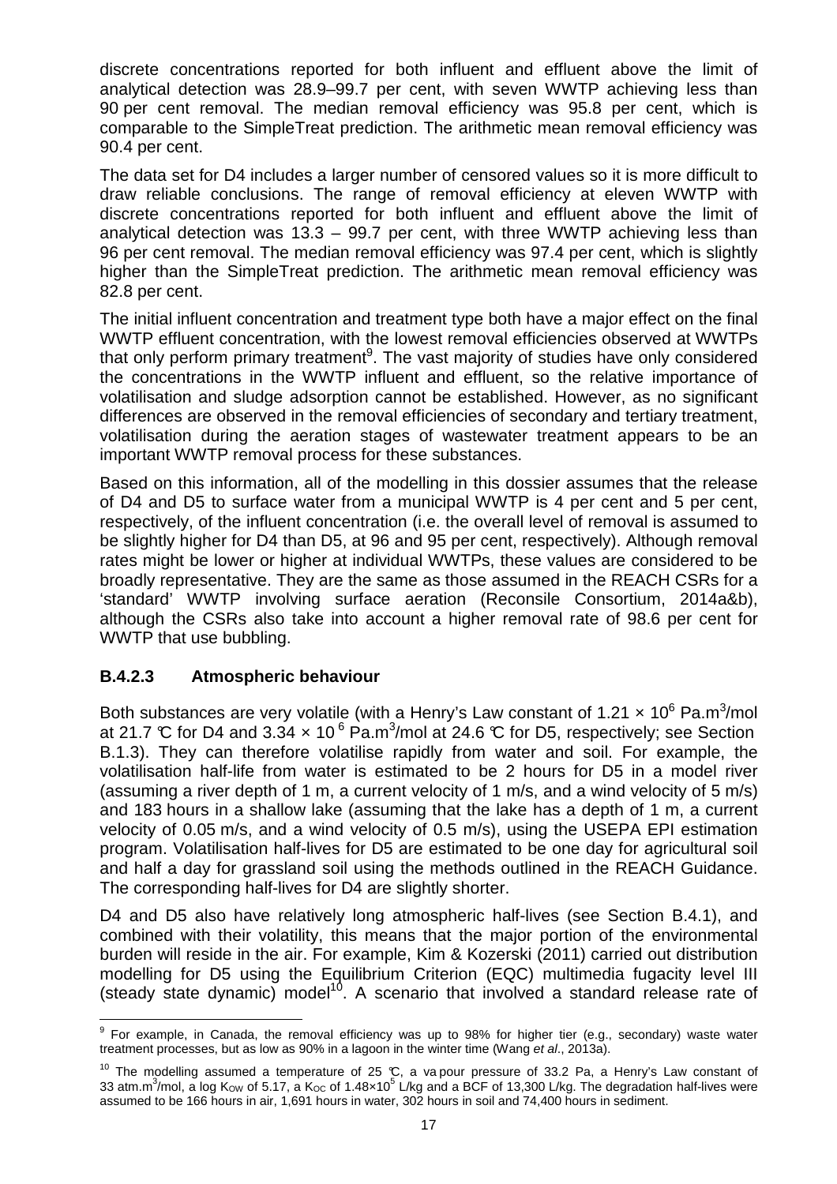discrete concentrations reported for both influent and effluent above the limit of analytical detection was 28.9–99.7 per cent, with seven WWTP achieving less than 90 per cent removal. The median removal efficiency was 95.8 per cent, which is comparable to the SimpleTreat prediction. The arithmetic mean removal efficiency was 90.4 per cent.

The data set for D4 includes a larger number of censored values so it is more difficult to draw reliable conclusions. The range of removal efficiency at eleven WWTP with discrete concentrations reported for both influent and effluent above the limit of analytical detection was 13.3 – 99.7 per cent, with three WWTP achieving less than 96 per cent removal. The median removal efficiency was 97.4 per cent, which is slightly higher than the SimpleTreat prediction. The arithmetic mean removal efficiency was 82.8 per cent.

The initial influent concentration and treatment type both have a major effect on the final WWTP effluent concentration, with the lowest removal efficiencies observed at WWTPs that only perform primary treatment[9]. The vast majority of studies have only considered the concentrations in the WWTP influent and effluent, so the relative importance of volatilisation and sludge adsorption cannot be established. However, as no significant differences are observed in the removal efficiencies of secondary and tertiary treatment, volatilisation during the aeration stages of wastewater treatment appears to be an important WWTP removal process for these substances.

Based on this information, all of the modelling in this dossier assumes that the release of D4 and D5 to surface water from a municipal WWTP is 4 per cent and 5 per cent, respectively, of the influent concentration (i.e. the overall level of removal is assumed to be slightly higher for D4 than D5, at 96 and 95 per cent, respectively). Although removal rates might be lower or higher at individual WWTPs, these values are considered to be broadly representative. They are the same as those assumed in the REACH CSRs for a 'standard' WWTP involving surface aeration (Reconsile Consortium, 2014a&b), although the CSRs also take into account a higher removal rate of 98.6 per cent for WWTP that use bubbling.

### B.4.2.3 Atmospheric behaviour

Both substances are very volatile (with a Henry's Law constant of $1.21 \times 10^6$ Pa.m$^3$/mol at 21.7 °C for D4 and $3.34 \times 10^6$ Pa.m$^3$/mol at 24.6 °C for D5, respectively; see Section B.1.3). They can therefore volatilise rapidly from water and soil. For example, the volatilisation half-life from water is estimated to be 2 hours for D5 in a model river (assuming a river depth of 1 m, a current velocity of 1 m/s, and a wind velocity of 5 m/s) and 183 hours in a shallow lake (assuming that the lake has a depth of 1 m, a current velocity of 0.05 m/s, and a wind velocity of 0.5 m/s), using the USEPA EPI estimation program. Volatilisation half-lives for D5 are estimated to be one day for agricultural soil and half a day for grassland soil using the methods outlined in the REACH Guidance. The corresponding half-lives for D4 are slightly shorter.

D4 and D5 also have relatively long atmospheric half-lives (see Section B.4.1), and combined with their volatility, this means that the major portion of the environmental burden will reside in the air. For example, Kim & Kozerski (2011) carried out distribution modelling for D5 using the Equilibrium Criterion (EQC) multimedia fugacity level III (steady state dynamic) model[10]. A scenario that involved a standard release rate of

---

[9] For example, in Canada, the removal efficiency was up to 98% for higher tier (e.g., secondary) waste water treatment processes, but as low as 90% in a lagoon in the winter time (Wang *et al*., 2013a).

[10] The modelling assumed a temperature of 25 °C, a vapour pressure of 33.2 Pa, a Henry's Law constant of 33 atm.m$^3$/mol, a log $K_{OW}$ of 5.17, a $K_{OC}$ of $1.48 \times 10^5$ L/kg and a BCF of 13,300 L/kg. The degradation half-lives were assumed to be 166 hours in air, 1,691 hours in water, 302 hours in soil and 74,400 hours in sediment.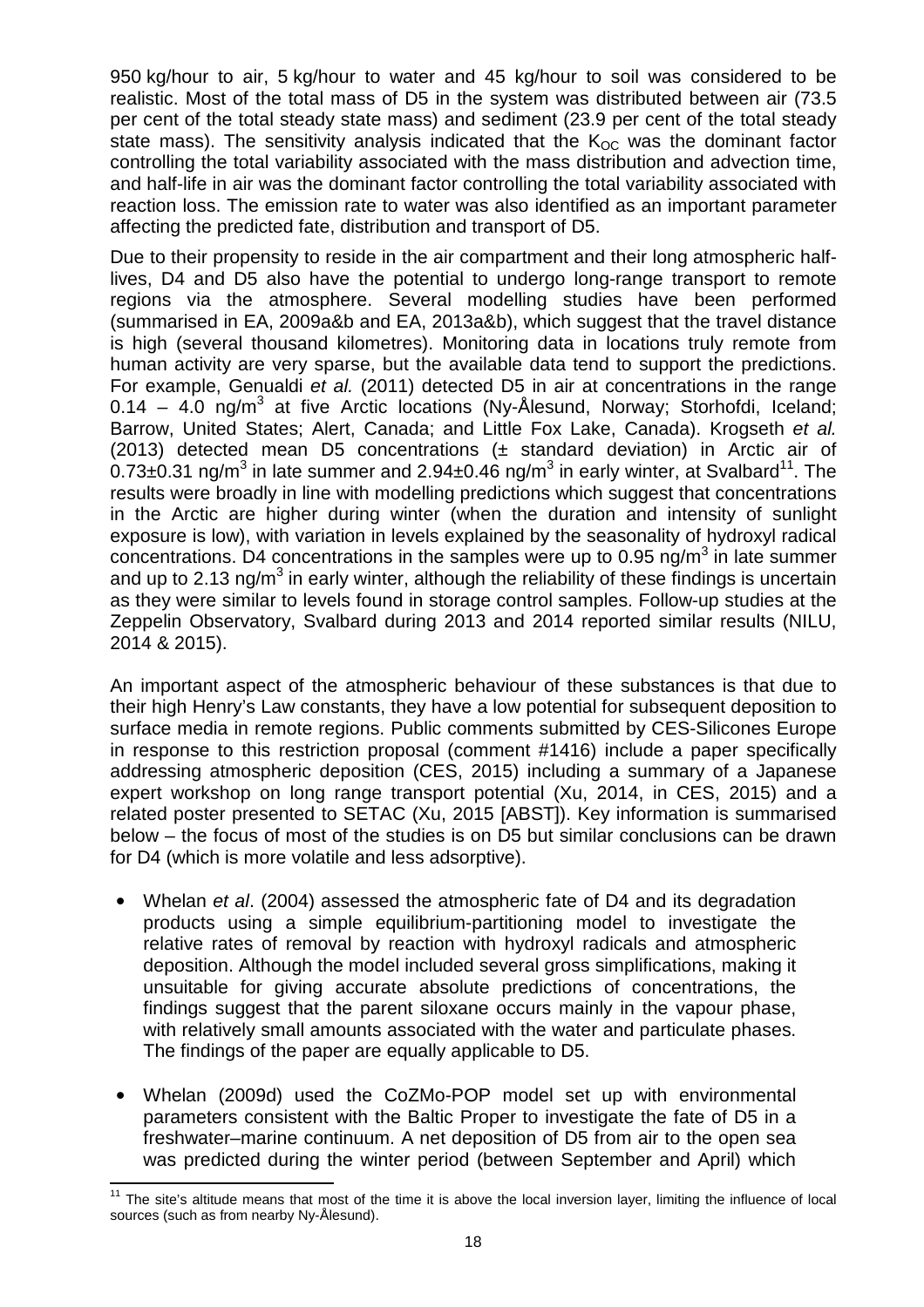950 kg/hour to air, 5 kg/hour to water and 45 kg/hour to soil was considered to be realistic. Most of the total mass of D5 in the system was distributed between air (73.5 per cent of the total steady state mass) and sediment (23.9 per cent of the total steady state mass). The sensitivity analysis indicated that the $K_{OC}$ was the dominant factor controlling the total variability associated with the mass distribution and advection time, and half-life in air was the dominant factor controlling the total variability associated with reaction loss. The emission rate to water was also identified as an important parameter affecting the predicted fate, distribution and transport of D5.

Due to their propensity to reside in the air compartment and their long atmospheric half-lives, D4 and D5 also have the potential to undergo long-range transport to remote regions via the atmosphere. Several modelling studies have been performed (summarised in EA, 2009a&b and EA, 2013a&b), which suggest that the travel distance is high (several thousand kilometres). Monitoring data in locations truly remote from human activity are very sparse, but the available data tend to support the predictions. For example, Genualdi *et al.* (2011) detected D5 in air at concentrations in the range 0.14 – 4.0 ng/$m^3$ at five Arctic locations (Ny-Ålesund, Norway; Storhofdi, Iceland; Barrow, United States; Alert, Canada; and Little Fox Lake, Canada). Krogseth *et al.* (2013) detected mean D5 concentrations (± standard deviation) in Arctic air of 0.73±0.31 ng/$m^3$ in late summer and 2.94±0.46 ng/$m^3$ in early winter, at Svalbard[11]. The results were broadly in line with modelling predictions which suggest that concentrations in the Arctic are higher during winter (when the duration and intensity of sunlight exposure is low), with variation in levels explained by the seasonality of hydroxyl radical concentrations. D4 concentrations in the samples were up to 0.95 ng/$m^3$ in late summer and up to 2.13 ng/$m^3$ in early winter, although the reliability of these findings is uncertain as they were similar to levels found in storage control samples. Follow-up studies at the Zeppelin Observatory, Svalbard during 2013 and 2014 reported similar results (NILU, 2014 & 2015).

An important aspect of the atmospheric behaviour of these substances is that due to their high Henry's Law constants, they have a low potential for subsequent deposition to surface media in remote regions. Public comments submitted by CES-Silicones Europe in response to this restriction proposal (comment #1416) include a paper specifically addressing atmospheric deposition (CES, 2015) including a summary of a Japanese expert workshop on long range transport potential (Xu, 2014, in CES, 2015) and a related poster presented to SETAC (Xu, 2015 [ABST]). Key information is summarised below – the focus of most of the studies is on D5 but similar conclusions can be drawn for D4 (which is more volatile and less adsorptive).

- Whelan *et al*. (2004) assessed the atmospheric fate of D4 and its degradation products using a simple equilibrium-partitioning model to investigate the relative rates of removal by reaction with hydroxyl radicals and atmospheric deposition. Although the model included several gross simplifications, making it unsuitable for giving accurate absolute predictions of concentrations, the findings suggest that the parent siloxane occurs mainly in the vapour phase, with relatively small amounts associated with the water and particulate phases. The findings of the paper are equally applicable to D5.
- Whelan (2009d) used the CoZMo-POP model set up with environmental parameters consistent with the Baltic Proper to investigate the fate of D5 in a freshwater–marine continuum. A net deposition of D5 from air to the open sea was predicted during the winter period (between September and April) which

[11] The site's altitude means that most of the time it is above the local inversion layer, limiting the influence of local sources (such as from nearby Ny-Ålesund).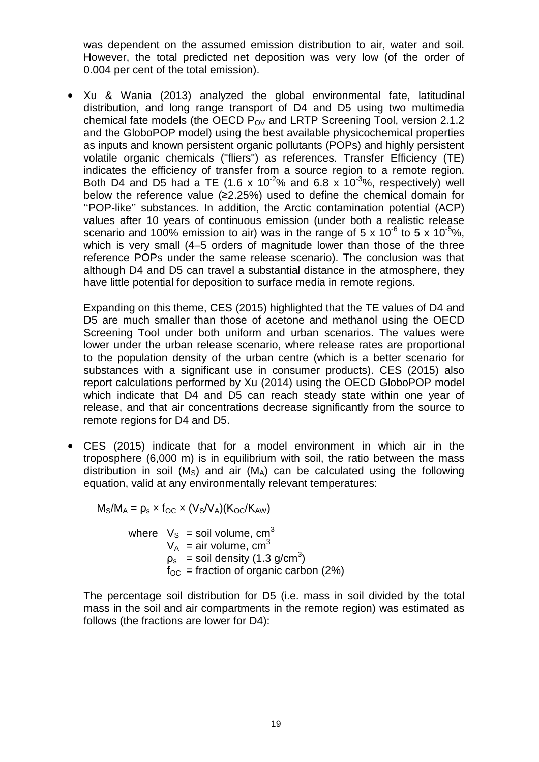was dependent on the assumed emission distribution to air, water and soil. However, the total predicted net deposition was very low (of the order of 0.004 per cent of the total emission).

- Xu & Wania (2013) analyzed the global environmental fate, latitudinal distribution, and long range transport of D4 and D5 using two multimedia chemical fate models (the OECD $P_{OV}$ and LRTP Screening Tool, version 2.1.2 and the GloboPOP model) using the best available physicochemical properties as inputs and known persistent organic pollutants (POPs) and highly persistent volatile organic chemicals ("fliers") as references. Transfer Efficiency (TE) indicates the efficiency of transfer from a source region to a remote region. Both D4 and D5 had a TE ($1.6 \times 10^{-2}$% and $6.8 \times 10^{-3}$%, respectively) well below the reference value (≥2.25%) used to define the chemical domain for ''POP-like'' substances. In addition, the Arctic contamination potential (ACP) values after 10 years of continuous emission (under both a realistic release scenario and 100% emission to air) was in the range of $5 \times 10^{-6}$ to $5 \times 10^{-5}$%, which is very small (4–5 orders of magnitude lower than those of the three reference POPs under the same release scenario). The conclusion was that although D4 and D5 can travel a substantial distance in the atmosphere, they have little potential for deposition to surface media in remote regions.

  Expanding on this theme, CES (2015) highlighted that the TE values of D4 and D5 are much smaller than those of acetone and methanol using the OECD Screening Tool under both uniform and urban scenarios. The values were lower under the urban release scenario, where release rates are proportional to the population density of the urban centre (which is a better scenario for substances with a significant use in consumer products). CES (2015) also report calculations performed by Xu (2014) using the OECD GloboPOP model which indicate that D4 and D5 can reach steady state within one year of release, and that air concentrations decrease significantly from the source to remote regions for D4 and D5.

- CES (2015) indicate that for a model environment in which air in the troposphere (6,000 m) is in equilibrium with soil, the ratio between the mass distribution in soil ($M_S$) and air ($M_A$) can be calculated using the following equation, valid at any environmentally relevant temperatures:

  $$M_S/M_A = \rho_s \times f_{OC} \times (V_S/V_A)(K_{OC}/K_{AW})$$

  where $V_S$ = soil volume, $cm^3$
  $V_A$ = air volume, $cm^3$
  $\rho_s$ = soil density (1.3 $g/cm^3$)
  $f_{OC}$ = fraction of organic carbon (2%)

  The percentage soil distribution for D5 (i.e. mass in soil divided by the total mass in the soil and air compartments in the remote region) was estimated as follows (the fractions are lower for D4):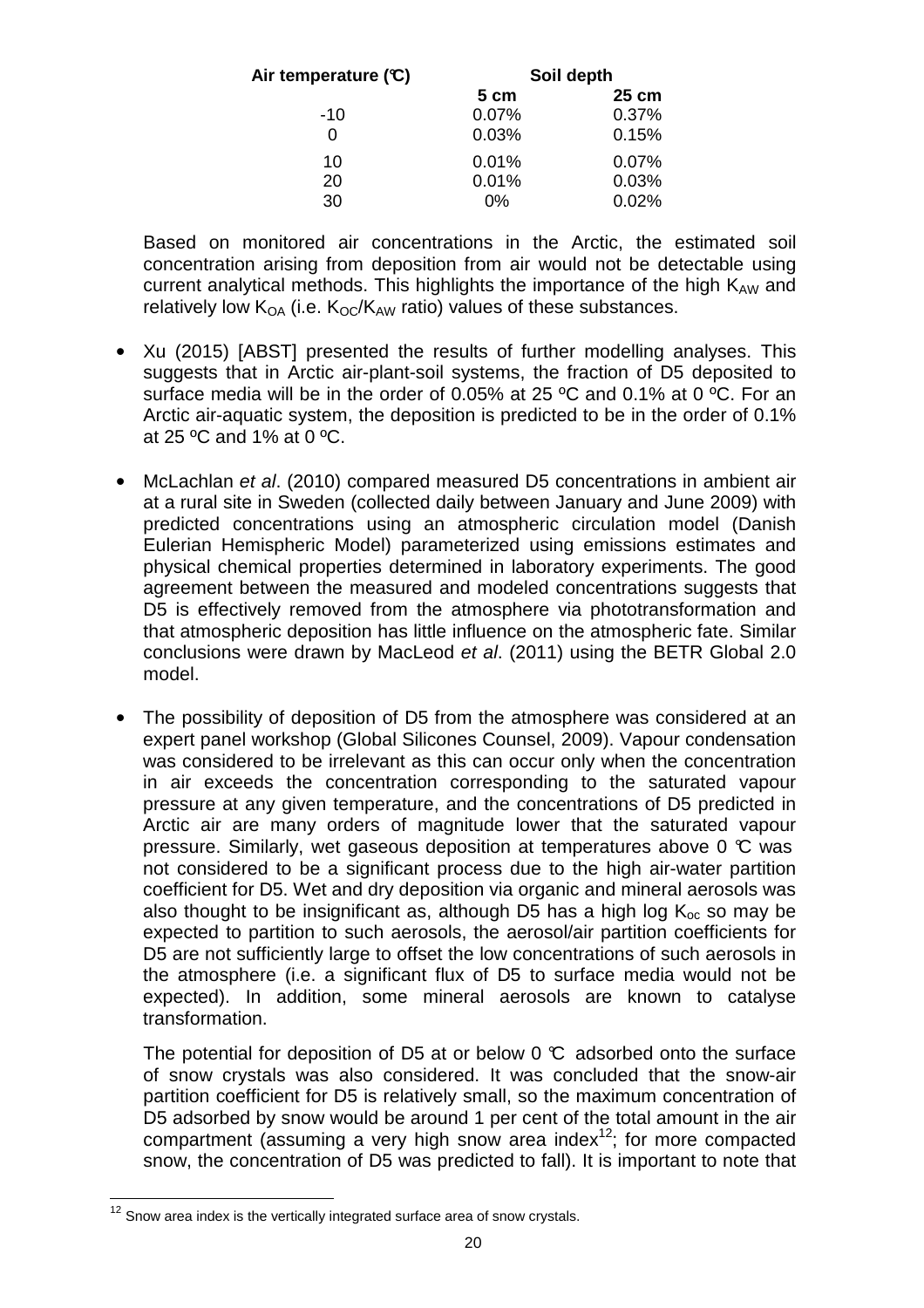| Air temperature (°C) | Soil depth | |
|---|---|---|
| | 5 cm | 25 cm |
| -10 | 0.07% | 0.37% |
| 0 | 0.03% | 0.15% |
| 10 | 0.01% | 0.07% |
| 20 | 0.01% | 0.03% |
| 30 | 0% | 0.02% |

Based on monitored air concentrations in the Arctic, the estimated soil concentration arising from deposition from air would not be detectable using current analytical methods. This highlights the importance of the high $K_{AW}$ and relatively low $K_{OA}$ (i.e. $K_{OC}/K_{AW}$ ratio) values of these substances.

- Xu (2015) [ABST] presented the results of further modelling analyses. This suggests that in Arctic air-plant-soil systems, the fraction of D5 deposited to surface media will be in the order of 0.05% at 25 ºC and 0.1% at 0 ºC. For an Arctic air-aquatic system, the deposition is predicted to be in the order of 0.1% at 25 ºC and 1% at 0 ºC.

- McLachlan *et al*. (2010) compared measured D5 concentrations in ambient air at a rural site in Sweden (collected daily between January and June 2009) with predicted concentrations using an atmospheric circulation model (Danish Eulerian Hemispheric Model) parameterized using emissions estimates and physical chemical properties determined in laboratory experiments. The good agreement between the measured and modeled concentrations suggests that D5 is effectively removed from the atmosphere via phototransformation and that atmospheric deposition has little influence on the atmospheric fate. Similar conclusions were drawn by MacLeod *et al*. (2011) using the BETR Global 2.0 model.

- The possibility of deposition of D5 from the atmosphere was considered at an expert panel workshop (Global Silicones Counsel, 2009). Vapour condensation was considered to be irrelevant as this can occur only when the concentration in air exceeds the concentration corresponding to the saturated vapour pressure at any given temperature, and the concentrations of D5 predicted in Arctic air are many orders of magnitude lower that the saturated vapour pressure. Similarly, wet gaseous deposition at temperatures above 0 °C was not considered to be a significant process due to the high air-water partition coefficient for D5. Wet and dry deposition via organic and mineral aerosols was also thought to be insignificant as, although D5 has a high log $K_{oc}$ so may be expected to partition to such aerosols, the aerosol/air partition coefficients for D5 are not sufficiently large to offset the low concentrations of such aerosols in the atmosphere (i.e. a significant flux of D5 to surface media would not be expected). In addition, some mineral aerosols are known to catalyse transformation.

  The potential for deposition of D5 at or below 0 °C adsorbed onto the surface of snow crystals was also considered. It was concluded that the snow-air partition coefficient for D5 is relatively small, so the maximum concentration of D5 adsorbed by snow would be around 1 per cent of the total amount in the air compartment (assuming a very high snow area index[12]; for more compacted snow, the concentration of D5 was predicted to fall). It is important to note that

[12] Snow area index is the vertically integrated surface area of snow crystals.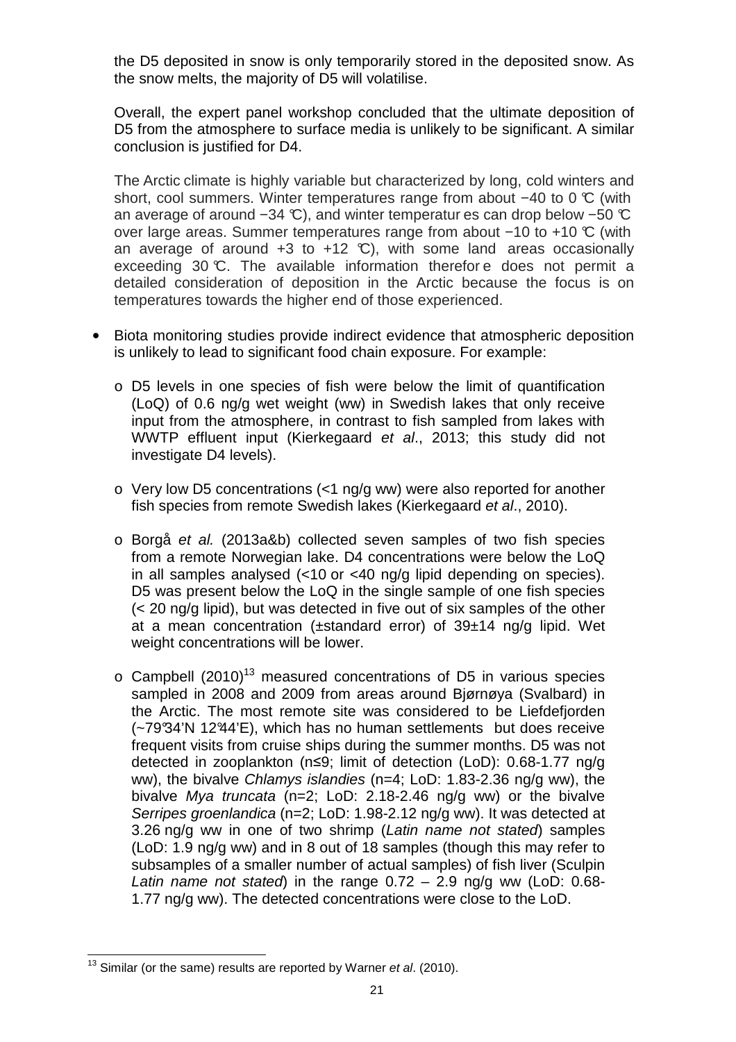the D5 deposited in snow is only temporarily stored in the deposited snow. As the snow melts, the majority of D5 will volatilise.

Overall, the expert panel workshop concluded that the ultimate deposition of D5 from the atmosphere to surface media is unlikely to be significant. A similar conclusion is justified for D4.

The Arctic climate is highly variable but characterized by long, cold winters and short, cool summers. Winter temperatures range from about −40 to 0 °C (with an average of around −34 °C), and winter temperatures can drop below −50 °C over large areas. Summer temperatures range from about −10 to +10 °C (with an average of around +3 to +12 °C), with some land areas occasionally exceeding 30 °C. The available information therefore does not permit a detailed consideration of deposition in the Arctic because the focus is on temperatures towards the higher end of those experienced.

- Biota monitoring studies provide indirect evidence that atmospheric deposition is unlikely to lead to significant food chain exposure. For example:
  - D5 levels in one species of fish were below the limit of quantification (LoQ) of 0.6 ng/g wet weight (ww) in Swedish lakes that only receive input from the atmosphere, in contrast to fish sampled from lakes with WWTP effluent input (Kierkegaard *et al*., 2013; this study did not investigate D4 levels).
  - Very low D5 concentrations (<1 ng/g ww) were also reported for another fish species from remote Swedish lakes (Kierkegaard *et al*., 2010).
  - Borgå *et al.* (2013a&b) collected seven samples of two fish species from a remote Norwegian lake. D4 concentrations were below the LoQ in all samples analysed (<10 or <40 ng/g lipid depending on species). D5 was present below the LoQ in the single sample of one fish species (< 20 ng/g lipid), but was detected in five out of six samples of the other at a mean concentration (±standard error) of 39±14 ng/g lipid. Wet weight concentrations will be lower.
  - Campbell (2010)[13] measured concentrations of D5 in various species sampled in 2008 and 2009 from areas around Bjørnøya (Svalbard) in the Arctic. The most remote site was considered to be Liefdefjorden (~79°34'N 12°44'E), which has no human settlements but does receive frequent visits from cruise ships during the summer months. D5 was not detected in zooplankton (n≤9; limit of detection (LoD): 0.68-1.77 ng/g ww), the bivalve *Chlamys islandies* (n=4; LoD: 1.83-2.36 ng/g ww), the bivalve *Mya truncata* (n=2; LoD: 2.18-2.46 ng/g ww) or the bivalve *Serripes groenlandica* (n=2; LoD: 1.98-2.12 ng/g ww). It was detected at 3.26 ng/g ww in one of two shrimp (*Latin name not stated*) samples (LoD: 1.9 ng/g ww) and in 8 out of 18 samples (though this may refer to subsamples of a smaller number of actual samples) of fish liver (Sculpin *Latin name not stated*) in the range 0.72 – 2.9 ng/g ww (LoD: 0.68-1.77 ng/g ww). The detected concentrations were close to the LoD.

[13] Similar (or the same) results are reported by Warner *et al*. (2010).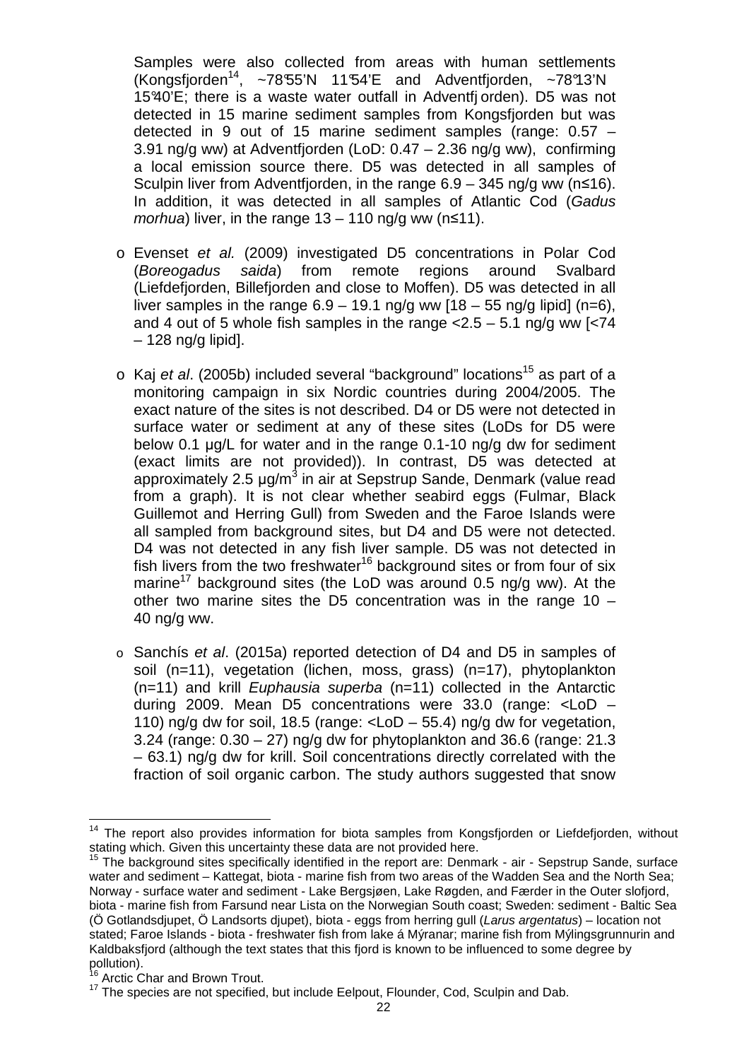Samples were also collected from areas with human settlements (Kongsfjorden[14], ~78°55'N 11°54'E and Adventfjorden, ~78°13'N 15°40'E; there is a waste water outfall in Adventfj orden). D5 was not detected in 15 marine sediment samples from Kongsfjorden but was detected in 9 out of 15 marine sediment samples (range: 0.57 – 3.91 ng/g ww) at Adventfjorden (LoD: 0.47 – 2.36 ng/g ww), confirming a local emission source there. D5 was detected in all samples of Sculpin liver from Adventfjorden, in the range 6.9 – 345 ng/g ww (n≤16). In addition, it was detected in all samples of Atlantic Cod (*Gadus morhua*) liver, in the range 13 – 110 ng/g ww (n≤11).

- Evenset *et al.* (2009) investigated D5 concentrations in Polar Cod (*Boreogadus saida*) from remote regions around Svalbard (Liefdefjorden, Billefjorden and close to Moffen). D5 was detected in all liver samples in the range 6.9 – 19.1 ng/g ww [18 – 55 ng/g lipid] (n=6), and 4 out of 5 whole fish samples in the range <2.5 – 5.1 ng/g ww [<74 – 128 ng/g lipid].

- Kaj *et al*. (2005b) included several "background" locations[15] as part of a monitoring campaign in six Nordic countries during 2004/2005. The exact nature of the sites is not described. D4 or D5 were not detected in surface water or sediment at any of these sites (LoDs for D5 were below 0.1 µg/L for water and in the range 0.1-10 ng/g dw for sediment (exact limits are not provided)). In contrast, D5 was detected at approximately 2.5 µg/m$^3$ in air at Sepstrup Sande, Denmark (value read from a graph). It is not clear whether seabird eggs (Fulmar, Black Guillemot and Herring Gull) from Sweden and the Faroe Islands were all sampled from background sites, but D4 and D5 were not detected. D4 was not detected in any fish liver sample. D5 was not detected in fish livers from the two freshwater[16] background sites or from four of six marine[17] background sites (the LoD was around 0.5 ng/g ww). At the other two marine sites the D5 concentration was in the range 10 – 40 ng/g ww.

- Sanchís *et al*. (2015a) reported detection of D4 and D5 in samples of soil (n=11), vegetation (lichen, moss, grass) (n=17), phytoplankton (n=11) and krill *Euphausia superba* (n=11) collected in the Antarctic during 2009. Mean D5 concentrations were 33.0 (range: <LoD – 110) ng/g dw for soil, 18.5 (range: <LoD – 55.4) ng/g dw for vegetation, 3.24 (range: 0.30 – 27) ng/g dw for phytoplankton and 36.6 (range: 21.3 – 63.1) ng/g dw for krill. Soil concentrations directly correlated with the fraction of soil organic carbon. The study authors suggested that snow

---

[14] The report also provides information for biota samples from Kongsfjorden or Liefdefjorden, without stating which. Given this uncertainty these data are not provided here.

[15] The background sites specifically identified in the report are: Denmark - air - Sepstrup Sande, surface water and sediment – Kattegat, biota - marine fish from two areas of the Wadden Sea and the North Sea; Norway - surface water and sediment - Lake Bergsjøen, Lake Røgden, and Færder in the Outer slofjord, biota - marine fish from Farsund near Lista on the Norwegian South coast; Sweden: sediment - Baltic Sea (Ö Gotlandsdjupet, Ö Landsorts djupet), biota - eggs from herring gull (*Larus argentatus*) – location not stated; Faroe Islands - biota - freshwater fish from lake á Mýranar; marine fish from Mýlingsgrunnurin and Kaldbaksfjord (although the text states that this fjord is known to be influenced to some degree by pollution).

[16] Arctic Char and Brown Trout.

[17] The species are not specified, but include Eelpout, Flounder, Cod, Sculpin and Dab.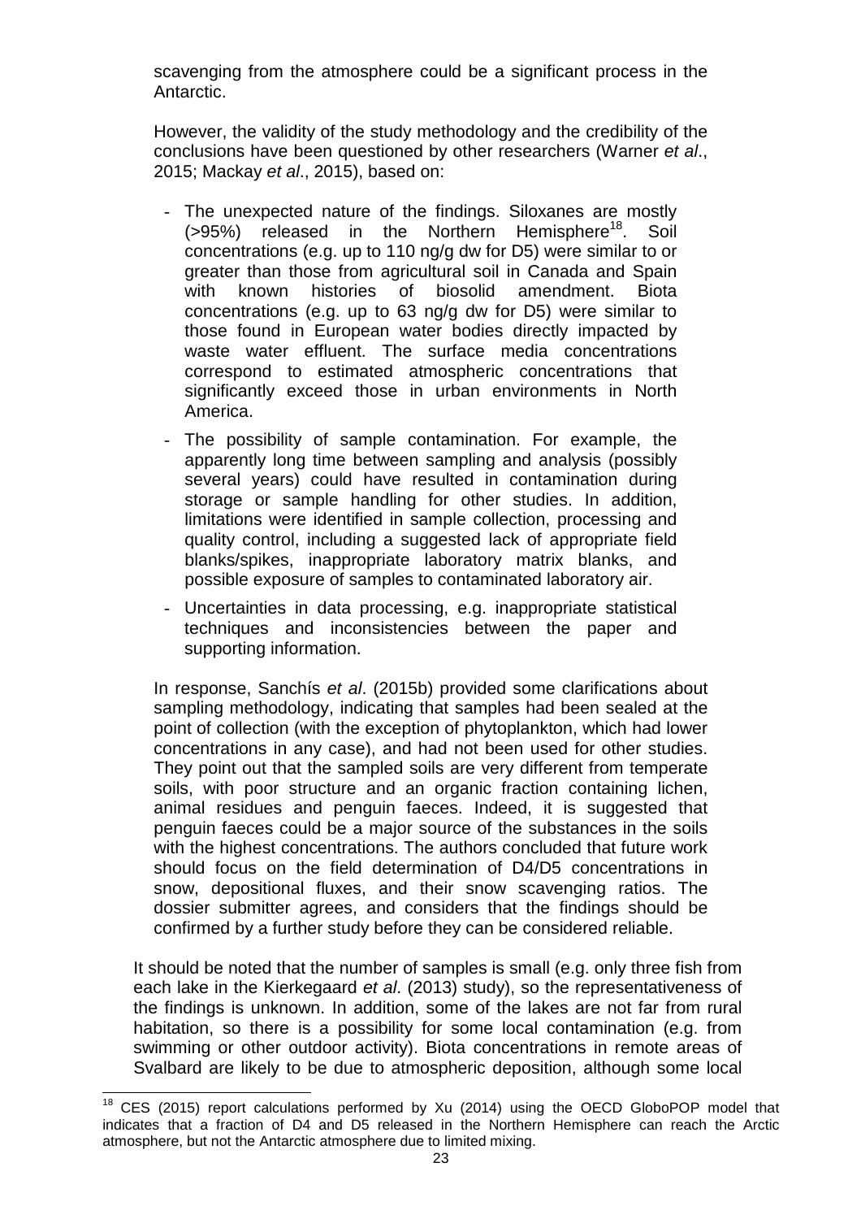scavenging from the atmosphere could be a significant process in the Antarctic.

However, the validity of the study methodology and the credibility of the conclusions have been questioned by other researchers (Warner *et al*., 2015; Mackay *et al*., 2015), based on:

- The unexpected nature of the findings. Siloxanes are mostly (>95%) released in the Northern Hemisphere[18]. Soil concentrations (e.g. up to 110 ng/g dw for D5) were similar to or greater than those from agricultural soil in Canada and Spain with known histories of biosolid amendment. Biota concentrations (e.g. up to 63 ng/g dw for D5) were similar to those found in European water bodies directly impacted by waste water effluent. The surface media concentrations correspond to estimated atmospheric concentrations that significantly exceed those in urban environments in North America.
- The possibility of sample contamination. For example, the apparently long time between sampling and analysis (possibly several years) could have resulted in contamination during storage or sample handling for other studies. In addition, limitations were identified in sample collection, processing and quality control, including a suggested lack of appropriate field blanks/spikes, inappropriate laboratory matrix blanks, and possible exposure of samples to contaminated laboratory air.
- Uncertainties in data processing, e.g. inappropriate statistical techniques and inconsistencies between the paper and supporting information.

In response, Sanchís *et al*. (2015b) provided some clarifications about sampling methodology, indicating that samples had been sealed at the point of collection (with the exception of phytoplankton, which had lower concentrations in any case), and had not been used for other studies. They point out that the sampled soils are very different from temperate soils, with poor structure and an organic fraction containing lichen, animal residues and penguin faeces. Indeed, it is suggested that penguin faeces could be a major source of the substances in the soils with the highest concentrations. The authors concluded that future work should focus on the field determination of D4/D5 concentrations in snow, depositional fluxes, and their snow scavenging ratios. The dossier submitter agrees, and considers that the findings should be confirmed by a further study before they can be considered reliable.

It should be noted that the number of samples is small (e.g. only three fish from each lake in the Kierkegaard *et al*. (2013) study), so the representativeness of the findings is unknown. In addition, some of the lakes are not far from rural habitation, so there is a possibility for some local contamination (e.g. from swimming or other outdoor activity). Biota concentrations in remote areas of Svalbard are likely to be due to atmospheric deposition, although some local

---

[18] CES (2015) report calculations performed by Xu (2014) using the OECD GloboPOP model that indicates that a fraction of D4 and D5 released in the Northern Hemisphere can reach the Arctic atmosphere, but not the Antarctic atmosphere due to limited mixing.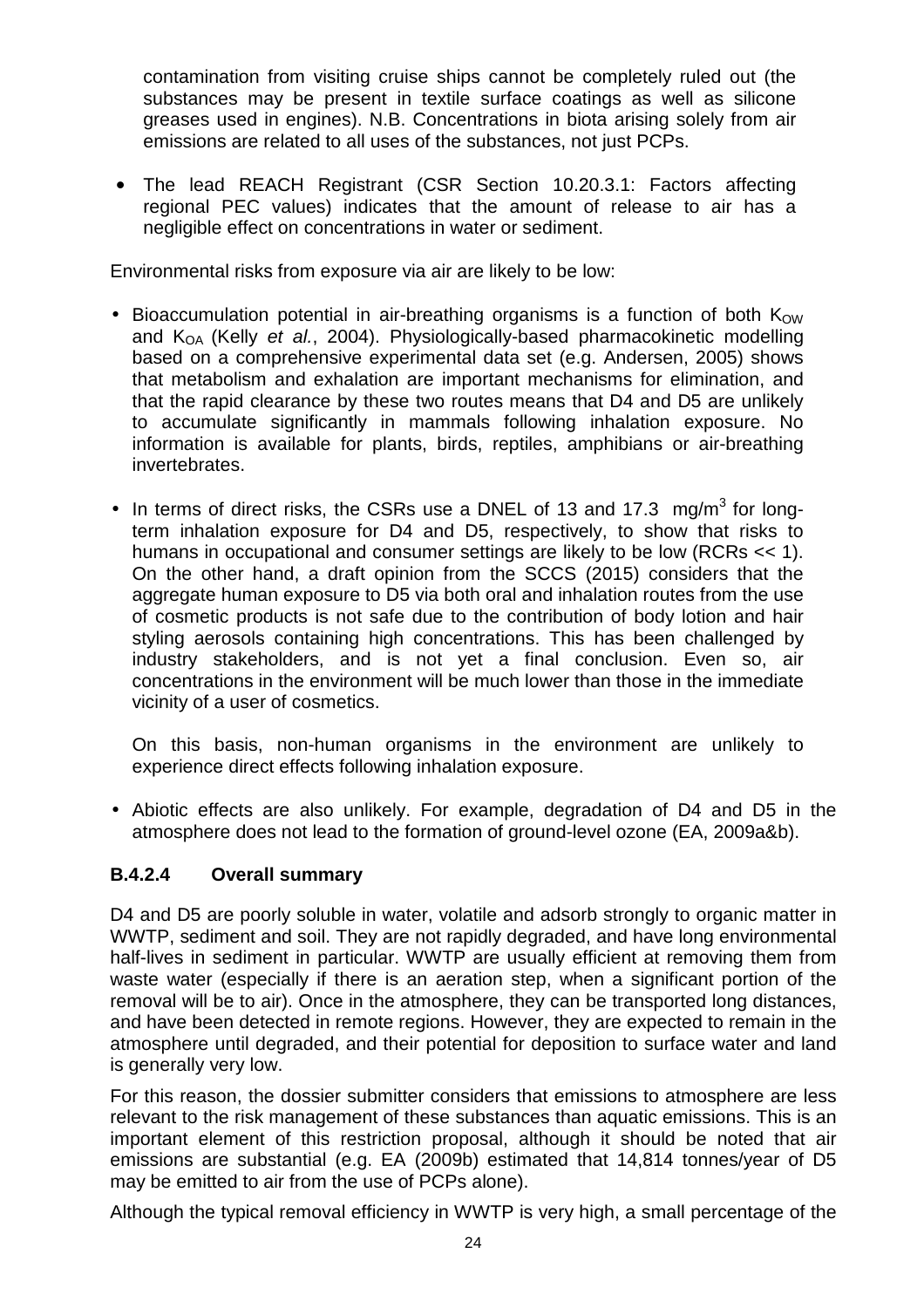contamination from visiting cruise ships cannot be completely ruled out (the substances may be present in textile surface coatings as well as silicone greases used in engines). N.B. Concentrations in biota arising solely from air emissions are related to all uses of the substances, not just PCPs.

- The lead REACH Registrant (CSR Section 10.20.3.1: Factors affecting regional PEC values) indicates that the amount of release to air has a negligible effect on concentrations in water or sediment.

Environmental risks from exposure via air are likely to be low:

- Bioaccumulation potential in air-breathing organisms is a function of both $K_{OW}$ and $K_{OA}$ (Kelly *et al.*, 2004). Physiologically-based pharmacokinetic modelling based on a comprehensive experimental data set (e.g. Andersen, 2005) shows that metabolism and exhalation are important mechanisms for elimination, and that the rapid clearance by these two routes means that D4 and D5 are unlikely to accumulate significantly in mammals following inhalation exposure. No information is available for plants, birds, reptiles, amphibians or air-breathing invertebrates.

- In terms of direct risks, the CSRs use a DNEL of 13 and 17.3 mg/m$^3$ for long-term inhalation exposure for D4 and D5, respectively, to show that risks to humans in occupational and consumer settings are likely to be low (RCRs << 1). On the other hand, a draft opinion from the SCCS (2015) considers that the aggregate human exposure to D5 via both oral and inhalation routes from the use of cosmetic products is not safe due to the contribution of body lotion and hair styling aerosols containing high concentrations. This has been challenged by industry stakeholders, and is not yet a final conclusion. Even so, air concentrations in the environment will be much lower than those in the immediate vicinity of a user of cosmetics.

  On this basis, non-human organisms in the environment are unlikely to experience direct effects following inhalation exposure.

- Abiotic effects are also unlikely. For example, degradation of D4 and D5 in the atmosphere does not lead to the formation of ground-level ozone (EA, 2009a&b).

### B.4.2.4 Overall summary

D4 and D5 are poorly soluble in water, volatile and adsorb strongly to organic matter in WWTP, sediment and soil. They are not rapidly degraded, and have long environmental half-lives in sediment in particular. WWTP are usually efficient at removing them from waste water (especially if there is an aeration step, when a significant portion of the removal will be to air). Once in the atmosphere, they can be transported long distances, and have been detected in remote regions. However, they are expected to remain in the atmosphere until degraded, and their potential for deposition to surface water and land is generally very low.

For this reason, the dossier submitter considers that emissions to atmosphere are less relevant to the risk management of these substances than aquatic emissions. This is an important element of this restriction proposal, although it should be noted that air emissions are substantial (e.g. EA (2009b) estimated that 14,814 tonnes/year of D5 may be emitted to air from the use of PCPs alone).

Although the typical removal efficiency in WWTP is very high, a small percentage of the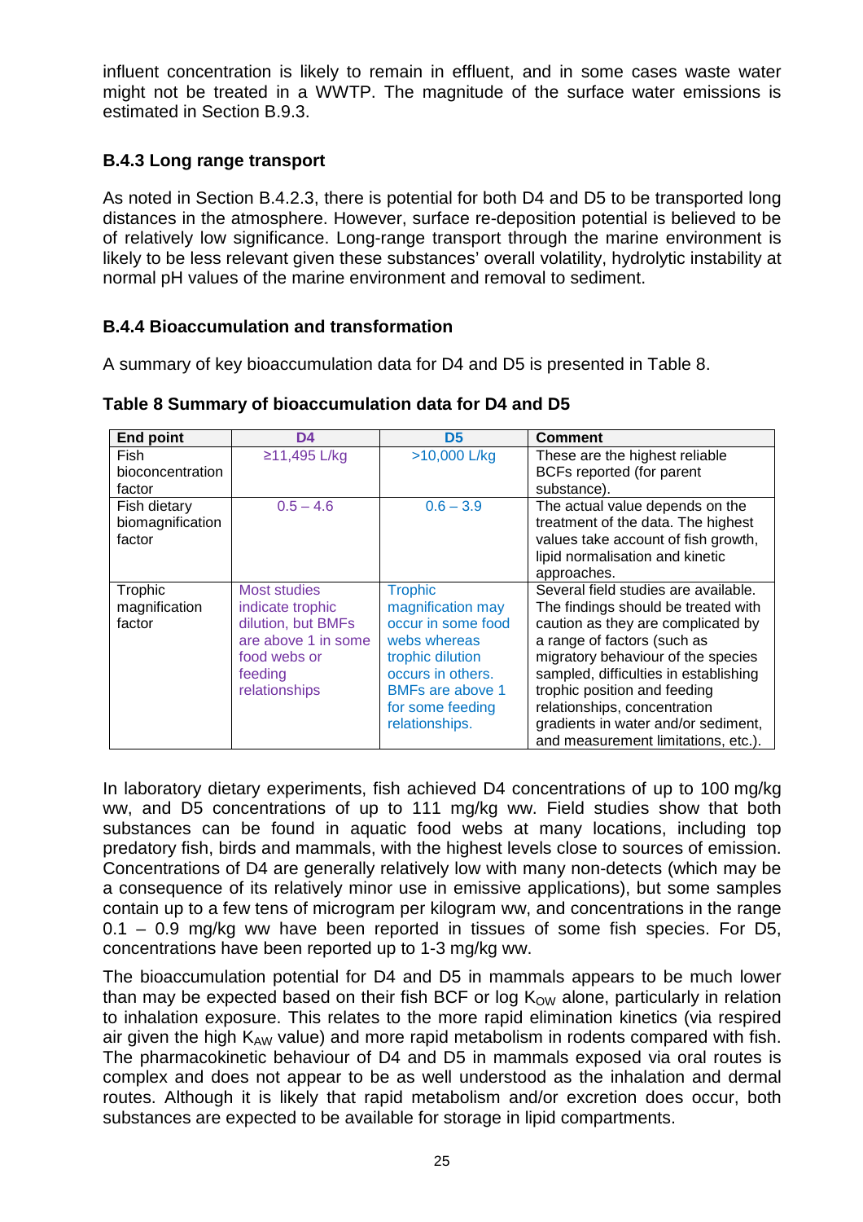influent concentration is likely to remain in effluent, and in some cases waste water might not be treated in a WWTP. The magnitude of the surface water emissions is estimated in Section B.9.3.

### B.4.3 Long range transport

As noted in Section B.4.2.3, there is potential for both D4 and D5 to be transported long distances in the atmosphere. However, surface re-deposition potential is believed to be of relatively low significance. Long-range transport through the marine environment is likely to be less relevant given these substances' overall volatility, hydrolytic instability at normal pH values of the marine environment and removal to sediment.

### B.4.4 Bioaccumulation and transformation

A summary of key bioaccumulation data for D4 and D5 is presented in Table 8.

**Table 8 Summary of bioaccumulation data for D4 and D5**

| End point | D4 | D5 | Comment |
|---|---|---|---|
| Fish bioconcentration factor | ≥11,495 L/kg | >10,000 L/kg | These are the highest reliable BCFs reported (for parent substance). |
| Fish dietary biomagnification factor | 0.5 – 4.6 | 0.6 – 3.9 | The actual value depends on the treatment of the data. The highest values take account of fish growth, lipid normalisation and kinetic approaches. |
| Trophic magnification factor | Most studies indicate trophic dilution, but BMFs are above 1 in some food webs or feeding relationships | Trophic magnification may occur in some food webs whereas trophic dilution occurs in others. BMFs are above 1 for some feeding relationships. | Several field studies are available. The findings should be treated with caution as they are complicated by a range of factors (such as migratory behaviour of the species sampled, difficulties in establishing trophic position and feeding relationships, concentration gradients in water and/or sediment, and measurement limitations, etc.). |

In laboratory dietary experiments, fish achieved D4 concentrations of up to 100 mg/kg ww, and D5 concentrations of up to 111 mg/kg ww. Field studies show that both substances can be found in aquatic food webs at many locations, including top predatory fish, birds and mammals, with the highest levels close to sources of emission. Concentrations of D4 are generally relatively low with many non-detects (which may be a consequence of its relatively minor use in emissive applications), but some samples contain up to a few tens of microgram per kilogram ww, and concentrations in the range 0.1 – 0.9 mg/kg ww have been reported in tissues of some fish species. For D5, concentrations have been reported up to 1-3 mg/kg ww.

The bioaccumulation potential for D4 and D5 in mammals appears to be much lower than may be expected based on their fish BCF or log $K_{OW}$ alone, particularly in relation to inhalation exposure. This relates to the more rapid elimination kinetics (via respired air given the high $K_{AW}$ value) and more rapid metabolism in rodents compared with fish. The pharmacokinetic behaviour of D4 and D5 in mammals exposed via oral routes is complex and does not appear to be as well understood as the inhalation and dermal routes. Although it is likely that rapid metabolism and/or excretion does occur, both substances are expected to be available for storage in lipid compartments.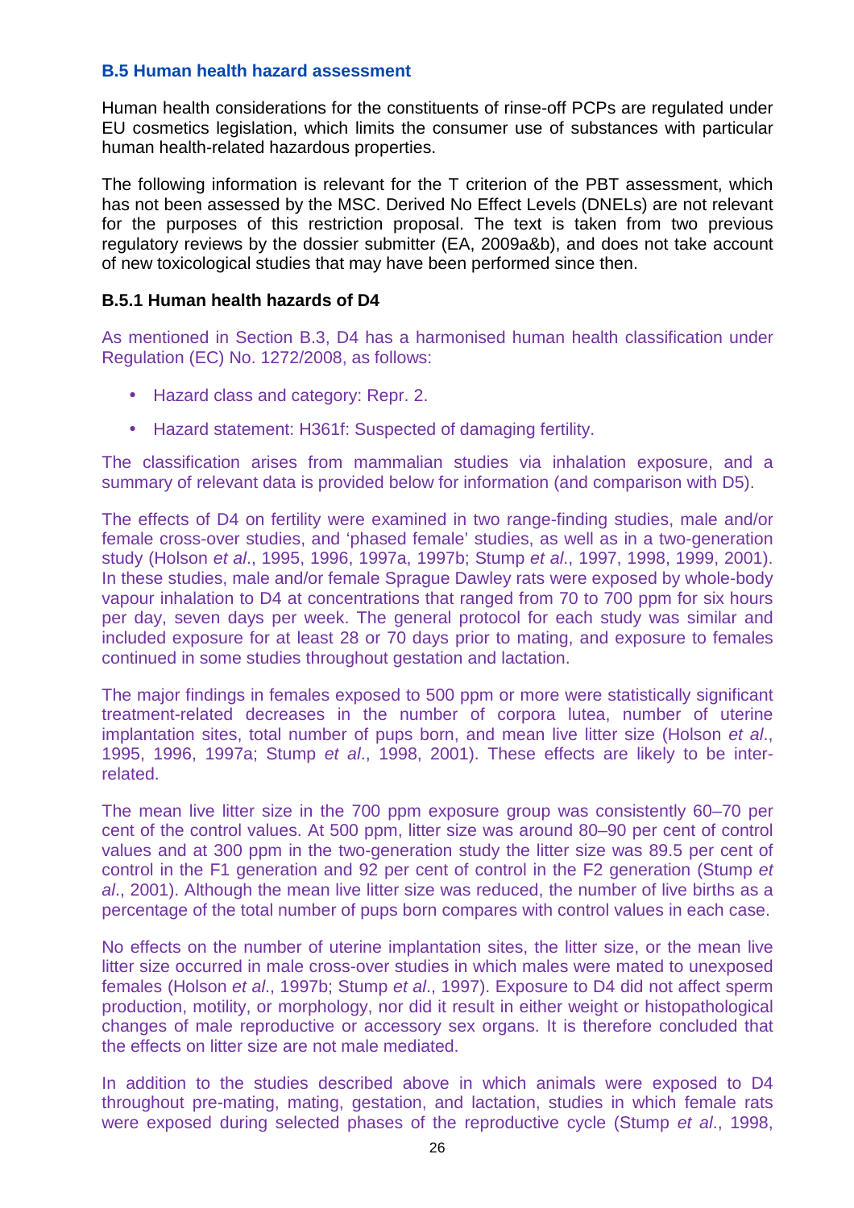### B.5 Human health hazard assessment

Human health considerations for the constituents of rinse-off PCPs are regulated under EU cosmetics legislation, which limits the consumer use of substances with particular human health-related hazardous properties.

The following information is relevant for the T criterion of the PBT assessment, which has not been assessed by the MSC. Derived No Effect Levels (DNELs) are not relevant for the purposes of this restriction proposal. The text is taken from two previous regulatory reviews by the dossier submitter (EA, 2009a&b), and does not take account of new toxicological studies that may have been performed since then.

#### B.5.1 Human health hazards of D4

As mentioned in Section B.3, D4 has a harmonised human health classification under Regulation (EC) No. 1272/2008, as follows:

- Hazard class and category: Repr. 2.
- Hazard statement: H361f: Suspected of damaging fertility.

The classification arises from mammalian studies via inhalation exposure, and a summary of relevant data is provided below for information (and comparison with D5).

The effects of D4 on fertility were examined in two range-finding studies, male and/or female cross-over studies, and 'phased female' studies, as well as in a two-generation study (Holson *et al*., 1995, 1996, 1997a, 1997b; Stump *et al*., 1997, 1998, 1999, 2001). In these studies, male and/or female Sprague Dawley rats were exposed by whole-body vapour inhalation to D4 at concentrations that ranged from 70 to 700 ppm for six hours per day, seven days per week. The general protocol for each study was similar and included exposure for at least 28 or 70 days prior to mating, and exposure to females continued in some studies throughout gestation and lactation.

The major findings in females exposed to 500 ppm or more were statistically significant treatment-related decreases in the number of corpora lutea, number of uterine implantation sites, total number of pups born, and mean live litter size (Holson *et al*., 1995, 1996, 1997a; Stump *et al*., 1998, 2001). These effects are likely to be inter-related.

The mean live litter size in the 700 ppm exposure group was consistently 60–70 per cent of the control values. At 500 ppm, litter size was around 80–90 per cent of control values and at 300 ppm in the two-generation study the litter size was 89.5 per cent of control in the F1 generation and 92 per cent of control in the F2 generation (Stump *et al*., 2001). Although the mean live litter size was reduced, the number of live births as a percentage of the total number of pups born compares with control values in each case.

No effects on the number of uterine implantation sites, the litter size, or the mean live litter size occurred in male cross-over studies in which males were mated to unexposed females (Holson *et al*., 1997b; Stump *et al*., 1997). Exposure to D4 did not affect sperm production, motility, or morphology, nor did it result in either weight or histopathological changes of male reproductive or accessory sex organs. It is therefore concluded that the effects on litter size are not male mediated.

In addition to the studies described above in which animals were exposed to D4 throughout pre-mating, mating, gestation, and lactation, studies in which female rats were exposed during selected phases of the reproductive cycle (Stump *et al*., 1998,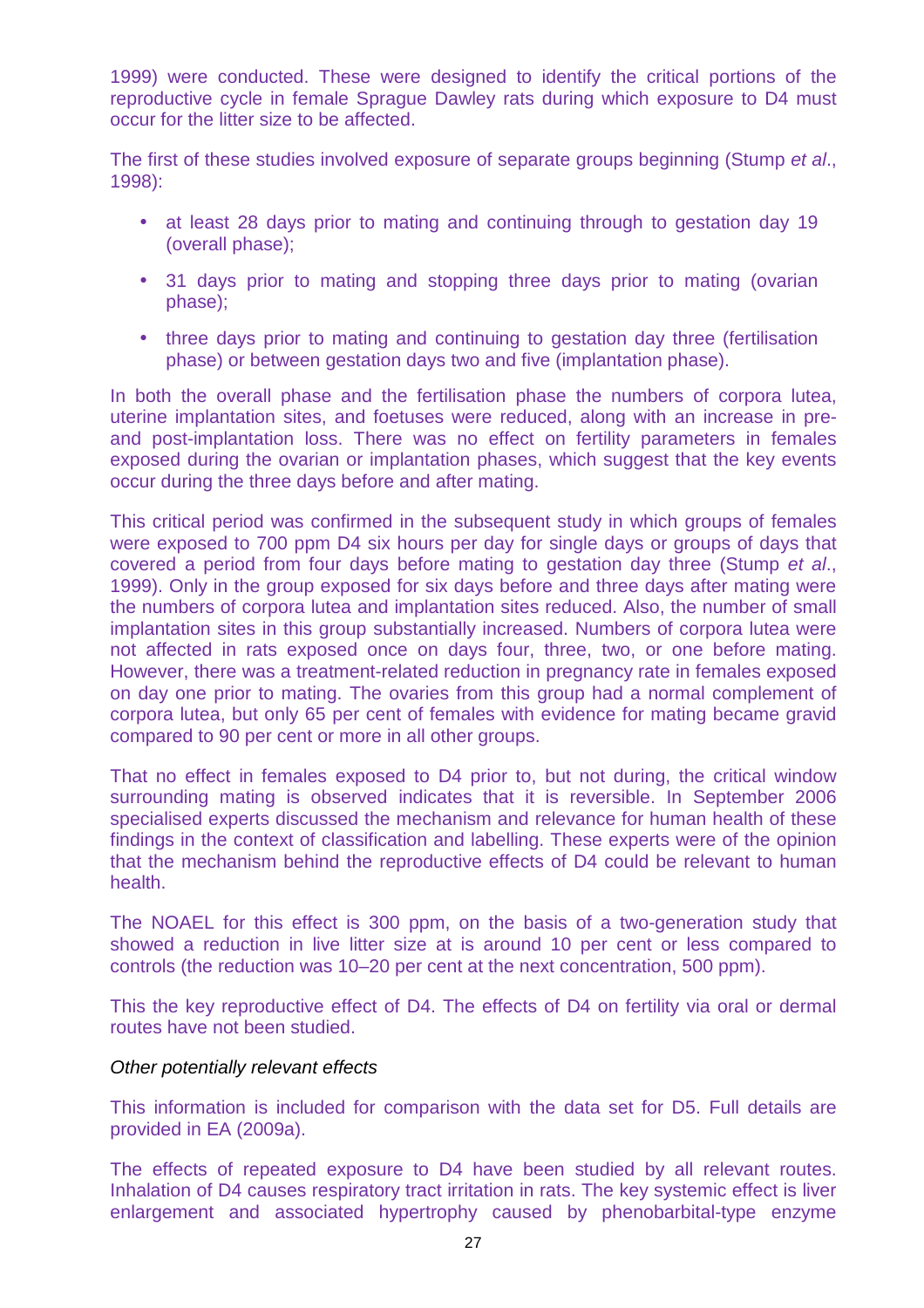1999) were conducted. These were designed to identify the critical portions of the reproductive cycle in female Sprague Dawley rats during which exposure to D4 must occur for the litter size to be affected.

The first of these studies involved exposure of separate groups beginning (Stump *et al*., 1998):

- at least 28 days prior to mating and continuing through to gestation day 19 (overall phase);
- 31 days prior to mating and stopping three days prior to mating (ovarian phase);
- three days prior to mating and continuing to gestation day three (fertilisation phase) or between gestation days two and five (implantation phase).

In both the overall phase and the fertilisation phase the numbers of corpora lutea, uterine implantation sites, and foetuses were reduced, along with an increase in pre- and post-implantation loss. There was no effect on fertility parameters in females exposed during the ovarian or implantation phases, which suggest that the key events occur during the three days before and after mating.

This critical period was confirmed in the subsequent study in which groups of females were exposed to 700 ppm D4 six hours per day for single days or groups of days that covered a period from four days before mating to gestation day three (Stump *et al*., 1999). Only in the group exposed for six days before and three days after mating were the numbers of corpora lutea and implantation sites reduced. Also, the number of small implantation sites in this group substantially increased. Numbers of corpora lutea were not affected in rats exposed once on days four, three, two, or one before mating. However, there was a treatment-related reduction in pregnancy rate in females exposed on day one prior to mating. The ovaries from this group had a normal complement of corpora lutea, but only 65 per cent of females with evidence for mating became gravid compared to 90 per cent or more in all other groups.

That no effect in females exposed to D4 prior to, but not during, the critical window surrounding mating is observed indicates that it is reversible. In September 2006 specialised experts discussed the mechanism and relevance for human health of these findings in the context of classification and labelling. These experts were of the opinion that the mechanism behind the reproductive effects of D4 could be relevant to human health.

The NOAEL for this effect is 300 ppm, on the basis of a two-generation study that showed a reduction in live litter size at is around 10 per cent or less compared to controls (the reduction was 10–20 per cent at the next concentration, 500 ppm).

This the key reproductive effect of D4. The effects of D4 on fertility via oral or dermal routes have not been studied.

*Other potentially relevant effects*

This information is included for comparison with the data set for D5. Full details are provided in EA (2009a).

The effects of repeated exposure to D4 have been studied by all relevant routes. Inhalation of D4 causes respiratory tract irritation in rats. The key systemic effect is liver enlargement and associated hypertrophy caused by phenobarbital-type enzyme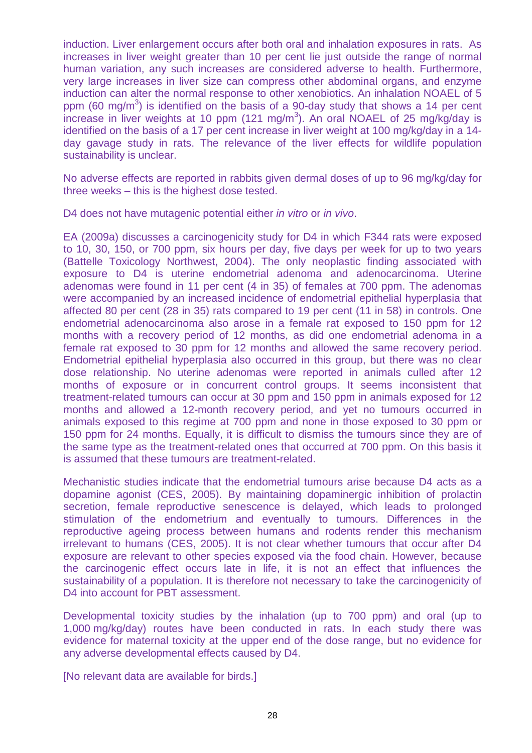induction. Liver enlargement occurs after both oral and inhalation exposures in rats. As increases in liver weight greater than 10 per cent lie just outside the range of normal human variation, any such increases are considered adverse to health. Furthermore, very large increases in liver size can compress other abdominal organs, and enzyme induction can alter the normal response to other xenobiotics. An inhalation NOAEL of 5 ppm (60 $mg/m^3$) is identified on the basis of a 90-day study that shows a 14 per cent increase in liver weights at 10 ppm (121 $mg/m^3$). An oral NOAEL of 25 mg/kg/day is identified on the basis of a 17 per cent increase in liver weight at 100 mg/kg/day in a 14-day gavage study in rats. The relevance of the liver effects for wildlife population sustainability is unclear.

No adverse effects are reported in rabbits given dermal doses of up to 96 mg/kg/day for three weeks – this is the highest dose tested.

D4 does not have mutagenic potential either *in vitro* or *in vivo*.

EA (2009a) discusses a carcinogenicity study for D4 in which F344 rats were exposed to 10, 30, 150, or 700 ppm, six hours per day, five days per week for up to two years (Battelle Toxicology Northwest, 2004). The only neoplastic finding associated with exposure to D4 is uterine endometrial adenoma and adenocarcinoma. Uterine adenomas were found in 11 per cent (4 in 35) of females at 700 ppm. The adenomas were accompanied by an increased incidence of endometrial epithelial hyperplasia that affected 80 per cent (28 in 35) rats compared to 19 per cent (11 in 58) in controls. One endometrial adenocarcinoma also arose in a female rat exposed to 150 ppm for 12 months with a recovery period of 12 months, as did one endometrial adenoma in a female rat exposed to 30 ppm for 12 months and allowed the same recovery period. Endometrial epithelial hyperplasia also occurred in this group, but there was no clear dose relationship. No uterine adenomas were reported in animals culled after 12 months of exposure or in concurrent control groups. It seems inconsistent that treatment-related tumours can occur at 30 ppm and 150 ppm in animals exposed for 12 months and allowed a 12-month recovery period, and yet no tumours occurred in animals exposed to this regime at 700 ppm and none in those exposed to 30 ppm or 150 ppm for 24 months. Equally, it is difficult to dismiss the tumours since they are of the same type as the treatment-related ones that occurred at 700 ppm. On this basis it is assumed that these tumours are treatment-related.

Mechanistic studies indicate that the endometrial tumours arise because D4 acts as a dopamine agonist (CES, 2005). By maintaining dopaminergic inhibition of prolactin secretion, female reproductive senescence is delayed, which leads to prolonged stimulation of the endometrium and eventually to tumours. Differences in the reproductive ageing process between humans and rodents render this mechanism irrelevant to humans (CES, 2005). It is not clear whether tumours that occur after D4 exposure are relevant to other species exposed via the food chain. However, because the carcinogenic effect occurs late in life, it is not an effect that influences the sustainability of a population. It is therefore not necessary to take the carcinogenicity of D4 into account for PBT assessment.

Developmental toxicity studies by the inhalation (up to 700 ppm) and oral (up to 1,000 mg/kg/day) routes have been conducted in rats. In each study there was evidence for maternal toxicity at the upper end of the dose range, but no evidence for any adverse developmental effects caused by D4.

[No relevant data are available for birds.]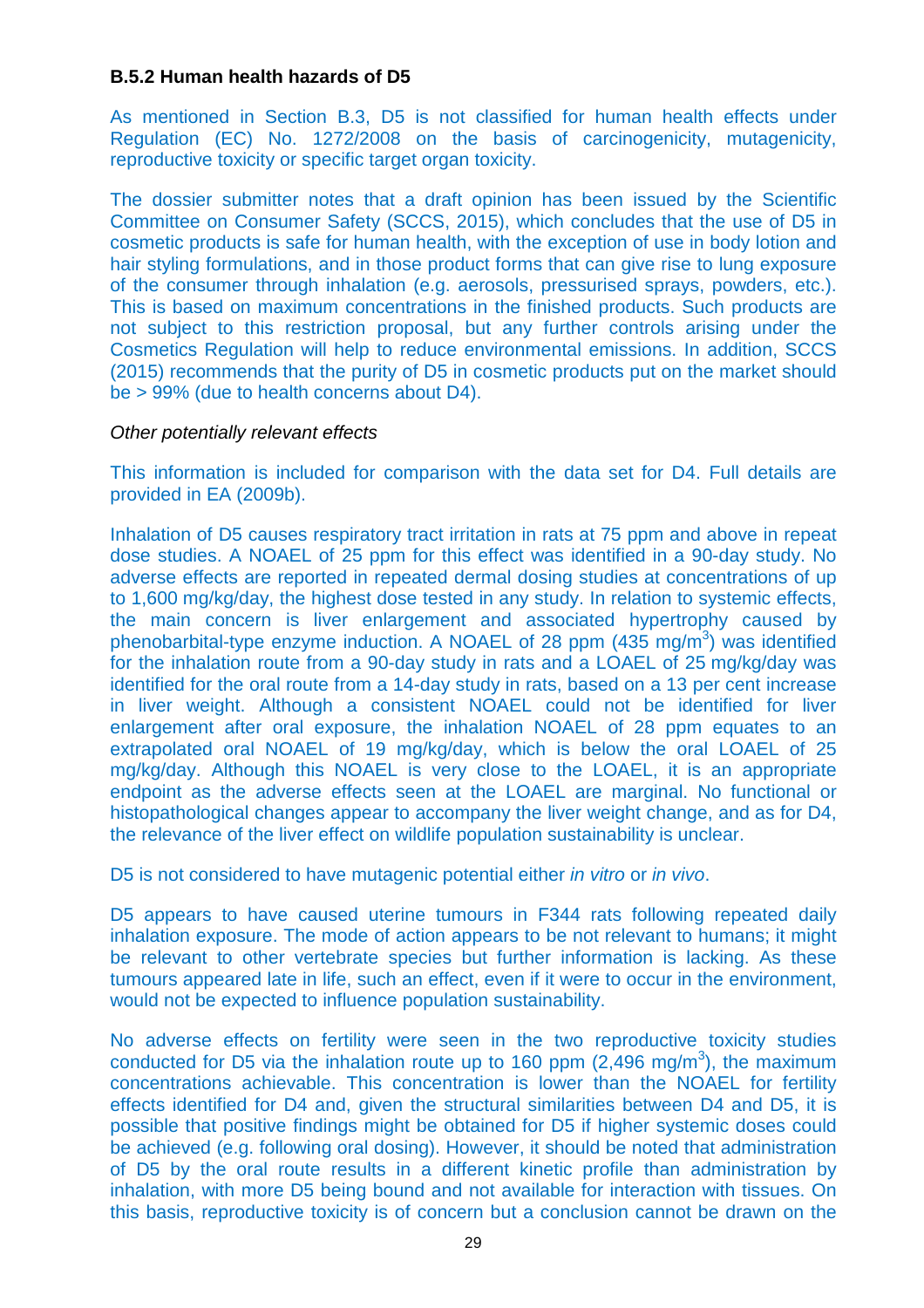**B.5.2 Human health hazards of D5**

As mentioned in Section B.3, D5 is not classified for human health effects under Regulation (EC) No. 1272/2008 on the basis of carcinogenicity, mutagenicity, reproductive toxicity or specific target organ toxicity.

The dossier submitter notes that a draft opinion has been issued by the Scientific Committee on Consumer Safety (SCCS, 2015), which concludes that the use of D5 in cosmetic products is safe for human health, with the exception of use in body lotion and hair styling formulations, and in those product forms that can give rise to lung exposure of the consumer through inhalation (e.g. aerosols, pressurised sprays, powders, etc.). This is based on maximum concentrations in the finished products. Such products are not subject to this restriction proposal, but any further controls arising under the Cosmetics Regulation will help to reduce environmental emissions. In addition, SCCS (2015) recommends that the purity of D5 in cosmetic products put on the market should be > 99% (due to health concerns about D4).

*Other potentially relevant effects*

This information is included for comparison with the data set for D4. Full details are provided in EA (2009b).

Inhalation of D5 causes respiratory tract irritation in rats at 75 ppm and above in repeat dose studies. A NOAEL of 25 ppm for this effect was identified in a 90-day study. No adverse effects are reported in repeated dermal dosing studies at concentrations of up to 1,600 mg/kg/day, the highest dose tested in any study. In relation to systemic effects, the main concern is liver enlargement and associated hypertrophy caused by phenobarbital-type enzyme induction. A NOAEL of 28 ppm (435 mg/m$^3$) was identified for the inhalation route from a 90-day study in rats and a LOAEL of 25 mg/kg/day was identified for the oral route from a 14-day study in rats, based on a 13 per cent increase in liver weight. Although a consistent NOAEL could not be identified for liver enlargement after oral exposure, the inhalation NOAEL of 28 ppm equates to an extrapolated oral NOAEL of 19 mg/kg/day, which is below the oral LOAEL of 25 mg/kg/day. Although this NOAEL is very close to the LOAEL, it is an appropriate endpoint as the adverse effects seen at the LOAEL are marginal. No functional or histopathological changes appear to accompany the liver weight change, and as for D4, the relevance of the liver effect on wildlife population sustainability is unclear.

D5 is not considered to have mutagenic potential either *in vitro* or *in vivo*.

D5 appears to have caused uterine tumours in F344 rats following repeated daily inhalation exposure. The mode of action appears to be not relevant to humans; it might be relevant to other vertebrate species but further information is lacking. As these tumours appeared late in life, such an effect, even if it were to occur in the environment, would not be expected to influence population sustainability.

No adverse effects on fertility were seen in the two reproductive toxicity studies conducted for D5 via the inhalation route up to 160 ppm (2,496 mg/m$^3$), the maximum concentrations achievable. This concentration is lower than the NOAEL for fertility effects identified for D4 and, given the structural similarities between D4 and D5, it is possible that positive findings might be obtained for D5 if higher systemic doses could be achieved (e.g. following oral dosing). However, it should be noted that administration of D5 by the oral route results in a different kinetic profile than administration by inhalation, with more D5 being bound and not available for interaction with tissues. On this basis, reproductive toxicity is of concern but a conclusion cannot be drawn on the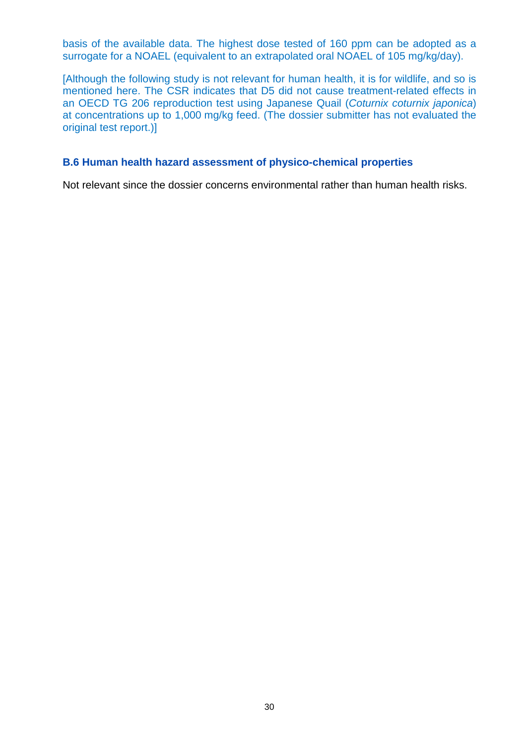basis of the available data. The highest dose tested of 160 ppm can be adopted as a surrogate for a NOAEL (equivalent to an extrapolated oral NOAEL of 105 mg/kg/day).

[Although the following study is not relevant for human health, it is for wildlife, and so is mentioned here. The CSR indicates that D5 did not cause treatment-related effects in an OECD TG 206 reproduction test using Japanese Quail (*Coturnix coturnix japonica*) at concentrations up to 1,000 mg/kg feed. (The dossier submitter has not evaluated the original test report.)]

### B.6 Human health hazard assessment of physico-chemical properties

Not relevant since the dossier concerns environmental rather than human health risks.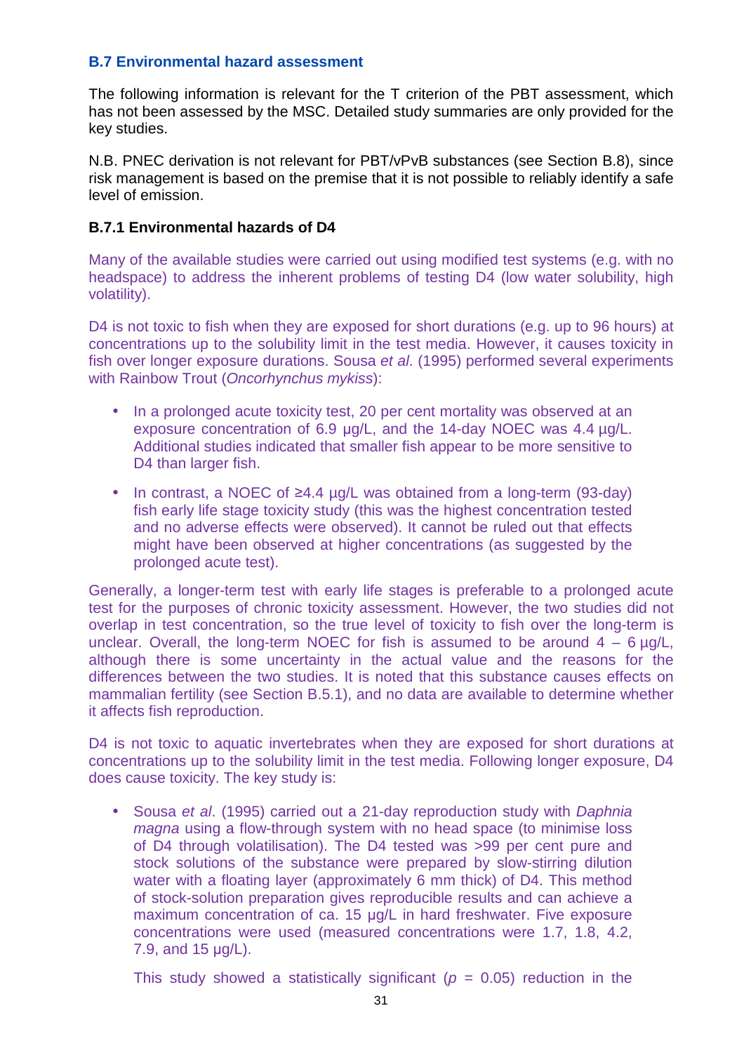### B.7 Environmental hazard assessment

The following information is relevant for the T criterion of the PBT assessment, which has not been assessed by the MSC. Detailed study summaries are only provided for the key studies.

N.B. PNEC derivation is not relevant for PBT/vPvB substances (see Section B.8), since risk management is based on the premise that it is not possible to reliably identify a safe level of emission.

#### B.7.1 Environmental hazards of D4

Many of the available studies were carried out using modified test systems (e.g. with no headspace) to address the inherent problems of testing D4 (low water solubility, high volatility).

D4 is not toxic to fish when they are exposed for short durations (e.g. up to 96 hours) at concentrations up to the solubility limit in the test media. However, it causes toxicity in fish over longer exposure durations. Sousa *et al*. (1995) performed several experiments with Rainbow Trout (*Oncorhynchus mykiss*):

- In a prolonged acute toxicity test, 20 per cent mortality was observed at an exposure concentration of 6.9 µg/L, and the 14-day NOEC was 4.4 µg/L. Additional studies indicated that smaller fish appear to be more sensitive to D4 than larger fish.
- In contrast, a NOEC of ≥4.4 µg/L was obtained from a long-term (93-day) fish early life stage toxicity study (this was the highest concentration tested and no adverse effects were observed). It cannot be ruled out that effects might have been observed at higher concentrations (as suggested by the prolonged acute test).

Generally, a longer-term test with early life stages is preferable to a prolonged acute test for the purposes of chronic toxicity assessment. However, the two studies did not overlap in test concentration, so the true level of toxicity to fish over the long-term is unclear. Overall, the long-term NOEC for fish is assumed to be around 4 – 6 µg/L, although there is some uncertainty in the actual value and the reasons for the differences between the two studies. It is noted that this substance causes effects on mammalian fertility (see Section B.5.1), and no data are available to determine whether it affects fish reproduction.

D4 is not toxic to aquatic invertebrates when they are exposed for short durations at concentrations up to the solubility limit in the test media. Following longer exposure, D4 does cause toxicity. The key study is:

- Sousa *et al*. (1995) carried out a 21-day reproduction study with *Daphnia magna* using a flow-through system with no head space (to minimise loss of D4 through volatilisation). The D4 tested was >99 per cent pure and stock solutions of the substance were prepared by slow-stirring dilution water with a floating layer (approximately 6 mm thick) of D4. This method of stock-solution preparation gives reproducible results and can achieve a maximum concentration of ca. 15 µg/L in hard freshwater. Five exposure concentrations were used (measured concentrations were 1.7, 1.8, 4.2, 7.9, and 15 µg/L).

  This study showed a statistically significant ($p$ = 0.05) reduction in the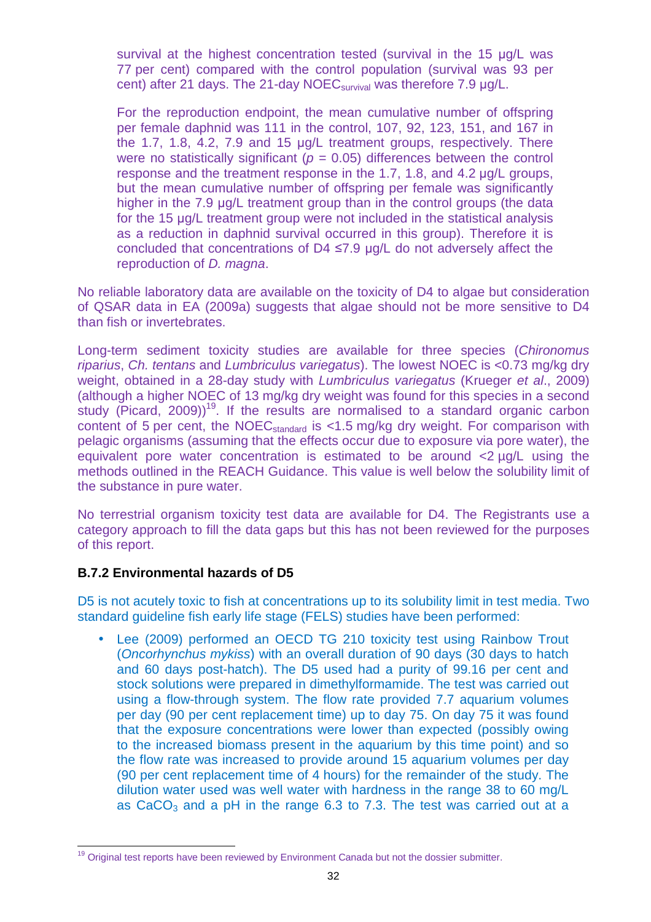survival at the highest concentration tested (survival in the 15 µg/L was 77 per cent) compared with the control population (survival was 93 per cent) after 21 days. The 21-day $NOEC_{survival}$ was therefore 7.9 µg/L.

For the reproduction endpoint, the mean cumulative number of offspring per female daphnid was 111 in the control, 107, 92, 123, 151, and 167 in the 1.7, 1.8, 4.2, 7.9 and 15 µg/L treatment groups, respectively. There were no statistically significant ($p = 0.05$) differences between the control response and the treatment response in the 1.7, 1.8, and 4.2 µg/L groups, but the mean cumulative number of offspring per female was significantly higher in the 7.9 µg/L treatment group than in the control groups (the data for the 15 µg/L treatment group were not included in the statistical analysis as a reduction in daphnid survival occurred in this group). Therefore it is concluded that concentrations of D4 ≤7.9 µg/L do not adversely affect the reproduction of *D. magna*.

No reliable laboratory data are available on the toxicity of D4 to algae but consideration of QSAR data in EA (2009a) suggests that algae should not be more sensitive to D4 than fish or invertebrates.

Long-term sediment toxicity studies are available for three species (*Chironomus riparius*, *Ch. tentans* and *Lumbriculus variegatus*). The lowest NOEC is <0.73 mg/kg dry weight, obtained in a 28-day study with *Lumbriculus variegatus* (Krueger *et al*., 2009) (although a higher NOEC of 13 mg/kg dry weight was found for this species in a second study (Picard, 2009))[19]. If the results are normalised to a standard organic carbon content of 5 per cent, the $NOEC_{standard}$ is <1.5 mg/kg dry weight. For comparison with pelagic organisms (assuming that the effects occur due to exposure via pore water), the equivalent pore water concentration is estimated to be around <2 µg/L using the methods outlined in the REACH Guidance. This value is well below the solubility limit of the substance in pure water.

No terrestrial organism toxicity test data are available for D4. The Registrants use a category approach to fill the data gaps but this has not been reviewed for the purposes of this report.

### B.7.2 Environmental hazards of D5

D5 is not acutely toxic to fish at concentrations up to its solubility limit in test media. Two standard guideline fish early life stage (FELS) studies have been performed:

- Lee (2009) performed an OECD TG 210 toxicity test using Rainbow Trout (*Oncorhynchus mykiss*) with an overall duration of 90 days (30 days to hatch and 60 days post-hatch). The D5 used had a purity of 99.16 per cent and stock solutions were prepared in dimethylformamide. The test was carried out using a flow-through system. The flow rate provided 7.7 aquarium volumes per day (90 per cent replacement time) up to day 75. On day 75 it was found that the exposure concentrations were lower than expected (possibly owing to the increased biomass present in the aquarium by this time point) and so the flow rate was increased to provide around 15 aquarium volumes per day (90 per cent replacement time of 4 hours) for the remainder of the study. The dilution water used was well water with hardness in the range 38 to 60 mg/L as $CaCO_3$ and a pH in the range 6.3 to 7.3. The test was carried out at a

[19] Original test reports have been reviewed by Environment Canada but not the dossier submitter.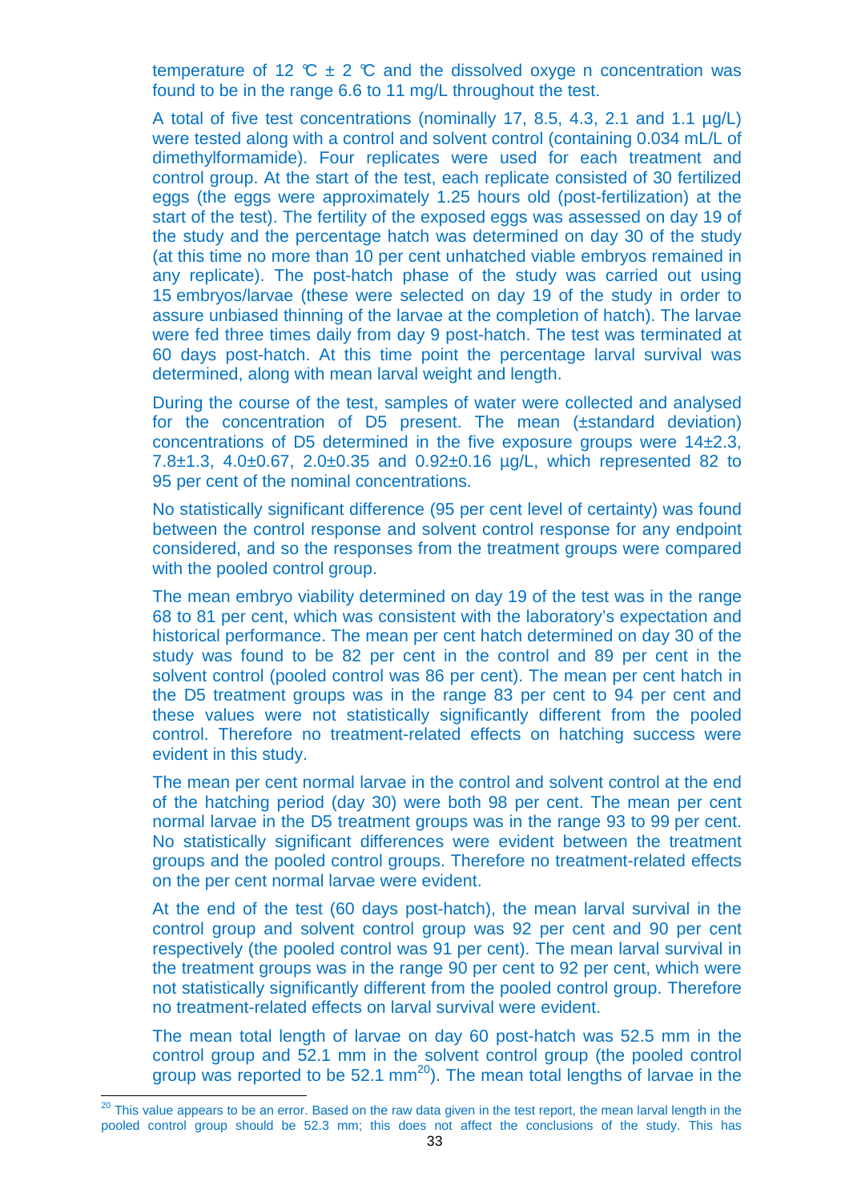temperature of 12 ℃ ± 2 ℃ and the dissolved oxyge n concentration was found to be in the range 6.6 to 11 mg/L throughout the test.

A total of five test concentrations (nominally 17, 8.5, 4.3, 2.1 and 1.1 µg/L) were tested along with a control and solvent control (containing 0.034 mL/L of dimethylformamide). Four replicates were used for each treatment and control group. At the start of the test, each replicate consisted of 30 fertilized eggs (the eggs were approximately 1.25 hours old (post-fertilization) at the start of the test). The fertility of the exposed eggs was assessed on day 19 of the study and the percentage hatch was determined on day 30 of the study (at this time no more than 10 per cent unhatched viable embryos remained in any replicate). The post-hatch phase of the study was carried out using 15 embryos/larvae (these were selected on day 19 of the study in order to assure unbiased thinning of the larvae at the completion of hatch). The larvae were fed three times daily from day 9 post-hatch. The test was terminated at 60 days post-hatch. At this time point the percentage larval survival was determined, along with mean larval weight and length.

During the course of the test, samples of water were collected and analysed for the concentration of D5 present. The mean (±standard deviation) concentrations of D5 determined in the five exposure groups were 14±2.3, 7.8±1.3, 4.0±0.67, 2.0±0.35 and 0.92±0.16 µg/L, which represented 82 to 95 per cent of the nominal concentrations.

No statistically significant difference (95 per cent level of certainty) was found between the control response and solvent control response for any endpoint considered, and so the responses from the treatment groups were compared with the pooled control group.

The mean embryo viability determined on day 19 of the test was in the range 68 to 81 per cent, which was consistent with the laboratory's expectation and historical performance. The mean per cent hatch determined on day 30 of the study was found to be 82 per cent in the control and 89 per cent in the solvent control (pooled control was 86 per cent). The mean per cent hatch in the D5 treatment groups was in the range 83 per cent to 94 per cent and these values were not statistically significantly different from the pooled control. Therefore no treatment-related effects on hatching success were evident in this study.

The mean per cent normal larvae in the control and solvent control at the end of the hatching period (day 30) were both 98 per cent. The mean per cent normal larvae in the D5 treatment groups was in the range 93 to 99 per cent. No statistically significant differences were evident between the treatment groups and the pooled control groups. Therefore no treatment-related effects on the per cent normal larvae were evident.

At the end of the test (60 days post-hatch), the mean larval survival in the control group and solvent control group was 92 per cent and 90 per cent respectively (the pooled control was 91 per cent). The mean larval survival in the treatment groups was in the range 90 per cent to 92 per cent, which were not statistically significantly different from the pooled control group. Therefore no treatment-related effects on larval survival were evident.

The mean total length of larvae on day 60 post-hatch was 52.5 mm in the control group and 52.1 mm in the solvent control group (the pooled control group was reported to be 52.1 mm[20]). The mean total lengths of larvae in the

[20] This value appears to be an error. Based on the raw data given in the test report, the mean larval length in the pooled control group should be 52.3 mm; this does not affect the conclusions of the study. This has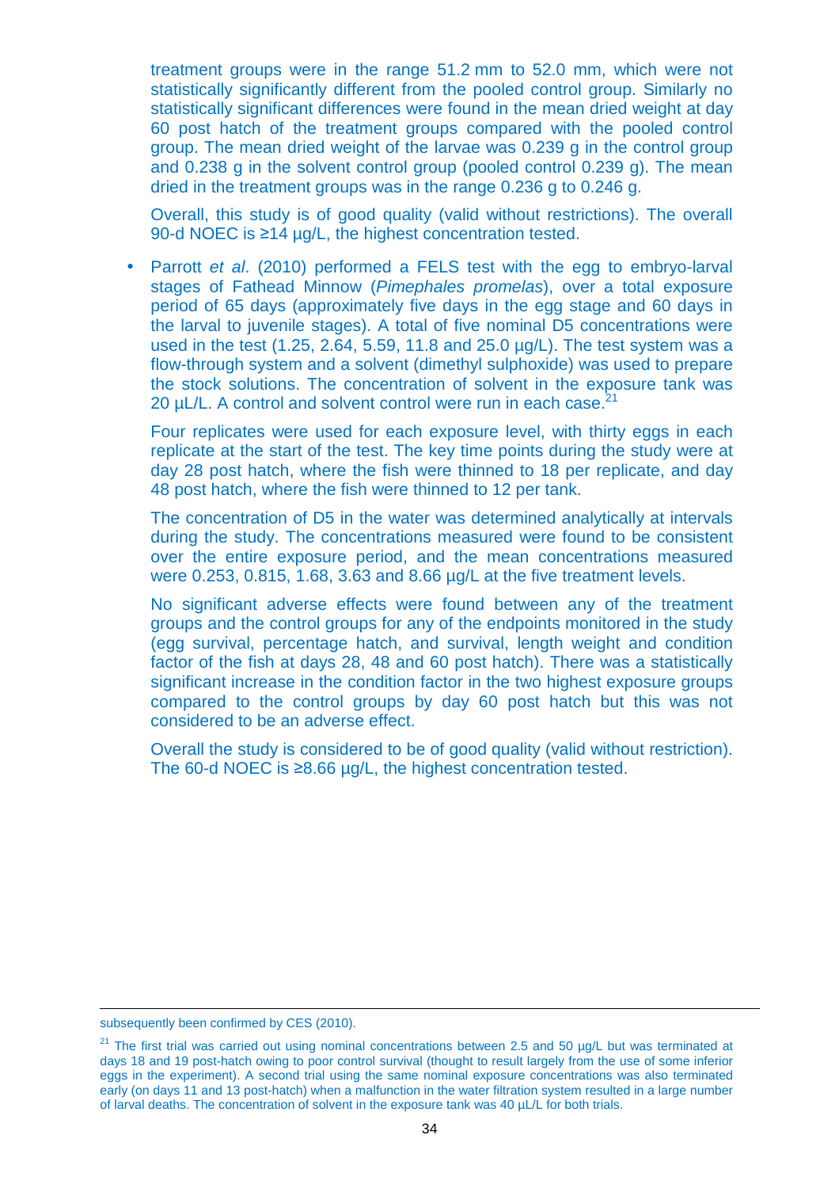treatment groups were in the range 51.2 mm to 52.0 mm, which were not statistically significantly different from the pooled control group. Similarly no statistically significant differences were found in the mean dried weight at day 60 post hatch of the treatment groups compared with the pooled control group. The mean dried weight of the larvae was 0.239 g in the control group and 0.238 g in the solvent control group (pooled control 0.239 g). The mean dried in the treatment groups was in the range 0.236 g to 0.246 g.

Overall, this study is of good quality (valid without restrictions). The overall 90-d NOEC is ≥14 µg/L, the highest concentration tested.

- Parrott *et al*. (2010) performed a FELS test with the egg to embryo-larval stages of Fathead Minnow (*Pimephales promelas*), over a total exposure period of 65 days (approximately five days in the egg stage and 60 days in the larval to juvenile stages). A total of five nominal D5 concentrations were used in the test (1.25, 2.64, 5.59, 11.8 and 25.0 µg/L). The test system was a flow-through system and a solvent (dimethyl sulphoxide) was used to prepare the stock solutions. The concentration of solvent in the exposure tank was 20 µL/L. A control and solvent control were run in each case.[21]

  Four replicates were used for each exposure level, with thirty eggs in each replicate at the start of the test. The key time points during the study were at day 28 post hatch, where the fish were thinned to 18 per replicate, and day 48 post hatch, where the fish were thinned to 12 per tank.

  The concentration of D5 in the water was determined analytically at intervals during the study. The concentrations measured were found to be consistent over the entire exposure period, and the mean concentrations measured were 0.253, 0.815, 1.68, 3.63 and 8.66 µg/L at the five treatment levels.

  No significant adverse effects were found between any of the treatment groups and the control groups for any of the endpoints monitored in the study (egg survival, percentage hatch, and survival, length weight and condition factor of the fish at days 28, 48 and 60 post hatch). There was a statistically significant increase in the condition factor in the two highest exposure groups compared to the control groups by day 60 post hatch but this was not considered to be an adverse effect.

  Overall the study is considered to be of good quality (valid without restriction). The 60-d NOEC is ≥8.66 µg/L, the highest concentration tested.

---

subsequently been confirmed by CES (2010).

[21] The first trial was carried out using nominal concentrations between 2.5 and 50 µg/L but was terminated at days 18 and 19 post-hatch owing to poor control survival (thought to result largely from the use of some inferior eggs in the experiment). A second trial using the same nominal exposure concentrations was also terminated early (on days 11 and 13 post-hatch) when a malfunction in the water filtration system resulted in a large number of larval deaths. The concentration of solvent in the exposure tank was 40 µL/L for both trials.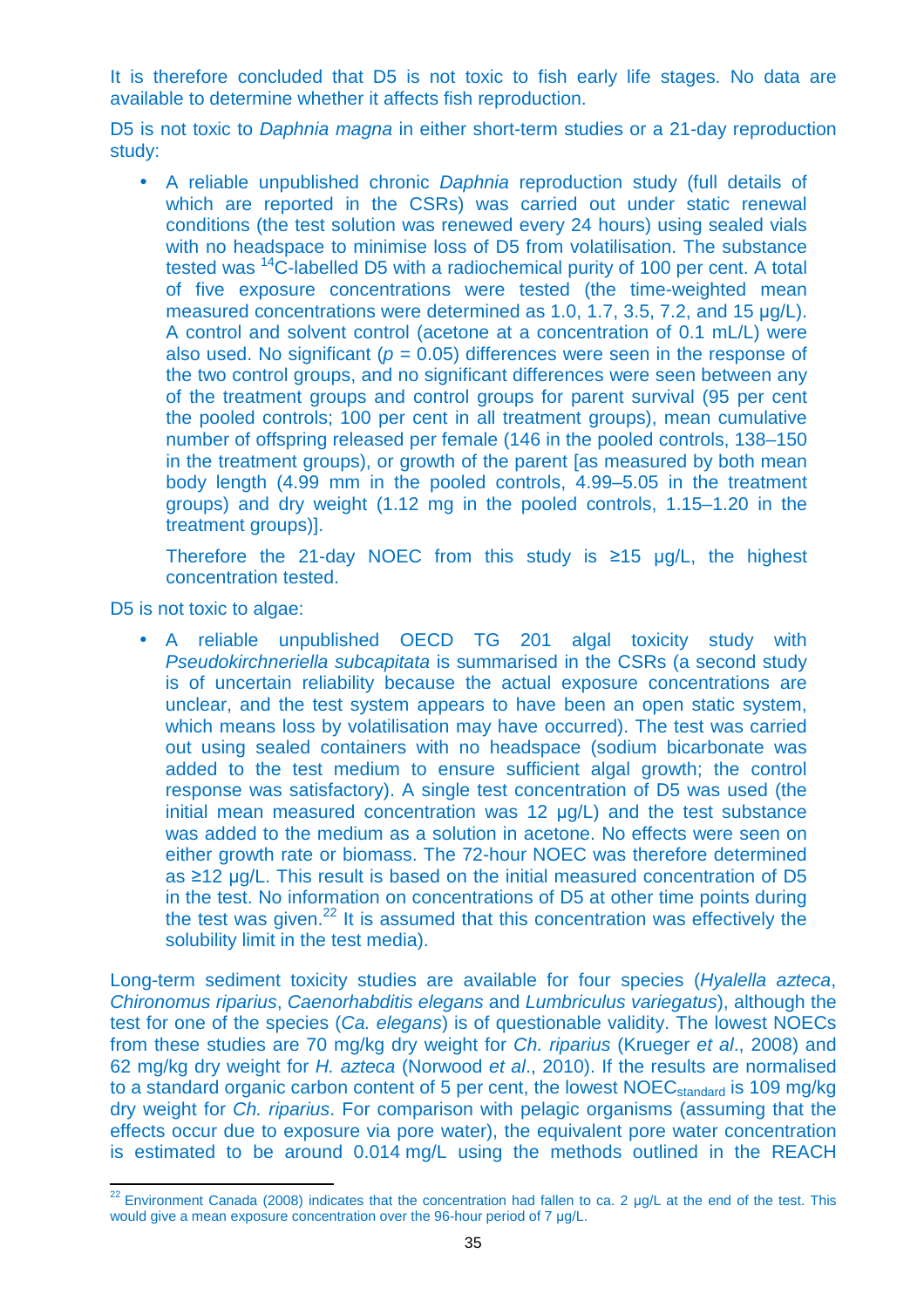It is therefore concluded that D5 is not toxic to fish early life stages. No data are available to determine whether it affects fish reproduction.

D5 is not toxic to *Daphnia magna* in either short-term studies or a 21-day reproduction study:

- A reliable unpublished chronic *Daphnia* reproduction study (full details of which are reported in the CSRs) was carried out under static renewal conditions (the test solution was renewed every 24 hours) using sealed vials with no headspace to minimise loss of D5 from volatilisation. The substance tested was $^{14}$C-labelled D5 with a radiochemical purity of 100 per cent. A total of five exposure concentrations were tested (the time-weighted mean measured concentrations were determined as 1.0, 1.7, 3.5, 7.2, and 15 µg/L). A control and solvent control (acetone at a concentration of 0.1 mL/L) were also used. No significant ($p$ = 0.05) differences were seen in the response of the two control groups, and no significant differences were seen between any of the treatment groups and control groups for parent survival (95 per cent the pooled controls; 100 per cent in all treatment groups), mean cumulative number of offspring released per female (146 in the pooled controls, 138–150 in the treatment groups), or growth of the parent [as measured by both mean body length (4.99 mm in the pooled controls, 4.99–5.05 in the treatment groups) and dry weight (1.12 mg in the pooled controls, 1.15–1.20 in the treatment groups)].

  Therefore the 21-day NOEC from this study is ≥15 µg/L, the highest concentration tested.

D5 is not toxic to algae:

- A reliable unpublished OECD TG 201 algal toxicity study with *Pseudokirchneriella subcapitata* is summarised in the CSRs (a second study is of uncertain reliability because the actual exposure concentrations are unclear, and the test system appears to have been an open static system, which means loss by volatilisation may have occurred). The test was carried out using sealed containers with no headspace (sodium bicarbonate was added to the test medium to ensure sufficient algal growth; the control response was satisfactory). A single test concentration of D5 was used (the initial mean measured concentration was 12 µg/L) and the test substance was added to the medium as a solution in acetone. No effects were seen on either growth rate or biomass. The 72-hour NOEC was therefore determined as ≥12 µg/L. This result is based on the initial measured concentration of D5 in the test. No information on concentrations of D5 at other time points during the test was given.[22] It is assumed that this concentration was effectively the solubility limit in the test media).

Long-term sediment toxicity studies are available for four species (*Hyalella azteca*, *Chironomus riparius*, *Caenorhabditis elegans* and *Lumbriculus variegatus*), although the test for one of the species (*Ca. elegans*) is of questionable validity. The lowest NOECs from these studies are 70 mg/kg dry weight for *Ch. riparius* (Krueger *et al*., 2008) and 62 mg/kg dry weight for *H. azteca* (Norwood *et al*., 2010). If the results are normalised to a standard organic carbon content of 5 per cent, the lowest $NOEC_{standard}$ is 109 mg/kg dry weight for *Ch. riparius*. For comparison with pelagic organisms (assuming that the effects occur due to exposure via pore water), the equivalent pore water concentration is estimated to be around 0.014 mg/L using the methods outlined in the REACH

[22] Environment Canada (2008) indicates that the concentration had fallen to ca. 2 µg/L at the end of the test. This would give a mean exposure concentration over the 96-hour period of 7 µg/L.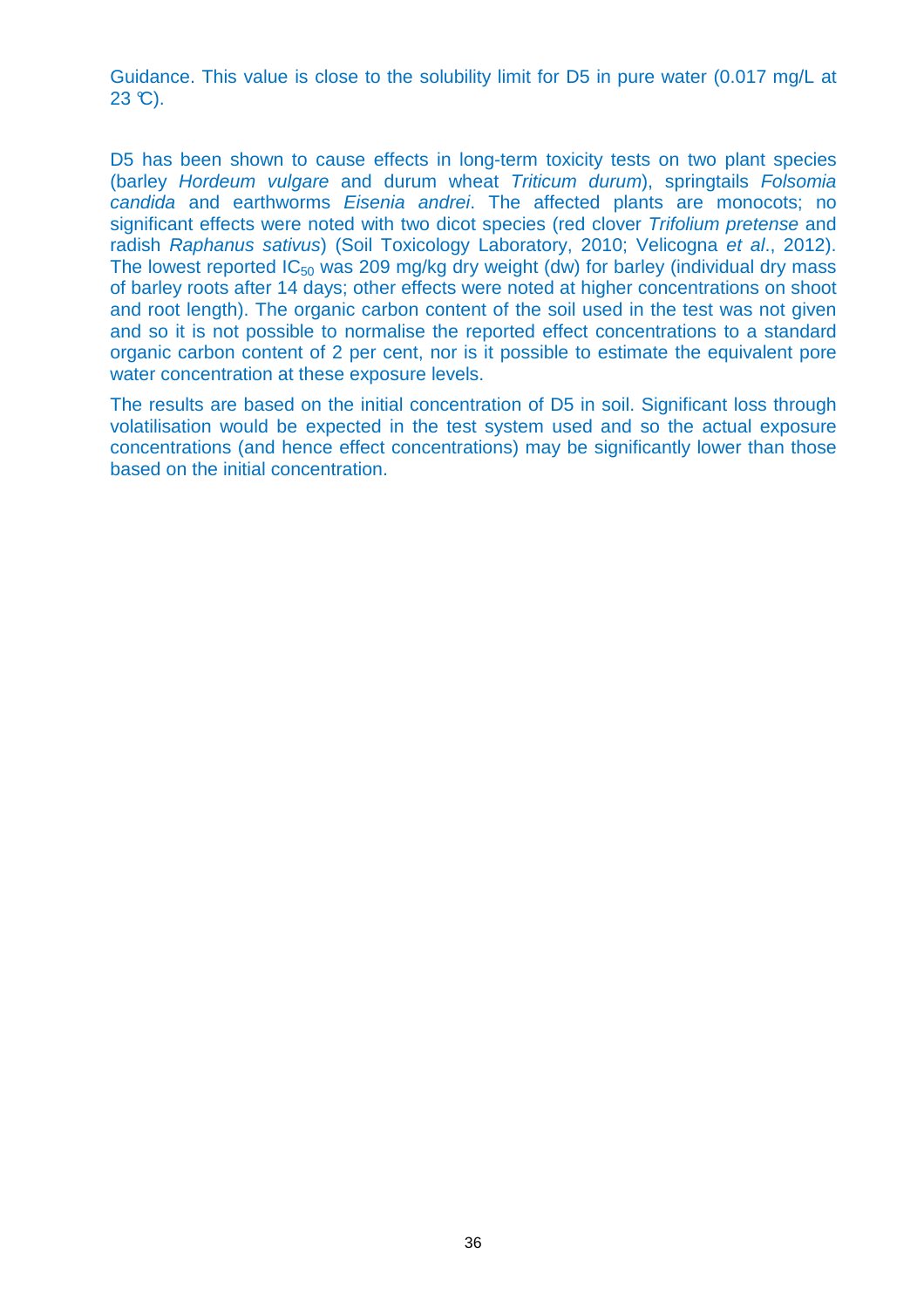Guidance. This value is close to the solubility limit for D5 in pure water (0.017 mg/L at 23 ℃).

D5 has been shown to cause effects in long-term toxicity tests on two plant species (barley *Hordeum vulgare* and durum wheat *Triticum durum*), springtails *Folsomia candida* and earthworms *Eisenia andrei*. The affected plants are monocots; no significant effects were noted with two dicot species (red clover *Trifolium pretense* and radish *Raphanus sativus*) (Soil Toxicology Laboratory, 2010; Velicogna *et al*., 2012). The lowest reported $IC_{50}$ was 209 mg/kg dry weight (dw) for barley (individual dry mass of barley roots after 14 days; other effects were noted at higher concentrations on shoot and root length). The organic carbon content of the soil used in the test was not given and so it is not possible to normalise the reported effect concentrations to a standard organic carbon content of 2 per cent, nor is it possible to estimate the equivalent pore water concentration at these exposure levels.

The results are based on the initial concentration of D5 in soil. Significant loss through volatilisation would be expected in the test system used and so the actual exposure concentrations (and hence effect concentrations) may be significantly lower than those based on the initial concentration.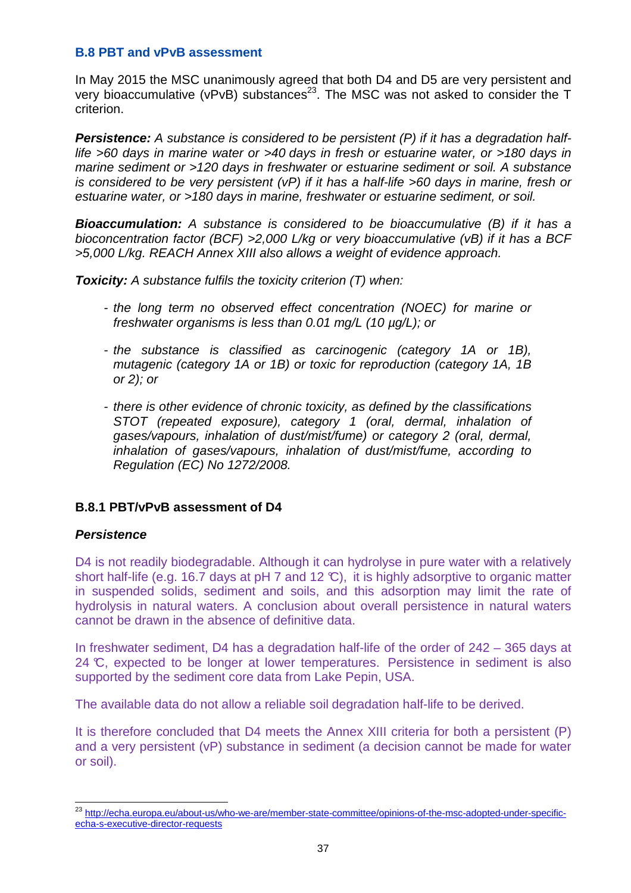### B.8 PBT and vPvB assessment

In May 2015 the MSC unanimously agreed that both D4 and D5 are very persistent and very bioaccumulative (vPvB) substances[23]. The MSC was not asked to consider the T criterion.

***Persistence:*** *A substance is considered to be persistent (P) if it has a degradation half-life >60 days in marine water or >40 days in fresh or estuarine water, or >180 days in marine sediment or >120 days in freshwater or estuarine sediment or soil. A substance is considered to be very persistent (vP) if it has a half-life >60 days in marine, fresh or estuarine water, or >180 days in marine, freshwater or estuarine sediment, or soil.*

***Bioaccumulation:*** *A substance is considered to be bioaccumulative (B) if it has a bioconcentration factor (BCF) >2,000 L/kg or very bioaccumulative (vB) if it has a BCF >5,000 L/kg. REACH Annex XIII also allows a weight of evidence approach.*

***Toxicity:*** *A substance fulfils the toxicity criterion (T) when:*

- *the long term no observed effect concentration (NOEC) for marine or freshwater organisms is less than 0.01 mg/L (10 µg/L); or*
- *the substance is classified as carcinogenic (category 1A or 1B), mutagenic (category 1A or 1B) or toxic for reproduction (category 1A, 1B or 2); or*
- *there is other evidence of chronic toxicity, as defined by the classifications STOT (repeated exposure), category 1 (oral, dermal, inhalation of gases/vapours, inhalation of dust/mist/fume) or category 2 (oral, dermal, inhalation of gases/vapours, inhalation of dust/mist/fume, according to Regulation (EC) No 1272/2008.*

#### B.8.1 PBT/vPvB assessment of D4

***Persistence***

D4 is not readily biodegradable. Although it can hydrolyse in pure water with a relatively short half-life (e.g. 16.7 days at pH 7 and 12 ℃), it is highly adsorptive to organic matter in suspended solids, sediment and soils, and this adsorption may limit the rate of hydrolysis in natural waters. A conclusion about overall persistence in natural waters cannot be drawn in the absence of definitive data.

In freshwater sediment, D4 has a degradation half-life of the order of 242 – 365 days at 24 ℃, expected to be longer at lower temperatures. Persistence in sediment is also supported by the sediment core data from Lake Pepin, USA.

The available data do not allow a reliable soil degradation half-life to be derived.

It is therefore concluded that D4 meets the Annex XIII criteria for both a persistent (P) and a very persistent (vP) substance in sediment (a decision cannot be made for water or soil).

[23] http://echa.europa.eu/about-us/who-we-are/member-state-committee/opinions-of-the-msc-adopted-under-specific-echa-s-executive-director-requests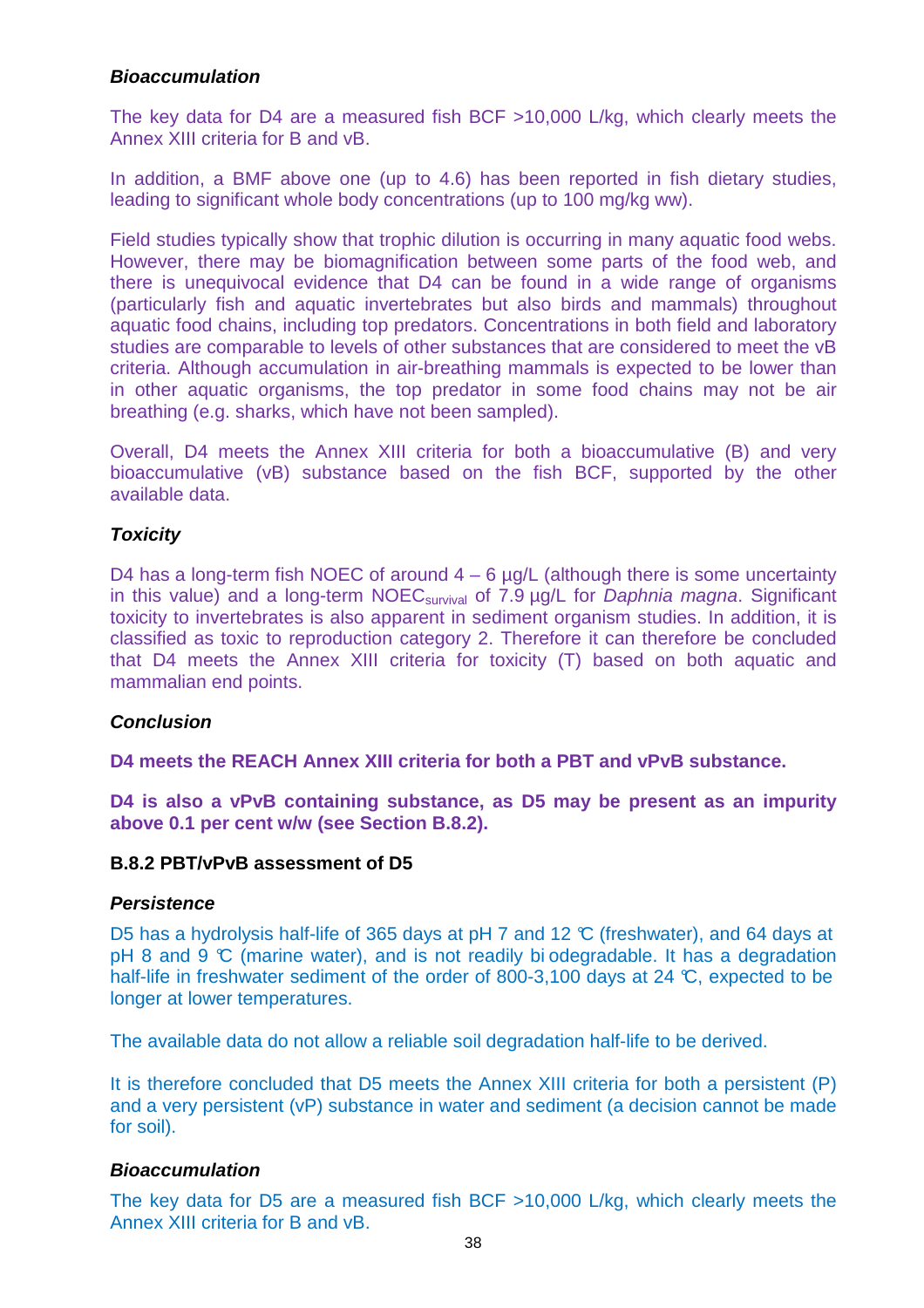***Bioaccumulation***

The key data for D4 are a measured fish BCF >10,000 L/kg, which clearly meets the Annex XIII criteria for B and vB.

In addition, a BMF above one (up to 4.6) has been reported in fish dietary studies, leading to significant whole body concentrations (up to 100 mg/kg ww).

Field studies typically show that trophic dilution is occurring in many aquatic food webs. However, there may be biomagnification between some parts of the food web, and there is unequivocal evidence that D4 can be found in a wide range of organisms (particularly fish and aquatic invertebrates but also birds and mammals) throughout aquatic food chains, including top predators. Concentrations in both field and laboratory studies are comparable to levels of other substances that are considered to meet the vB criteria. Although accumulation in air-breathing mammals is expected to be lower than in other aquatic organisms, the top predator in some food chains may not be air breathing (e.g. sharks, which have not been sampled).

Overall, D4 meets the Annex XIII criteria for both a bioaccumulative (B) and very bioaccumulative (vB) substance based on the fish BCF, supported by the other available data.

***Toxicity***

D4 has a long-term fish NOEC of around 4 – 6 µg/L (although there is some uncertainty in this value) and a long-term $NOEC_{survival}$ of 7.9 µg/L for *Daphnia magna*. Significant toxicity to invertebrates is also apparent in sediment organism studies. In addition, it is classified as toxic to reproduction category 2. Therefore it can therefore be concluded that D4 meets the Annex XIII criteria for toxicity (T) based on both aquatic and mammalian end points.

***Conclusion***

**D4 meets the REACH Annex XIII criteria for both a PBT and vPvB substance.**

**D4 is also a vPvB containing substance, as D5 may be present as an impurity above 0.1 per cent w/w (see Section B.8.2).**

**B.8.2 PBT/vPvB assessment of D5**

***Persistence***

D5 has a hydrolysis half-life of 365 days at pH 7 and 12 ℃ (freshwater), and 64 days at pH 8 and 9 ℃ (marine water), and is not readily bi odegradable. It has a degradation half-life in freshwater sediment of the order of 800-3,100 days at 24 ℃, expected to be longer at lower temperatures.

The available data do not allow a reliable soil degradation half-life to be derived.

It is therefore concluded that D5 meets the Annex XIII criteria for both a persistent (P) and a very persistent (vP) substance in water and sediment (a decision cannot be made for soil).

***Bioaccumulation***

The key data for D5 are a measured fish BCF >10,000 L/kg, which clearly meets the Annex XIII criteria for B and vB.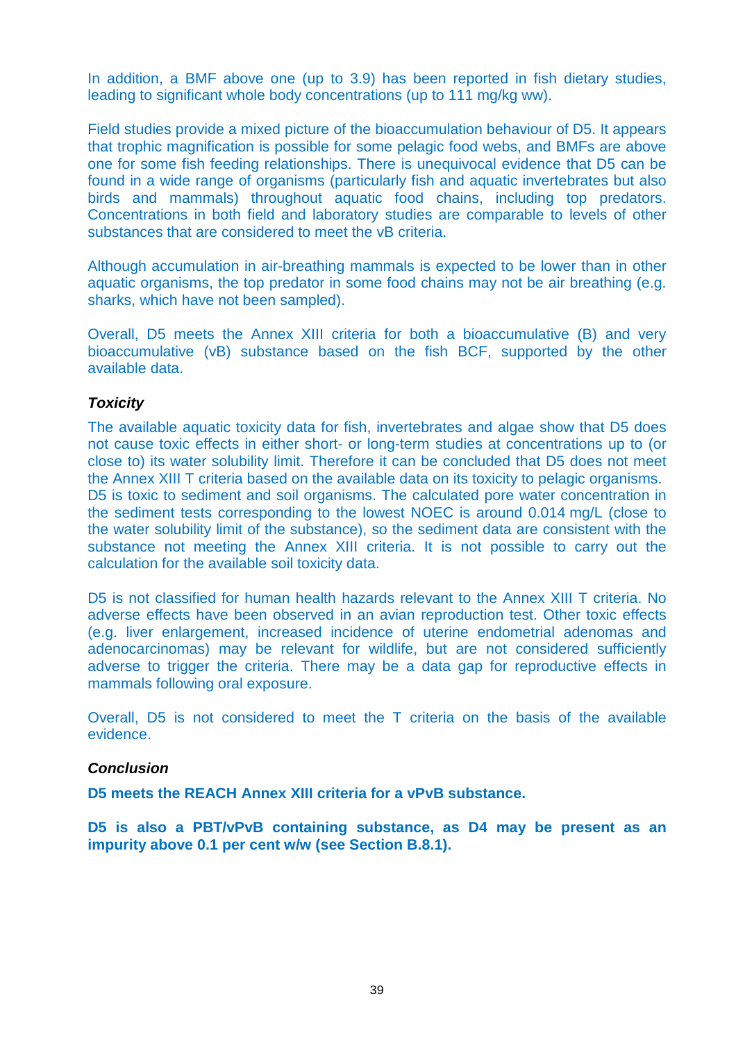In addition, a BMF above one (up to 3.9) has been reported in fish dietary studies, leading to significant whole body concentrations (up to 111 mg/kg ww).

Field studies provide a mixed picture of the bioaccumulation behaviour of D5. It appears that trophic magnification is possible for some pelagic food webs, and BMFs are above one for some fish feeding relationships. There is unequivocal evidence that D5 can be found in a wide range of organisms (particularly fish and aquatic invertebrates but also birds and mammals) throughout aquatic food chains, including top predators. Concentrations in both field and laboratory studies are comparable to levels of other substances that are considered to meet the vB criteria.

Although accumulation in air-breathing mammals is expected to be lower than in other aquatic organisms, the top predator in some food chains may not be air breathing (e.g. sharks, which have not been sampled).

Overall, D5 meets the Annex XIII criteria for both a bioaccumulative (B) and very bioaccumulative (vB) substance based on the fish BCF, supported by the other available data.

***Toxicity***

The available aquatic toxicity data for fish, invertebrates and algae show that D5 does not cause toxic effects in either short- or long-term studies at concentrations up to (or close to) its water solubility limit. Therefore it can be concluded that D5 does not meet the Annex XIII T criteria based on the available data on its toxicity to pelagic organisms. D5 is toxic to sediment and soil organisms. The calculated pore water concentration in the sediment tests corresponding to the lowest NOEC is around 0.014 mg/L (close to the water solubility limit of the substance), so the sediment data are consistent with the substance not meeting the Annex XIII criteria. It is not possible to carry out the calculation for the available soil toxicity data.

D5 is not classified for human health hazards relevant to the Annex XIII T criteria. No adverse effects have been observed in an avian reproduction test. Other toxic effects (e.g. liver enlargement, increased incidence of uterine endometrial adenomas and adenocarcinomas) may be relevant for wildlife, but are not considered sufficiently adverse to trigger the criteria. There may be a data gap for reproductive effects in mammals following oral exposure.

Overall, D5 is not considered to meet the T criteria on the basis of the available evidence.

***Conclusion***

**D5 meets the REACH Annex XIII criteria for a vPvB substance.**

**D5 is also a PBT/vPvB containing substance, as D4 may be present as an impurity above 0.1 per cent w/w (see Section B.8.1).**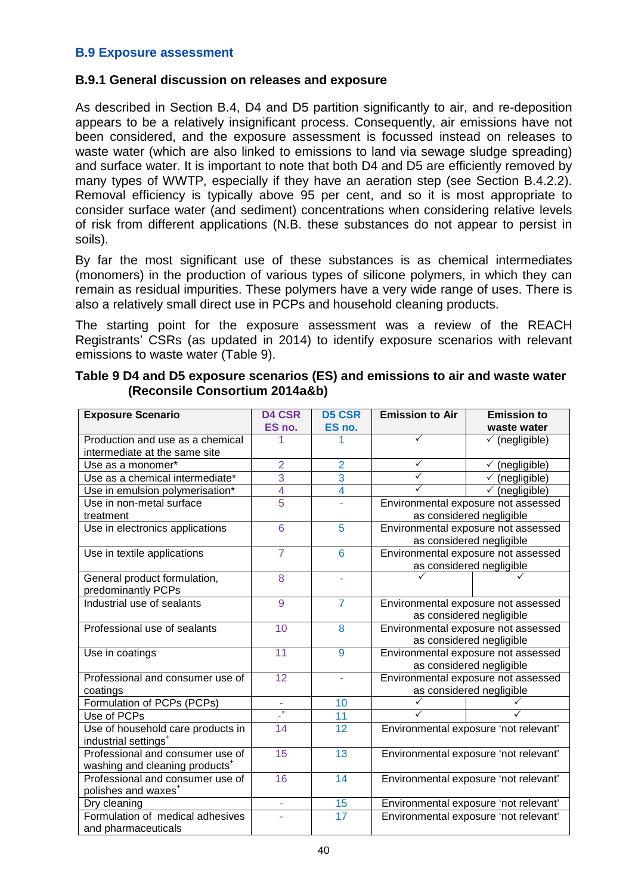## B.9 Exposure assessment

### B.9.1 General discussion on releases and exposure

As described in Section B.4, D4 and D5 partition significantly to air, and re-deposition appears to be a relatively insignificant process. Consequently, air emissions have not been considered, and the exposure assessment is focussed instead on releases to waste water (which are also linked to emissions to land via sewage sludge spreading) and surface water. It is important to note that both D4 and D5 are efficiently removed by many types of WWTP, especially if they have an aeration step (see Section B.4.2.2). Removal efficiency is typically above 95 per cent, and so it is most appropriate to consider surface water (and sediment) concentrations when considering relative levels of risk from different applications (N.B. these substances do not appear to persist in soils).

By far the most significant use of these substances is as chemical intermediates (monomers) in the production of various types of silicone polymers, in which they can remain as residual impurities. These polymers have a very wide range of uses. There is also a relatively small direct use in PCPs and household cleaning products.

The starting point for the exposure assessment was a review of the REACH Registrants' CSRs (as updated in 2014) to identify exposure scenarios with relevant emissions to waste water (Table 9).

**Table 9 D4 and D5 exposure scenarios (ES) and emissions to air and waste water (Reconsile Consortium 2014a&b)**

| Exposure Scenario | D4 CSR ES no. | D5 CSR ES no. | Emission to Air | Emission to waste water |
|---|---|---|---|---|
| Production and use as a chemical intermediate at the same site | 1 | 1 | ✓ | ✓ (negligible) |
| Use as a monomer* | 2 | 2 | ✓ | ✓ (negligible) |
| Use as a chemical intermediate* | 3 | 3 | ✓ | ✓ (negligible) |
| Use in emulsion polymerisation* | 4 | 4 | ✓ | ✓ (negligible) |
| Use in non-metal surface treatment | 5 | - | Environmental exposure not assessed as considered negligible | |
| Use in electronics applications | 6 | 5 | Environmental exposure not assessed as considered negligible | |
| Use in textile applications | 7 | 6 | Environmental exposure not assessed as considered negligible | |
| General product formulation, predominantly PCPs | 8 | - | ✓ | ✓ |
| Industrial use of sealants | 9 | 7 | Environmental exposure not assessed as considered negligible | |
| Professional use of sealants | 10 | 8 | Environmental exposure not assessed as considered negligible | |
| Use in coatings | 11 | 9 | Environmental exposure not assessed as considered negligible | |
| Professional and consumer use of coatings | 12 | - | Environmental exposure not assessed as considered negligible | |
| Formulation of PCPs (PCPs) | - | 10 | ✓ | ✓ |
| Use of PCPs | -[x] | 11 | ✓ | ✓ |
| Use of household care products in industrial settings[+] | 14 | 12 | Environmental exposure 'not relevant' | |
| Professional and consumer use of washing and cleaning products[+] | 15 | 13 | Environmental exposure 'not relevant' | |
| Professional and consumer use of polishes and waxes[+] | 16 | 14 | Environmental exposure 'not relevant' | |
| Dry cleaning | - | 15 | Environmental exposure 'not relevant' | |
| Formulation of medical adhesives and pharmaceuticals | - | 17 | Environmental exposure 'not relevant' | |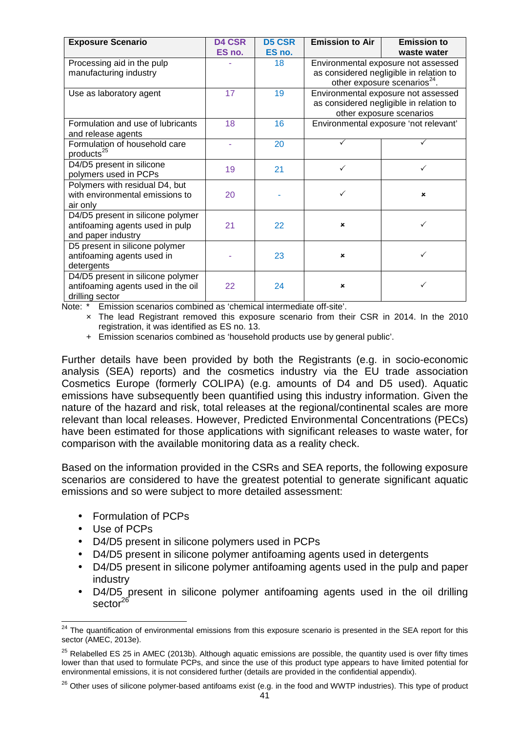| Exposure Scenario | D4 CSR ES no. | D5 CSR ES no. | Emission to Air | Emission to waste water |
|---|---|---|---|---|
| Processing aid in the pulp manufacturing industry | - | 18 | Environmental exposure not assessed as considered negligible in relation to other exposure scenarios[24]. | |
| Use as laboratory agent | 17 | 19 | Environmental exposure not assessed as considered negligible in relation to other exposure scenarios | |
| Formulation and use of lubricants and release agents | 18 | 16 | Environmental exposure 'not relevant' | |
| Formulation of household care products[25] | - | 20 | ✓ | ✓ |
| D4/D5 present in silicone polymers used in PCPs | 19 | 21 | ✓ | ✓ |
| Polymers with residual D4, but with environmental emissions to air only | 20 | - | ✓ | × |
| D4/D5 present in silicone polymer antifoaming agents used in pulp and paper industry | 21 | 22 | × | ✓ |
| D5 present in silicone polymer antifoaming agents used in detergents | - | 23 | × | ✓ |
| D4/D5 present in silicone polymer antifoaming agents used in the oil drilling sector | 22 | 24 | × | ✓ |

Note: * Emission scenarios combined as 'chemical intermediate off-site'.

× The lead Registrant removed this exposure scenario from their CSR in 2014. In the 2010 registration, it was identified as ES no. 13.

\+ Emission scenarios combined as 'household products use by general public'.

Further details have been provided by both the Registrants (e.g. in socio-economic analysis (SEA) reports) and the cosmetics industry via the EU trade association Cosmetics Europe (formerly COLIPA) (e.g. amounts of D4 and D5 used). Aquatic emissions have subsequently been quantified using this industry information. Given the nature of the hazard and risk, total releases at the regional/continental scales are more relevant than local releases. However, Predicted Environmental Concentrations (PECs) have been estimated for those applications with significant releases to waste water, for comparison with the available monitoring data as a reality check.

Based on the information provided in the CSRs and SEA reports, the following exposure scenarios are considered to have the greatest potential to generate significant aquatic emissions and so were subject to more detailed assessment:

- Formulation of PCPs
- Use of PCPs
- D4/D5 present in silicone polymers used in PCPs
- D4/D5 present in silicone polymer antifoaming agents used in detergents
- D4/D5 present in silicone polymer antifoaming agents used in the pulp and paper industry
- D4/D5 present in silicone polymer antifoaming agents used in the oil drilling sector[26]

[24] The quantification of environmental emissions from this exposure scenario is presented in the SEA report for this sector (AMEC, 2013e).

[25] Relabelled ES 25 in AMEC (2013b). Although aquatic emissions are possible, the quantity used is over fifty times lower than that used to formulate PCPs, and since the use of this product type appears to have limited potential for environmental emissions, it is not considered further (details are provided in the confidential appendix).

[26] Other uses of silicone polymer-based antifoams exist (e.g. in the food and WWTP industries). This type of product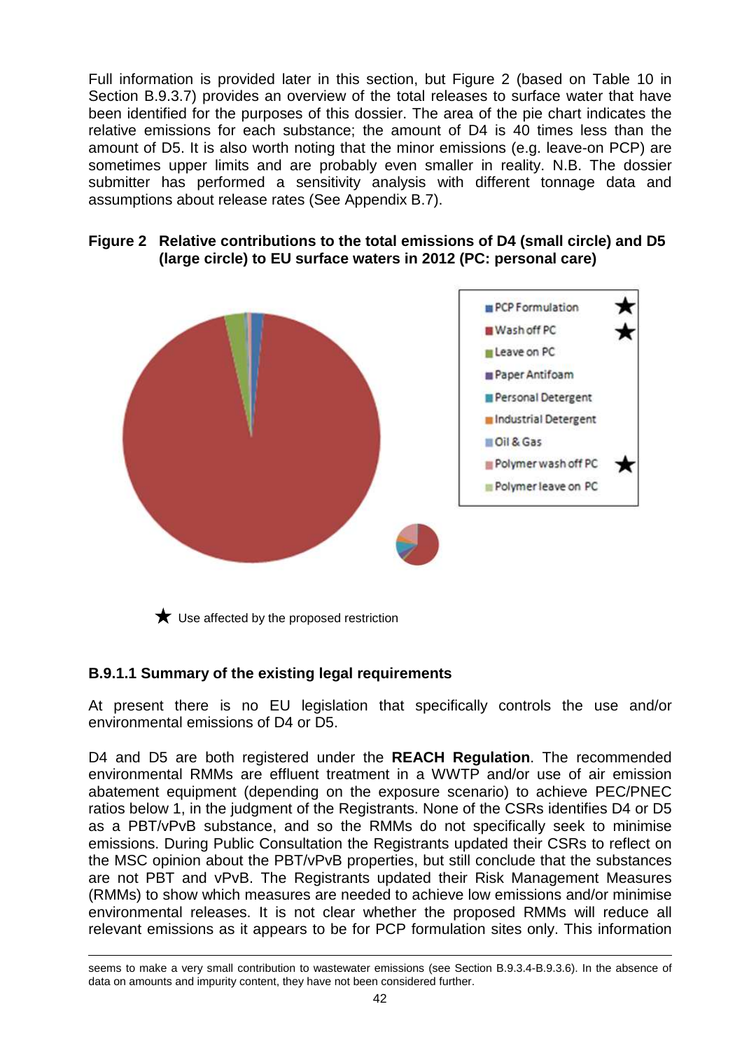Full information is provided later in this section, but Figure 2 (based on Table 10 in Section B.9.3.7) provides an overview of the total releases to surface water that have been identified for the purposes of this dossier. The area of the pie chart indicates the relative emissions for each substance; the amount of D4 is 40 times less than the amount of D5. It is also worth noting that the minor emissions (e.g. leave-on PCP) are sometimes upper limits and are probably even smaller in reality. N.B. The dossier submitter has performed a sensitivity analysis with different tonnage data and assumptions about release rates (See Appendix B.7).

**Figure 2 Relative contributions to the total emissions of D4 (small circle) and D5 (large circle) to EU surface waters in 2012 (PC: personal care)**

- PCP Formulation ★
- Wash off PC ★
- Leave on PC
- Paper Antifoam
- Personal Detergent
- Industrial Detergent
- Oil & Gas
- Polymer wash off PC ★
- Polymer leave on PC

★ Use affected by the proposed restriction

### B.9.1.1 Summary of the existing legal requirements

At present there is no EU legislation that specifically controls the use and/or environmental emissions of D4 or D5.

D4 and D5 are both registered under the **REACH Regulation**. The recommended environmental RMMs are effluent treatment in a WWTP and/or use of air emission abatement equipment (depending on the exposure scenario) to achieve PEC/PNEC ratios below 1, in the judgment of the Registrants. None of the CSRs identifies D4 or D5 as a PBT/vPvB substance, and so the RMMs do not specifically seek to minimise emissions. During Public Consultation the Registrants updated their CSRs to reflect on the MSC opinion about the PBT/vPvB properties, but still conclude that the substances are not PBT and vPvB. The Registrants updated their Risk Management Measures (RMMs) to show which measures are needed to achieve low emissions and/or minimise environmental releases. It is not clear whether the proposed RMMs will reduce all relevant emissions as it appears to be for PCP formulation sites only. This information

---

seems to make a very small contribution to wastewater emissions (see Section B.9.3.4-B.9.3.6). In the absence of data on amounts and impurity content, they have not been considered further.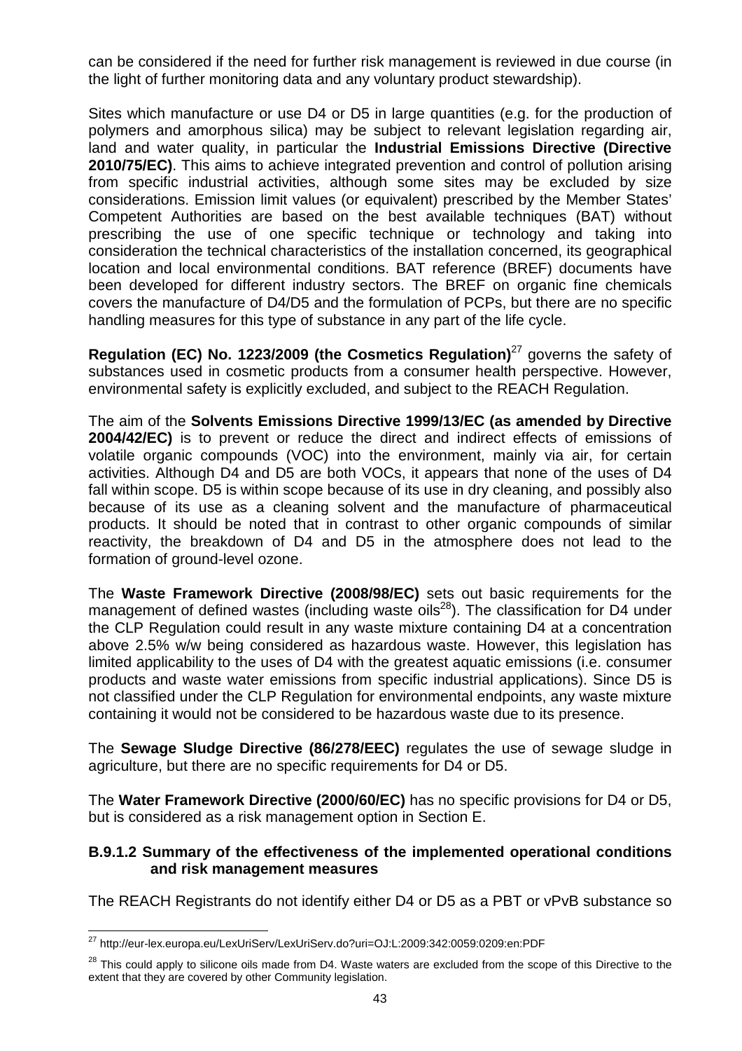can be considered if the need for further risk management is reviewed in due course (in the light of further monitoring data and any voluntary product stewardship).

Sites which manufacture or use D4 or D5 in large quantities (e.g. for the production of polymers and amorphous silica) may be subject to relevant legislation regarding air, land and water quality, in particular the **Industrial Emissions Directive (Directive 2010/75/EC)**. This aims to achieve integrated prevention and control of pollution arising from specific industrial activities, although some sites may be excluded by size considerations. Emission limit values (or equivalent) prescribed by the Member States' Competent Authorities are based on the best available techniques (BAT) without prescribing the use of one specific technique or technology and taking into consideration the technical characteristics of the installation concerned, its geographical location and local environmental conditions. BAT reference (BREF) documents have been developed for different industry sectors. The BREF on organic fine chemicals covers the manufacture of D4/D5 and the formulation of PCPs, but there are no specific handling measures for this type of substance in any part of the life cycle.

**Regulation (EC) No. 1223/2009 (the Cosmetics Regulation)**[27] governs the safety of substances used in cosmetic products from a consumer health perspective. However, environmental safety is explicitly excluded, and subject to the REACH Regulation.

The aim of the **Solvents Emissions Directive 1999/13/EC (as amended by Directive 2004/42/EC)** is to prevent or reduce the direct and indirect effects of emissions of volatile organic compounds (VOC) into the environment, mainly via air, for certain activities. Although D4 and D5 are both VOCs, it appears that none of the uses of D4 fall within scope. D5 is within scope because of its use in dry cleaning, and possibly also because of its use as a cleaning solvent and the manufacture of pharmaceutical products. It should be noted that in contrast to other organic compounds of similar reactivity, the breakdown of D4 and D5 in the atmosphere does not lead to the formation of ground-level ozone.

The **Waste Framework Directive (2008/98/EC)** sets out basic requirements for the management of defined wastes (including waste oils[28]). The classification for D4 under the CLP Regulation could result in any waste mixture containing D4 at a concentration above 2.5% w/w being considered as hazardous waste. However, this legislation has limited applicability to the uses of D4 with the greatest aquatic emissions (i.e. consumer products and waste water emissions from specific industrial applications). Since D5 is not classified under the CLP Regulation for environmental endpoints, any waste mixture containing it would not be considered to be hazardous waste due to its presence.

The **Sewage Sludge Directive (86/278/EEC)** regulates the use of sewage sludge in agriculture, but there are no specific requirements for D4 or D5.

The **Water Framework Directive (2000/60/EC)** has no specific provisions for D4 or D5, but is considered as a risk management option in Section E.

### B.9.1.2 Summary of the effectiveness of the implemented operational conditions and risk management measures

The REACH Registrants do not identify either D4 or D5 as a PBT or vPvB substance so

---

[27] http://eur-lex.europa.eu/LexUriServ/LexUriServ.do?uri=OJ:L:2009:342:0059:0209:en:PDF

[28] This could apply to silicone oils made from D4. Waste waters are excluded from the scope of this Directive to the extent that they are covered by other Community legislation.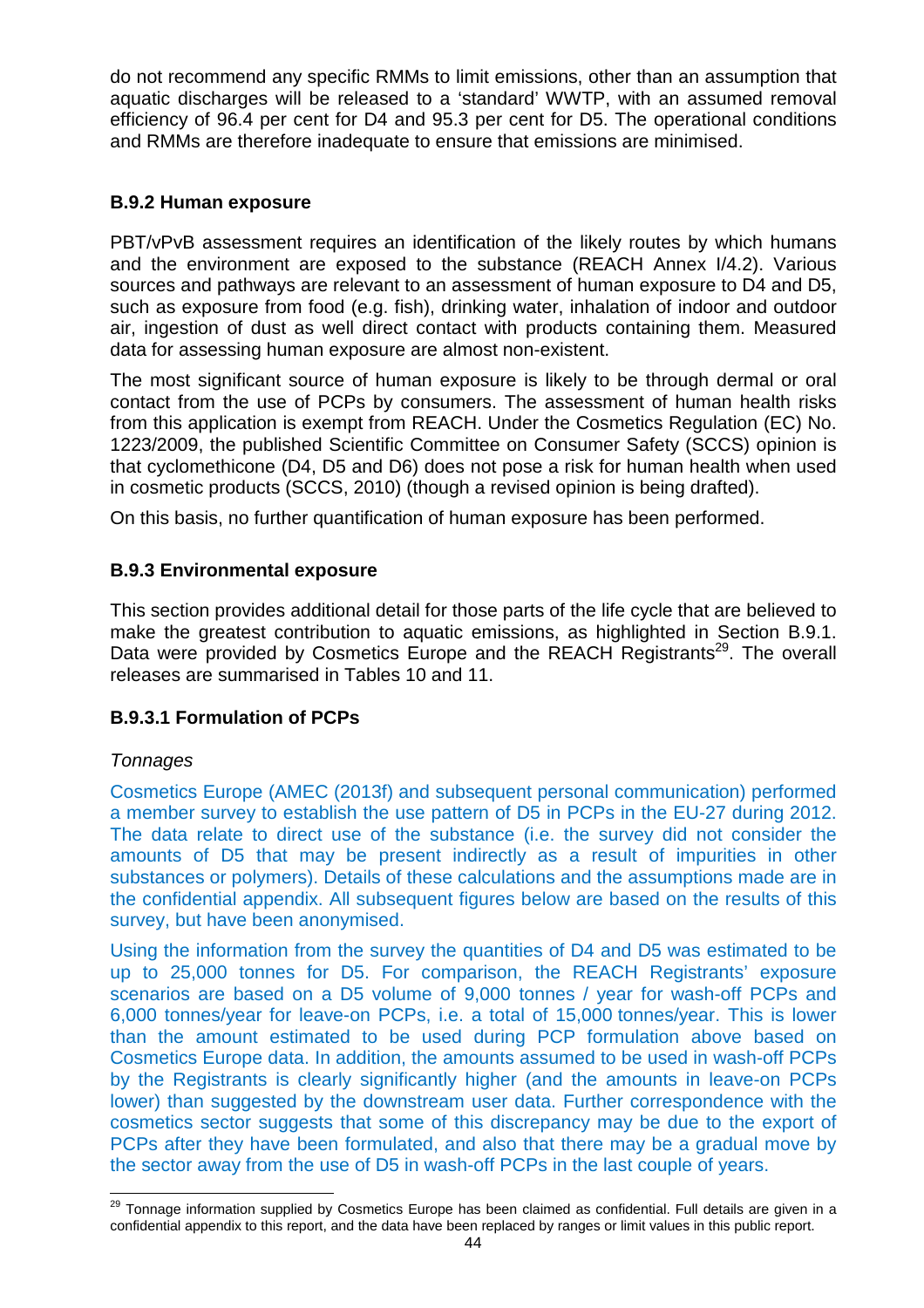do not recommend any specific RMMs to limit emissions, other than an assumption that aquatic discharges will be released to a 'standard' WWTP, with an assumed removal efficiency of 96.4 per cent for D4 and 95.3 per cent for D5. The operational conditions and RMMs are therefore inadequate to ensure that emissions are minimised.

### B.9.2 Human exposure

PBT/vPvB assessment requires an identification of the likely routes by which humans and the environment are exposed to the substance (REACH Annex I/4.2). Various sources and pathways are relevant to an assessment of human exposure to D4 and D5, such as exposure from food (e.g. fish), drinking water, inhalation of indoor and outdoor air, ingestion of dust as well direct contact with products containing them. Measured data for assessing human exposure are almost non-existent.

The most significant source of human exposure is likely to be through dermal or oral contact from the use of PCPs by consumers. The assessment of human health risks from this application is exempt from REACH. Under the Cosmetics Regulation (EC) No. 1223/2009, the published Scientific Committee on Consumer Safety (SCCS) opinion is that cyclomethicone (D4, D5 and D6) does not pose a risk for human health when used in cosmetic products (SCCS, 2010) (though a revised opinion is being drafted).

On this basis, no further quantification of human exposure has been performed.

### B.9.3 Environmental exposure

This section provides additional detail for those parts of the life cycle that are believed to make the greatest contribution to aquatic emissions, as highlighted in Section B.9.1. Data were provided by Cosmetics Europe and the REACH Registrants[29]. The overall releases are summarised in Tables 10 and 11.

### B.9.3.1 Formulation of PCPs

*Tonnages*

Cosmetics Europe (AMEC (2013f) and subsequent personal communication) performed a member survey to establish the use pattern of D5 in PCPs in the EU-27 during 2012. The data relate to direct use of the substance (i.e. the survey did not consider the amounts of D5 that may be present indirectly as a result of impurities in other substances or polymers). Details of these calculations and the assumptions made are in the confidential appendix. All subsequent figures below are based on the results of this survey, but have been anonymised.

Using the information from the survey the quantities of D4 and D5 was estimated to be up to 25,000 tonnes for D5. For comparison, the REACH Registrants' exposure scenarios are based on a D5 volume of 9,000 tonnes / year for wash-off PCPs and 6,000 tonnes/year for leave-on PCPs, i.e. a total of 15,000 tonnes/year. This is lower than the amount estimated to be used during PCP formulation above based on Cosmetics Europe data. In addition, the amounts assumed to be used in wash-off PCPs by the Registrants is clearly significantly higher (and the amounts in leave-on PCPs lower) than suggested by the downstream user data. Further correspondence with the cosmetics sector suggests that some of this discrepancy may be due to the export of PCPs after they have been formulated, and also that there may be a gradual move by the sector away from the use of D5 in wash-off PCPs in the last couple of years.

---

[29] Tonnage information supplied by Cosmetics Europe has been claimed as confidential. Full details are given in a confidential appendix to this report, and the data have been replaced by ranges or limit values in this public report.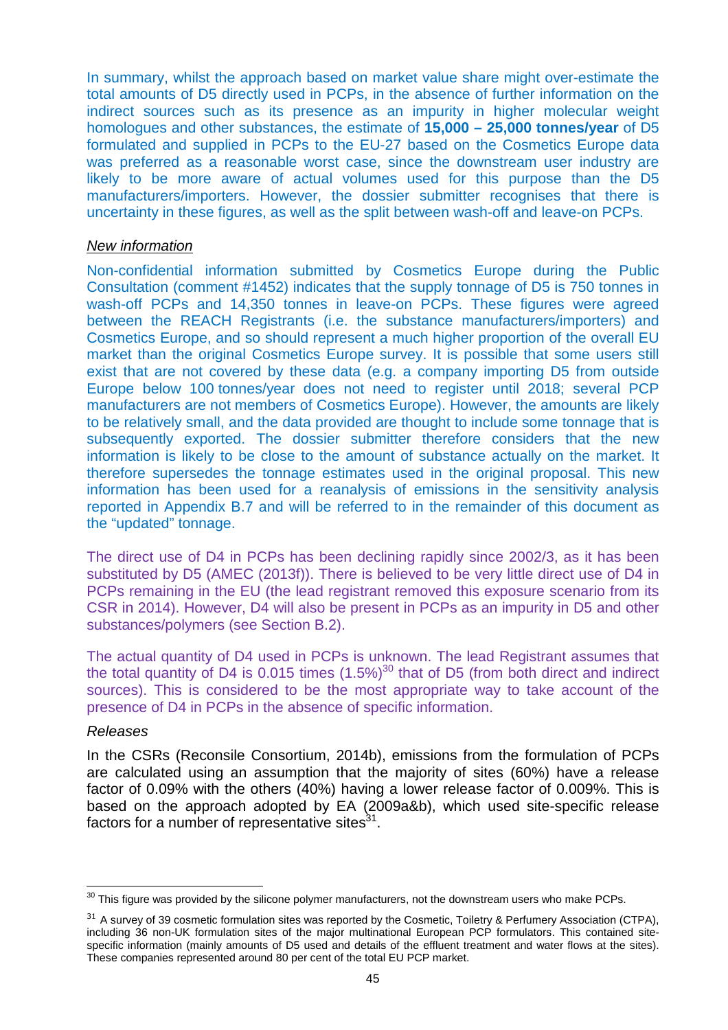In summary, whilst the approach based on market value share might over-estimate the total amounts of D5 directly used in PCPs, in the absence of further information on the indirect sources such as its presence as an impurity in higher molecular weight homologues and other substances, the estimate of **15,000 – 25,000 tonnes/year** of D5 formulated and supplied in PCPs to the EU-27 based on the Cosmetics Europe data was preferred as a reasonable worst case, since the downstream user industry are likely to be more aware of actual volumes used for this purpose than the D5 manufacturers/importers. However, the dossier submitter recognises that there is uncertainty in these figures, as well as the split between wash-off and leave-on PCPs.

*New information*

Non-confidential information submitted by Cosmetics Europe during the Public Consultation (comment #1452) indicates that the supply tonnage of D5 is 750 tonnes in wash-off PCPs and 14,350 tonnes in leave-on PCPs. These figures were agreed between the REACH Registrants (i.e. the substance manufacturers/importers) and Cosmetics Europe, and so should represent a much higher proportion of the overall EU market than the original Cosmetics Europe survey. It is possible that some users still exist that are not covered by these data (e.g. a company importing D5 from outside Europe below 100 tonnes/year does not need to register until 2018; several PCP manufacturers are not members of Cosmetics Europe). However, the amounts are likely to be relatively small, and the data provided are thought to include some tonnage that is subsequently exported. The dossier submitter therefore considers that the new information is likely to be close to the amount of substance actually on the market. It therefore supersedes the tonnage estimates used in the original proposal. This new information has been used for a reanalysis of emissions in the sensitivity analysis reported in Appendix B.7 and will be referred to in the remainder of this document as the "updated" tonnage.

The direct use of D4 in PCPs has been declining rapidly since 2002/3, as it has been substituted by D5 (AMEC (2013f)). There is believed to be very little direct use of D4 in PCPs remaining in the EU (the lead registrant removed this exposure scenario from its CSR in 2014). However, D4 will also be present in PCPs as an impurity in D5 and other substances/polymers (see Section B.2).

The actual quantity of D4 used in PCPs is unknown. The lead Registrant assumes that the total quantity of D4 is 0.015 times (1.5%)[30] that of D5 (from both direct and indirect sources). This is considered to be the most appropriate way to take account of the presence of D4 in PCPs in the absence of specific information.

*Releases*

In the CSRs (Reconsile Consortium, 2014b), emissions from the formulation of PCPs are calculated using an assumption that the majority of sites (60%) have a release factor of 0.09% with the others (40%) having a lower release factor of 0.009%. This is based on the approach adopted by EA (2009a&b), which used site-specific release factors for a number of representative sites[31].

---

[30] This figure was provided by the silicone polymer manufacturers, not the downstream users who make PCPs.

[31] A survey of 39 cosmetic formulation sites was reported by the Cosmetic, Toiletry & Perfumery Association (CTPA), including 36 non-UK formulation sites of the major multinational European PCP formulators. This contained site-specific information (mainly amounts of D5 used and details of the effluent treatment and water flows at the sites). These companies represented around 80 per cent of the total EU PCP market.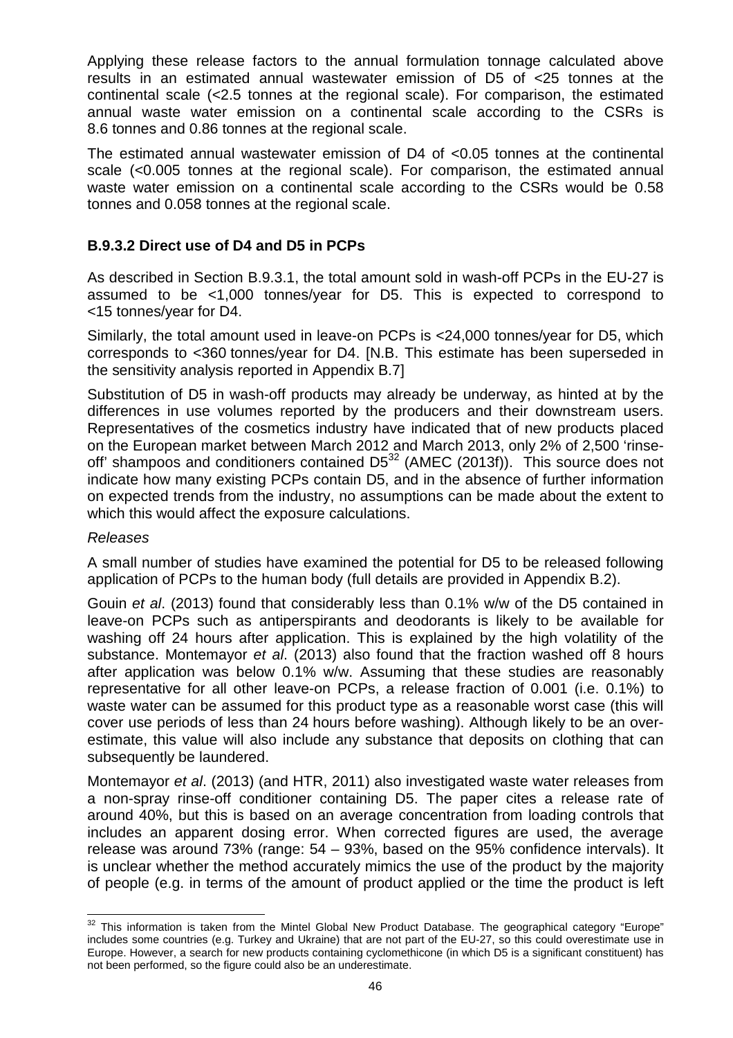Applying these release factors to the annual formulation tonnage calculated above results in an estimated annual wastewater emission of D5 of <25 tonnes at the continental scale (<2.5 tonnes at the regional scale). For comparison, the estimated annual waste water emission on a continental scale according to the CSRs is 8.6 tonnes and 0.86 tonnes at the regional scale.

The estimated annual wastewater emission of D4 of <0.05 tonnes at the continental scale (<0.005 tonnes at the regional scale). For comparison, the estimated annual waste water emission on a continental scale according to the CSRs would be 0.58 tonnes and 0.058 tonnes at the regional scale.

### B.9.3.2 Direct use of D4 and D5 in PCPs

As described in Section B.9.3.1, the total amount sold in wash-off PCPs in the EU-27 is assumed to be <1,000 tonnes/year for D5. This is expected to correspond to <15 tonnes/year for D4.

Similarly, the total amount used in leave-on PCPs is <24,000 tonnes/year for D5, which corresponds to <360 tonnes/year for D4. [N.B. This estimate has been superseded in the sensitivity analysis reported in Appendix B.7]

Substitution of D5 in wash-off products may already be underway, as hinted at by the differences in use volumes reported by the producers and their downstream users. Representatives of the cosmetics industry have indicated that of new products placed on the European market between March 2012 and March 2013, only 2% of 2,500 'rinse-off' shampoos and conditioners contained D5[32] (AMEC (2013f)). This source does not indicate how many existing PCPs contain D5, and in the absence of further information on expected trends from the industry, no assumptions can be made about the extent to which this would affect the exposure calculations.

*Releases*

A small number of studies have examined the potential for D5 to be released following application of PCPs to the human body (full details are provided in Appendix B.2).

Gouin *et al*. (2013) found that considerably less than 0.1% w/w of the D5 contained in leave-on PCPs such as antiperspirants and deodorants is likely to be available for washing off 24 hours after application. This is explained by the high volatility of the substance. Montemayor *et al*. (2013) also found that the fraction washed off 8 hours after application was below 0.1% w/w. Assuming that these studies are reasonably representative for all other leave-on PCPs, a release fraction of 0.001 (i.e. 0.1%) to waste water can be assumed for this product type as a reasonable worst case (this will cover use periods of less than 24 hours before washing). Although likely to be an over-estimate, this value will also include any substance that deposits on clothing that can subsequently be laundered.

Montemayor *et al*. (2013) (and HTR, 2011) also investigated waste water releases from a non-spray rinse-off conditioner containing D5. The paper cites a release rate of around 40%, but this is based on an average concentration from loading controls that includes an apparent dosing error. When corrected figures are used, the average release was around 73% (range: 54 – 93%, based on the 95% confidence intervals). It is unclear whether the method accurately mimics the use of the product by the majority of people (e.g. in terms of the amount of product applied or the time the product is left

---

[32] This information is taken from the Mintel Global New Product Database. The geographical category "Europe" includes some countries (e.g. Turkey and Ukraine) that are not part of the EU-27, so this could overestimate use in Europe. However, a search for new products containing cyclomethicone (in which D5 is a significant constituent) has not been performed, so the figure could also be an underestimate.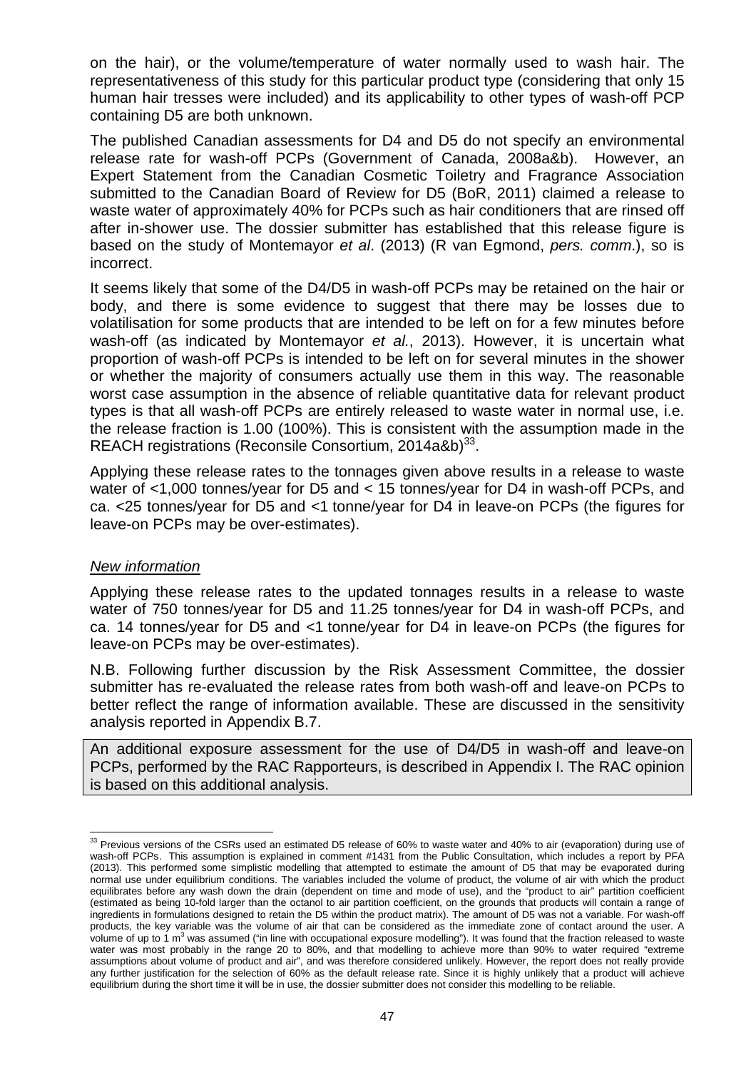on the hair), or the volume/temperature of water normally used to wash hair. The representativeness of this study for this particular product type (considering that only 15 human hair tresses were included) and its applicability to other types of wash-off PCP containing D5 are both unknown.

The published Canadian assessments for D4 and D5 do not specify an environmental release rate for wash-off PCPs (Government of Canada, 2008a&b). However, an Expert Statement from the Canadian Cosmetic Toiletry and Fragrance Association submitted to the Canadian Board of Review for D5 (BoR, 2011) claimed a release to waste water of approximately 40% for PCPs such as hair conditioners that are rinsed off after in-shower use. The dossier submitter has established that this release figure is based on the study of Montemayor *et al*. (2013) (R van Egmond, *pers. comm*.), so is incorrect.

It seems likely that some of the D4/D5 in wash-off PCPs may be retained on the hair or body, and there is some evidence to suggest that there may be losses due to volatilisation for some products that are intended to be left on for a few minutes before wash-off (as indicated by Montemayor *et al*., 2013). However, it is uncertain what proportion of wash-off PCPs is intended to be left on for several minutes in the shower or whether the majority of consumers actually use them in this way. The reasonable worst case assumption in the absence of reliable quantitative data for relevant product types is that all wash-off PCPs are entirely released to waste water in normal use, i.e. the release fraction is 1.00 (100%). This is consistent with the assumption made in the REACH registrations (Reconsile Consortium, 2014a&b)[33].

Applying these release rates to the tonnages given above results in a release to waste water of <1,000 tonnes/year for D5 and < 15 tonnes/year for D4 in wash-off PCPs, and ca. <25 tonnes/year for D5 and <1 tonne/year for D4 in leave-on PCPs (the figures for leave-on PCPs may be over-estimates).

*New information*

Applying these release rates to the updated tonnages results in a release to waste water of 750 tonnes/year for D5 and 11.25 tonnes/year for D4 in wash-off PCPs, and ca. 14 tonnes/year for D5 and <1 tonne/year for D4 in leave-on PCPs (the figures for leave-on PCPs may be over-estimates).

N.B. Following further discussion by the Risk Assessment Committee, the dossier submitter has re-evaluated the release rates from both wash-off and leave-on PCPs to better reflect the range of information available. These are discussed in the sensitivity analysis reported in Appendix B.7.

An additional exposure assessment for the use of D4/D5 in wash-off and leave-on PCPs, performed by the RAC Rapporteurs, is described in Appendix I. The RAC opinion is based on this additional analysis.

---

[33] Previous versions of the CSRs used an estimated D5 release of 60% to waste water and 40% to air (evaporation) during use of wash-off PCPs. This assumption is explained in comment #1431 from the Public Consultation, which includes a report by PFA (2013). This performed some simplistic modelling that attempted to estimate the amount of D5 that may be evaporated during normal use under equilibrium conditions. The variables included the volume of product, the volume of air with which the product equilibrates before any wash down the drain (dependent on time and mode of use), and the "product to air" partition coefficient (estimated as being 10-fold larger than the octanol to air partition coefficient, on the grounds that products will contain a range of ingredients in formulations designed to retain the D5 within the product matrix). The amount of D5 was not a variable. For wash-off products, the key variable was the volume of air that can be considered as the immediate zone of contact around the user. A volume of up to 1 $m^3$ was assumed ("in line with occupational exposure modelling"). It was found that the fraction released to waste water was most probably in the range 20 to 80%, and that modelling to achieve more than 90% to water required "extreme assumptions about volume of product and air", and was therefore considered unlikely. However, the report does not really provide any further justification for the selection of 60% as the default release rate. Since it is highly unlikely that a product will achieve equilibrium during the short time it will be in use, the dossier submitter does not consider this modelling to be reliable.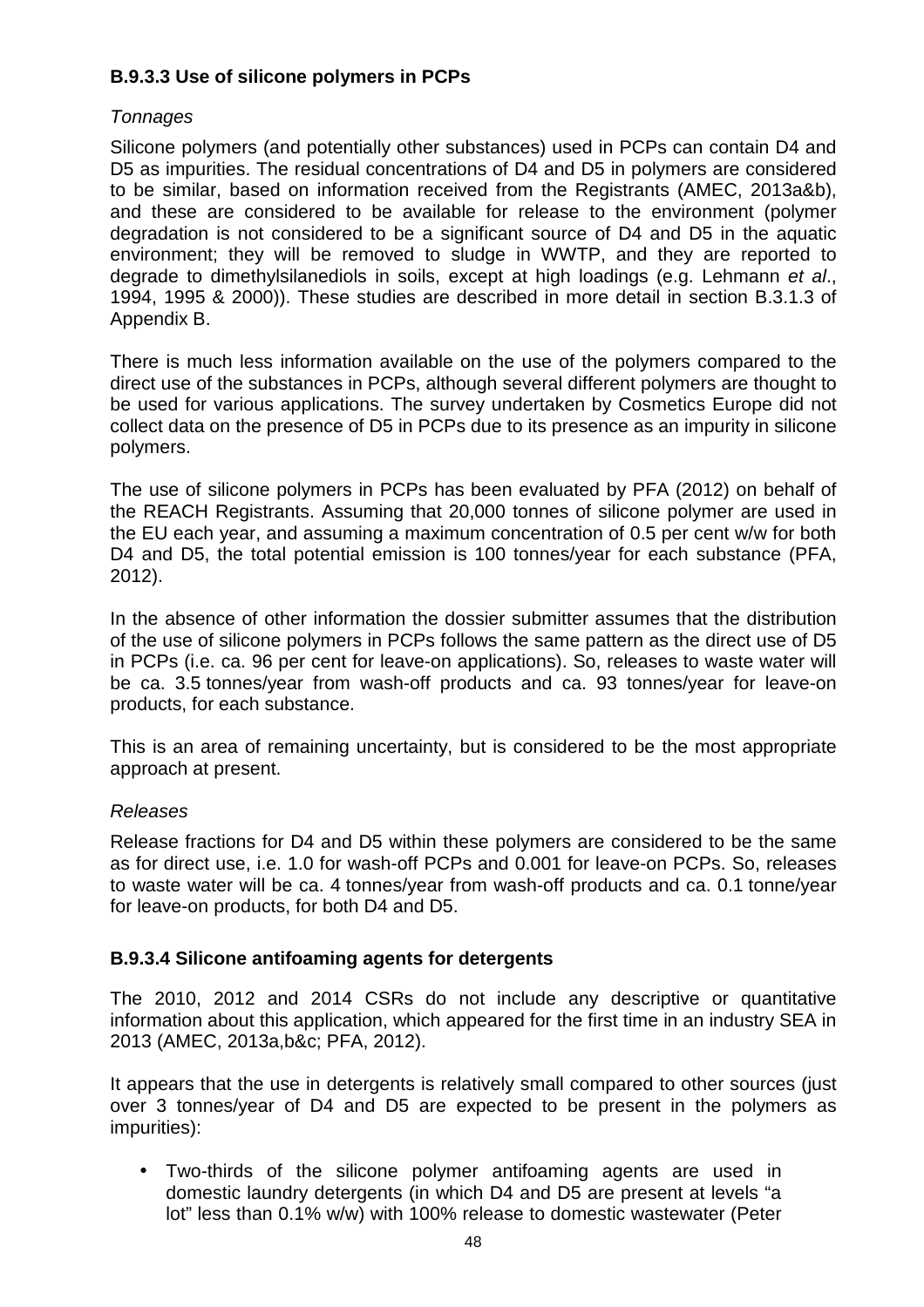### B.9.3.3 Use of silicone polymers in PCPs

*Tonnages*

Silicone polymers (and potentially other substances) used in PCPs can contain D4 and D5 as impurities. The residual concentrations of D4 and D5 in polymers are considered to be similar, based on information received from the Registrants (AMEC, 2013a&b), and these are considered to be available for release to the environment (polymer degradation is not considered to be a significant source of D4 and D5 in the aquatic environment; they will be removed to sludge in WWTP, and they are reported to degrade to dimethylsilanediols in soils, except at high loadings (e.g. Lehmann *et al*., 1994, 1995 & 2000)). These studies are described in more detail in section B.3.1.3 of Appendix B.

There is much less information available on the use of the polymers compared to the direct use of the substances in PCPs, although several different polymers are thought to be used for various applications. The survey undertaken by Cosmetics Europe did not collect data on the presence of D5 in PCPs due to its presence as an impurity in silicone polymers.

The use of silicone polymers in PCPs has been evaluated by PFA (2012) on behalf of the REACH Registrants. Assuming that 20,000 tonnes of silicone polymer are used in the EU each year, and assuming a maximum concentration of 0.5 per cent w/w for both D4 and D5, the total potential emission is 100 tonnes/year for each substance (PFA, 2012).

In the absence of other information the dossier submitter assumes that the distribution of the use of silicone polymers in PCPs follows the same pattern as the direct use of D5 in PCPs (i.e. ca. 96 per cent for leave-on applications). So, releases to waste water will be ca. 3.5 tonnes/year from wash-off products and ca. 93 tonnes/year for leave-on products, for each substance.

This is an area of remaining uncertainty, but is considered to be the most appropriate approach at present.

*Releases*

Release fractions for D4 and D5 within these polymers are considered to be the same as for direct use, i.e. 1.0 for wash-off PCPs and 0.001 for leave-on PCPs. So, releases to waste water will be ca. 4 tonnes/year from wash-off products and ca. 0.1 tonne/year for leave-on products, for both D4 and D5.

### B.9.3.4 Silicone antifoaming agents for detergents

The 2010, 2012 and 2014 CSRs do not include any descriptive or quantitative information about this application, which appeared for the first time in an industry SEA in 2013 (AMEC, 2013a,b&c; PFA, 2012).

It appears that the use in detergents is relatively small compared to other sources (just over 3 tonnes/year of D4 and D5 are expected to be present in the polymers as impurities):

- Two-thirds of the silicone polymer antifoaming agents are used in domestic laundry detergents (in which D4 and D5 are present at levels “a lot” less than 0.1% w/w) with 100% release to domestic wastewater (Peter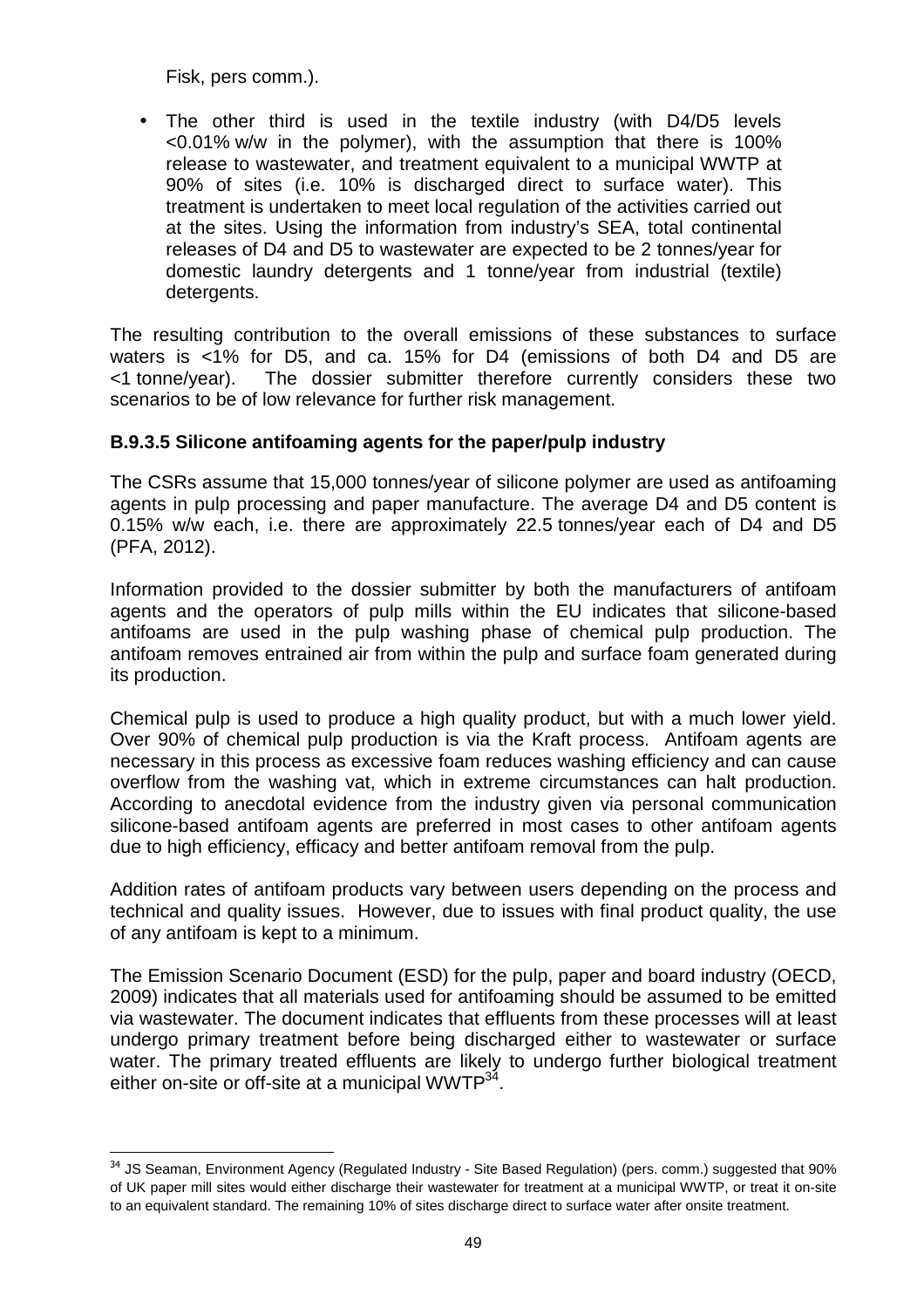Fisk, pers comm.).

- The other third is used in the textile industry (with D4/D5 levels <0.01% w/w in the polymer), with the assumption that there is 100% release to wastewater, and treatment equivalent to a municipal WWTP at 90% of sites (i.e. 10% is discharged direct to surface water). This treatment is undertaken to meet local regulation of the activities carried out at the sites. Using the information from industry's SEA, total continental releases of D4 and D5 to wastewater are expected to be 2 tonnes/year for domestic laundry detergents and 1 tonne/year from industrial (textile) detergents.

The resulting contribution to the overall emissions of these substances to surface waters is <1% for D5, and ca. 15% for D4 (emissions of both D4 and D5 are <1 tonne/year). The dossier submitter therefore currently considers these two scenarios to be of low relevance for further risk management.

### B.9.3.5 Silicone antifoaming agents for the paper/pulp industry

The CSRs assume that 15,000 tonnes/year of silicone polymer are used as antifoaming agents in pulp processing and paper manufacture. The average D4 and D5 content is 0.15% w/w each, i.e. there are approximately 22.5 tonnes/year each of D4 and D5 (PFA, 2012).

Information provided to the dossier submitter by both the manufacturers of antifoam agents and the operators of pulp mills within the EU indicates that silicone-based antifoams are used in the pulp washing phase of chemical pulp production. The antifoam removes entrained air from within the pulp and surface foam generated during its production.

Chemical pulp is used to produce a high quality product, but with a much lower yield. Over 90% of chemical pulp production is via the Kraft process. Antifoam agents are necessary in this process as excessive foam reduces washing efficiency and can cause overflow from the washing vat, which in extreme circumstances can halt production. According to anecdotal evidence from the industry given via personal communication silicone-based antifoam agents are preferred in most cases to other antifoam agents due to high efficiency, efficacy and better antifoam removal from the pulp.

Addition rates of antifoam products vary between users depending on the process and technical and quality issues. However, due to issues with final product quality, the use of any antifoam is kept to a minimum.

The Emission Scenario Document (ESD) for the pulp, paper and board industry (OECD, 2009) indicates that all materials used for antifoaming should be assumed to be emitted via wastewater. The document indicates that effluents from these processes will at least undergo primary treatment before being discharged either to wastewater or surface water. The primary treated effluents are likely to undergo further biological treatment either on-site or off-site at a municipal WWTP[34].

[34] JS Seaman, Environment Agency (Regulated Industry - Site Based Regulation) (pers. comm.) suggested that 90% of UK paper mill sites would either discharge their wastewater for treatment at a municipal WWTP, or treat it on-site to an equivalent standard. The remaining 10% of sites discharge direct to surface water after onsite treatment.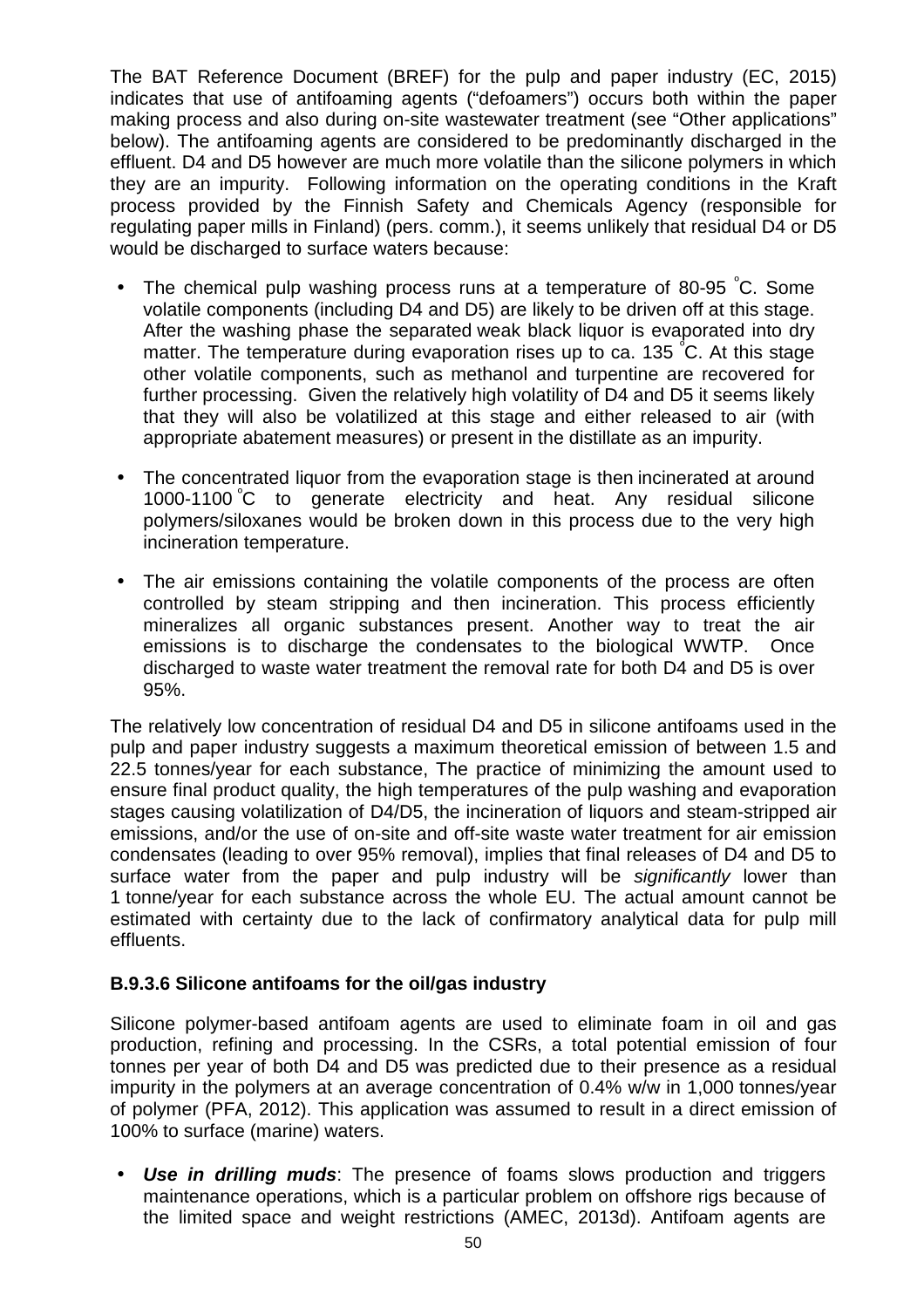The BAT Reference Document (BREF) for the pulp and paper industry (EC, 2015) indicates that use of antifoaming agents ("defoamers") occurs both within the paper making process and also during on-site wastewater treatment (see "Other applications" below). The antifoaming agents are considered to be predominantly discharged in the effluent. D4 and D5 however are much more volatile than the silicone polymers in which they are an impurity. Following information on the operating conditions in the Kraft process provided by the Finnish Safety and Chemicals Agency (responsible for regulating paper mills in Finland) (pers. comm.), it seems unlikely that residual D4 or D5 would be discharged to surface waters because:

- The chemical pulp washing process runs at a temperature of 80-95 °C. Some volatile components (including D4 and D5) are likely to be driven off at this stage. After the washing phase the separated weak black liquor is evaporated into dry matter. The temperature during evaporation rises up to ca. 135 °C. At this stage other volatile components, such as methanol and turpentine are recovered for further processing. Given the relatively high volatility of D4 and D5 it seems likely that they will also be volatilized at this stage and either released to air (with appropriate abatement measures) or present in the distillate as an impurity.
- The concentrated liquor from the evaporation stage is then incinerated at around 1000-1100 °C to generate electricity and heat. Any residual silicone polymers/siloxanes would be broken down in this process due to the very high incineration temperature.
- The air emissions containing the volatile components of the process are often controlled by steam stripping and then incineration. This process efficiently mineralizes all organic substances present. Another way to treat the air emissions is to discharge the condensates to the biological WWTP. Once discharged to waste water treatment the removal rate for both D4 and D5 is over 95%.

The relatively low concentration of residual D4 and D5 in silicone antifoams used in the pulp and paper industry suggests a maximum theoretical emission of between 1.5 and 22.5 tonnes/year for each substance, The practice of minimizing the amount used to ensure final product quality, the high temperatures of the pulp washing and evaporation stages causing volatilization of D4/D5, the incineration of liquors and steam-stripped air emissions, and/or the use of on-site and off-site waste water treatment for air emission condensates (leading to over 95% removal), implies that final releases of D4 and D5 to surface water from the paper and pulp industry will be *significantly* lower than 1 tonne/year for each substance across the whole EU. The actual amount cannot be estimated with certainty due to the lack of confirmatory analytical data for pulp mill effluents.

### B.9.3.6 Silicone antifoams for the oil/gas industry

Silicone polymer-based antifoam agents are used to eliminate foam in oil and gas production, refining and processing. In the CSRs, a total potential emission of four tonnes per year of both D4 and D5 was predicted due to their presence as a residual impurity in the polymers at an average concentration of 0.4% w/w in 1,000 tonnes/year of polymer (PFA, 2012). This application was assumed to result in a direct emission of 100% to surface (marine) waters.

- ***Use in drilling muds***: The presence of foams slows production and triggers maintenance operations, which is a particular problem on offshore rigs because of the limited space and weight restrictions (AMEC, 2013d). Antifoam agents are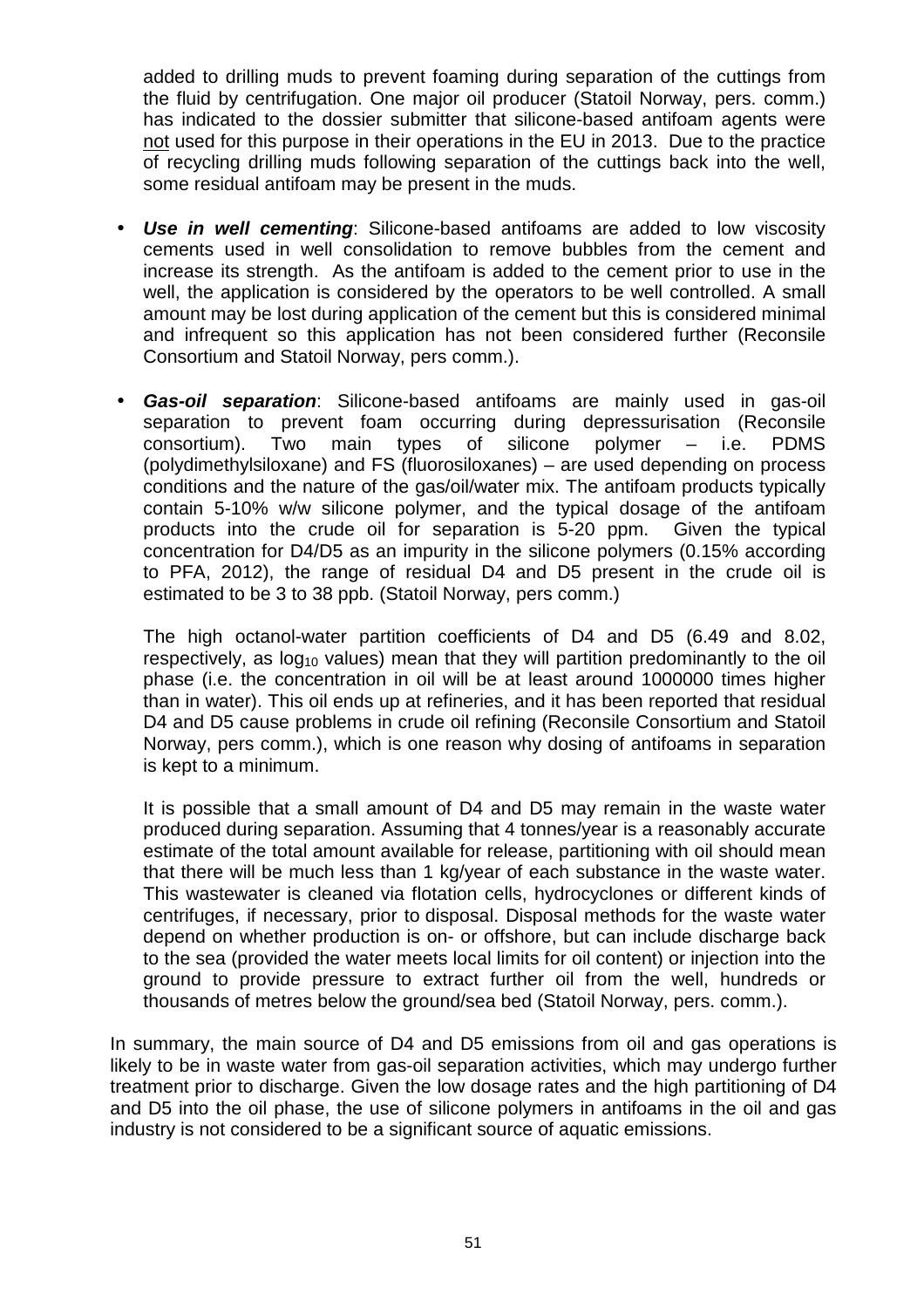added to drilling muds to prevent foaming during separation of the cuttings from the fluid by centrifugation. One major oil producer (Statoil Norway, pers. comm.) has indicated to the dossier submitter that silicone-based antifoam agents were not used for this purpose in their operations in the EU in 2013. Due to the practice of recycling drilling muds following separation of the cuttings back into the well, some residual antifoam may be present in the muds.

- ***Use in well cementing***: Silicone-based antifoams are added to low viscosity cements used in well consolidation to remove bubbles from the cement and increase its strength. As the antifoam is added to the cement prior to use in the well, the application is considered by the operators to be well controlled. A small amount may be lost during application of the cement but this is considered minimal and infrequent so this application has not been considered further (Reconsile Consortium and Statoil Norway, pers comm.).

- ***Gas-oil separation***: Silicone-based antifoams are mainly used in gas-oil separation to prevent foam occurring during depressurisation (Reconsile consortium). Two main types of silicone polymer – i.e. PDMS (polydimethylsiloxane) and FS (fluorosiloxanes) – are used depending on process conditions and the nature of the gas/oil/water mix. The antifoam products typically contain 5-10% w/w silicone polymer, and the typical dosage of the antifoam products into the crude oil for separation is 5-20 ppm. Given the typical concentration for D4/D5 as an impurity in the silicone polymers (0.15% according to PFA, 2012), the range of residual D4 and D5 present in the crude oil is estimated to be 3 to 38 ppb. (Statoil Norway, pers comm.)

  The high octanol-water partition coefficients of D4 and D5 (6.49 and 8.02, respectively, as $\log_{10}$ values) mean that they will partition predominantly to the oil phase (i.e. the concentration in oil will be at least around 1000000 times higher than in water). This oil ends up at refineries, and it has been reported that residual D4 and D5 cause problems in crude oil refining (Reconsile Consortium and Statoil Norway, pers comm.), which is one reason why dosing of antifoams in separation is kept to a minimum.

  It is possible that a small amount of D4 and D5 may remain in the waste water produced during separation. Assuming that 4 tonnes/year is a reasonably accurate estimate of the total amount available for release, partitioning with oil should mean that there will be much less than 1 kg/year of each substance in the waste water. This wastewater is cleaned via flotation cells, hydrocyclones or different kinds of centrifuges, if necessary, prior to disposal. Disposal methods for the waste water depend on whether production is on- or offshore, but can include discharge back to the sea (provided the water meets local limits for oil content) or injection into the ground to provide pressure to extract further oil from the well, hundreds or thousands of metres below the ground/sea bed (Statoil Norway, pers. comm.).

In summary, the main source of D4 and D5 emissions from oil and gas operations is likely to be in waste water from gas-oil separation activities, which may undergo further treatment prior to discharge. Given the low dosage rates and the high partitioning of D4 and D5 into the oil phase, the use of silicone polymers in antifoams in the oil and gas industry is not considered to be a significant source of aquatic emissions.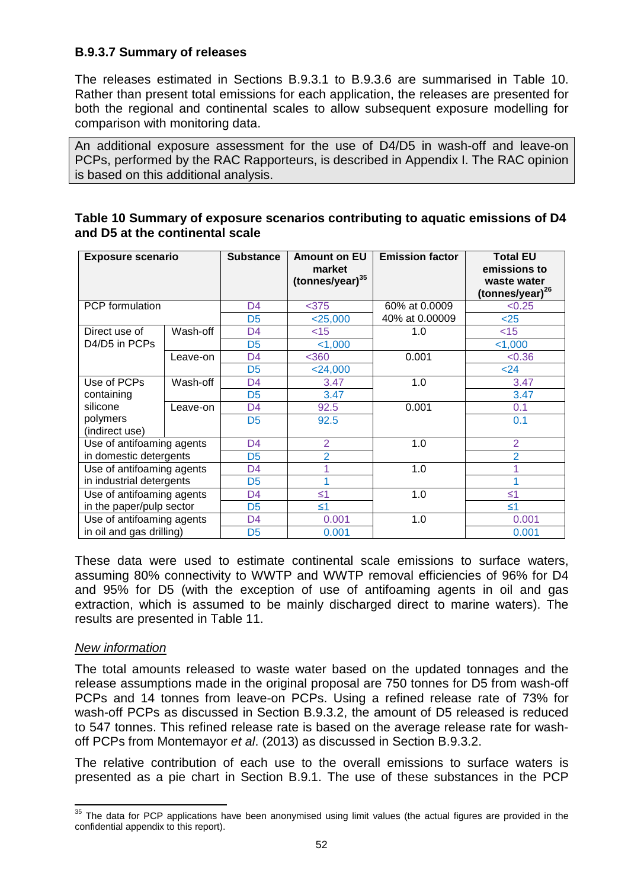### B.9.3.7 Summary of releases

The releases estimated in Sections B.9.3.1 to B.9.3.6 are summarised in Table 10. Rather than present total emissions for each application, the releases are presented for both the regional and continental scales to allow subsequent exposure modelling for comparison with monitoring data.

An additional exposure assessment for the use of D4/D5 in wash-off and leave-on PCPs, performed by the RAC Rapporteurs, is described in Appendix I. The RAC opinion is based on this additional analysis.

**Table 10 Summary of exposure scenarios contributing to aquatic emissions of D4 and D5 at the continental scale**

| Exposure scenario | | Substance | Amount on EU market (tonnes/year)[35] | Emission factor | Total EU emissions to waste water (tonnes/year)[26] |
|---|---|---|---|---|---|
| PCP formulation | | D4 | <375 | 60% at 0.0009 | <0.25 |
| | | D5 | <25,000 | 40% at 0.00009 | <25 |
| Direct use of D4/D5 in PCPs | Wash-off | D4 | <15 | 1.0 | <15 |
| | | D5 | <1,000 | | <1,000 |
| | Leave-on | D4 | <360 | 0.001 | <0.36 |
| | | D5 | <24,000 | | <24 |
| Use of PCPs containing silicone polymers (indirect use) | Wash-off | D4 | 3.47 | 1.0 | 3.47 |
| | | D5 | 3.47 | | 3.47 |
| | Leave-on | D4 | 92.5 | 0.001 | 0.1 |
| | | D5 | 92.5 | | 0.1 |
| Use of antifoaming agents in domestic detergents | | D4 | 2 | 1.0 | 2 |
| | | D5 | 2 | | 2 |
| Use of antifoaming agents in industrial detergents | | D4 | 1 | 1.0 | 1 |
| | | D5 | 1 | | 1 |
| Use of antifoaming agents in the paper/pulp sector | | D4 | ≤1 | 1.0 | ≤1 |
| | | D5 | ≤1 | | ≤1 |
| Use of antifoaming agents in oil and gas drilling) | | D4 | 0.001 | 1.0 | 0.001 |
| | | D5 | 0.001 | | 0.001 |

These data were used to estimate continental scale emissions to surface waters, assuming 80% connectivity to WWTP and WWTP removal efficiencies of 96% for D4 and 95% for D5 (with the exception of use of antifoaming agents in oil and gas extraction, which is assumed to be mainly discharged direct to marine waters). The results are presented in Table 11.

*New information*

The total amounts released to waste water based on the updated tonnages and the release assumptions made in the original proposal are 750 tonnes for D5 from wash-off PCPs and 14 tonnes from leave-on PCPs. Using a refined release rate of 73% for wash-off PCPs as discussed in Section B.9.3.2, the amount of D5 released is reduced to 547 tonnes. This refined release rate is based on the average release rate for wash-off PCPs from Montemayor *et al*. (2013) as discussed in Section B.9.3.2.

The relative contribution of each use to the overall emissions to surface waters is presented as a pie chart in Section B.9.1. The use of these substances in the PCP

[35] The data for PCP applications have been anonymised using limit values (the actual figures are provided in the confidential appendix to this report).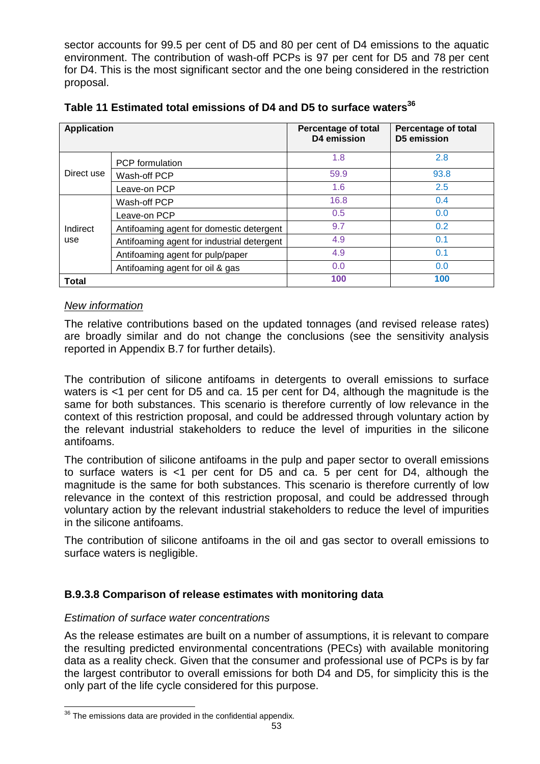sector accounts for 99.5 per cent of D5 and 80 per cent of D4 emissions to the aquatic environment. The contribution of wash-off PCPs is 97 per cent for D5 and 78 per cent for D4. This is the most significant sector and the one being considered in the restriction proposal.

**Table 11 Estimated total emissions of D4 and D5 to surface waters[36]**

| Application | | Percentage of total D4 emission | Percentage of total D5 emission |
|---|---|---|---|
| Direct use | PCP formulation | 1.8 | 2.8 |
| | Wash-off PCP | 59.9 | 93.8 |
| | Leave-on PCP | 1.6 | 2.5 |
| Indirect use | Wash-off PCP | 16.8 | 0.4 |
| | Leave-on PCP | 0.5 | 0.0 |
| | Antifoaming agent for domestic detergent | 9.7 | 0.2 |
| | Antifoaming agent for industrial detergent | 4.9 | 0.1 |
| | Antifoaming agent for pulp/paper | 4.9 | 0.1 |
| | Antifoaming agent for oil & gas | 0.0 | 0.0 |
| **Total** | | **100** | **100** |

*New information*

The relative contributions based on the updated tonnages (and revised release rates) are broadly similar and do not change the conclusions (see the sensitivity analysis reported in Appendix B.7 for further details).

The contribution of silicone antifoams in detergents to overall emissions to surface waters is <1 per cent for D5 and ca. 15 per cent for D4, although the magnitude is the same for both substances. This scenario is therefore currently of low relevance in the context of this restriction proposal, and could be addressed through voluntary action by the relevant industrial stakeholders to reduce the level of impurities in the silicone antifoams.

The contribution of silicone antifoams in the pulp and paper sector to overall emissions to surface waters is <1 per cent for D5 and ca. 5 per cent for D4, although the magnitude is the same for both substances. This scenario is therefore currently of low relevance in the context of this restriction proposal, and could be addressed through voluntary action by the relevant industrial stakeholders to reduce the level of impurities in the silicone antifoams.

The contribution of silicone antifoams in the oil and gas sector to overall emissions to surface waters is negligible.

### B.9.3.8 Comparison of release estimates with monitoring data

*Estimation of surface water concentrations*

As the release estimates are built on a number of assumptions, it is relevant to compare the resulting predicted environmental concentrations (PECs) with available monitoring data as a reality check. Given that the consumer and professional use of PCPs is by far the largest contributor to overall emissions for both D4 and D5, for simplicity this is the only part of the life cycle considered for this purpose.

[36] The emissions data are provided in the confidential appendix.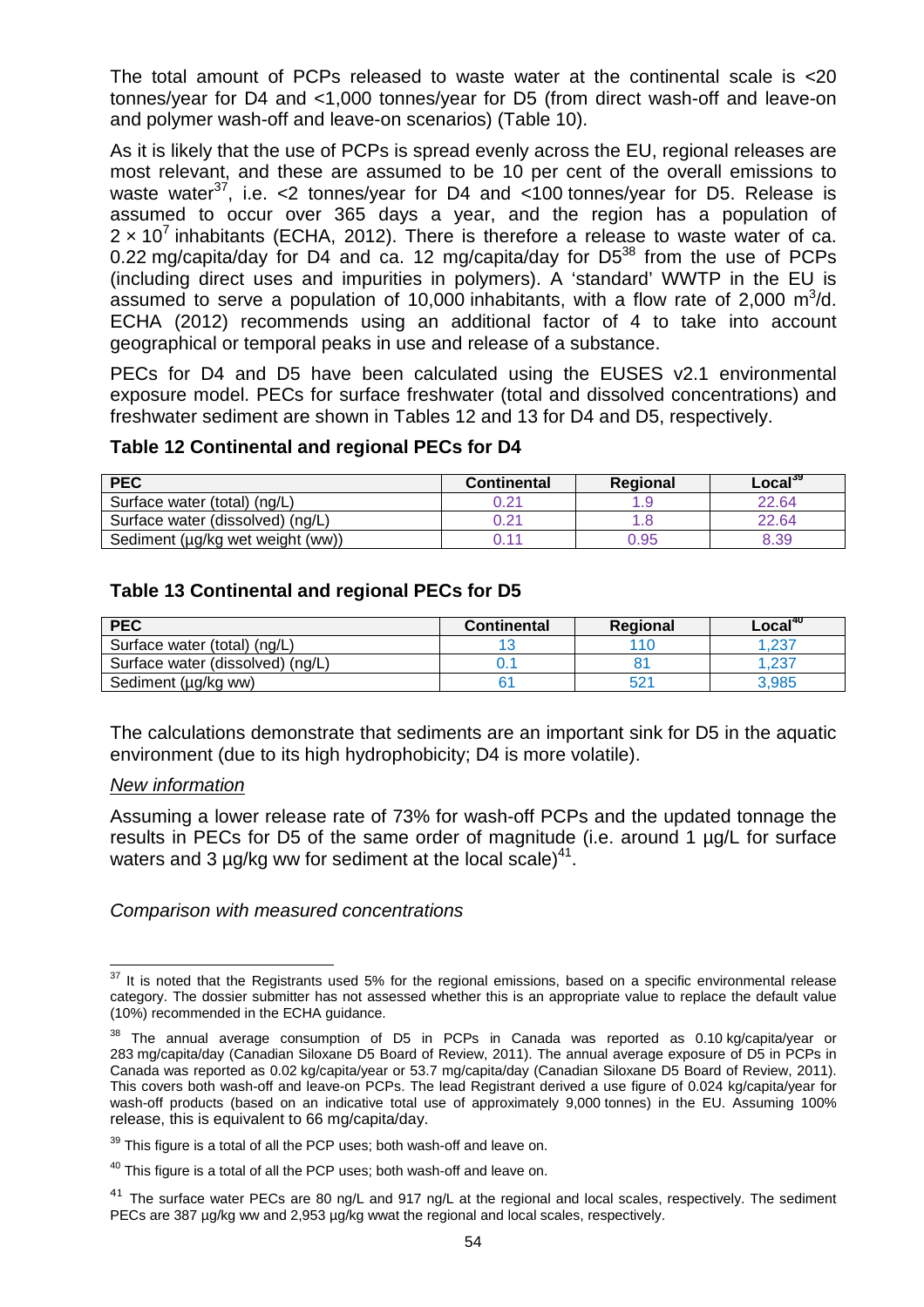The total amount of PCPs released to waste water at the continental scale is <20 tonnes/year for D4 and <1,000 tonnes/year for D5 (from direct wash-off and leave-on and polymer wash-off and leave-on scenarios) (Table 10).

As it is likely that the use of PCPs is spread evenly across the EU, regional releases are most relevant, and these are assumed to be 10 per cent of the overall emissions to waste water[37], i.e. <2 tonnes/year for D4 and <100 tonnes/year for D5. Release is assumed to occur over 365 days a year, and the region has a population of $2 \times 10^7$ inhabitants (ECHA, 2012). There is therefore a release to waste water of ca. 0.22 mg/capita/day for D4 and ca. 12 mg/capita/day for D5[38] from the use of PCPs (including direct uses and impurities in polymers). A 'standard' WWTP in the EU is assumed to serve a population of 10,000 inhabitants, with a flow rate of 2,000 $m^3$/d. ECHA (2012) recommends using an additional factor of 4 to take into account geographical or temporal peaks in use and release of a substance.

PECs for D4 and D5 have been calculated using the EUSES v2.1 environmental exposure model. PECs for surface freshwater (total and dissolved concentrations) and freshwater sediment are shown in Tables 12 and 13 for D4 and D5, respectively.

**Table 12 Continental and regional PECs for D4**

| PEC | Continental | Regional | Local[39] |
|---|---|---|---|
| Surface water (total) (ng/L) | 0.21 | 1.9 | 22.64 |
| Surface water (dissolved) (ng/L) | 0.21 | 1.8 | 22.64 |
| Sediment (µg/kg wet weight (ww)) | 0.11 | 0.95 | 8.39 |

**Table 13 Continental and regional PECs for D5**

| PEC | Continental | Regional | Local[40] |
|---|---|---|---|
| Surface water (total) (ng/L) | 13 | 110 | 1,237 |
| Surface water (dissolved) (ng/L) | 0.1 | 81 | 1,237 |
| Sediment (µg/kg ww) | 61 | 521 | 3,985 |

The calculations demonstrate that sediments are an important sink for D5 in the aquatic environment (due to its high hydrophobicity; D4 is more volatile).

*New information*

Assuming a lower release rate of 73% for wash-off PCPs and the updated tonnage the results in PECs for D5 of the same order of magnitude (i.e. around 1 µg/L for surface waters and 3 µg/kg ww for sediment at the local scale)[41].

*Comparison with measured concentrations*

---

[37] It is noted that the Registrants used 5% for the regional emissions, based on a specific environmental release category. The dossier submitter has not assessed whether this is an appropriate value to replace the default value (10%) recommended in the ECHA guidance.

[38] The annual average consumption of D5 in PCPs in Canada was reported as 0.10 kg/capita/year or 283 mg/capita/day (Canadian Siloxane D5 Board of Review, 2011). The annual average exposure of D5 in PCPs in Canada was reported as 0.02 kg/capita/year or 53.7 mg/capita/day (Canadian Siloxane D5 Board of Review, 2011). This covers both wash-off and leave-on PCPs. The lead Registrant derived a use figure of 0.024 kg/capita/year for wash-off products (based on an indicative total use of approximately 9,000 tonnes) in the EU. Assuming 100% release, this is equivalent to 66 mg/capita/day.

[39] This figure is a total of all the PCP uses; both wash-off and leave on.

[40] This figure is a total of all the PCP uses; both wash-off and leave on.

[41] The surface water PECs are 80 ng/L and 917 ng/L at the regional and local scales, respectively. The sediment PECs are 387 µg/kg ww and 2,953 µg/kg wwat the regional and local scales, respectively.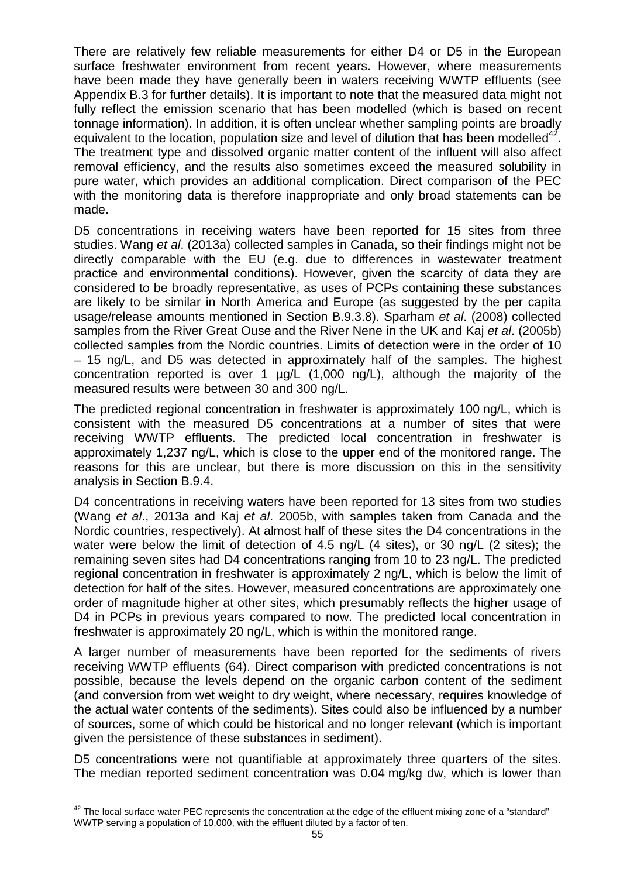There are relatively few reliable measurements for either D4 or D5 in the European surface freshwater environment from recent years. However, where measurements have been made they have generally been in waters receiving WWTP effluents (see Appendix B.3 for further details). It is important to note that the measured data might not fully reflect the emission scenario that has been modelled (which is based on recent tonnage information). In addition, it is often unclear whether sampling points are broadly equivalent to the location, population size and level of dilution that has been modelled[42]. The treatment type and dissolved organic matter content of the influent will also affect removal efficiency, and the results also sometimes exceed the measured solubility in pure water, which provides an additional complication. Direct comparison of the PEC with the monitoring data is therefore inappropriate and only broad statements can be made.

D5 concentrations in receiving waters have been reported for 15 sites from three studies. Wang *et al*. (2013a) collected samples in Canada, so their findings might not be directly comparable with the EU (e.g. due to differences in wastewater treatment practice and environmental conditions). However, given the scarcity of data they are considered to be broadly representative, as uses of PCPs containing these substances are likely to be similar in North America and Europe (as suggested by the per capita usage/release amounts mentioned in Section B.9.3.8). Sparham *et al*. (2008) collected samples from the River Great Ouse and the River Nene in the UK and Kaj *et al*. (2005b) collected samples from the Nordic countries. Limits of detection were in the order of 10 – 15 ng/L, and D5 was detected in approximately half of the samples. The highest concentration reported is over 1 µg/L (1,000 ng/L), although the majority of the measured results were between 30 and 300 ng/L.

The predicted regional concentration in freshwater is approximately 100 ng/L, which is consistent with the measured D5 concentrations at a number of sites that were receiving WWTP effluents. The predicted local concentration in freshwater is approximately 1,237 ng/L, which is close to the upper end of the monitored range. The reasons for this are unclear, but there is more discussion on this in the sensitivity analysis in Section B.9.4.

D4 concentrations in receiving waters have been reported for 13 sites from two studies (Wang *et al*., 2013a and Kaj *et al*. 2005b, with samples taken from Canada and the Nordic countries, respectively). At almost half of these sites the D4 concentrations in the water were below the limit of detection of 4.5 ng/L (4 sites), or 30 ng/L (2 sites); the remaining seven sites had D4 concentrations ranging from 10 to 23 ng/L. The predicted regional concentration in freshwater is approximately 2 ng/L, which is below the limit of detection for half of the sites. However, measured concentrations are approximately one order of magnitude higher at other sites, which presumably reflects the higher usage of D4 in PCPs in previous years compared to now. The predicted local concentration in freshwater is approximately 20 ng/L, which is within the monitored range.

A larger number of measurements have been reported for the sediments of rivers receiving WWTP effluents (64). Direct comparison with predicted concentrations is not possible, because the levels depend on the organic carbon content of the sediment (and conversion from wet weight to dry weight, where necessary, requires knowledge of the actual water contents of the sediments). Sites could also be influenced by a number of sources, some of which could be historical and no longer relevant (which is important given the persistence of these substances in sediment).

D5 concentrations were not quantifiable at approximately three quarters of the sites. The median reported sediment concentration was 0.04 mg/kg dw, which is lower than

[42] The local surface water PEC represents the concentration at the edge of the effluent mixing zone of a "standard" WWTP serving a population of 10,000, with the effluent diluted by a factor of ten.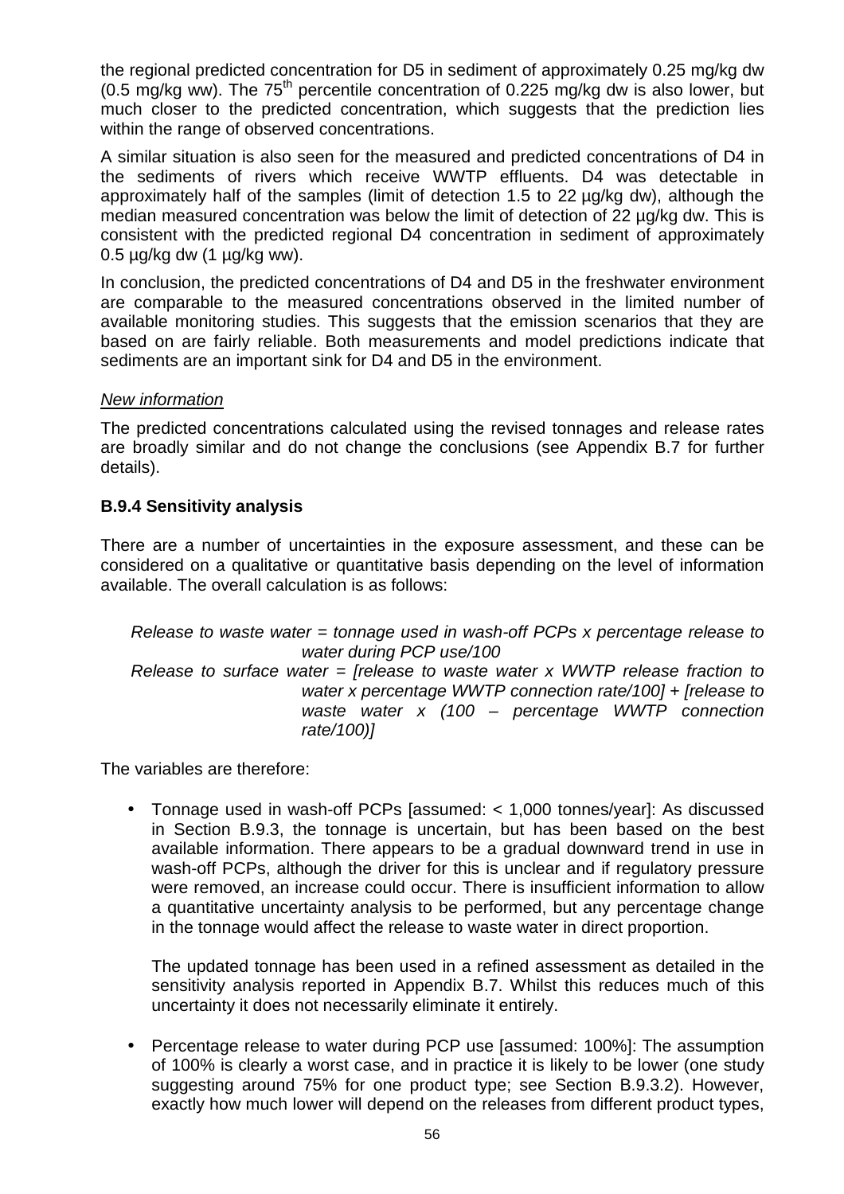the regional predicted concentration for D5 in sediment of approximately 0.25 mg/kg dw (0.5 mg/kg ww). The 75$^{th}$ percentile concentration of 0.225 mg/kg dw is also lower, but much closer to the predicted concentration, which suggests that the prediction lies within the range of observed concentrations.

A similar situation is also seen for the measured and predicted concentrations of D4 in the sediments of rivers which receive WWTP effluents. D4 was detectable in approximately half of the samples (limit of detection 1.5 to 22 µg/kg dw), although the median measured concentration was below the limit of detection of 22 µg/kg dw. This is consistent with the predicted regional D4 concentration in sediment of approximately 0.5 µg/kg dw (1 µg/kg ww).

In conclusion, the predicted concentrations of D4 and D5 in the freshwater environment are comparable to the measured concentrations observed in the limited number of available monitoring studies. This suggests that the emission scenarios that they are based on are fairly reliable. Both measurements and model predictions indicate that sediments are an important sink for D4 and D5 in the environment.

*New information*

The predicted concentrations calculated using the revised tonnages and release rates are broadly similar and do not change the conclusions (see Appendix B.7 for further details).

### B.9.4 Sensitivity analysis

There are a number of uncertainties in the exposure assessment, and these can be considered on a qualitative or quantitative basis depending on the level of information available. The overall calculation is as follows:

*Release to waste water = tonnage used in wash-off PCPs x percentage release to water during PCP use/100*

*Release to surface water = [release to waste water x WWTP release fraction to water x percentage WWTP connection rate/100] + [release to waste water x (100 – percentage WWTP connection rate/100)]*

The variables are therefore:

- Tonnage used in wash-off PCPs [assumed: < 1,000 tonnes/year]: As discussed in Section B.9.3, the tonnage is uncertain, but has been based on the best available information. There appears to be a gradual downward trend in use in wash-off PCPs, although the driver for this is unclear and if regulatory pressure were removed, an increase could occur. There is insufficient information to allow a quantitative uncertainty analysis to be performed, but any percentage change in the tonnage would affect the release to waste water in direct proportion.

  The updated tonnage has been used in a refined assessment as detailed in the sensitivity analysis reported in Appendix B.7. Whilst this reduces much of this uncertainty it does not necessarily eliminate it entirely.

- Percentage release to water during PCP use [assumed: 100%]: The assumption of 100% is clearly a worst case, and in practice it is likely to be lower (one study suggesting around 75% for one product type; see Section B.9.3.2). However, exactly how much lower will depend on the releases from different product types,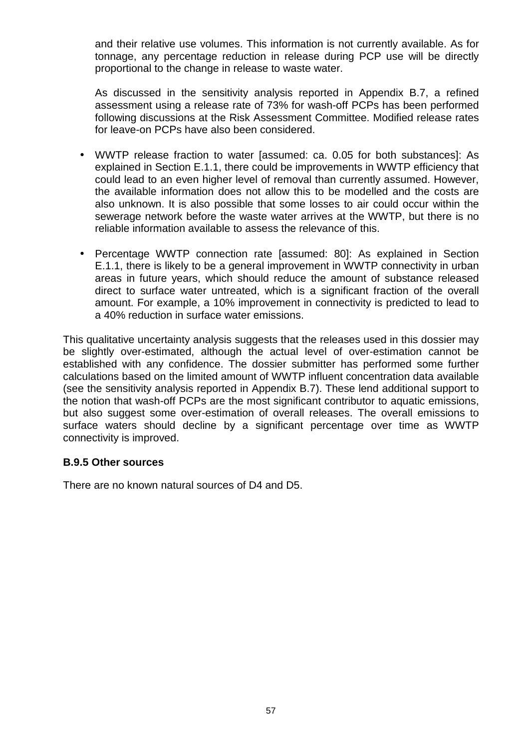and their relative use volumes. This information is not currently available. As for tonnage, any percentage reduction in release during PCP use will be directly proportional to the change in release to waste water.

As discussed in the sensitivity analysis reported in Appendix B.7, a refined assessment using a release rate of 73% for wash-off PCPs has been performed following discussions at the Risk Assessment Committee. Modified release rates for leave-on PCPs have also been considered.

- WWTP release fraction to water [assumed: ca. 0.05 for both substances]: As explained in Section E.1.1, there could be improvements in WWTP efficiency that could lead to an even higher level of removal than currently assumed. However, the available information does not allow this to be modelled and the costs are also unknown. It is also possible that some losses to air could occur within the sewerage network before the waste water arrives at the WWTP, but there is no reliable information available to assess the relevance of this.
- Percentage WWTP connection rate [assumed: 80]: As explained in Section E.1.1, there is likely to be a general improvement in WWTP connectivity in urban areas in future years, which should reduce the amount of substance released direct to surface water untreated, which is a significant fraction of the overall amount. For example, a 10% improvement in connectivity is predicted to lead to a 40% reduction in surface water emissions.

This qualitative uncertainty analysis suggests that the releases used in this dossier may be slightly over-estimated, although the actual level of over-estimation cannot be established with any confidence. The dossier submitter has performed some further calculations based on the limited amount of WWTP influent concentration data available (see the sensitivity analysis reported in Appendix B.7). These lend additional support to the notion that wash-off PCPs are the most significant contributor to aquatic emissions, but also suggest some over-estimation of overall releases. The overall emissions to surface waters should decline by a significant percentage over time as WWTP connectivity is improved.

### B.9.5 Other sources

There are no known natural sources of D4 and D5.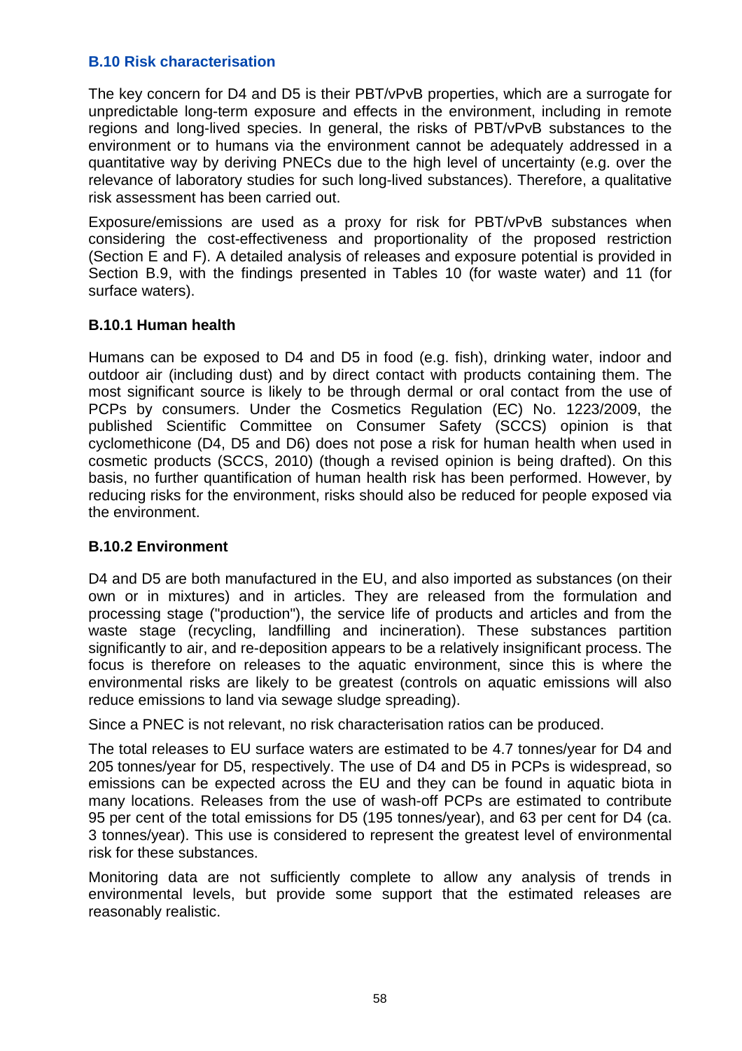## B.10 Risk characterisation

The key concern for D4 and D5 is their PBT/vPvB properties, which are a surrogate for unpredictable long-term exposure and effects in the environment, including in remote regions and long-lived species. In general, the risks of PBT/vPvB substances to the environment or to humans via the environment cannot be adequately addressed in a quantitative way by deriving PNECs due to the high level of uncertainty (e.g. over the relevance of laboratory studies for such long-lived substances). Therefore, a qualitative risk assessment has been carried out.

Exposure/emissions are used as a proxy for risk for PBT/vPvB substances when considering the cost-effectiveness and proportionality of the proposed restriction (Section E and F). A detailed analysis of releases and exposure potential is provided in Section B.9, with the findings presented in Tables 10 (for waste water) and 11 (for surface waters).

### B.10.1 Human health

Humans can be exposed to D4 and D5 in food (e.g. fish), drinking water, indoor and outdoor air (including dust) and by direct contact with products containing them. The most significant source is likely to be through dermal or oral contact from the use of PCPs by consumers. Under the Cosmetics Regulation (EC) No. 1223/2009, the published Scientific Committee on Consumer Safety (SCCS) opinion is that cyclomethicone (D4, D5 and D6) does not pose a risk for human health when used in cosmetic products (SCCS, 2010) (though a revised opinion is being drafted). On this basis, no further quantification of human health risk has been performed. However, by reducing risks for the environment, risks should also be reduced for people exposed via the environment.

### B.10.2 Environment

D4 and D5 are both manufactured in the EU, and also imported as substances (on their own or in mixtures) and in articles. They are released from the formulation and processing stage ("production"), the service life of products and articles and from the waste stage (recycling, landfilling and incineration). These substances partition significantly to air, and re-deposition appears to be a relatively insignificant process. The focus is therefore on releases to the aquatic environment, since this is where the environmental risks are likely to be greatest (controls on aquatic emissions will also reduce emissions to land via sewage sludge spreading).

Since a PNEC is not relevant, no risk characterisation ratios can be produced.

The total releases to EU surface waters are estimated to be 4.7 tonnes/year for D4 and 205 tonnes/year for D5, respectively. The use of D4 and D5 in PCPs is widespread, so emissions can be expected across the EU and they can be found in aquatic biota in many locations. Releases from the use of wash-off PCPs are estimated to contribute 95 per cent of the total emissions for D5 (195 tonnes/year), and 63 per cent for D4 (ca. 3 tonnes/year). This use is considered to represent the greatest level of environmental risk for these substances.

Monitoring data are not sufficiently complete to allow any analysis of trends in environmental levels, but provide some support that the estimated releases are reasonably realistic.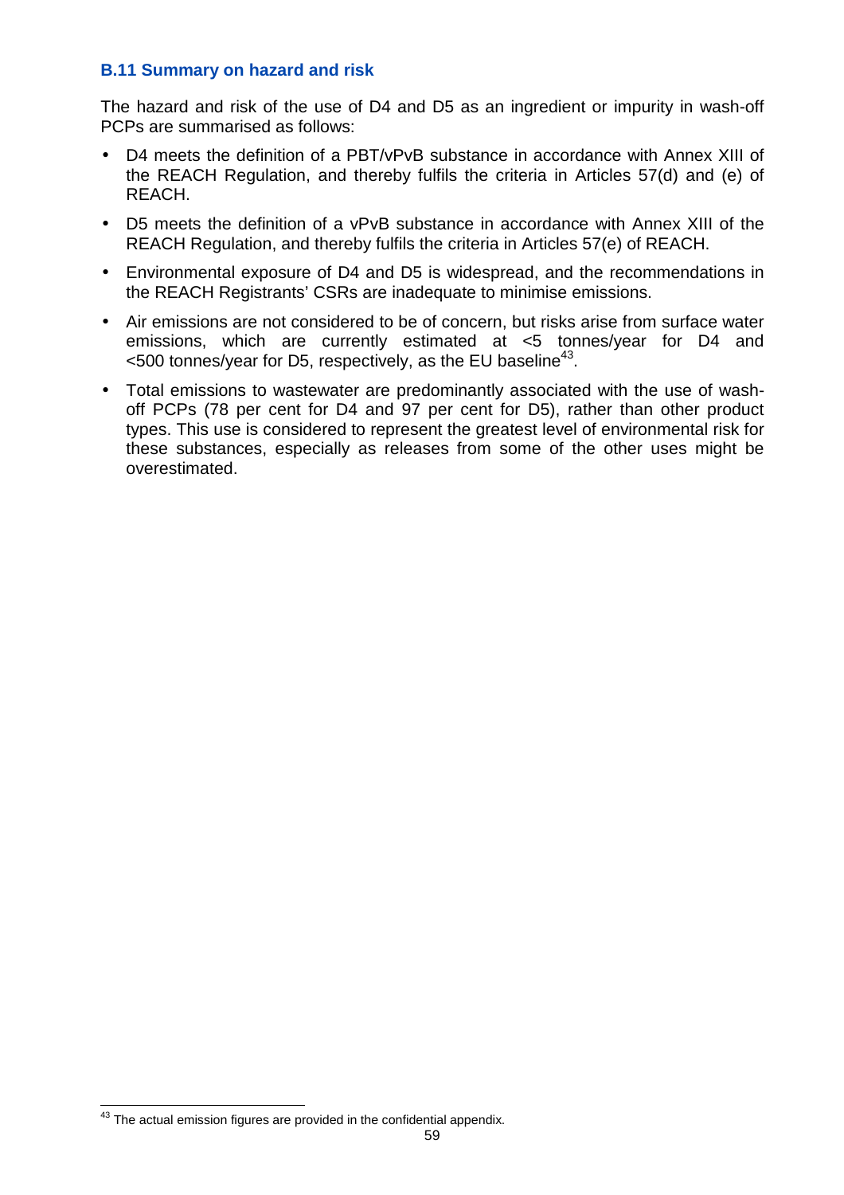### B.11 Summary on hazard and risk

The hazard and risk of the use of D4 and D5 as an ingredient or impurity in wash-off PCPs are summarised as follows:

- D4 meets the definition of a PBT/vPvB substance in accordance with Annex XIII of the REACH Regulation, and thereby fulfils the criteria in Articles 57(d) and (e) of REACH.
- D5 meets the definition of a vPvB substance in accordance with Annex XIII of the REACH Regulation, and thereby fulfils the criteria in Articles 57(e) of REACH.
- Environmental exposure of D4 and D5 is widespread, and the recommendations in the REACH Registrants' CSRs are inadequate to minimise emissions.
- Air emissions are not considered to be of concern, but risks arise from surface water emissions, which are currently estimated at <5 tonnes/year for D4 and <500 tonnes/year for D5, respectively, as the EU baseline[43].
- Total emissions to wastewater are predominantly associated with the use of wash-off PCPs (78 per cent for D4 and 97 per cent for D5), rather than other product types. This use is considered to represent the greatest level of environmental risk for these substances, especially as releases from some of the other uses might be overestimated.

[43] The actual emission figures are provided in the confidential appendix.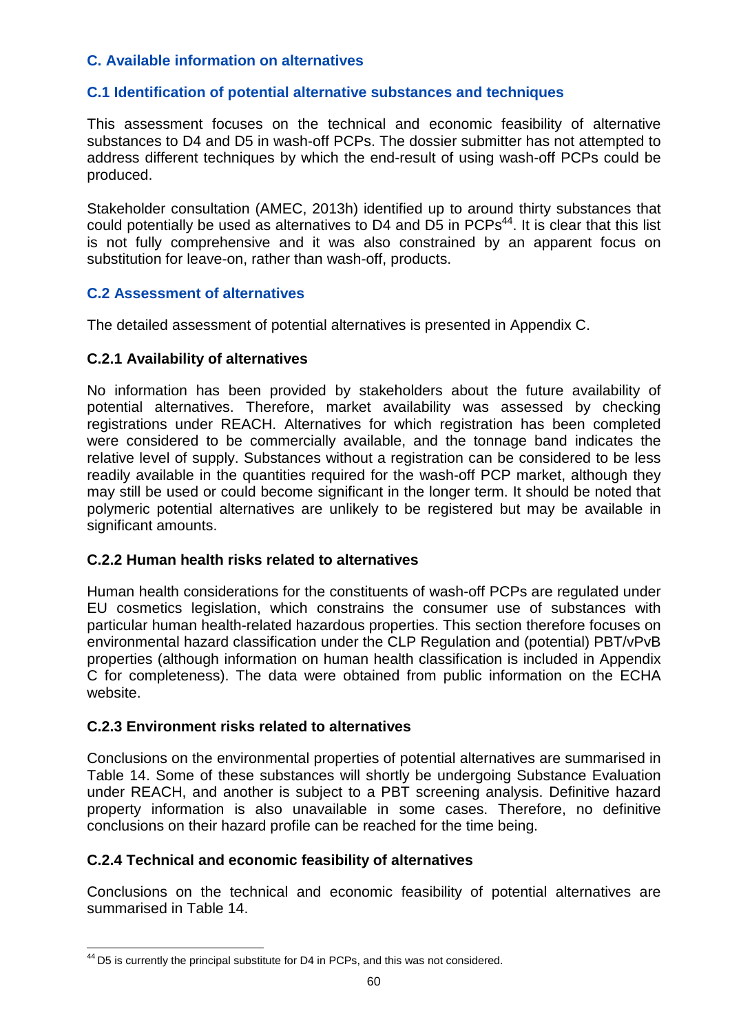## C. Available information on alternatives

### C.1 Identification of potential alternative substances and techniques

This assessment focuses on the technical and economic feasibility of alternative substances to D4 and D5 in wash-off PCPs. The dossier submitter has not attempted to address different techniques by which the end-result of using wash-off PCPs could be produced.

Stakeholder consultation (AMEC, 2013h) identified up to around thirty substances that could potentially be used as alternatives to D4 and D5 in PCPs[44]. It is clear that this list is not fully comprehensive and it was also constrained by an apparent focus on substitution for leave-on, rather than wash-off, products.

### C.2 Assessment of alternatives

The detailed assessment of potential alternatives is presented in Appendix C.

#### C.2.1 Availability of alternatives

No information has been provided by stakeholders about the future availability of potential alternatives. Therefore, market availability was assessed by checking registrations under REACH. Alternatives for which registration has been completed were considered to be commercially available, and the tonnage band indicates the relative level of supply. Substances without a registration can be considered to be less readily available in the quantities required for the wash-off PCP market, although they may still be used or could become significant in the longer term. It should be noted that polymeric potential alternatives are unlikely to be registered but may be available in significant amounts.

#### C.2.2 Human health risks related to alternatives

Human health considerations for the constituents of wash-off PCPs are regulated under EU cosmetics legislation, which constrains the consumer use of substances with particular human health-related hazardous properties. This section therefore focuses on environmental hazard classification under the CLP Regulation and (potential) PBT/vPvB properties (although information on human health classification is included in Appendix C for completeness). The data were obtained from public information on the ECHA website.

#### C.2.3 Environment risks related to alternatives

Conclusions on the environmental properties of potential alternatives are summarised in Table 14. Some of these substances will shortly be undergoing Substance Evaluation under REACH, and another is subject to a PBT screening analysis. Definitive hazard property information is also unavailable in some cases. Therefore, no definitive conclusions on their hazard profile can be reached for the time being.

#### C.2.4 Technical and economic feasibility of alternatives

Conclusions on the technical and economic feasibility of potential alternatives are summarised in Table 14.

[44] D5 is currently the principal substitute for D4 in PCPs, and this was not considered.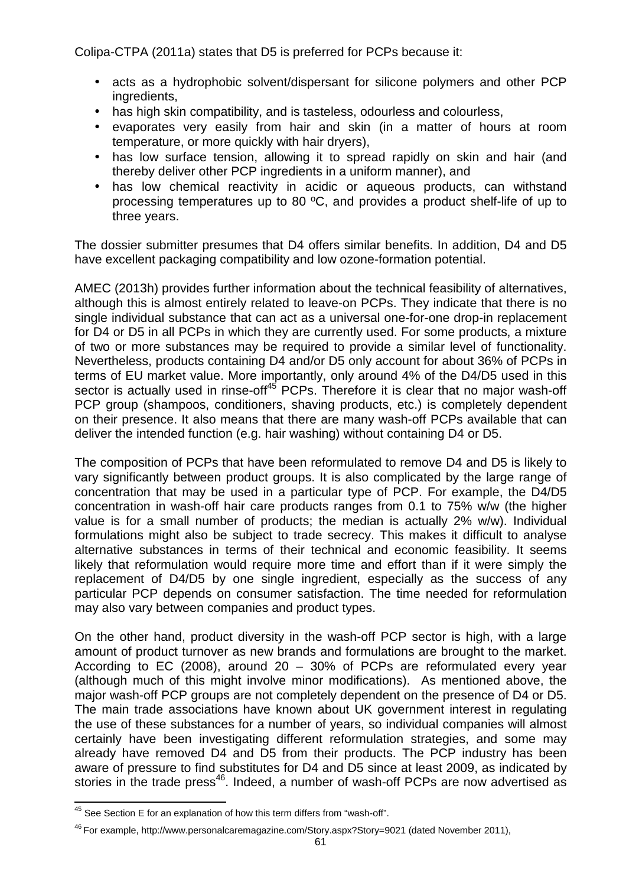Colipa-CTPA (2011a) states that D5 is preferred for PCPs because it:

- acts as a hydrophobic solvent/dispersant for silicone polymers and other PCP ingredients,
- has high skin compatibility, and is tasteless, odourless and colourless,
- evaporates very easily from hair and skin (in a matter of hours at room temperature, or more quickly with hair dryers),
- has low surface tension, allowing it to spread rapidly on skin and hair (and thereby deliver other PCP ingredients in a uniform manner), and
- has low chemical reactivity in acidic or aqueous products, can withstand processing temperatures up to 80 ºC, and provides a product shelf-life of up to three years.

The dossier submitter presumes that D4 offers similar benefits. In addition, D4 and D5 have excellent packaging compatibility and low ozone-formation potential.

AMEC (2013h) provides further information about the technical feasibility of alternatives, although this is almost entirely related to leave-on PCPs. They indicate that there is no single individual substance that can act as a universal one-for-one drop-in replacement for D4 or D5 in all PCPs in which they are currently used. For some products, a mixture of two or more substances may be required to provide a similar level of functionality. Nevertheless, products containing D4 and/or D5 only account for about 36% of PCPs in terms of EU market value. More importantly, only around 4% of the D4/D5 used in this sector is actually used in rinse-off[45] PCPs. Therefore it is clear that no major wash-off PCP group (shampoos, conditioners, shaving products, etc.) is completely dependent on their presence. It also means that there are many wash-off PCPs available that can deliver the intended function (e.g. hair washing) without containing D4 or D5.

The composition of PCPs that have been reformulated to remove D4 and D5 is likely to vary significantly between product groups. It is also complicated by the large range of concentration that may be used in a particular type of PCP. For example, the D4/D5 concentration in wash-off hair care products ranges from 0.1 to 75% w/w (the higher value is for a small number of products; the median is actually 2% w/w). Individual formulations might also be subject to trade secrecy. This makes it difficult to analyse alternative substances in terms of their technical and economic feasibility. It seems likely that reformulation would require more time and effort than if it were simply the replacement of D4/D5 by one single ingredient, especially as the success of any particular PCP depends on consumer satisfaction. The time needed for reformulation may also vary between companies and product types.

On the other hand, product diversity in the wash-off PCP sector is high, with a large amount of product turnover as new brands and formulations are brought to the market. According to EC (2008), around 20 – 30% of PCPs are reformulated every year (although much of this might involve minor modifications). As mentioned above, the major wash-off PCP groups are not completely dependent on the presence of D4 or D5. The main trade associations have known about UK government interest in regulating the use of these substances for a number of years, so individual companies will almost certainly have been investigating different reformulation strategies, and some may already have removed D4 and D5 from their products. The PCP industry has been aware of pressure to find substitutes for D4 and D5 since at least 2009, as indicated by stories in the trade press[46]. Indeed, a number of wash-off PCPs are now advertised as

[45] See Section E for an explanation of how this term differs from "wash-off".

[46] For example, http://www.personalcaremagazine.com/Story.aspx?Story=9021 (dated November 2011),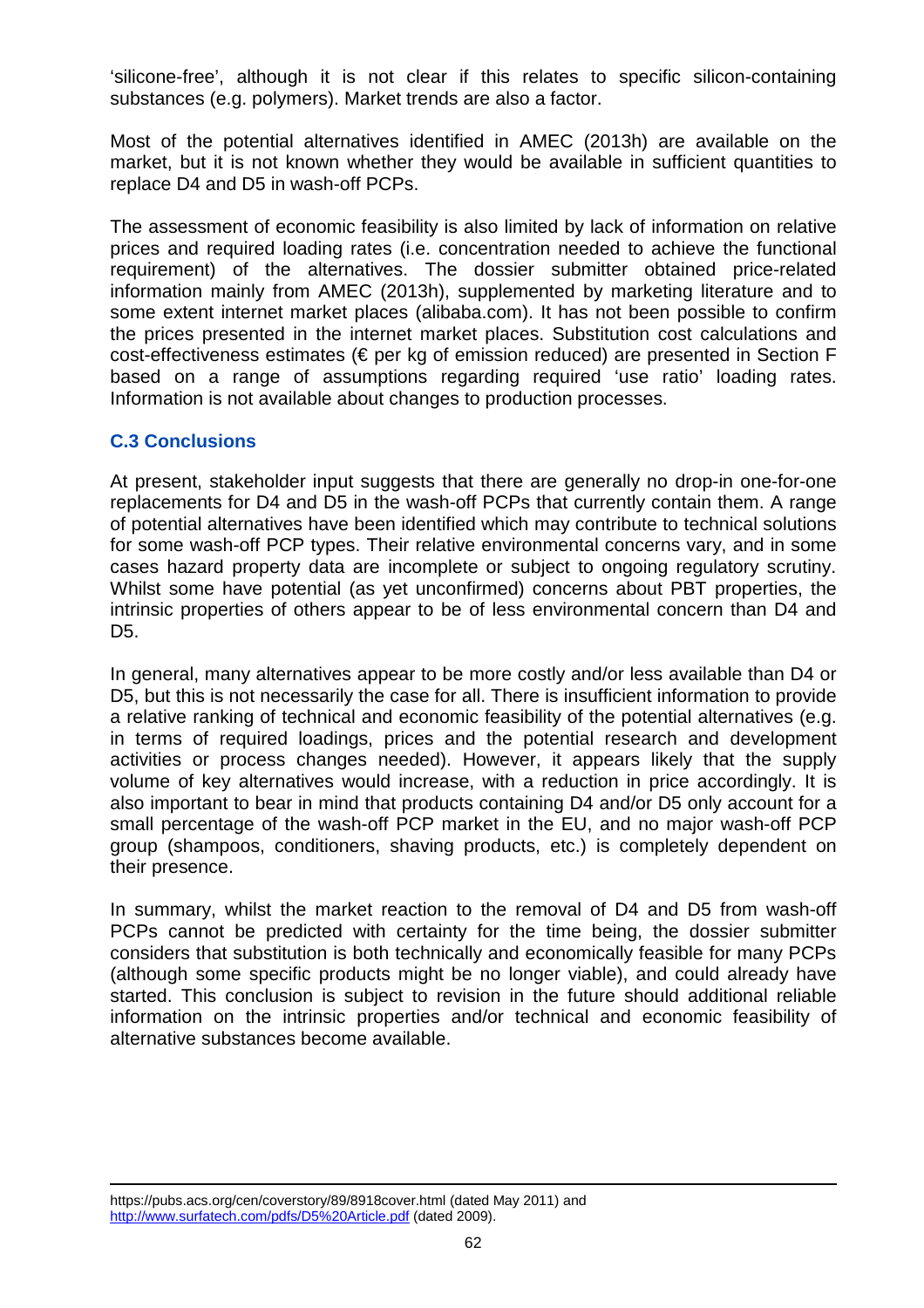'silicone-free', although it is not clear if this relates to specific silicon-containing substances (e.g. polymers). Market trends are also a factor.

Most of the potential alternatives identified in AMEC (2013h) are available on the market, but it is not known whether they would be available in sufficient quantities to replace D4 and D5 in wash-off PCPs.

The assessment of economic feasibility is also limited by lack of information on relative prices and required loading rates (i.e. concentration needed to achieve the functional requirement) of the alternatives. The dossier submitter obtained price-related information mainly from AMEC (2013h), supplemented by marketing literature and to some extent internet market places (alibaba.com). It has not been possible to confirm the prices presented in the internet market places. Substitution cost calculations and cost-effectiveness estimates (€ per kg of emission reduced) are presented in Section F based on a range of assumptions regarding required 'use ratio' loading rates. Information is not available about changes to production processes.

### C.3 Conclusions

At present, stakeholder input suggests that there are generally no drop-in one-for-one replacements for D4 and D5 in the wash-off PCPs that currently contain them. A range of potential alternatives have been identified which may contribute to technical solutions for some wash-off PCP types. Their relative environmental concerns vary, and in some cases hazard property data are incomplete or subject to ongoing regulatory scrutiny. Whilst some have potential (as yet unconfirmed) concerns about PBT properties, the intrinsic properties of others appear to be of less environmental concern than D4 and D5.

In general, many alternatives appear to be more costly and/or less available than D4 or D5, but this is not necessarily the case for all. There is insufficient information to provide a relative ranking of technical and economic feasibility of the potential alternatives (e.g. in terms of required loadings, prices and the potential research and development activities or process changes needed). However, it appears likely that the supply volume of key alternatives would increase, with a reduction in price accordingly. It is also important to bear in mind that products containing D4 and/or D5 only account for a small percentage of the wash-off PCP market in the EU, and no major wash-off PCP group (shampoos, conditioners, shaving products, etc.) is completely dependent on their presence.

In summary, whilst the market reaction to the removal of D4 and D5 from wash-off PCPs cannot be predicted with certainty for the time being, the dossier submitter considers that substitution is both technically and economically feasible for many PCPs (although some specific products might be no longer viable), and could already have started. This conclusion is subject to revision in the future should additional reliable information on the intrinsic properties and/or technical and economic feasibility of alternative substances become available.

---

https://pubs.acs.org/cen/coverstory/89/8918cover.html (dated May 2011) and http://www.surfatech.com/pdfs/D5%20Article.pdf (dated 2009).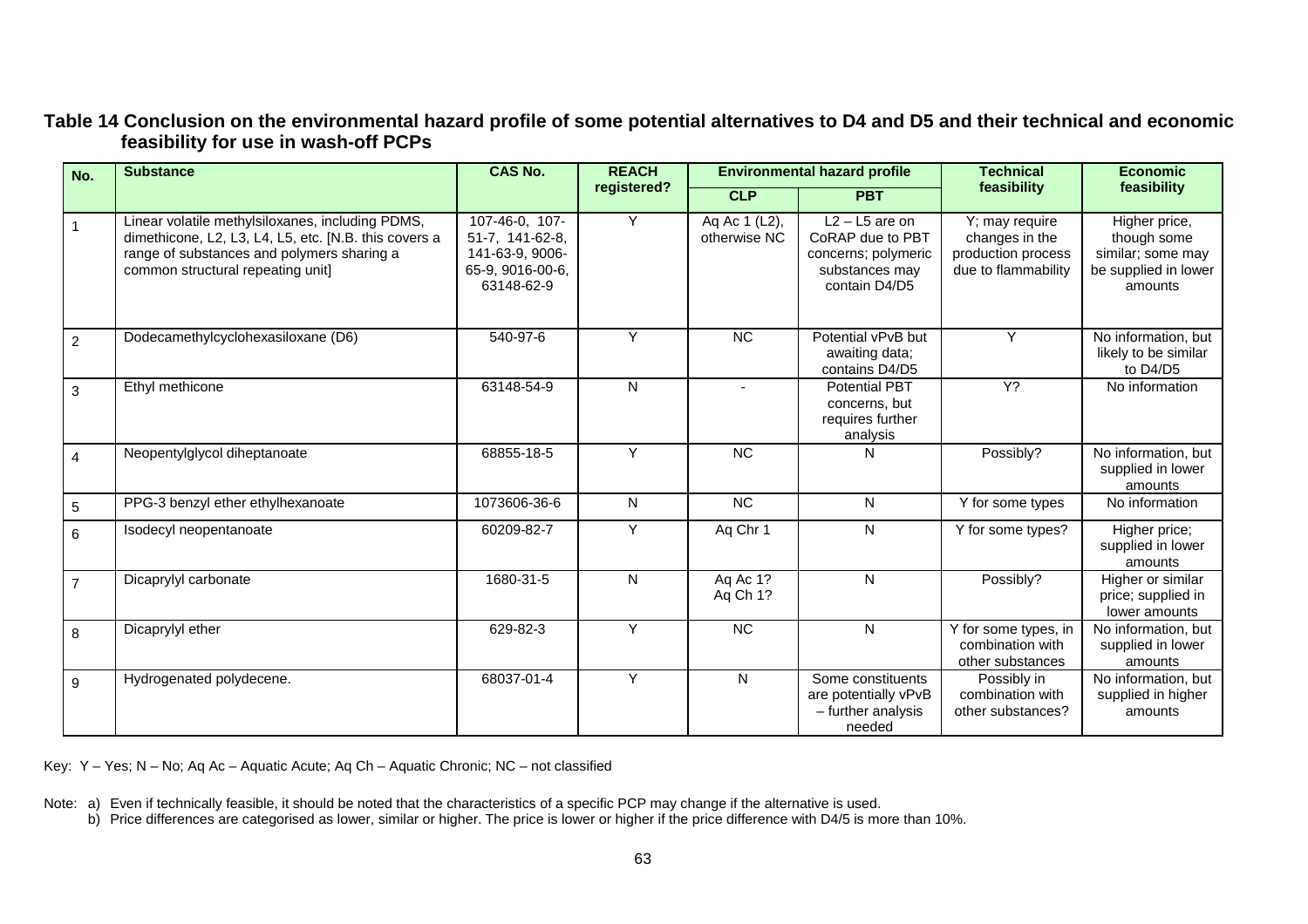**Table 14 Conclusion on the environmental hazard profile of some potential alternatives to D4 and D5 and their technical and economic feasibility for use in wash-off PCPs**

| No. | Substance | CAS No. | REACH registered? | Environmental hazard profile | | Technical feasibility | Economic feasibility |
|---|---|---|---|---|---|---|---|
| | | | | CLP | PBT | | |
| 1 | Linear volatile methylsiloxanes, including PDMS, dimethicone, L2, L3, L4, L5, etc. [N.B. this covers a range of substances and polymers sharing a common structural repeating unit] | 107-46-0, 107-51-7, 141-62-8, 141-63-9, 9006-65-9, 9016-00-6, 63148-62-9 | Y | Aq Ac 1 (L2), otherwise NC | L2 – L5 are on CoRAP due to PBT concerns; polymeric substances may contain D4/D5 | Y; may require changes in the production process due to flammability | Higher price, though some similar; some may be supplied in lower amounts |
| 2 | Dodecamethylcyclohexasiloxane (D6) | 540-97-6 | Y | NC | Potential vPvB but awaiting data; contains D4/D5 | Y | No information, but likely to be similar to D4/D5 |
| 3 | Ethyl methicone | 63148-54-9 | N | - | Potential PBT concerns, but requires further analysis | Y? | No information |
| 4 | Neopentylglycol diheptanoate | 68855-18-5 | Y | NC | N | Possibly? | No information, but supplied in lower amounts |
| 5 | PPG-3 benzyl ether ethylhexanoate | 1073606-36-6 | N | NC | N | Y for some types | No information |
| 6 | Isodecyl neopentanoate | 60209-82-7 | Y | Aq Chr 1 | N | Y for some types? | Higher price; supplied in lower amounts |
| 7 | Dicaprylyl carbonate | 1680-31-5 | N | Aq Ac 1? Aq Ch 1? | N | Possibly? | Higher or similar price; supplied in lower amounts |
| 8 | Dicaprylyl ether | 629-82-3 | Y | NC | N | Y for some types, in combination with other substances | No information, but supplied in lower amounts |
| 9 | Hydrogenated polydecene. | 68037-01-4 | Y | N | Some constituents are potentially vPvB – further analysis needed | Possibly in combination with other substances? | No information, but supplied in higher amounts |

Key: Y – Yes; N – No; Aq Ac – Aquatic Acute; Aq Ch – Aquatic Chronic; NC – not classified

Note: a) Even if technically feasible, it should be noted that the characteristics of a specific PCP may change if the alternative is used.
b) Price differences are categorised as lower, similar or higher. The price is lower or higher if the price difference with D4/5 is more than 10%.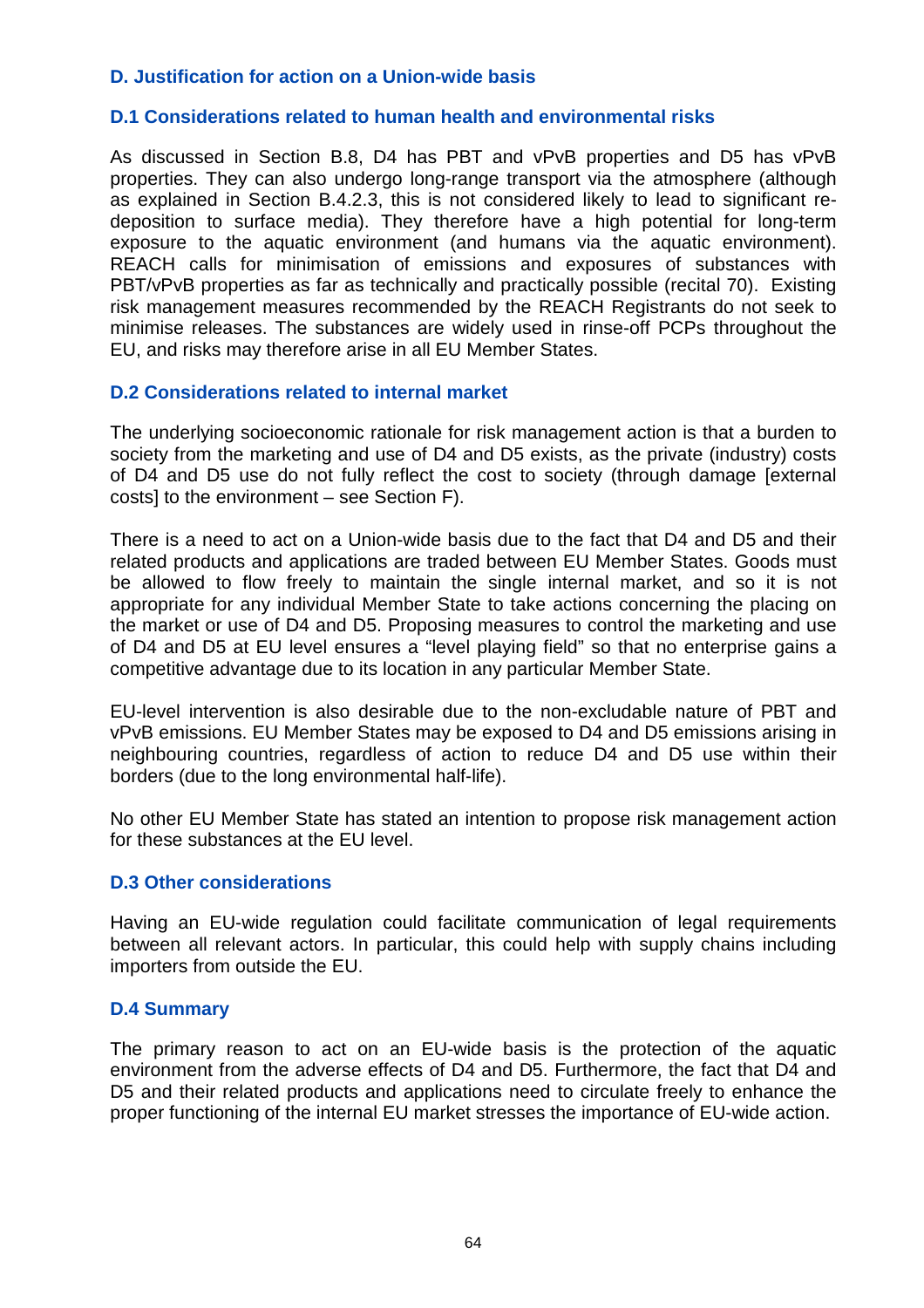## D. Justification for action on a Union-wide basis

### D.1 Considerations related to human health and environmental risks

As discussed in Section B.8, D4 has PBT and vPvB properties and D5 has vPvB properties. They can also undergo long-range transport via the atmosphere (although as explained in Section B.4.2.3, this is not considered likely to lead to significant re-deposition to surface media). They therefore have a high potential for long-term exposure to the aquatic environment (and humans via the aquatic environment). REACH calls for minimisation of emissions and exposures of substances with PBT/vPvB properties as far as technically and practically possible (recital 70). Existing risk management measures recommended by the REACH Registrants do not seek to minimise releases. The substances are widely used in rinse-off PCPs throughout the EU, and risks may therefore arise in all EU Member States.

### D.2 Considerations related to internal market

The underlying socioeconomic rationale for risk management action is that a burden to society from the marketing and use of D4 and D5 exists, as the private (industry) costs of D4 and D5 use do not fully reflect the cost to society (through damage [external costs] to the environment – see Section F).

There is a need to act on a Union-wide basis due to the fact that D4 and D5 and their related products and applications are traded between EU Member States. Goods must be allowed to flow freely to maintain the single internal market, and so it is not appropriate for any individual Member State to take actions concerning the placing on the market or use of D4 and D5. Proposing measures to control the marketing and use of D4 and D5 at EU level ensures a "level playing field" so that no enterprise gains a competitive advantage due to its location in any particular Member State.

EU-level intervention is also desirable due to the non-excludable nature of PBT and vPvB emissions. EU Member States may be exposed to D4 and D5 emissions arising in neighbouring countries, regardless of action to reduce D4 and D5 use within their borders (due to the long environmental half-life).

No other EU Member State has stated an intention to propose risk management action for these substances at the EU level.

### D.3 Other considerations

Having an EU-wide regulation could facilitate communication of legal requirements between all relevant actors. In particular, this could help with supply chains including importers from outside the EU.

### D.4 Summary

The primary reason to act on an EU-wide basis is the protection of the aquatic environment from the adverse effects of D4 and D5. Furthermore, the fact that D4 and D5 and their related products and applications need to circulate freely to enhance the proper functioning of the internal EU market stresses the importance of EU-wide action.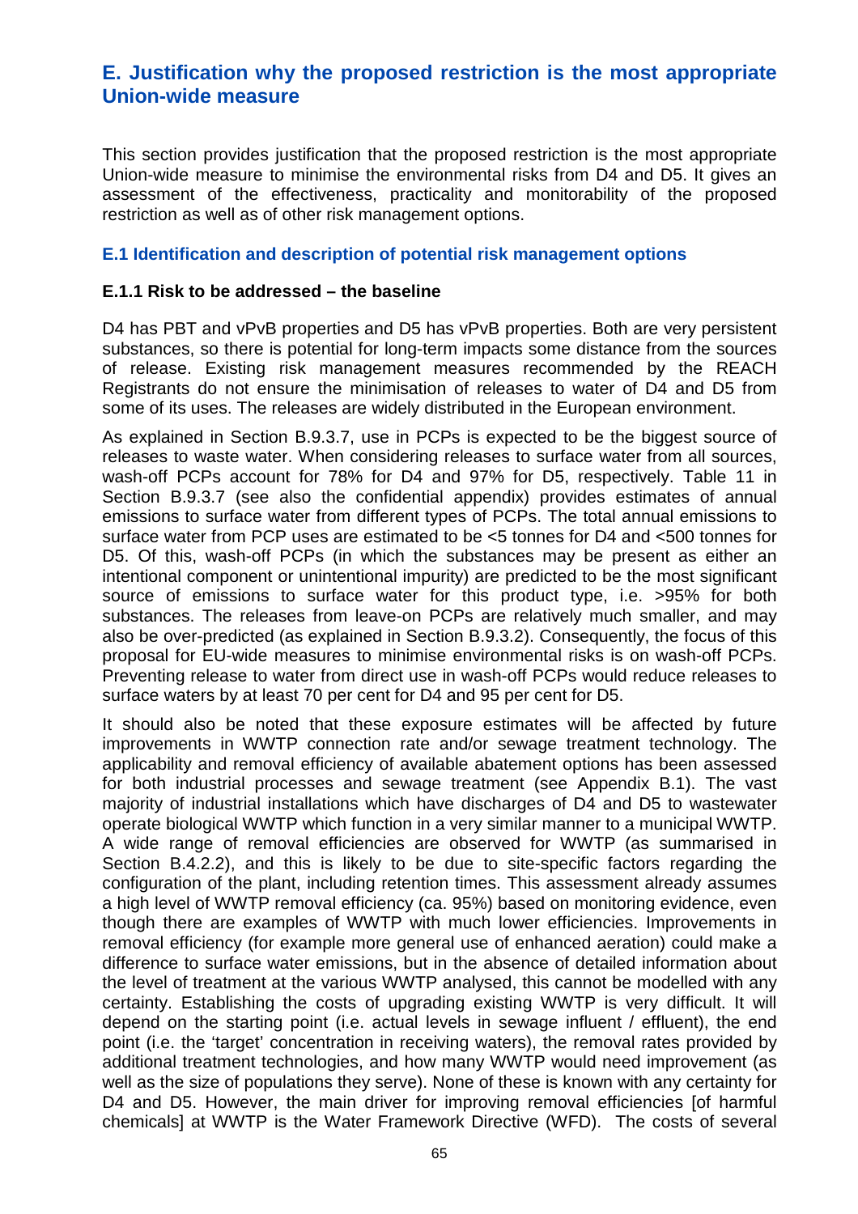# E. Justification why the proposed restriction is the most appropriate Union-wide measure

This section provides justification that the proposed restriction is the most appropriate Union-wide measure to minimise the environmental risks from D4 and D5. It gives an assessment of the effectiveness, practicality and monitorability of the proposed restriction as well as of other risk management options.

## E.1 Identification and description of potential risk management options

### E.1.1 Risk to be addressed – the baseline

D4 has PBT and vPvB properties and D5 has vPvB properties. Both are very persistent substances, so there is potential for long-term impacts some distance from the sources of release. Existing risk management measures recommended by the REACH Registrants do not ensure the minimisation of releases to water of D4 and D5 from some of its uses. The releases are widely distributed in the European environment.

As explained in Section B.9.3.7, use in PCPs is expected to be the biggest source of releases to waste water. When considering releases to surface water from all sources, wash-off PCPs account for 78% for D4 and 97% for D5, respectively. Table 11 in Section B.9.3.7 (see also the confidential appendix) provides estimates of annual emissions to surface water from different types of PCPs. The total annual emissions to surface water from PCP uses are estimated to be <5 tonnes for D4 and <500 tonnes for D5. Of this, wash-off PCPs (in which the substances may be present as either an intentional component or unintentional impurity) are predicted to be the most significant source of emissions to surface water for this product type, i.e. >95% for both substances. The releases from leave-on PCPs are relatively much smaller, and may also be over-predicted (as explained in Section B.9.3.2). Consequently, the focus of this proposal for EU-wide measures to minimise environmental risks is on wash-off PCPs. Preventing release to water from direct use in wash-off PCPs would reduce releases to surface waters by at least 70 per cent for D4 and 95 per cent for D5.

It should also be noted that these exposure estimates will be affected by future improvements in WWTP connection rate and/or sewage treatment technology. The applicability and removal efficiency of available abatement options has been assessed for both industrial processes and sewage treatment (see Appendix B.1). The vast majority of industrial installations which have discharges of D4 and D5 to wastewater operate biological WWTP which function in a very similar manner to a municipal WWTP. A wide range of removal efficiencies are observed for WWTP (as summarised in Section B.4.2.2), and this is likely to be due to site-specific factors regarding the configuration of the plant, including retention times. This assessment already assumes a high level of WWTP removal efficiency (ca. 95%) based on monitoring evidence, even though there are examples of WWTP with much lower efficiencies. Improvements in removal efficiency (for example more general use of enhanced aeration) could make a difference to surface water emissions, but in the absence of detailed information about the level of treatment at the various WWTP analysed, this cannot be modelled with any certainty. Establishing the costs of upgrading existing WWTP is very difficult. It will depend on the starting point (i.e. actual levels in sewage influent / effluent), the end point (i.e. the 'target' concentration in receiving waters), the removal rates provided by additional treatment technologies, and how many WWTP would need improvement (as well as the size of populations they serve). None of these is known with any certainty for D4 and D5. However, the main driver for improving removal efficiencies [of harmful chemicals] at WWTP is the Water Framework Directive (WFD). The costs of several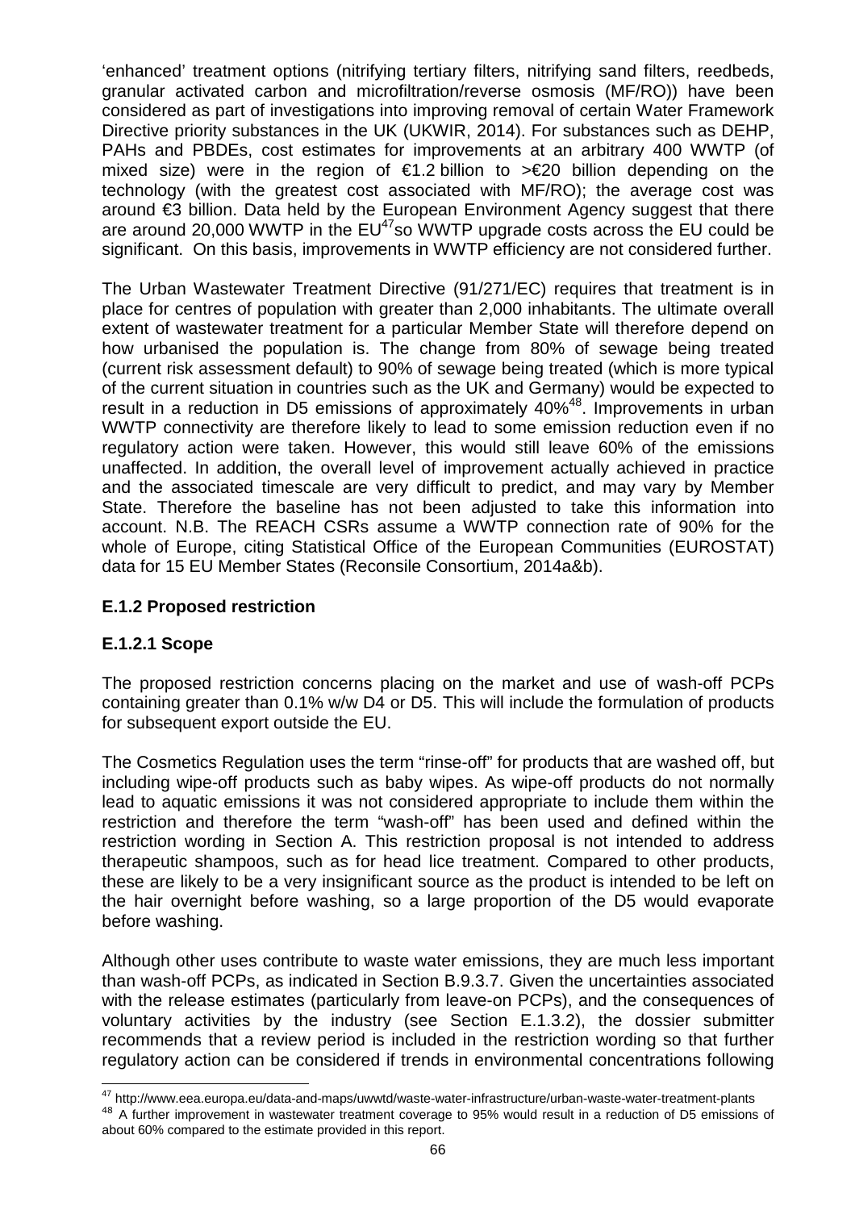'enhanced' treatment options (nitrifying tertiary filters, nitrifying sand filters, reedbeds, granular activated carbon and microfiltration/reverse osmosis (MF/RO)) have been considered as part of investigations into improving removal of certain Water Framework Directive priority substances in the UK (UKWIR, 2014). For substances such as DEHP, PAHs and PBDEs, cost estimates for improvements at an arbitrary 400 WWTP (of mixed size) were in the region of €1.2 billion to >€20 billion depending on the technology (with the greatest cost associated with MF/RO); the average cost was around €3 billion. Data held by the European Environment Agency suggest that there are around 20,000 WWTP in the EU[47] so WWTP upgrade costs across the EU could be significant. On this basis, improvements in WWTP efficiency are not considered further.

The Urban Wastewater Treatment Directive (91/271/EC) requires that treatment is in place for centres of population with greater than 2,000 inhabitants. The ultimate overall extent of wastewater treatment for a particular Member State will therefore depend on how urbanised the population is. The change from 80% of sewage being treated (current risk assessment default) to 90% of sewage being treated (which is more typical of the current situation in countries such as the UK and Germany) would be expected to result in a reduction in D5 emissions of approximately 40%[48]. Improvements in urban WWTP connectivity are therefore likely to lead to some emission reduction even if no regulatory action were taken. However, this would still leave 60% of the emissions unaffected. In addition, the overall level of improvement actually achieved in practice and the associated timescale are very difficult to predict, and may vary by Member State. Therefore the baseline has not been adjusted to take this information into account. N.B. The REACH CSRs assume a WWTP connection rate of 90% for the whole of Europe, citing Statistical Office of the European Communities (EUROSTAT) data for 15 EU Member States (Reconsile Consortium, 2014a&b).

### E.1.2 Proposed restriction

#### E.1.2.1 Scope

The proposed restriction concerns placing on the market and use of wash-off PCPs containing greater than 0.1% w/w D4 or D5. This will include the formulation of products for subsequent export outside the EU.

The Cosmetics Regulation uses the term "rinse-off" for products that are washed off, but including wipe-off products such as baby wipes. As wipe-off products do not normally lead to aquatic emissions it was not considered appropriate to include them within the restriction and therefore the term "wash-off" has been used and defined within the restriction wording in Section A. This restriction proposal is not intended to address therapeutic shampoos, such as for head lice treatment. Compared to other products, these are likely to be a very insignificant source as the product is intended to be left on the hair overnight before washing, so a large proportion of the D5 would evaporate before washing.

Although other uses contribute to waste water emissions, they are much less important than wash-off PCPs, as indicated in Section B.9.3.7. Given the uncertainties associated with the release estimates (particularly from leave-on PCPs), and the consequences of voluntary activities by the industry (see Section E.1.3.2), the dossier submitter recommends that a review period is included in the restriction wording so that further regulatory action can be considered if trends in environmental concentrations following

---

[47] http://www.eea.europa.eu/data-and-maps/uwwtd/waste-water-infrastructure/urban-waste-water-treatment-plants

[48] A further improvement in wastewater treatment coverage to 95% would result in a reduction of D5 emissions of about 60% compared to the estimate provided in this report.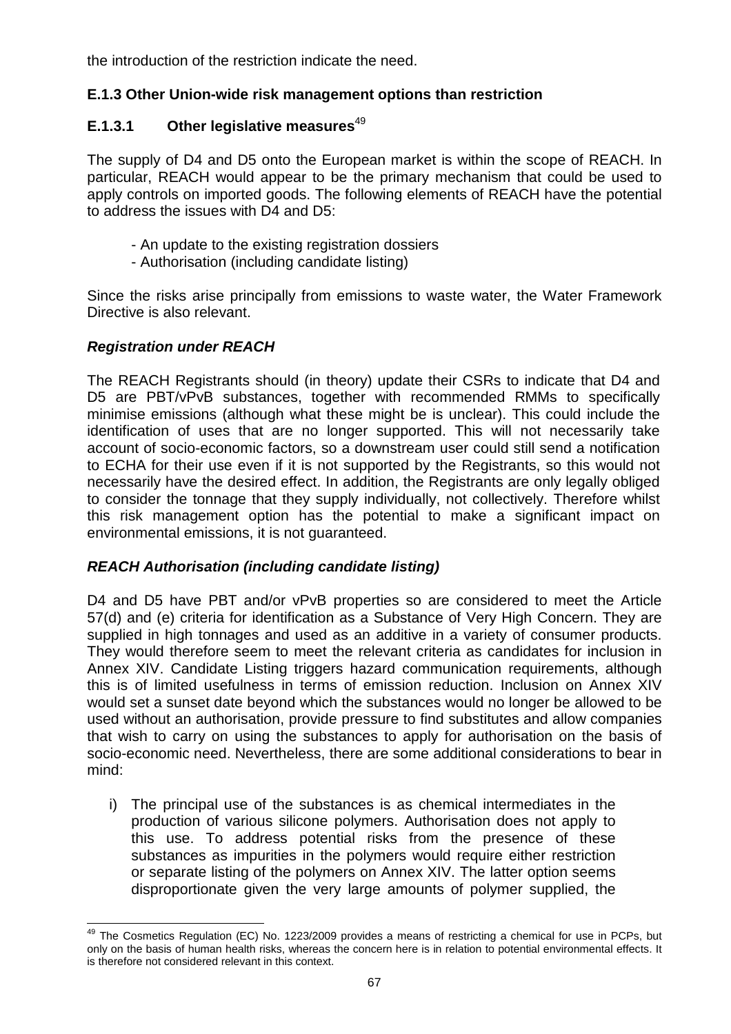the introduction of the restriction indicate the need.

### E.1.3 Other Union-wide risk management options than restriction

#### E.1.3.1 Other legislative measures[49]

The supply of D4 and D5 onto the European market is within the scope of REACH. In particular, REACH would appear to be the primary mechanism that could be used to apply controls on imported goods. The following elements of REACH have the potential to address the issues with D4 and D5:

- An update to the existing registration dossiers
- Authorisation (including candidate listing)

Since the risks arise principally from emissions to waste water, the Water Framework Directive is also relevant.

***Registration under REACH***

The REACH Registrants should (in theory) update their CSRs to indicate that D4 and D5 are PBT/vPvB substances, together with recommended RMMs to specifically minimise emissions (although what these might be is unclear). This could include the identification of uses that are no longer supported. This will not necessarily take account of socio-economic factors, so a downstream user could still send a notification to ECHA for their use even if it is not supported by the Registrants, so this would not necessarily have the desired effect. In addition, the Registrants are only legally obliged to consider the tonnage that they supply individually, not collectively. Therefore whilst this risk management option has the potential to make a significant impact on environmental emissions, it is not guaranteed.

***REACH Authorisation (including candidate listing)***

D4 and D5 have PBT and/or vPvB properties so are considered to meet the Article 57(d) and (e) criteria for identification as a Substance of Very High Concern. They are supplied in high tonnages and used as an additive in a variety of consumer products. They would therefore seem to meet the relevant criteria as candidates for inclusion in Annex XIV. Candidate Listing triggers hazard communication requirements, although this is of limited usefulness in terms of emission reduction. Inclusion on Annex XIV would set a sunset date beyond which the substances would no longer be allowed to be used without an authorisation, provide pressure to find substitutes and allow companies that wish to carry on using the substances to apply for authorisation on the basis of socio-economic need. Nevertheless, there are some additional considerations to bear in mind:

i) The principal use of the substances is as chemical intermediates in the production of various silicone polymers. Authorisation does not apply to this use. To address potential risks from the presence of these substances as impurities in the polymers would require either restriction or separate listing of the polymers on Annex XIV. The latter option seems disproportionate given the very large amounts of polymer supplied, the

---

[49] The Cosmetics Regulation (EC) No. 1223/2009 provides a means of restricting a chemical for use in PCPs, but only on the basis of human health risks, whereas the concern here is in relation to potential environmental effects. It is therefore not considered relevant in this context.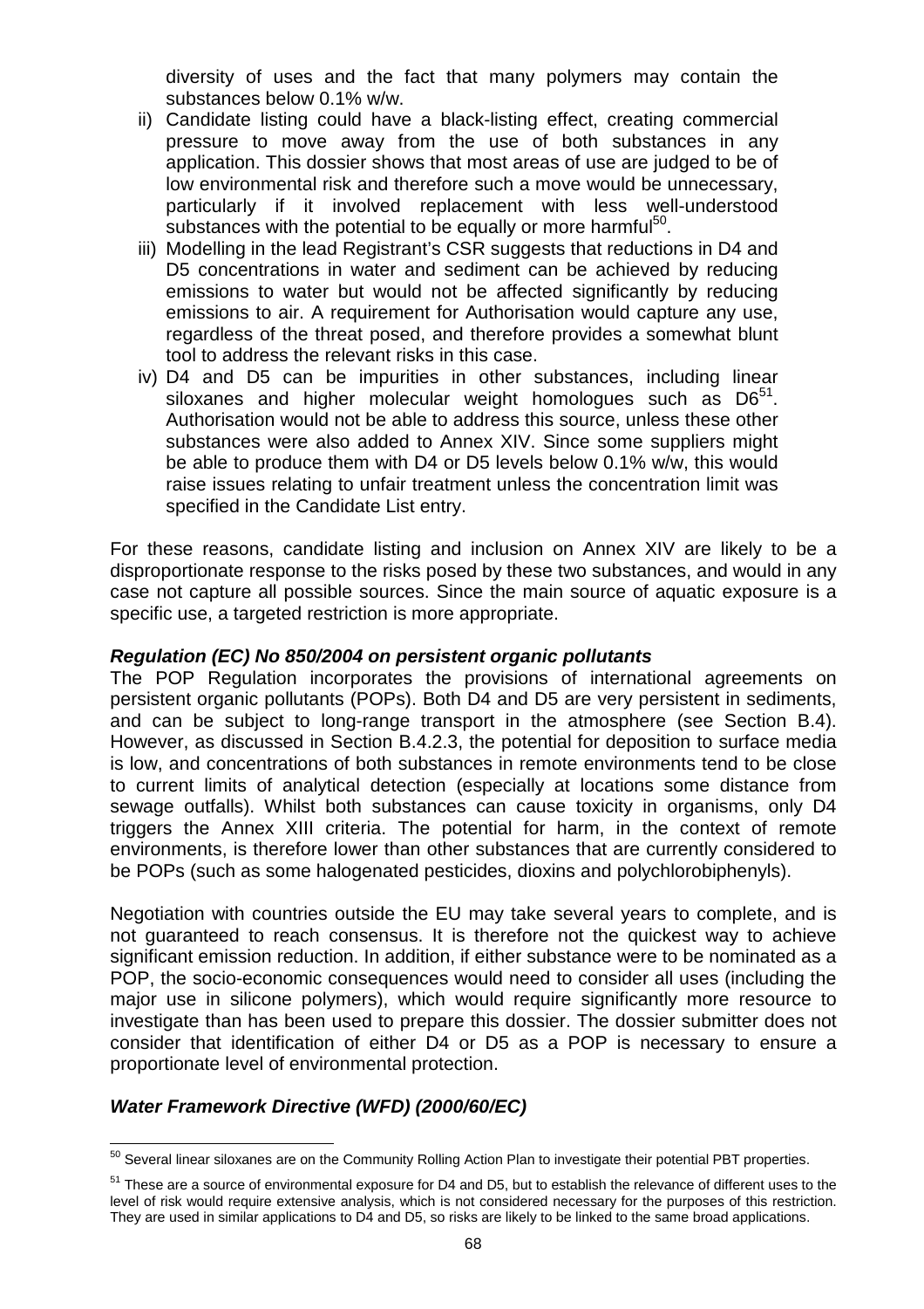diversity of uses and the fact that many polymers may contain the substances below 0.1% w/w.

ii) Candidate listing could have a black-listing effect, creating commercial pressure to move away from the use of both substances in any application. This dossier shows that most areas of use are judged to be of low environmental risk and therefore such a move would be unnecessary, particularly if it involved replacement with less well-understood substances with the potential to be equally or more harmful[50].

iii) Modelling in the lead Registrant's CSR suggests that reductions in D4 and D5 concentrations in water and sediment can be achieved by reducing emissions to water but would not be affected significantly by reducing emissions to air. A requirement for Authorisation would capture any use, regardless of the threat posed, and therefore provides a somewhat blunt tool to address the relevant risks in this case.

iv) D4 and D5 can be impurities in other substances, including linear siloxanes and higher molecular weight homologues such as D6[51]. Authorisation would not be able to address this source, unless these other substances were also added to Annex XIV. Since some suppliers might be able to produce them with D4 or D5 levels below 0.1% w/w, this would raise issues relating to unfair treatment unless the concentration limit was specified in the Candidate List entry.

For these reasons, candidate listing and inclusion on Annex XIV are likely to be a disproportionate response to the risks posed by these two substances, and would in any case not capture all possible sources. Since the main source of aquatic exposure is a specific use, a targeted restriction is more appropriate.

***Regulation (EC) No 850/2004 on persistent organic pollutants***

The POP Regulation incorporates the provisions of international agreements on persistent organic pollutants (POPs). Both D4 and D5 are very persistent in sediments, and can be subject to long-range transport in the atmosphere (see Section B.4). However, as discussed in Section B.4.2.3, the potential for deposition to surface media is low, and concentrations of both substances in remote environments tend to be close to current limits of analytical detection (especially at locations some distance from sewage outfalls). Whilst both substances can cause toxicity in organisms, only D4 triggers the Annex XIII criteria. The potential for harm, in the context of remote environments, is therefore lower than other substances that are currently considered to be POPs (such as some halogenated pesticides, dioxins and polychlorobiphenyls).

Negotiation with countries outside the EU may take several years to complete, and is not guaranteed to reach consensus. It is therefore not the quickest way to achieve significant emission reduction. In addition, if either substance were to be nominated as a POP, the socio-economic consequences would need to consider all uses (including the major use in silicone polymers), which would require significantly more resource to investigate than has been used to prepare this dossier. The dossier submitter does not consider that identification of either D4 or D5 as a POP is necessary to ensure a proportionate level of environmental protection.

***Water Framework Directive (WFD) (2000/60/EC)***

[50] Several linear siloxanes are on the Community Rolling Action Plan to investigate their potential PBT properties.

[51] These are a source of environmental exposure for D4 and D5, but to establish the relevance of different uses to the level of risk would require extensive analysis, which is not considered necessary for the purposes of this restriction. They are used in similar applications to D4 and D5, so risks are likely to be linked to the same broad applications.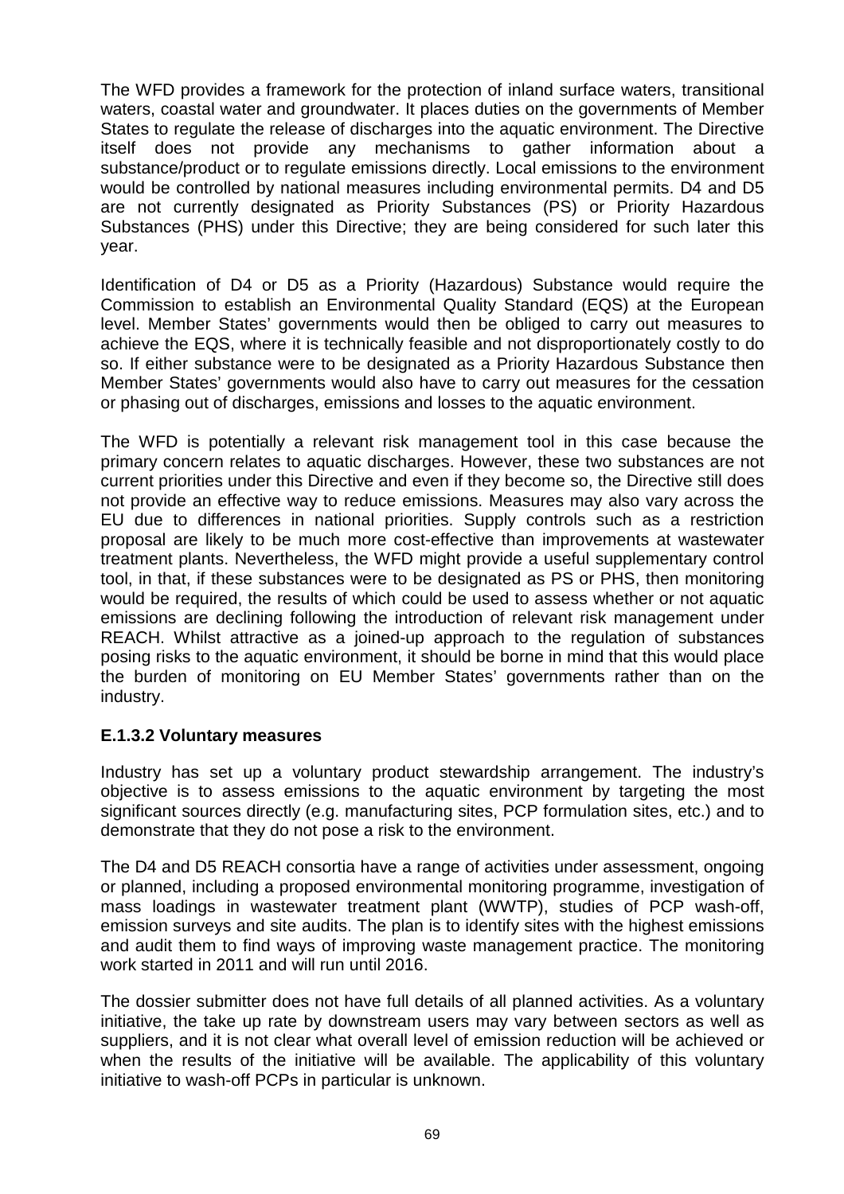The WFD provides a framework for the protection of inland surface waters, transitional waters, coastal water and groundwater. It places duties on the governments of Member States to regulate the release of discharges into the aquatic environment. The Directive itself does not provide any mechanisms to gather information about a substance/product or to regulate emissions directly. Local emissions to the environment would be controlled by national measures including environmental permits. D4 and D5 are not currently designated as Priority Substances (PS) or Priority Hazardous Substances (PHS) under this Directive; they are being considered for such later this year.

Identification of D4 or D5 as a Priority (Hazardous) Substance would require the Commission to establish an Environmental Quality Standard (EQS) at the European level. Member States' governments would then be obliged to carry out measures to achieve the EQS, where it is technically feasible and not disproportionately costly to do so. If either substance were to be designated as a Priority Hazardous Substance then Member States' governments would also have to carry out measures for the cessation or phasing out of discharges, emissions and losses to the aquatic environment.

The WFD is potentially a relevant risk management tool in this case because the primary concern relates to aquatic discharges. However, these two substances are not current priorities under this Directive and even if they become so, the Directive still does not provide an effective way to reduce emissions. Measures may also vary across the EU due to differences in national priorities. Supply controls such as a restriction proposal are likely to be much more cost-effective than improvements at wastewater treatment plants. Nevertheless, the WFD might provide a useful supplementary control tool, in that, if these substances were to be designated as PS or PHS, then monitoring would be required, the results of which could be used to assess whether or not aquatic emissions are declining following the introduction of relevant risk management under REACH. Whilst attractive as a joined-up approach to the regulation of substances posing risks to the aquatic environment, it should be borne in mind that this would place the burden of monitoring on EU Member States' governments rather than on the industry.

### E.1.3.2 Voluntary measures

Industry has set up a voluntary product stewardship arrangement. The industry's objective is to assess emissions to the aquatic environment by targeting the most significant sources directly (e.g. manufacturing sites, PCP formulation sites, etc.) and to demonstrate that they do not pose a risk to the environment.

The D4 and D5 REACH consortia have a range of activities under assessment, ongoing or planned, including a proposed environmental monitoring programme, investigation of mass loadings in wastewater treatment plant (WWTP), studies of PCP wash-off, emission surveys and site audits. The plan is to identify sites with the highest emissions and audit them to find ways of improving waste management practice. The monitoring work started in 2011 and will run until 2016.

The dossier submitter does not have full details of all planned activities. As a voluntary initiative, the take up rate by downstream users may vary between sectors as well as suppliers, and it is not clear what overall level of emission reduction will be achieved or when the results of the initiative will be available. The applicability of this voluntary initiative to wash-off PCPs in particular is unknown.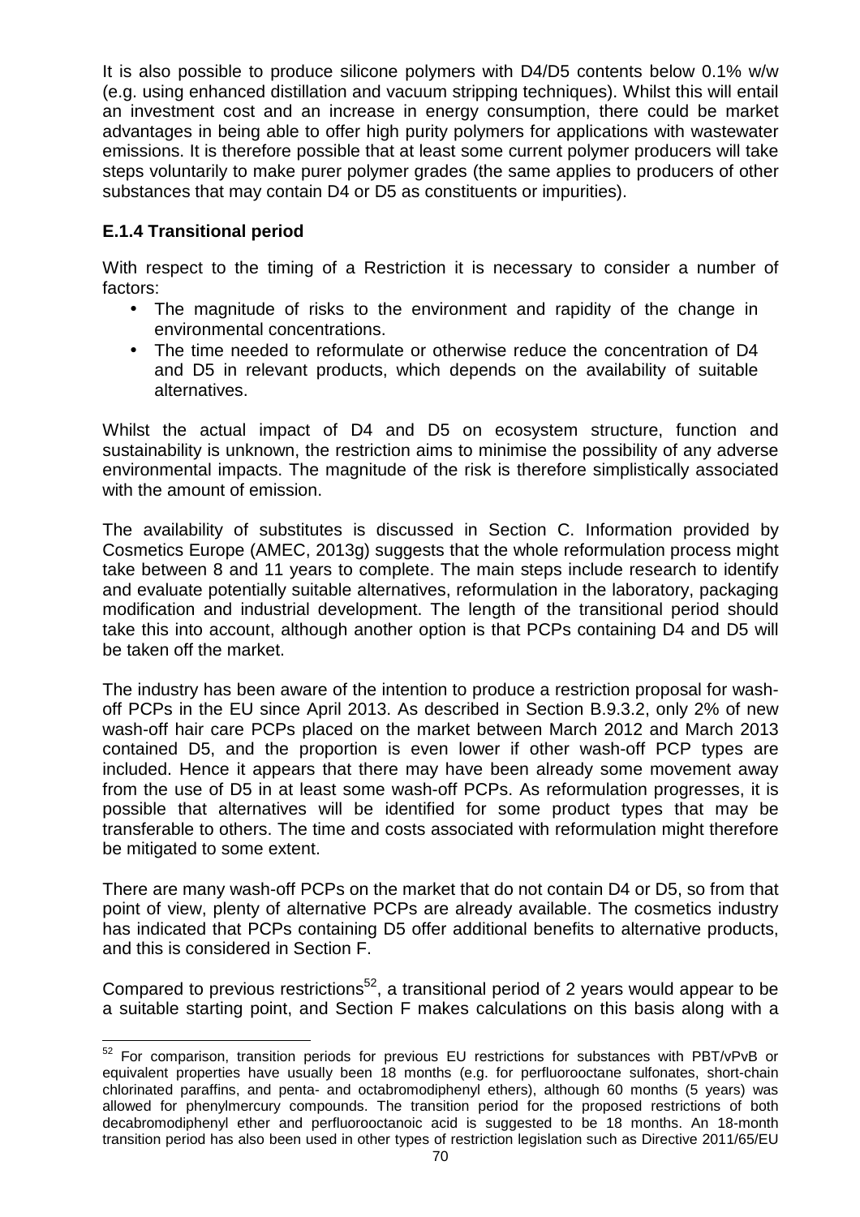It is also possible to produce silicone polymers with D4/D5 contents below 0.1% w/w (e.g. using enhanced distillation and vacuum stripping techniques). Whilst this will entail an investment cost and an increase in energy consumption, there could be market advantages in being able to offer high purity polymers for applications with wastewater emissions. It is therefore possible that at least some current polymer producers will take steps voluntarily to make purer polymer grades (the same applies to producers of other substances that may contain D4 or D5 as constituents or impurities).

### E.1.4 Transitional period

With respect to the timing of a Restriction it is necessary to consider a number of factors:

- The magnitude of risks to the environment and rapidity of the change in environmental concentrations.
- The time needed to reformulate or otherwise reduce the concentration of D4 and D5 in relevant products, which depends on the availability of suitable alternatives.

Whilst the actual impact of D4 and D5 on ecosystem structure, function and sustainability is unknown, the restriction aims to minimise the possibility of any adverse environmental impacts. The magnitude of the risk is therefore simplistically associated with the amount of emission.

The availability of substitutes is discussed in Section C. Information provided by Cosmetics Europe (AMEC, 2013g) suggests that the whole reformulation process might take between 8 and 11 years to complete. The main steps include research to identify and evaluate potentially suitable alternatives, reformulation in the laboratory, packaging modification and industrial development. The length of the transitional period should take this into account, although another option is that PCPs containing D4 and D5 will be taken off the market.

The industry has been aware of the intention to produce a restriction proposal for wash-off PCPs in the EU since April 2013. As described in Section B.9.3.2, only 2% of new wash-off hair care PCPs placed on the market between March 2012 and March 2013 contained D5, and the proportion is even lower if other wash-off PCP types are included. Hence it appears that there may have been already some movement away from the use of D5 in at least some wash-off PCPs. As reformulation progresses, it is possible that alternatives will be identified for some product types that may be transferable to others. The time and costs associated with reformulation might therefore be mitigated to some extent.

There are many wash-off PCPs on the market that do not contain D4 or D5, so from that point of view, plenty of alternative PCPs are already available. The cosmetics industry has indicated that PCPs containing D5 offer additional benefits to alternative products, and this is considered in Section F.

Compared to previous restrictions[52], a transitional period of 2 years would appear to be a suitable starting point, and Section F makes calculations on this basis along with a

---

[52] For comparison, transition periods for previous EU restrictions for substances with PBT/vPvB or equivalent properties have usually been 18 months (e.g. for perfluorooctane sulfonates, short-chain chlorinated paraffins, and penta- and octabromodiphenyl ethers), although 60 months (5 years) was allowed for phenylmercury compounds. The transition period for the proposed restrictions of both decabromodiphenyl ether and perfluorooctanoic acid is suggested to be 18 months. An 18-month transition period has also been used in other types of restriction legislation such as Directive 2011/65/EU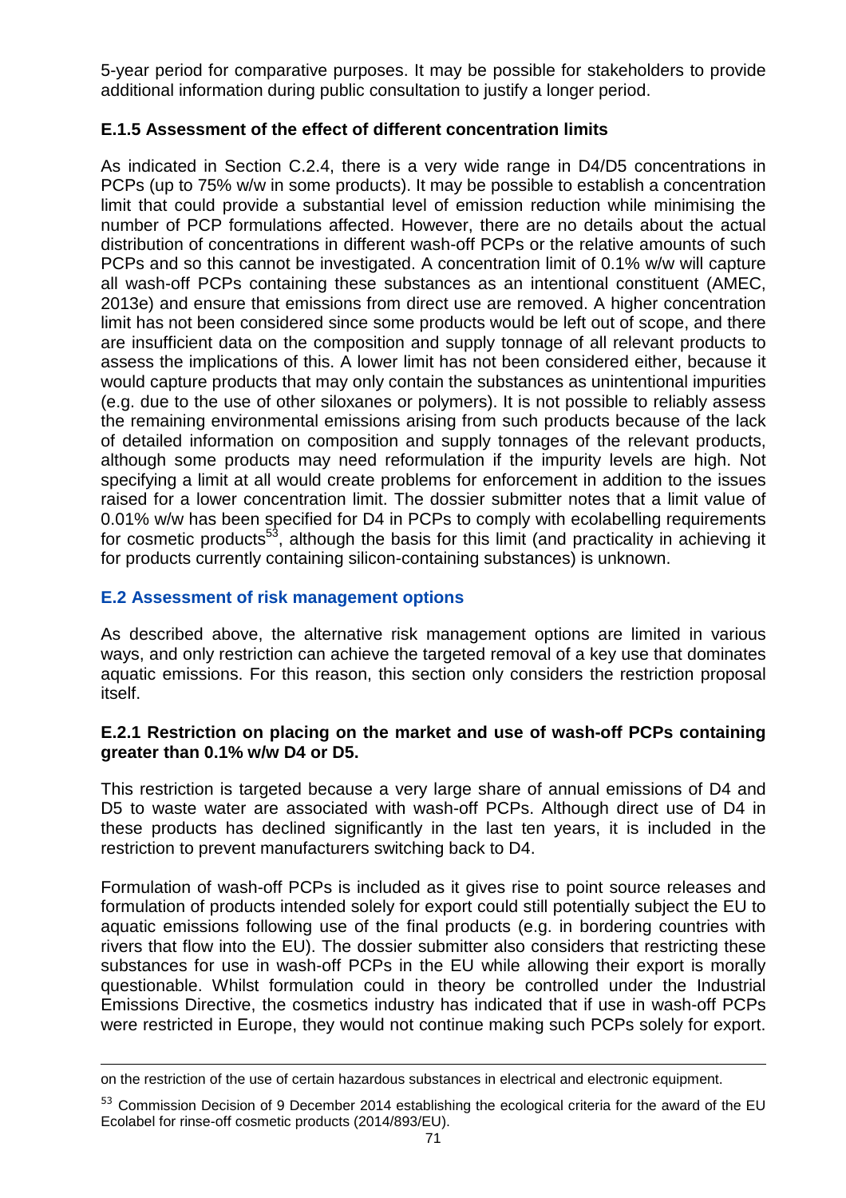5-year period for comparative purposes. It may be possible for stakeholders to provide additional information during public consultation to justify a longer period.

### E.1.5 Assessment of the effect of different concentration limits

As indicated in Section C.2.4, there is a very wide range in D4/D5 concentrations in PCPs (up to 75% w/w in some products). It may be possible to establish a concentration limit that could provide a substantial level of emission reduction while minimising the number of PCP formulations affected. However, there are no details about the actual distribution of concentrations in different wash-off PCPs or the relative amounts of such PCPs and so this cannot be investigated. A concentration limit of 0.1% w/w will capture all wash-off PCPs containing these substances as an intentional constituent (AMEC, 2013e) and ensure that emissions from direct use are removed. A higher concentration limit has not been considered since some products would be left out of scope, and there are insufficient data on the composition and supply tonnage of all relevant products to assess the implications of this. A lower limit has not been considered either, because it would capture products that may only contain the substances as unintentional impurities (e.g. due to the use of other siloxanes or polymers). It is not possible to reliably assess the remaining environmental emissions arising from such products because of the lack of detailed information on composition and supply tonnages of the relevant products, although some products may need reformulation if the impurity levels are high. Not specifying a limit at all would create problems for enforcement in addition to the issues raised for a lower concentration limit. The dossier submitter notes that a limit value of 0.01% w/w has been specified for D4 in PCPs to comply with ecolabelling requirements for cosmetic products[53], although the basis for this limit (and practicality in achieving it for products currently containing silicon-containing substances) is unknown.

## E.2 Assessment of risk management options

As described above, the alternative risk management options are limited in various ways, and only restriction can achieve the targeted removal of a key use that dominates aquatic emissions. For this reason, this section only considers the restriction proposal itself.

### E.2.1 Restriction on placing on the market and use of wash-off PCPs containing greater than 0.1% w/w D4 or D5.

This restriction is targeted because a very large share of annual emissions of D4 and D5 to waste water are associated with wash-off PCPs. Although direct use of D4 in these products has declined significantly in the last ten years, it is included in the restriction to prevent manufacturers switching back to D4.

Formulation of wash-off PCPs is included as it gives rise to point source releases and formulation of products intended solely for export could still potentially subject the EU to aquatic emissions following use of the final products (e.g. in bordering countries with rivers that flow into the EU). The dossier submitter also considers that restricting these substances for use in wash-off PCPs in the EU while allowing their export is morally questionable. Whilst formulation could in theory be controlled under the Industrial Emissions Directive, the cosmetics industry has indicated that if use in wash-off PCPs were restricted in Europe, they would not continue making such PCPs solely for export.

---

on the restriction of the use of certain hazardous substances in electrical and electronic equipment.

[53] Commission Decision of 9 December 2014 establishing the ecological criteria for the award of the EU Ecolabel for rinse-off cosmetic products (2014/893/EU).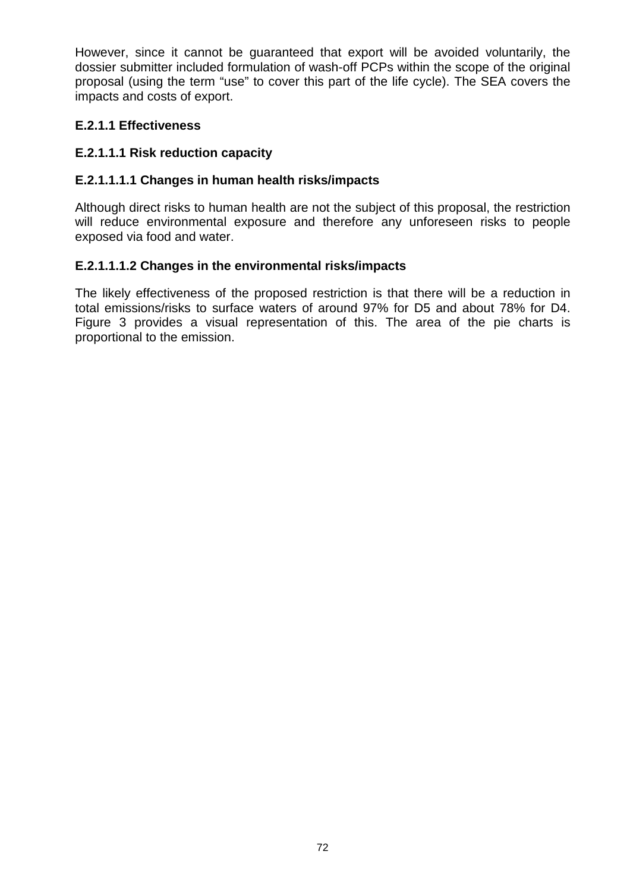However, since it cannot be guaranteed that export will be avoided voluntarily, the dossier submitter included formulation of wash-off PCPs within the scope of the original proposal (using the term "use" to cover this part of the life cycle). The SEA covers the impacts and costs of export.

### E.2.1.1 Effectiveness

#### E.2.1.1.1 Risk reduction capacity

##### E.2.1.1.1.1 Changes in human health risks/impacts

Although direct risks to human health are not the subject of this proposal, the restriction will reduce environmental exposure and therefore any unforeseen risks to people exposed via food and water.

##### E.2.1.1.1.2 Changes in the environmental risks/impacts

The likely effectiveness of the proposed restriction is that there will be a reduction in total emissions/risks to surface waters of around 97% for D5 and about 78% for D4. Figure 3 provides a visual representation of this. The area of the pie charts is proportional to the emission.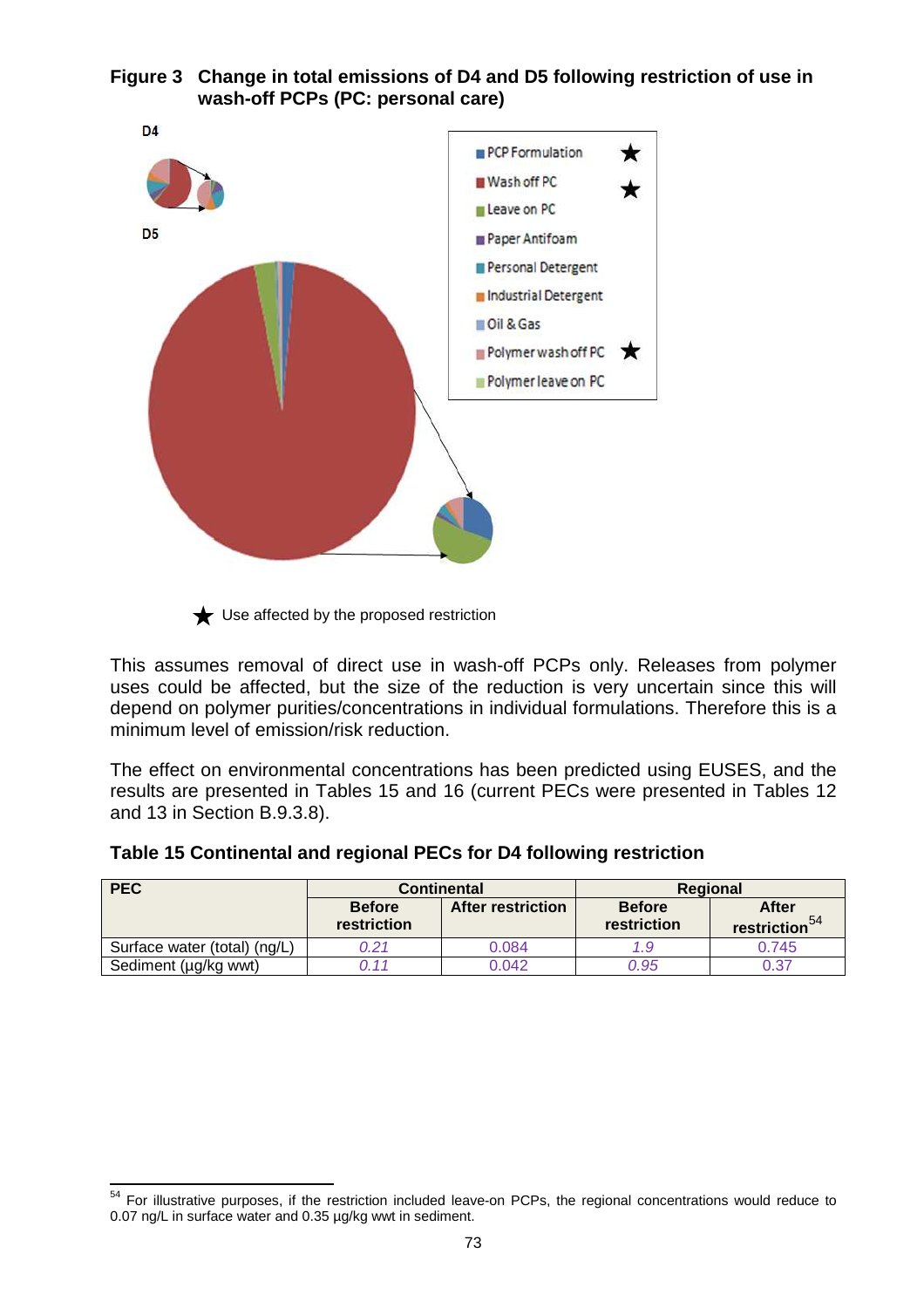**Figure 3 Change in total emissions of D4 and D5 following restriction of use in wash-off PCPs (PC: personal care)**

D4

D5

- PCP Formulation ★
- Wash off PC ★
- Leave on PC
- Paper Antifoam
- Personal Detergent
- Industrial Detergent
- Oil & Gas
- Polymer wash off PC ★
- Polymer leave on PC

★ Use affected by the proposed restriction

This assumes removal of direct use in wash-off PCPs only. Releases from polymer uses could be affected, but the size of the reduction is very uncertain since this will depend on polymer purities/concentrations in individual formulations. Therefore this is a minimum level of emission/risk reduction.

The effect on environmental concentrations has been predicted using EUSES, and the results are presented in Tables 15 and 16 (current PECs were presented in Tables 12 and 13 in Section B.9.3.8).

**Table 15 Continental and regional PECs for D4 following restriction**

| PEC | Continental | | Regional | |
|---|---|---|---|---|
| | Before restriction | After restriction | Before restriction | After restriction[54] |
| Surface water (total) (ng/L) | 0.21 | 0.084 | 1.9 | 0.745 |
| Sediment (µg/kg wwt) | 0.11 | 0.042 | 0.95 | 0.37 |

[54] For illustrative purposes, if the restriction included leave-on PCPs, the regional concentrations would reduce to 0.07 ng/L in surface water and 0.35 µg/kg wwt in sediment.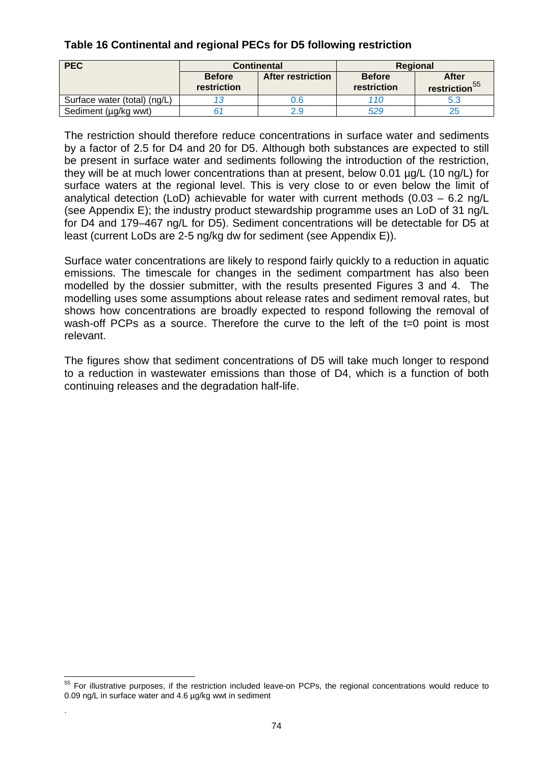**Table 16 Continental and regional PECs for D5 following restriction**

| PEC | Continental | | Regional | |
|---|---|---|---|---|
| | Before restriction | After restriction | Before restriction | After restriction[55] |
| Surface water (total) (ng/L) | *13* | 0.6 | *110* | 5.3 |
| Sediment (µg/kg wwt) | *61* | 2.9 | *529* | 25 |

The restriction should therefore reduce concentrations in surface water and sediments by a factor of 2.5 for D4 and 20 for D5. Although both substances are expected to still be present in surface water and sediments following the introduction of the restriction, they will be at much lower concentrations than at present, below 0.01 µg/L (10 ng/L) for surface waters at the regional level. This is very close to or even below the limit of analytical detection (LoD) achievable for water with current methods (0.03 – 6.2 ng/L (see Appendix E); the industry product stewardship programme uses an LoD of 31 ng/L for D4 and 179–467 ng/L for D5). Sediment concentrations will be detectable for D5 at least (current LoDs are 2-5 ng/kg dw for sediment (see Appendix E)).

Surface water concentrations are likely to respond fairly quickly to a reduction in aquatic emissions. The timescale for changes in the sediment compartment has also been modelled by the dossier submitter, with the results presented Figures 3 and 4. The modelling uses some assumptions about release rates and sediment removal rates, but shows how concentrations are broadly expected to respond following the removal of wash-off PCPs as a source. Therefore the curve to the left of the t=0 point is most relevant.

The figures show that sediment concentrations of D5 will take much longer to respond to a reduction in wastewater emissions than those of D4, which is a function of both continuing releases and the degradation half-life.

[55] For illustrative purposes, if the restriction included leave-on PCPs, the regional concentrations would reduce to 0.09 ng/L in surface water and 4.6 µg/kg wwt in sediment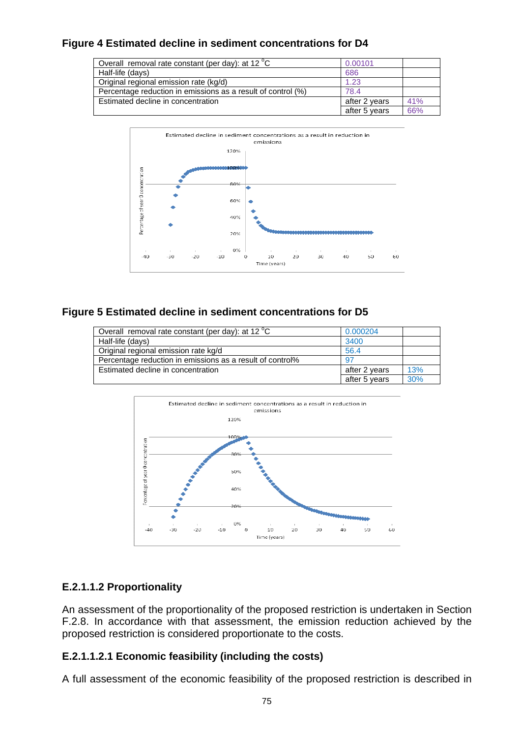### Figure 4 Estimated decline in sediment concentrations for D4

| Overall removal rate constant (per day): at 12 °C | 0.00101 | |
| --- | --- | --- |
| Half-life (days) | 686 | |
| Original regional emission rate (kg/d) | 1.23 | |
| Percentage reduction in emissions as a result of control (%) | 78.4 | |
| Estimated decline in concentration | after 2 years | 41% |
| | after 5 years | 66% |

### Figure 5 Estimated decline in sediment concentrations for D5

| Overall removal rate constant (per day): at 12 °C | 0.000204 | |
| --- | --- | --- |
| Half-life (days) | 3400 | |
| Original regional emission rate kg/d | 56.4 | |
| Percentage reduction in emissions as a result of control% | 97 | |
| Estimated decline in concentration | after 2 years | 13% |
| | after 5 years | 30% |

### E.2.1.1.2 Proportionality

An assessment of the proportionality of the proposed restriction is undertaken in Section F.2.8. In accordance with that assessment, the emission reduction achieved by the proposed restriction is considered proportionate to the costs.

### E.2.1.1.2.1 Economic feasibility (including the costs)

A full assessment of the economic feasibility of the proposed restriction is described in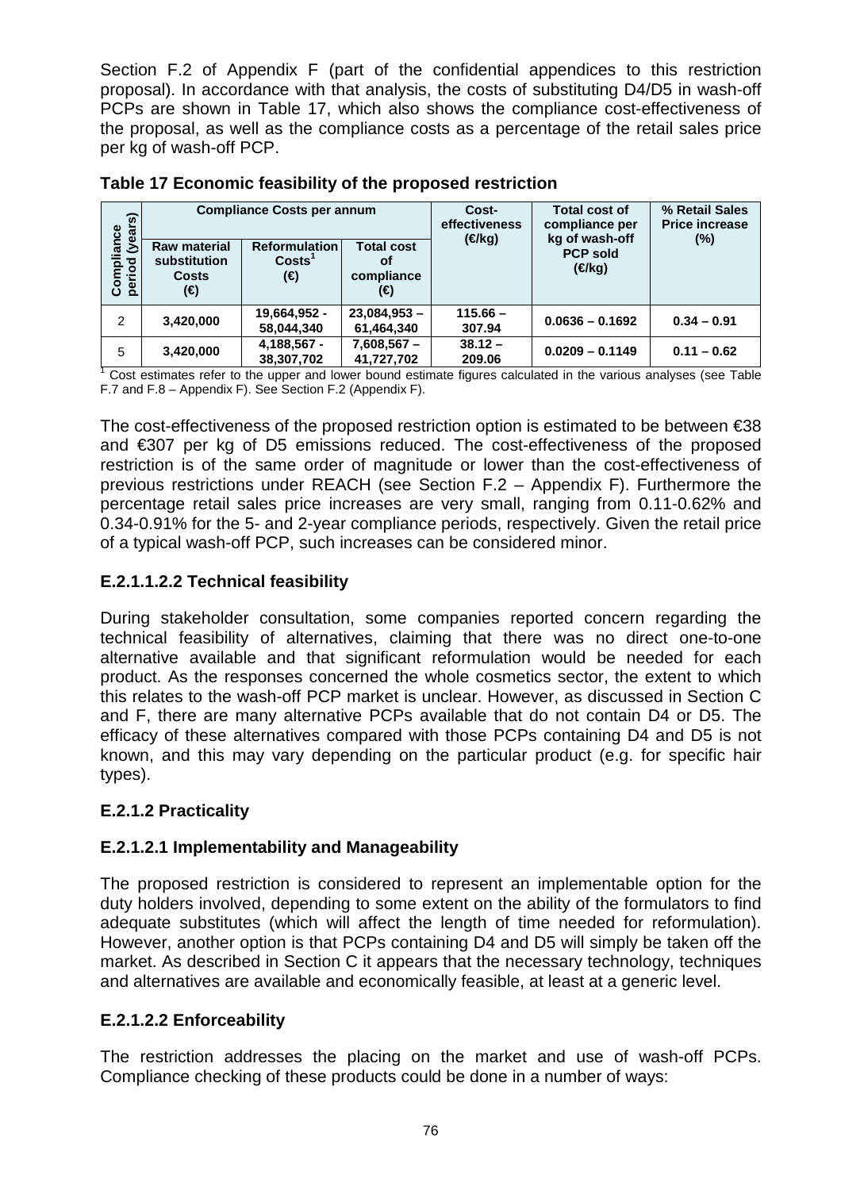Section F.2 of Appendix F (part of the confidential appendices to this restriction proposal). In accordance with that analysis, the costs of substituting D4/D5 in wash-off PCPs are shown in Table 17, which also shows the compliance cost-effectiveness of the proposal, as well as the compliance costs as a percentage of the retail sales price per kg of wash-off PCP.

**Table 17 Economic feasibility of the proposed restriction**

| Compliance period (years) | Compliance Costs per annum | | | Cost-effectiveness (€/kg) | Total cost of compliance per kg of wash-off PCP sold (€/kg) | % Retail Sales Price increase (%) |
|---|---|---|---|---|---|---|
| | Raw material substitution Costs (€) | Reformulation Costs[1] (€) | Total cost of compliance (€) | | | |
| 2 | 3,420,000 | 19,664,952 - 58,044,340 | 23,084,953 – 61,464,340 | 115.66 – 307.94 | 0.0636 – 0.1692 | 0.34 – 0.91 |
| 5 | 3,420,000 | 4,188,567 - 38,307,702 | 7,608,567 – 41,727,702 | 38.12 – 209.06 | 0.0209 – 0.1149 | 0.11 – 0.62 |

[1] Cost estimates refer to the upper and lower bound estimate figures calculated in the various analyses (see Table F.7 and F.8 – Appendix F). See Section F.2 (Appendix F).

The cost-effectiveness of the proposed restriction option is estimated to be between €38 and €307 per kg of D5 emissions reduced. The cost-effectiveness of the proposed restriction is of the same order of magnitude or lower than the cost-effectiveness of previous restrictions under REACH (see Section F.2 – Appendix F). Furthermore the percentage retail sales price increases are very small, ranging from 0.11-0.62% and 0.34-0.91% for the 5- and 2-year compliance periods, respectively. Given the retail price of a typical wash-off PCP, such increases can be considered minor.

### E.2.1.1.2.2 Technical feasibility

During stakeholder consultation, some companies reported concern regarding the technical feasibility of alternatives, claiming that there was no direct one-to-one alternative available and that significant reformulation would be needed for each product. As the responses concerned the whole cosmetics sector, the extent to which this relates to the wash-off PCP market is unclear. However, as discussed in Section C and F, there are many alternative PCPs available that do not contain D4 or D5. The efficacy of these alternatives compared with those PCPs containing D4 and D5 is not known, and this may vary depending on the particular product (e.g. for specific hair types).

### E.2.1.2 Practicality

### E.2.1.2.1 Implementability and Manageability

The proposed restriction is considered to represent an implementable option for the duty holders involved, depending to some extent on the ability of the formulators to find adequate substitutes (which will affect the length of time needed for reformulation). However, another option is that PCPs containing D4 and D5 will simply be taken off the market. As described in Section C it appears that the necessary technology, techniques and alternatives are available and economically feasible, at least at a generic level.

### E.2.1.2.2 Enforceability

The restriction addresses the placing on the market and use of wash-off PCPs. Compliance checking of these products could be done in a number of ways: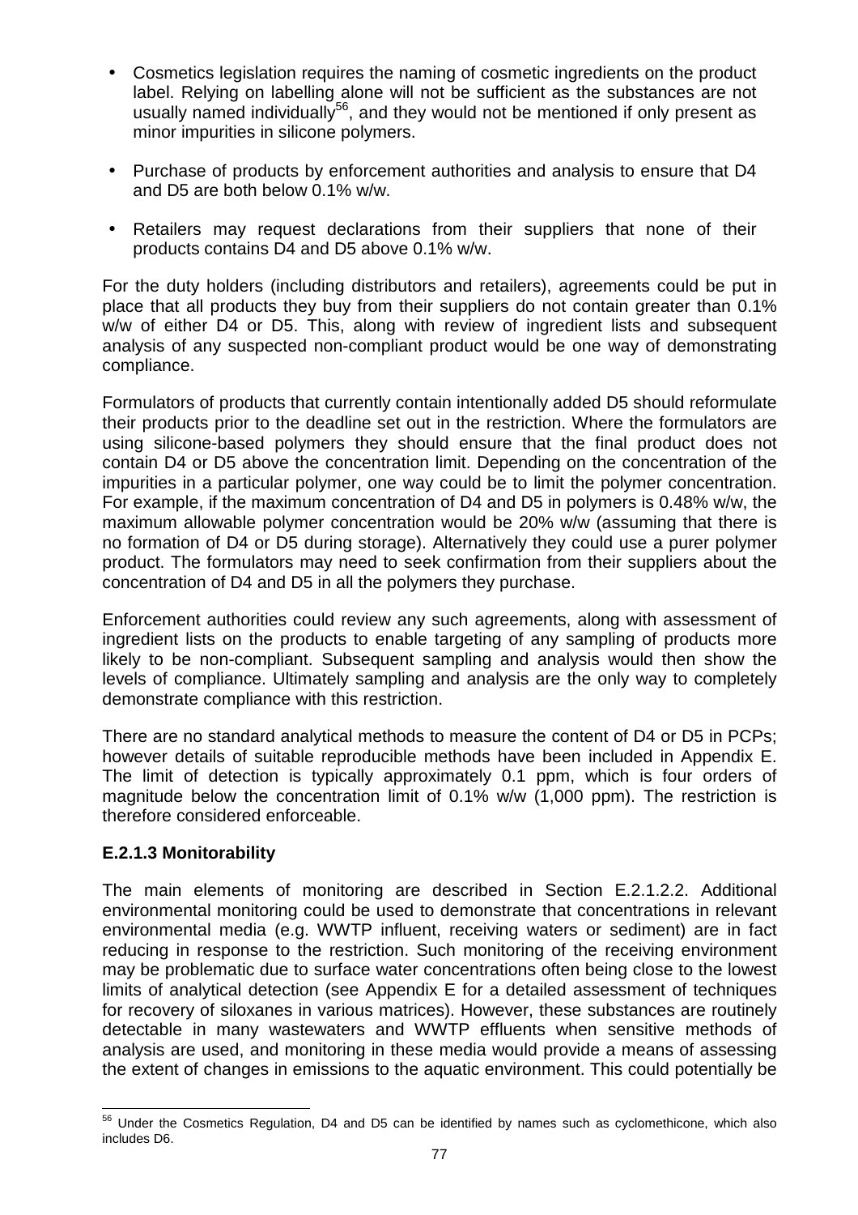- Cosmetics legislation requires the naming of cosmetic ingredients on the product label. Relying on labelling alone will not be sufficient as the substances are not usually named individually[56], and they would not be mentioned if only present as minor impurities in silicone polymers.

- Purchase of products by enforcement authorities and analysis to ensure that D4 and D5 are both below 0.1% w/w.

- Retailers may request declarations from their suppliers that none of their products contains D4 and D5 above 0.1% w/w.

For the duty holders (including distributors and retailers), agreements could be put in place that all products they buy from their suppliers do not contain greater than 0.1% w/w of either D4 or D5. This, along with review of ingredient lists and subsequent analysis of any suspected non-compliant product would be one way of demonstrating compliance.

Formulators of products that currently contain intentionally added D5 should reformulate their products prior to the deadline set out in the restriction. Where the formulators are using silicone-based polymers they should ensure that the final product does not contain D4 or D5 above the concentration limit. Depending on the concentration of the impurities in a particular polymer, one way could be to limit the polymer concentration. For example, if the maximum concentration of D4 and D5 in polymers is 0.48% w/w, the maximum allowable polymer concentration would be 20% w/w (assuming that there is no formation of D4 or D5 during storage). Alternatively they could use a purer polymer product. The formulators may need to seek confirmation from their suppliers about the concentration of D4 and D5 in all the polymers they purchase.

Enforcement authorities could review any such agreements, along with assessment of ingredient lists on the products to enable targeting of any sampling of products more likely to be non-compliant. Subsequent sampling and analysis would then show the levels of compliance. Ultimately sampling and analysis are the only way to completely demonstrate compliance with this restriction.

There are no standard analytical methods to measure the content of D4 or D5 in PCPs; however details of suitable reproducible methods have been included in Appendix E. The limit of detection is typically approximately 0.1 ppm, which is four orders of magnitude below the concentration limit of 0.1% w/w (1,000 ppm). The restriction is therefore considered enforceable.

### E.2.1.3 Monitorability

The main elements of monitoring are described in Section E.2.1.2.2. Additional environmental monitoring could be used to demonstrate that concentrations in relevant environmental media (e.g. WWTP influent, receiving waters or sediment) are in fact reducing in response to the restriction. Such monitoring of the receiving environment may be problematic due to surface water concentrations often being close to the lowest limits of analytical detection (see Appendix E for a detailed assessment of techniques for recovery of siloxanes in various matrices). However, these substances are routinely detectable in many wastewaters and WWTP effluents when sensitive methods of analysis are used, and monitoring in these media would provide a means of assessing the extent of changes in emissions to the aquatic environment. This could potentially be

[56] Under the Cosmetics Regulation, D4 and D5 can be identified by names such as cyclomethicone, which also includes D6.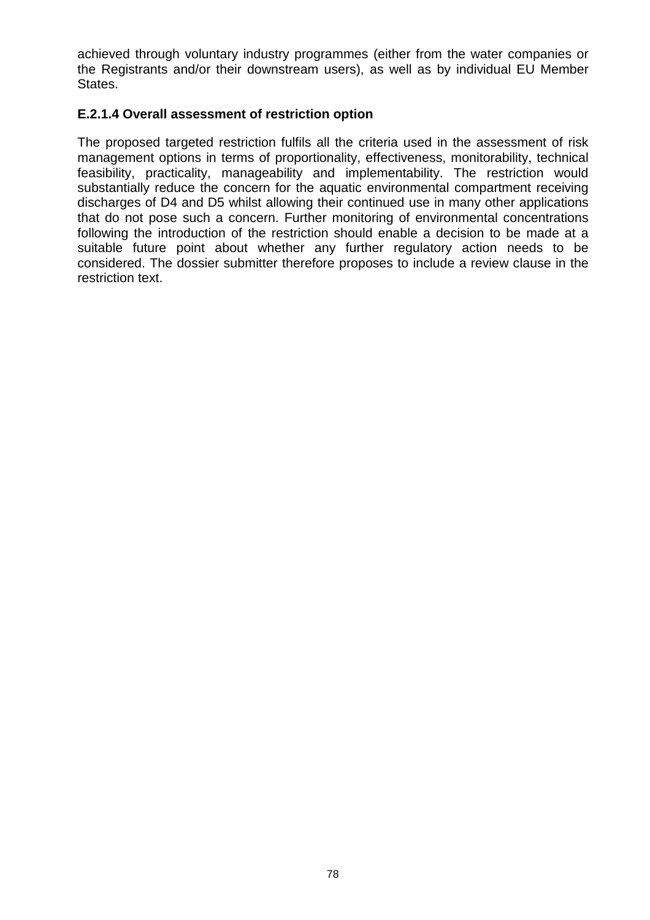achieved through voluntary industry programmes (either from the water companies or the Registrants and/or their downstream users), as well as by individual EU Member States.

### E.2.1.4 Overall assessment of restriction option

The proposed targeted restriction fulfils all the criteria used in the assessment of risk management options in terms of proportionality, effectiveness, monitorability, technical feasibility, practicality, manageability and implementability. The restriction would substantially reduce the concern for the aquatic environmental compartment receiving discharges of D4 and D5 whilst allowing their continued use in many other applications that do not pose such a concern. Further monitoring of environmental concentrations following the introduction of the restriction should enable a decision to be made at a suitable future point about whether any further regulatory action needs to be considered. The dossier submitter therefore proposes to include a review clause in the restriction text.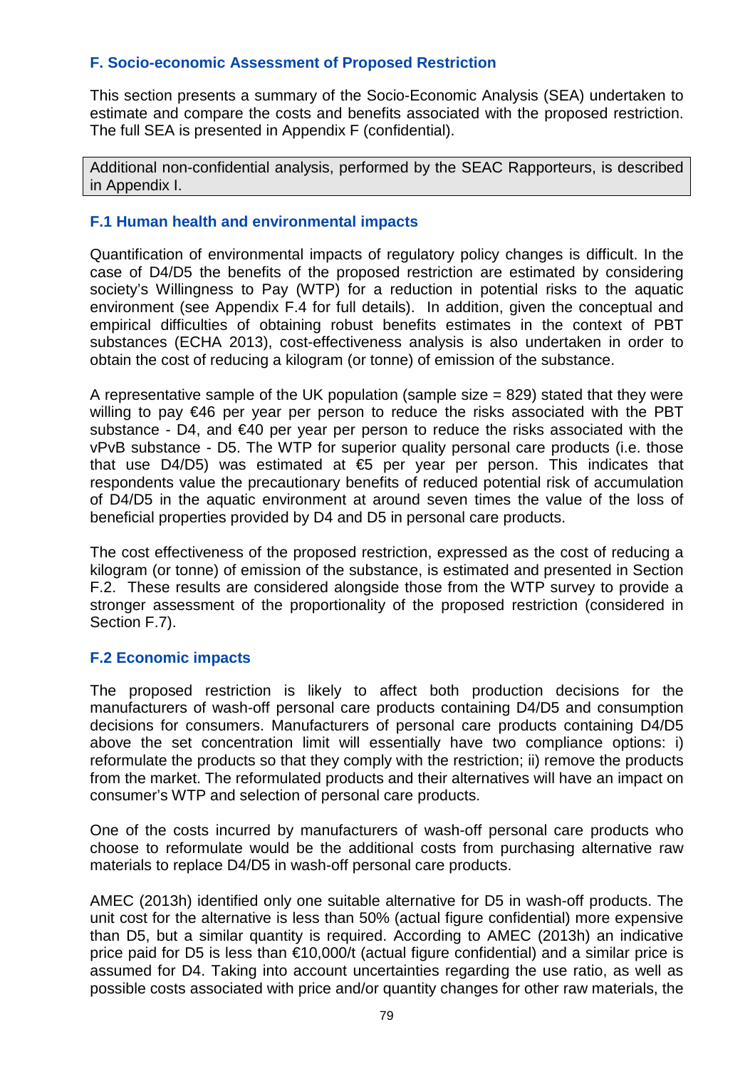### F. Socio-economic Assessment of Proposed Restriction

This section presents a summary of the Socio-Economic Analysis (SEA) undertaken to estimate and compare the costs and benefits associated with the proposed restriction. The full SEA is presented in Appendix F (confidential).

| Additional non-confidential analysis, performed by the SEAC Rapporteurs, is described in Appendix I. |
|---|

#### F.1 Human health and environmental impacts

Quantification of environmental impacts of regulatory policy changes is difficult. In the case of D4/D5 the benefits of the proposed restriction are estimated by considering society's Willingness to Pay (WTP) for a reduction in potential risks to the aquatic environment (see Appendix F.4 for full details). In addition, given the conceptual and empirical difficulties of obtaining robust benefits estimates in the context of PBT substances (ECHA 2013), cost-effectiveness analysis is also undertaken in order to obtain the cost of reducing a kilogram (or tonne) of emission of the substance.

A representative sample of the UK population (sample size = 829) stated that they were willing to pay €46 per year per person to reduce the risks associated with the PBT substance - D4, and €40 per year per person to reduce the risks associated with the vPvB substance - D5. The WTP for superior quality personal care products (i.e. those that use D4/D5) was estimated at €5 per year per person. This indicates that respondents value the precautionary benefits of reduced potential risk of accumulation of D4/D5 in the aquatic environment at around seven times the value of the loss of beneficial properties provided by D4 and D5 in personal care products.

The cost effectiveness of the proposed restriction, expressed as the cost of reducing a kilogram (or tonne) of emission of the substance, is estimated and presented in Section F.2. These results are considered alongside those from the WTP survey to provide a stronger assessment of the proportionality of the proposed restriction (considered in Section F.7).

#### F.2 Economic impacts

The proposed restriction is likely to affect both production decisions for the manufacturers of wash-off personal care products containing D4/D5 and consumption decisions for consumers. Manufacturers of personal care products containing D4/D5 above the set concentration limit will essentially have two compliance options: i) reformulate the products so that they comply with the restriction; ii) remove the products from the market. The reformulated products and their alternatives will have an impact on consumer's WTP and selection of personal care products.

One of the costs incurred by manufacturers of wash-off personal care products who choose to reformulate would be the additional costs from purchasing alternative raw materials to replace D4/D5 in wash-off personal care products.

AMEC (2013h) identified only one suitable alternative for D5 in wash-off products. The unit cost for the alternative is less than 50% (actual figure confidential) more expensive than D5, but a similar quantity is required. According to AMEC (2013h) an indicative price paid for D5 is less than €10,000/t (actual figure confidential) and a similar price is assumed for D4. Taking into account uncertainties regarding the use ratio, as well as possible costs associated with price and/or quantity changes for other raw materials, the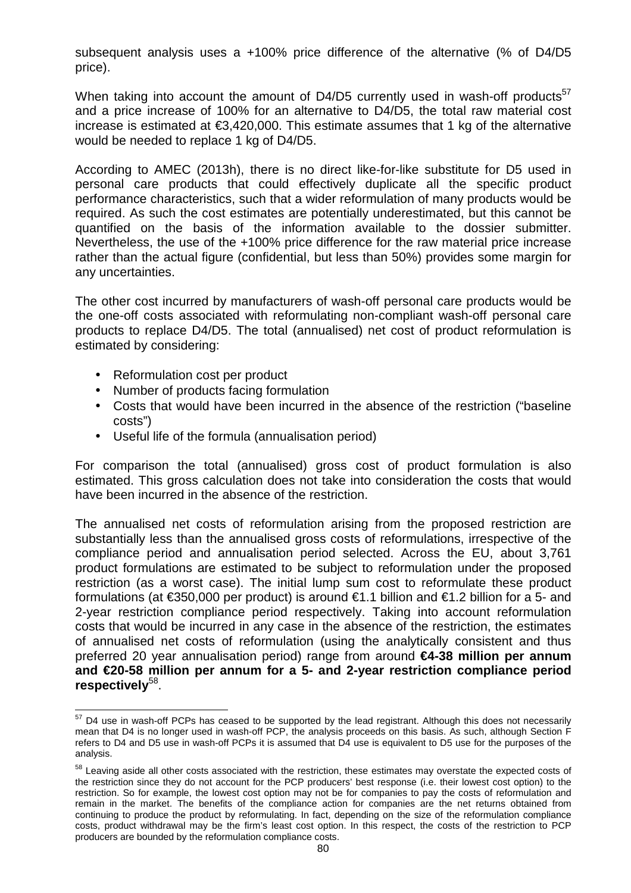subsequent analysis uses a +100% price difference of the alternative (% of D4/D5 price).

When taking into account the amount of D4/D5 currently used in wash-off products[57] and a price increase of 100% for an alternative to D4/D5, the total raw material cost increase is estimated at €3,420,000. This estimate assumes that 1 kg of the alternative would be needed to replace 1 kg of D4/D5.

According to AMEC (2013h), there is no direct like-for-like substitute for D5 used in personal care products that could effectively duplicate all the specific product performance characteristics, such that a wider reformulation of many products would be required. As such the cost estimates are potentially underestimated, but this cannot be quantified on the basis of the information available to the dossier submitter. Nevertheless, the use of the +100% price difference for the raw material price increase rather than the actual figure (confidential, but less than 50%) provides some margin for any uncertainties.

The other cost incurred by manufacturers of wash-off personal care products would be the one-off costs associated with reformulating non-compliant wash-off personal care products to replace D4/D5. The total (annualised) net cost of product reformulation is estimated by considering:

- Reformulation cost per product
- Number of products facing formulation
- Costs that would have been incurred in the absence of the restriction ("baseline costs")
- Useful life of the formula (annualisation period)

For comparison the total (annualised) gross cost of product formulation is also estimated. This gross calculation does not take into consideration the costs that would have been incurred in the absence of the restriction.

The annualised net costs of reformulation arising from the proposed restriction are substantially less than the annualised gross costs of reformulations, irrespective of the compliance period and annualisation period selected. Across the EU, about 3,761 product formulations are estimated to be subject to reformulation under the proposed restriction (as a worst case). The initial lump sum cost to reformulate these product formulations (at €350,000 per product) is around €1.1 billion and €1.2 billion for a 5- and 2-year restriction compliance period respectively. Taking into account reformulation costs that would be incurred in any case in the absence of the restriction, the estimates of annualised net costs of reformulation (using the analytically consistent and thus preferred 20 year annualisation period) range from around **€4-38 million per annum and €20-58 million per annum for a 5- and 2-year restriction compliance period respectively**[58].

---

[57] D4 use in wash-off PCPs has ceased to be supported by the lead registrant. Although this does not necessarily mean that D4 is no longer used in wash-off PCP, the analysis proceeds on this basis. As such, although Section F refers to D4 and D5 use in wash-off PCPs it is assumed that D4 use is equivalent to D5 use for the purposes of the analysis.

[58] Leaving aside all other costs associated with the restriction, these estimates may overstate the expected costs of the restriction since they do not account for the PCP producers' best response (i.e. their lowest cost option) to the restriction. So for example, the lowest cost option may not be for companies to pay the costs of reformulation and remain in the market. The benefits of the compliance action for companies are the net returns obtained from continuing to produce the product by reformulating. In fact, depending on the size of the reformulation compliance costs, product withdrawal may be the firm's least cost option. In this respect, the costs of the restriction to PCP producers are bounded by the reformulation compliance costs.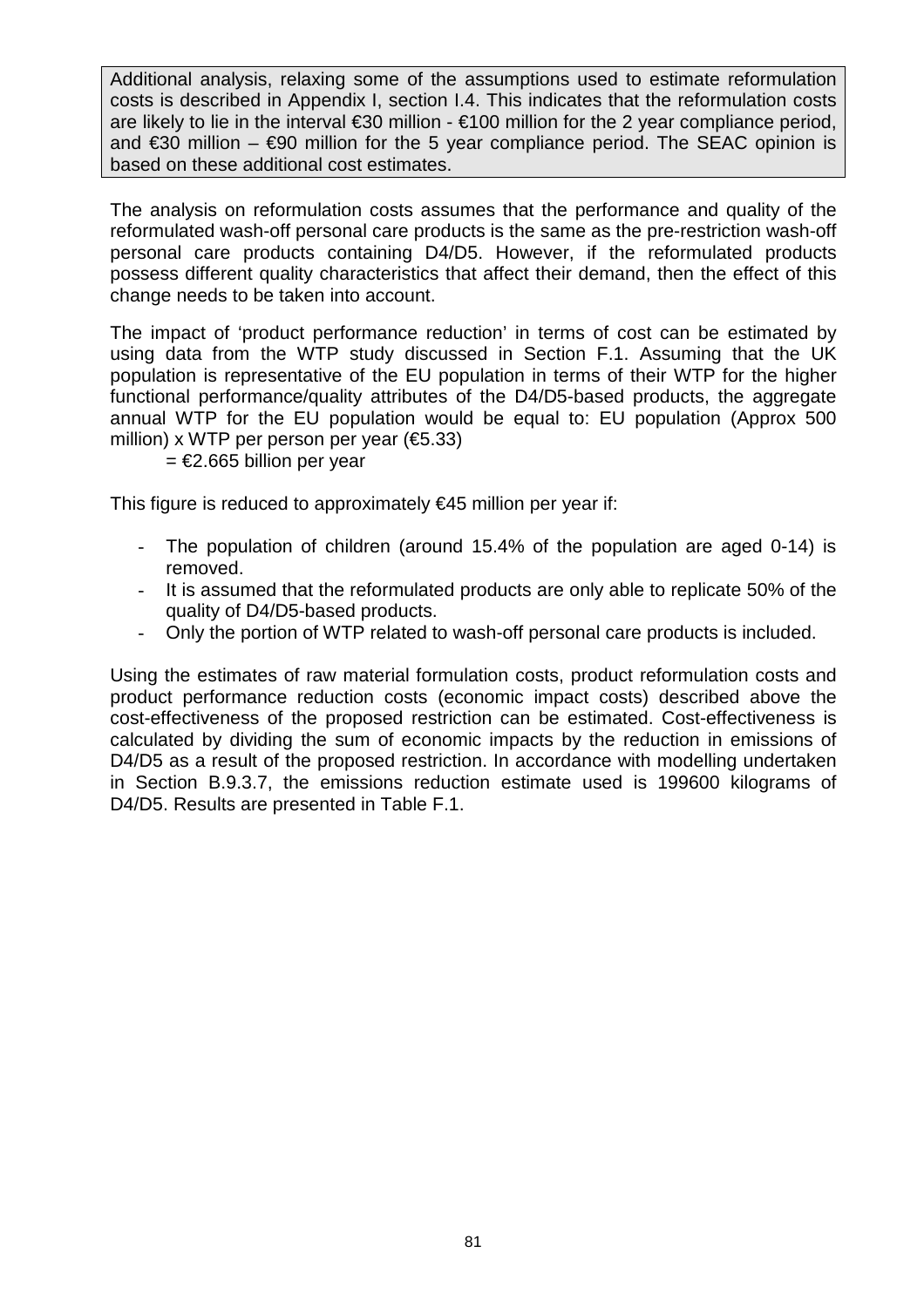> Additional analysis, relaxing some of the assumptions used to estimate reformulation costs is described in Appendix I, section I.4. This indicates that the reformulation costs are likely to lie in the interval €30 million - €100 million for the 2 year compliance period, and €30 million – €90 million for the 5 year compliance period. The SEAC opinion is based on these additional cost estimates.

The analysis on reformulation costs assumes that the performance and quality of the reformulated wash-off personal care products is the same as the pre-restriction wash-off personal care products containing D4/D5. However, if the reformulated products possess different quality characteristics that affect their demand, then the effect of this change needs to be taken into account.

The impact of 'product performance reduction' in terms of cost can be estimated by using data from the WTP study discussed in Section F.1. Assuming that the UK population is representative of the EU population in terms of their WTP for the higher functional performance/quality attributes of the D4/D5-based products, the aggregate annual WTP for the EU population would be equal to: EU population (Approx 500 million) x WTP per person per year (€5.33)

= €2.665 billion per year

This figure is reduced to approximately €45 million per year if:

- The population of children (around 15.4% of the population are aged 0-14) is removed.
- It is assumed that the reformulated products are only able to replicate 50% of the quality of D4/D5-based products.
- Only the portion of WTP related to wash-off personal care products is included.

Using the estimates of raw material formulation costs, product reformulation costs and product performance reduction costs (economic impact costs) described above the cost-effectiveness of the proposed restriction can be estimated. Cost-effectiveness is calculated by dividing the sum of economic impacts by the reduction in emissions of D4/D5 as a result of the proposed restriction. In accordance with modelling undertaken in Section B.9.3.7, the emissions reduction estimate used is 199600 kilograms of D4/D5. Results are presented in Table F.1.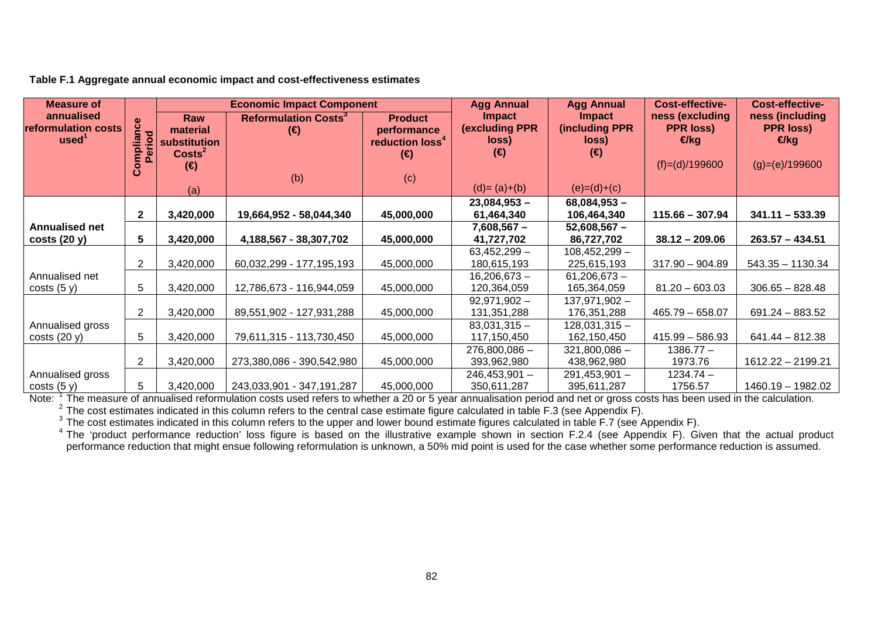**Table F.1 Aggregate annual economic impact and cost-effectiveness estimates**

| Measure of annualised reformulation costs used[1] | Compliance Period | Economic Impact Component | | | Agg Annual Impact (excluding PPR loss) (€) | Agg Annual Impact (including PPR loss) (€) | Cost-effectiveness (excluding PPR loss) €/kg | Cost-effectiveness (including PPR loss) €/kg |
|---|---|---|---|---|---|---|---|---|
| | | Raw material substitution Costs[2] (€) | Reformulation Costs[3] (€) | Product performance reduction loss[4] (€) | | | | |
| | | (a) | (b) | (c) | (d)= (a)+(b) | (e)=(d)+(c) | (f)=(d)/199600 | (g)=(e)/199600 |
| **Annualised net costs (20 y)** | **2** | **3,420,000** | **19,664,952 - 58,044,340** | **45,000,000** | **23,084,953 – 61,464,340** | **68,084,953 – 106,464,340** | **115.66 – 307.94** | **341.11 – 533.39** |
| | **5** | **3,420,000** | **4,188,567 - 38,307,702** | **45,000,000** | **7,608,567 – 41,727,702** | **52,608,567 – 86,727,702** | **38.12 – 209.06** | **263.57 – 434.51** |
| Annualised net costs (5 y) | 2 | 3,420,000 | 60,032,299 - 177,195,193 | 45,000,000 | 63,452,299 – 180,615,193 | 108,452,299 – 225,615,193 | 317.90 – 904.89 | 543.35 – 1130.34 |
| | 5 | 3,420,000 | 12,786,673 - 116,944,059 | 45,000,000 | 16,206,673 – 120,364,059 | 61,206,673 – 165,364,059 | 81.20 – 603.03 | 306.65 – 828.48 |
| Annualised gross costs (20 y) | 2 | 3,420,000 | 89,551,902 - 127,931,288 | 45,000,000 | 92,971,902 – 131,351,288 | 137,971,902 – 176,351,288 | 465.79 – 658.07 | 691.24 – 883.52 |
| | 5 | 3,420,000 | 79,611,315 - 113,730,450 | 45,000,000 | 83,031,315 – 117,150,450 | 128,031,315 – 162,150,450 | 415.99 – 586.93 | 641.44 – 812.38 |
| Annualised gross costs (5 y) | 2 | 3,420,000 | 273,380,086 - 390,542,980 | 45,000,000 | 276,800,086 – 393,962,980 | 321,800,086 – 438,962,980 | 1386.77 – 1973.76 | 1612.22 – 2199.21 |
| | 5 | 3,420,000 | 243,033,901 - 347,191,287 | 45,000,000 | 246,453,901 – 350,611,287 | 291,453,901 – 395,611,287 | 1234.74 – 1756.57 | 1460.19 – 1982.02 |

Note: [1] The measure of annualised reformulation costs used refers to whether a 20 or 5 year annualisation period and net or gross costs has been used in the calculation.

[2] The cost estimates indicated in this column refers to the central case estimate figure calculated in table F.3 (see Appendix F).

[3] The cost estimates indicated in this column refers to the upper and lower bound estimate figures calculated in table F.7 (see Appendix F).

[4] The 'product performance reduction' loss figure is based on the illustrative example shown in section F.2.4 (see Appendix F). Given that the actual product performance reduction that might ensue following reformulation is unknown, a 50% mid point is used for the case whether some performance reduction is assumed.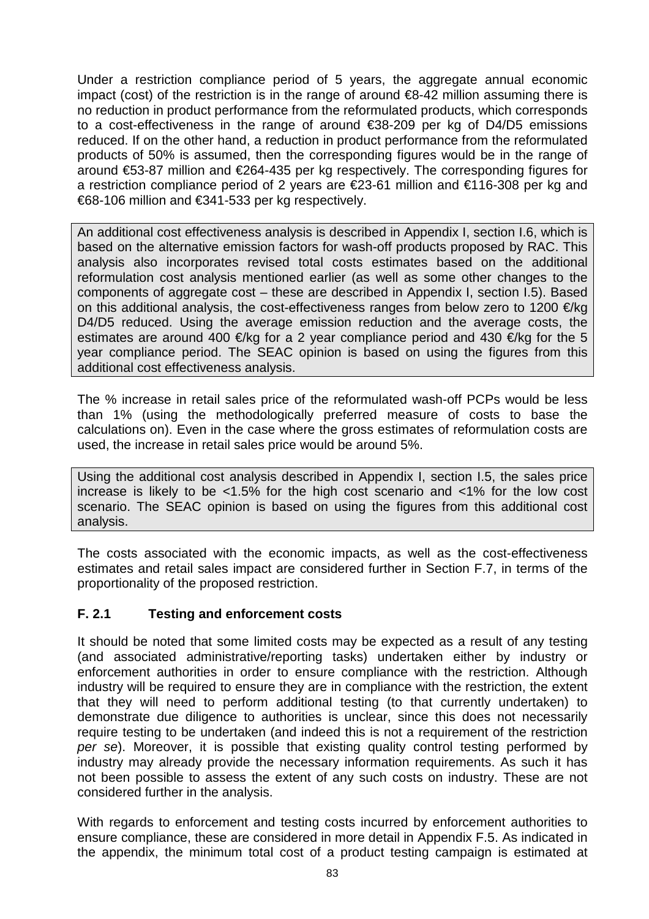Under a restriction compliance period of 5 years, the aggregate annual economic impact (cost) of the restriction is in the range of around €8-42 million assuming there is no reduction in product performance from the reformulated products, which corresponds to a cost-effectiveness in the range of around €38-209 per kg of D4/D5 emissions reduced. If on the other hand, a reduction in product performance from the reformulated products of 50% is assumed, then the corresponding figures would be in the range of around €53-87 million and €264-435 per kg respectively. The corresponding figures for a restriction compliance period of 2 years are €23-61 million and €116-308 per kg and €68-106 million and €341-533 per kg respectively.

An additional cost effectiveness analysis is described in Appendix I, section I.6, which is based on the alternative emission factors for wash-off products proposed by RAC. This analysis also incorporates revised total costs estimates based on the additional reformulation cost analysis mentioned earlier (as well as some other changes to the components of aggregate cost – these are described in Appendix I, section I.5). Based on this additional analysis, the cost-effectiveness ranges from below zero to 1200 €/kg D4/D5 reduced. Using the average emission reduction and the average costs, the estimates are around 400 €/kg for a 2 year compliance period and 430 €/kg for the 5 year compliance period. The SEAC opinion is based on using the figures from this additional cost effectiveness analysis.

The % increase in retail sales price of the reformulated wash-off PCPs would be less than 1% (using the methodologically preferred measure of costs to base the calculations on). Even in the case where the gross estimates of reformulation costs are used, the increase in retail sales price would be around 5%.

Using the additional cost analysis described in Appendix I, section I.5, the sales price increase is likely to be <1.5% for the high cost scenario and <1% for the low cost scenario. The SEAC opinion is based on using the figures from this additional cost analysis.

The costs associated with the economic impacts, as well as the cost-effectiveness estimates and retail sales impact are considered further in Section F.7, in terms of the proportionality of the proposed restriction.

### F. 2.1 Testing and enforcement costs

It should be noted that some limited costs may be expected as a result of any testing (and associated administrative/reporting tasks) undertaken either by industry or enforcement authorities in order to ensure compliance with the restriction. Although industry will be required to ensure they are in compliance with the restriction, the extent that they will need to perform additional testing (to that currently undertaken) to demonstrate due diligence to authorities is unclear, since this does not necessarily require testing to be undertaken (and indeed this is not a requirement of the restriction *per se*). Moreover, it is possible that existing quality control testing performed by industry may already provide the necessary information requirements. As such it has not been possible to assess the extent of any such costs on industry. These are not considered further in the analysis.

With regards to enforcement and testing costs incurred by enforcement authorities to ensure compliance, these are considered in more detail in Appendix F.5. As indicated in the appendix, the minimum total cost of a product testing campaign is estimated at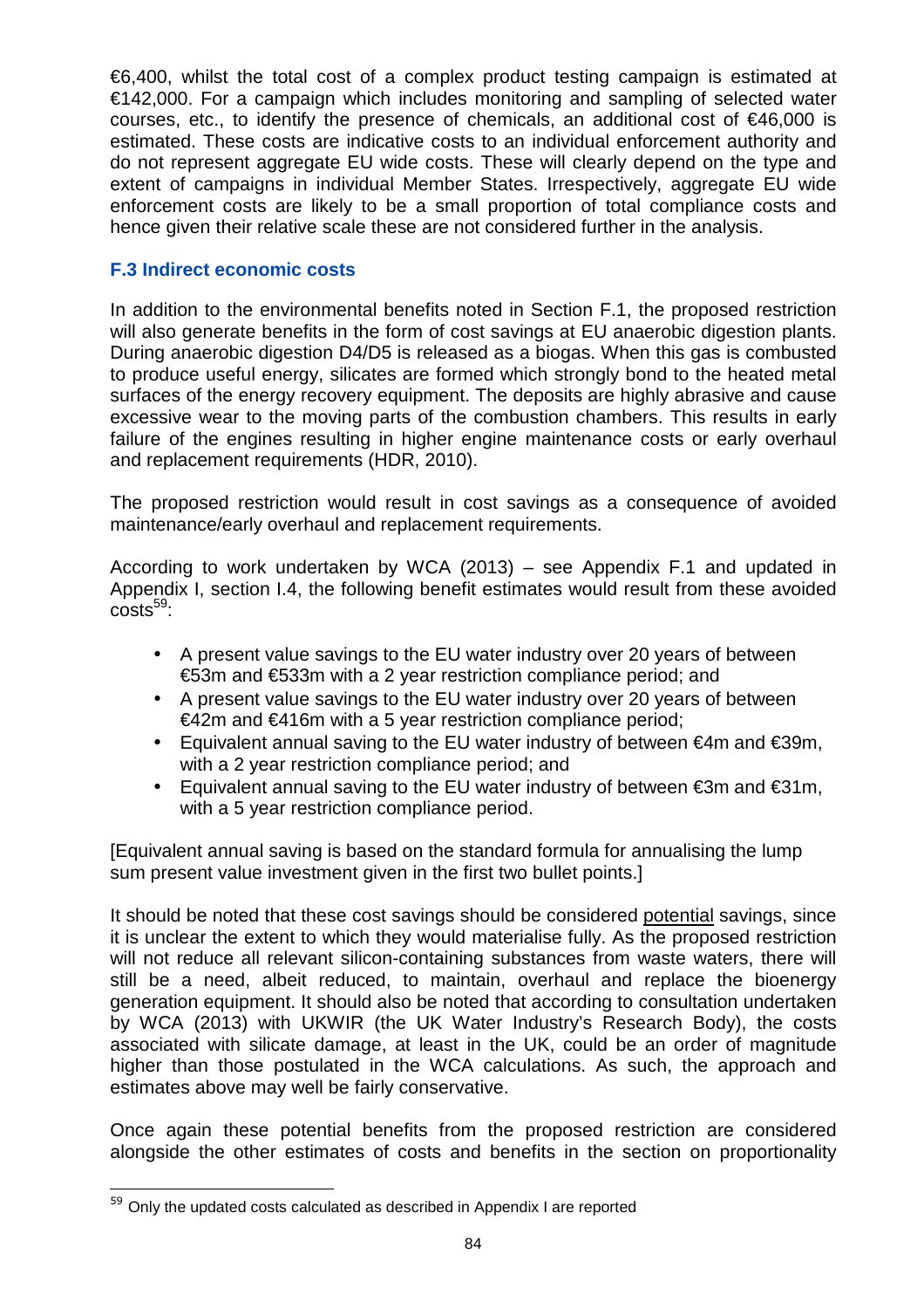€6,400, whilst the total cost of a complex product testing campaign is estimated at €142,000. For a campaign which includes monitoring and sampling of selected water courses, etc., to identify the presence of chemicals, an additional cost of €46,000 is estimated. These costs are indicative costs to an individual enforcement authority and do not represent aggregate EU wide costs. These will clearly depend on the type and extent of campaigns in individual Member States. Irrespectively, aggregate EU wide enforcement costs are likely to be a small proportion of total compliance costs and hence given their relative scale these are not considered further in the analysis.

### F.3 Indirect economic costs

In addition to the environmental benefits noted in Section F.1, the proposed restriction will also generate benefits in the form of cost savings at EU anaerobic digestion plants. During anaerobic digestion D4/D5 is released as a biogas. When this gas is combusted to produce useful energy, silicates are formed which strongly bond to the heated metal surfaces of the energy recovery equipment. The deposits are highly abrasive and cause excessive wear to the moving parts of the combustion chambers. This results in early failure of the engines resulting in higher engine maintenance costs or early overhaul and replacement requirements (HDR, 2010).

The proposed restriction would result in cost savings as a consequence of avoided maintenance/early overhaul and replacement requirements.

According to work undertaken by WCA (2013) – see Appendix F.1 and updated in Appendix I, section I.4, the following benefit estimates would result from these avoided costs[59]:

- A present value savings to the EU water industry over 20 years of between €53m and €533m with a 2 year restriction compliance period; and
- A present value savings to the EU water industry over 20 years of between €42m and €416m with a 5 year restriction compliance period;
- Equivalent annual saving to the EU water industry of between €4m and €39m, with a 2 year restriction compliance period; and
- Equivalent annual saving to the EU water industry of between €3m and €31m, with a 5 year restriction compliance period.

[Equivalent annual saving is based on the standard formula for annualising the lump sum present value investment given in the first two bullet points.]

It should be noted that these cost savings should be considered potential savings, since it is unclear the extent to which they would materialise fully. As the proposed restriction will not reduce all relevant silicon-containing substances from waste waters, there will still be a need, albeit reduced, to maintain, overhaul and replace the bioenergy generation equipment. It should also be noted that according to consultation undertaken by WCA (2013) with UKWIR (the UK Water Industry's Research Body), the costs associated with silicate damage, at least in the UK, could be an order of magnitude higher than those postulated in the WCA calculations. As such, the approach and estimates above may well be fairly conservative.

Once again these potential benefits from the proposed restriction are considered alongside the other estimates of costs and benefits in the section on proportionality

[59] Only the updated costs calculated as described in Appendix I are reported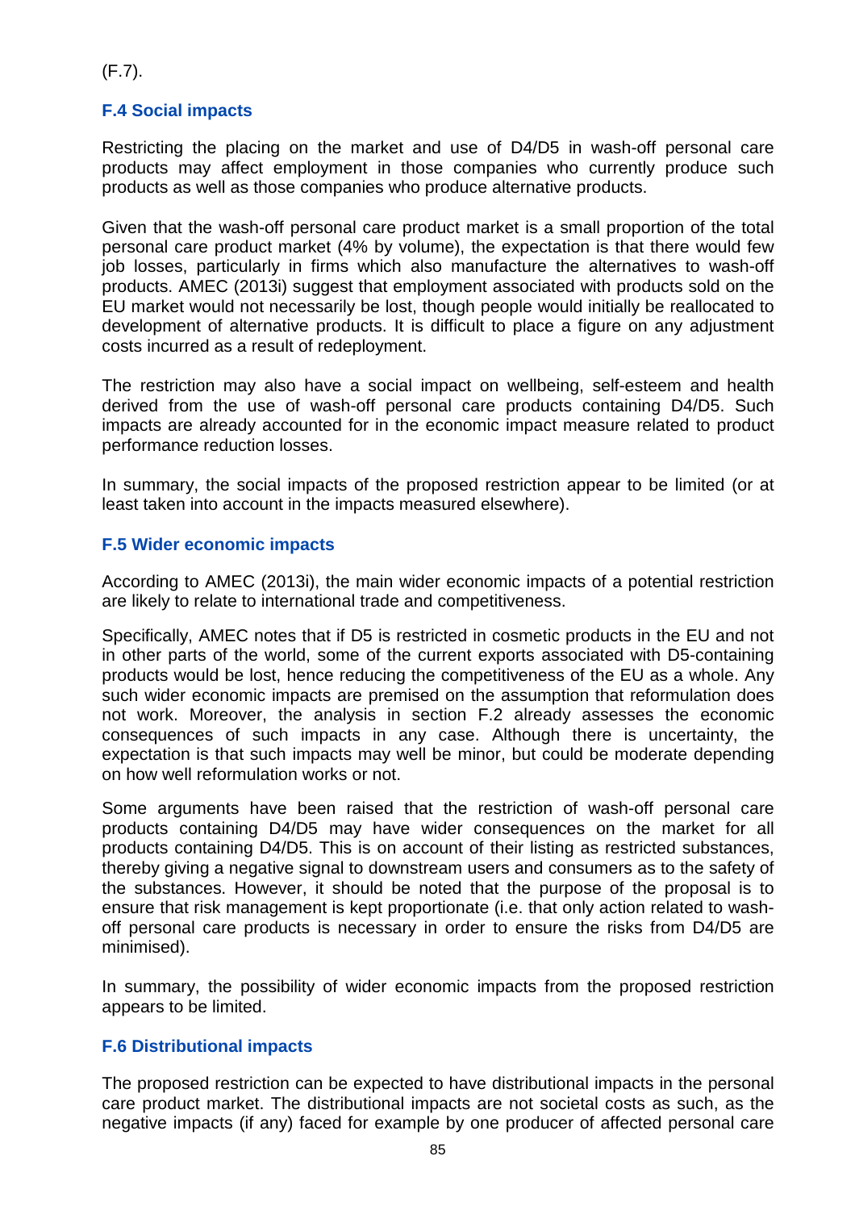(F.7).

### F.4 Social impacts

Restricting the placing on the market and use of D4/D5 in wash-off personal care products may affect employment in those companies who currently produce such products as well as those companies who produce alternative products.

Given that the wash-off personal care product market is a small proportion of the total personal care product market (4% by volume), the expectation is that there would few job losses, particularly in firms which also manufacture the alternatives to wash-off products. AMEC (2013i) suggest that employment associated with products sold on the EU market would not necessarily be lost, though people would initially be reallocated to development of alternative products. It is difficult to place a figure on any adjustment costs incurred as a result of redeployment.

The restriction may also have a social impact on wellbeing, self-esteem and health derived from the use of wash-off personal care products containing D4/D5. Such impacts are already accounted for in the economic impact measure related to product performance reduction losses.

In summary, the social impacts of the proposed restriction appear to be limited (or at least taken into account in the impacts measured elsewhere).

### F.5 Wider economic impacts

According to AMEC (2013i), the main wider economic impacts of a potential restriction are likely to relate to international trade and competitiveness.

Specifically, AMEC notes that if D5 is restricted in cosmetic products in the EU and not in other parts of the world, some of the current exports associated with D5-containing products would be lost, hence reducing the competitiveness of the EU as a whole. Any such wider economic impacts are premised on the assumption that reformulation does not work. Moreover, the analysis in section F.2 already assesses the economic consequences of such impacts in any case. Although there is uncertainty, the expectation is that such impacts may well be minor, but could be moderate depending on how well reformulation works or not.

Some arguments have been raised that the restriction of wash-off personal care products containing D4/D5 may have wider consequences on the market for all products containing D4/D5. This is on account of their listing as restricted substances, thereby giving a negative signal to downstream users and consumers as to the safety of the substances. However, it should be noted that the purpose of the proposal is to ensure that risk management is kept proportionate (i.e. that only action related to wash-off personal care products is necessary in order to ensure the risks from D4/D5 are minimised).

In summary, the possibility of wider economic impacts from the proposed restriction appears to be limited.

### F.6 Distributional impacts

The proposed restriction can be expected to have distributional impacts in the personal care product market. The distributional impacts are not societal costs as such, as the negative impacts (if any) faced for example by one producer of affected personal care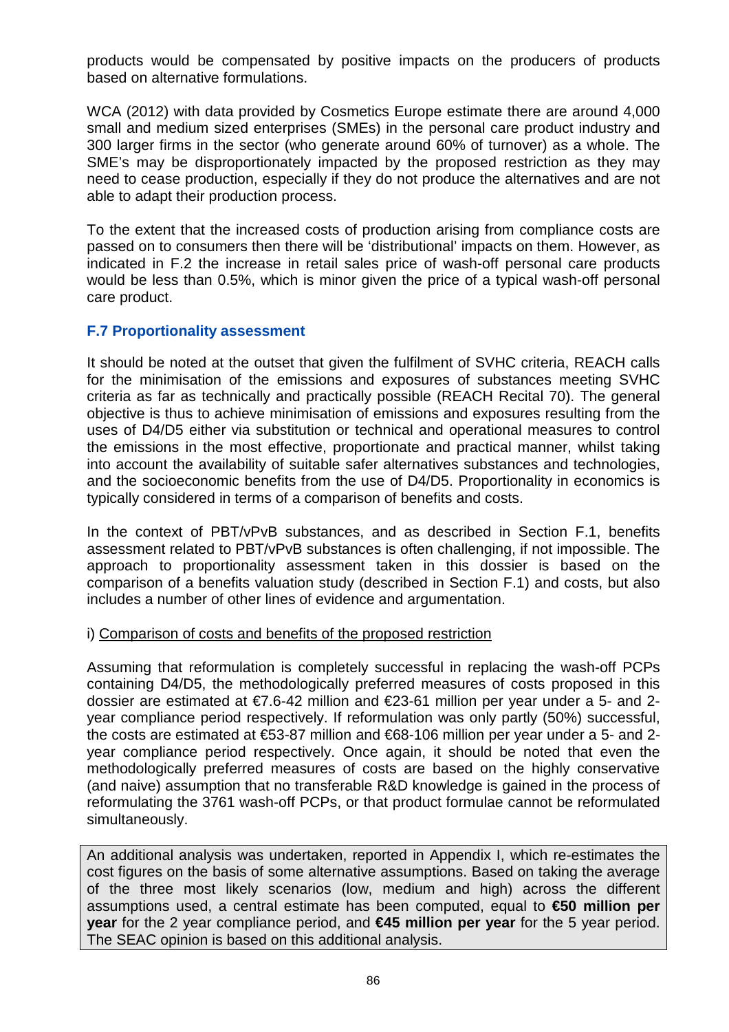products would be compensated by positive impacts on the producers of products based on alternative formulations.

WCA (2012) with data provided by Cosmetics Europe estimate there are around 4,000 small and medium sized enterprises (SMEs) in the personal care product industry and 300 larger firms in the sector (who generate around 60% of turnover) as a whole. The SME's may be disproportionately impacted by the proposed restriction as they may need to cease production, especially if they do not produce the alternatives and are not able to adapt their production process.

To the extent that the increased costs of production arising from compliance costs are passed on to consumers then there will be 'distributional' impacts on them. However, as indicated in F.2 the increase in retail sales price of wash-off personal care products would be less than 0.5%, which is minor given the price of a typical wash-off personal care product.

### F.7 Proportionality assessment

It should be noted at the outset that given the fulfilment of SVHC criteria, REACH calls for the minimisation of the emissions and exposures of substances meeting SVHC criteria as far as technically and practically possible (REACH Recital 70). The general objective is thus to achieve minimisation of emissions and exposures resulting from the uses of D4/D5 either via substitution or technical and operational measures to control the emissions in the most effective, proportionate and practical manner, whilst taking into account the availability of suitable safer alternatives substances and technologies, and the socioeconomic benefits from the use of D4/D5. Proportionality in economics is typically considered in terms of a comparison of benefits and costs.

In the context of PBT/vPvB substances, and as described in Section F.1, benefits assessment related to PBT/vPvB substances is often challenging, if not impossible. The approach to proportionality assessment taken in this dossier is based on the comparison of a benefits valuation study (described in Section F.1) and costs, but also includes a number of other lines of evidence and argumentation.

i) Comparison of costs and benefits of the proposed restriction

Assuming that reformulation is completely successful in replacing the wash-off PCPs containing D4/D5, the methodologically preferred measures of costs proposed in this dossier are estimated at €7.6-42 million and €23-61 million per year under a 5- and 2-year compliance period respectively. If reformulation was only partly (50%) successful, the costs are estimated at €53-87 million and €68-106 million per year under a 5- and 2-year compliance period respectively. Once again, it should be noted that even the methodologically preferred measures of costs are based on the highly conservative (and naive) assumption that no transferable R&D knowledge is gained in the process of reformulating the 3761 wash-off PCPs, or that product formulae cannot be reformulated simultaneously.

An additional analysis was undertaken, reported in Appendix I, which re-estimates the cost figures on the basis of some alternative assumptions. Based on taking the average of the three most likely scenarios (low, medium and high) across the different assumptions used, a central estimate has been computed, equal to **€50 million per year** for the 2 year compliance period, and **€45 million per year** for the 5 year period. The SEAC opinion is based on this additional analysis.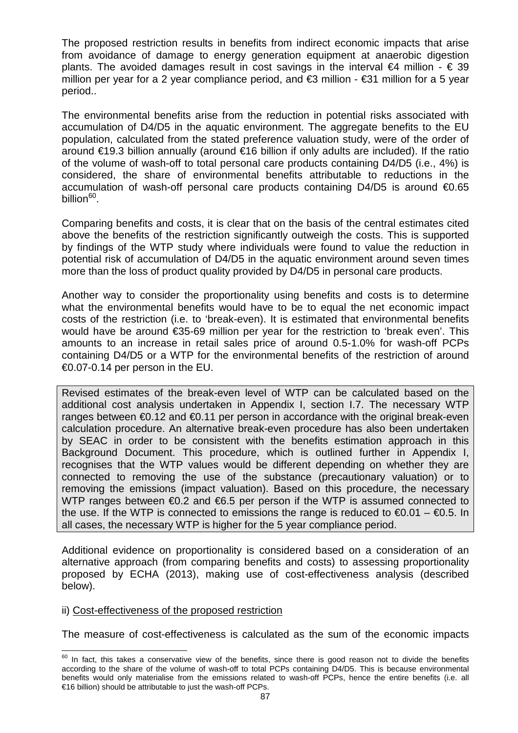The proposed restriction results in benefits from indirect economic impacts that arise from avoidance of damage to energy generation equipment at anaerobic digestion plants. The avoided damages result in cost savings in the interval €4 million - € 39 million per year for a 2 year compliance period, and €3 million - €31 million for a 5 year period..

The environmental benefits arise from the reduction in potential risks associated with accumulation of D4/D5 in the aquatic environment. The aggregate benefits to the EU population, calculated from the stated preference valuation study, were of the order of around €19.3 billion annually (around €16 billion if only adults are included). If the ratio of the volume of wash-off to total personal care products containing D4/D5 (i.e., 4%) is considered, the share of environmental benefits attributable to reductions in the accumulation of wash-off personal care products containing D4/D5 is around €0.65 billion[60].

Comparing benefits and costs, it is clear that on the basis of the central estimates cited above the benefits of the restriction significantly outweigh the costs. This is supported by findings of the WTP study where individuals were found to value the reduction in potential risk of accumulation of D4/D5 in the aquatic environment around seven times more than the loss of product quality provided by D4/D5 in personal care products.

Another way to consider the proportionality using benefits and costs is to determine what the environmental benefits would have to be to equal the net economic impact costs of the restriction (i.e. to 'break-even). It is estimated that environmental benefits would have be around €35-69 million per year for the restriction to 'break even'. This amounts to an increase in retail sales price of around 0.5-1.0% for wash-off PCPs containing D4/D5 or a WTP for the environmental benefits of the restriction of around €0.07-0.14 per person in the EU.

> Revised estimates of the break-even level of WTP can be calculated based on the additional cost analysis undertaken in Appendix I, section I.7. The necessary WTP ranges between €0.12 and €0.11 per person in accordance with the original break-even calculation procedure. An alternative break-even procedure has also been undertaken by SEAC in order to be consistent with the benefits estimation approach in this Background Document. This procedure, which is outlined further in Appendix I, recognises that the WTP values would be different depending on whether they are connected to removing the use of the substance (precautionary valuation) or to removing the emissions (impact valuation). Based on this procedure, the necessary WTP ranges between €0.2 and €6.5 per person if the WTP is assumed connected to the use. If the WTP is connected to emissions the range is reduced to €0.01 – €0.5. In all cases, the necessary WTP is higher for the 5 year compliance period.

Additional evidence on proportionality is considered based on a consideration of an alternative approach (from comparing benefits and costs) to assessing proportionality proposed by ECHA (2013), making use of cost-effectiveness analysis (described below).

ii) Cost-effectiveness of the proposed restriction

The measure of cost-effectiveness is calculated as the sum of the economic impacts

---

[60] In fact, this takes a conservative view of the benefits, since there is good reason not to divide the benefits according to the share of the volume of wash-off to total PCPs containing D4/D5. This is because environmental benefits would only materialise from the emissions related to wash-off PCPs, hence the entire benefits (i.e. all €16 billion) should be attributable to just the wash-off PCPs.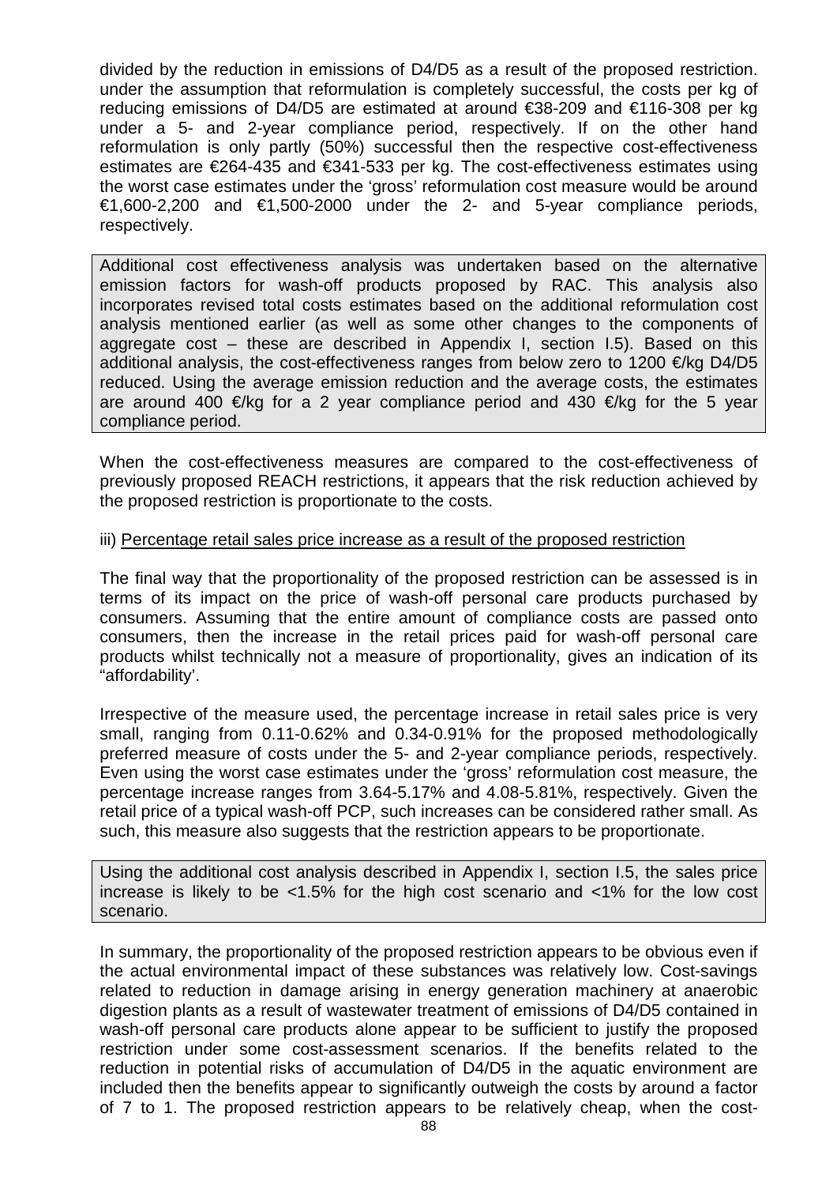divided by the reduction in emissions of D4/D5 as a result of the proposed restriction. under the assumption that reformulation is completely successful, the costs per kg of reducing emissions of D4/D5 are estimated at around €38-209 and €116-308 per kg under a 5- and 2-year compliance period, respectively. If on the other hand reformulation is only partly (50%) successful then the respective cost-effectiveness estimates are €264-435 and €341-533 per kg. The cost-effectiveness estimates using the worst case estimates under the 'gross' reformulation cost measure would be around €1,600-2,200 and €1,500-2000 under the 2- and 5-year compliance periods, respectively.

Additional cost effectiveness analysis was undertaken based on the alternative emission factors for wash-off products proposed by RAC. This analysis also incorporates revised total costs estimates based on the additional reformulation cost analysis mentioned earlier (as well as some other changes to the components of aggregate cost – these are described in Appendix I, section I.5). Based on this additional analysis, the cost-effectiveness ranges from below zero to 1200 €/kg D4/D5 reduced. Using the average emission reduction and the average costs, the estimates are around 400 €/kg for a 2 year compliance period and 430 €/kg for the 5 year compliance period.

When the cost-effectiveness measures are compared to the cost-effectiveness of previously proposed REACH restrictions, it appears that the risk reduction achieved by the proposed restriction is proportionate to the costs.

iii) Percentage retail sales price increase as a result of the proposed restriction

The final way that the proportionality of the proposed restriction can be assessed is in terms of its impact on the price of wash-off personal care products purchased by consumers. Assuming that the entire amount of compliance costs are passed onto consumers, then the increase in the retail prices paid for wash-off personal care products whilst technically not a measure of proportionality, gives an indication of its "affordability'.

Irrespective of the measure used, the percentage increase in retail sales price is very small, ranging from 0.11-0.62% and 0.34-0.91% for the proposed methodologically preferred measure of costs under the 5- and 2-year compliance periods, respectively. Even using the worst case estimates under the 'gross' reformulation cost measure, the percentage increase ranges from 3.64-5.17% and 4.08-5.81%, respectively. Given the retail price of a typical wash-off PCP, such increases can be considered rather small. As such, this measure also suggests that the restriction appears to be proportionate.

Using the additional cost analysis described in Appendix I, section I.5, the sales price increase is likely to be <1.5% for the high cost scenario and <1% for the low cost scenario.

In summary, the proportionality of the proposed restriction appears to be obvious even if the actual environmental impact of these substances was relatively low. Cost-savings related to reduction in damage arising in energy generation machinery at anaerobic digestion plants as a result of wastewater treatment of emissions of D4/D5 contained in wash-off personal care products alone appear to be sufficient to justify the proposed restriction under some cost-assessment scenarios. If the benefits related to the reduction in potential risks of accumulation of D4/D5 in the aquatic environment are included then the benefits appear to significantly outweigh the costs by around a factor of 7 to 1. The proposed restriction appears to be relatively cheap, when the cost-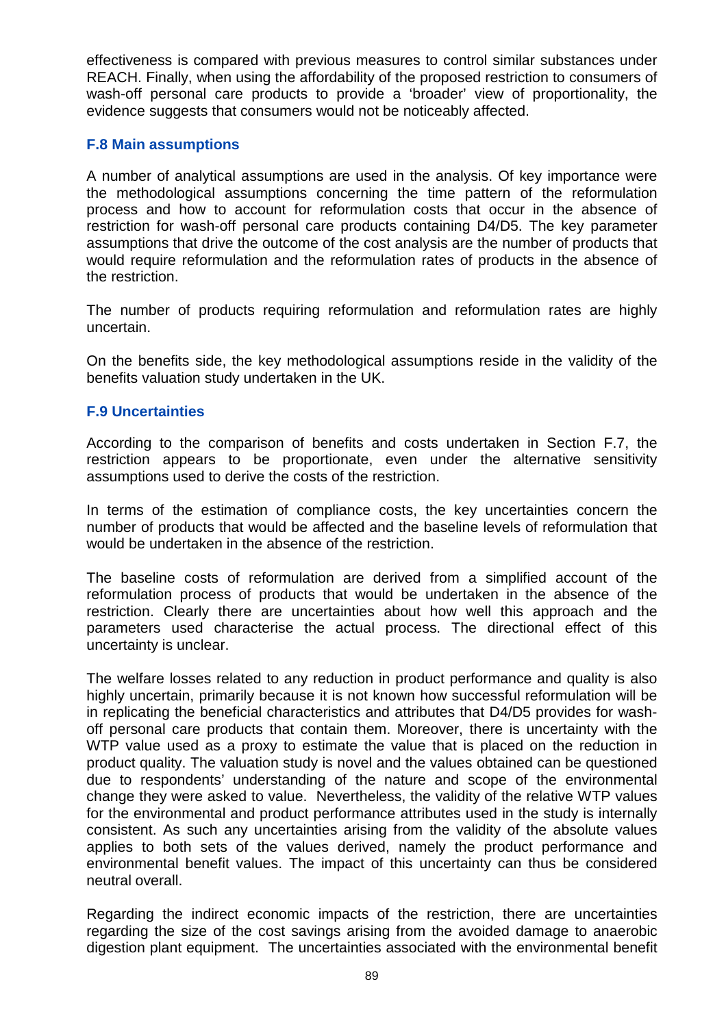effectiveness is compared with previous measures to control similar substances under REACH. Finally, when using the affordability of the proposed restriction to consumers of wash-off personal care products to provide a 'broader' view of proportionality, the evidence suggests that consumers would not be noticeably affected.

### F.8 Main assumptions

A number of analytical assumptions are used in the analysis. Of key importance were the methodological assumptions concerning the time pattern of the reformulation process and how to account for reformulation costs that occur in the absence of restriction for wash-off personal care products containing D4/D5. The key parameter assumptions that drive the outcome of the cost analysis are the number of products that would require reformulation and the reformulation rates of products in the absence of the restriction.

The number of products requiring reformulation and reformulation rates are highly uncertain.

On the benefits side, the key methodological assumptions reside in the validity of the benefits valuation study undertaken in the UK.

### F.9 Uncertainties

According to the comparison of benefits and costs undertaken in Section F.7, the restriction appears to be proportionate, even under the alternative sensitivity assumptions used to derive the costs of the restriction.

In terms of the estimation of compliance costs, the key uncertainties concern the number of products that would be affected and the baseline levels of reformulation that would be undertaken in the absence of the restriction.

The baseline costs of reformulation are derived from a simplified account of the reformulation process of products that would be undertaken in the absence of the restriction. Clearly there are uncertainties about how well this approach and the parameters used characterise the actual process. The directional effect of this uncertainty is unclear.

The welfare losses related to any reduction in product performance and quality is also highly uncertain, primarily because it is not known how successful reformulation will be in replicating the beneficial characteristics and attributes that D4/D5 provides for wash-off personal care products that contain them. Moreover, there is uncertainty with the WTP value used as a proxy to estimate the value that is placed on the reduction in product quality. The valuation study is novel and the values obtained can be questioned due to respondents' understanding of the nature and scope of the environmental change they were asked to value. Nevertheless, the validity of the relative WTP values for the environmental and product performance attributes used in the study is internally consistent. As such any uncertainties arising from the validity of the absolute values applies to both sets of the values derived, namely the product performance and environmental benefit values. The impact of this uncertainty can thus be considered neutral overall.

Regarding the indirect economic impacts of the restriction, there are uncertainties regarding the size of the cost savings arising from the avoided damage to anaerobic digestion plant equipment. The uncertainties associated with the environmental benefit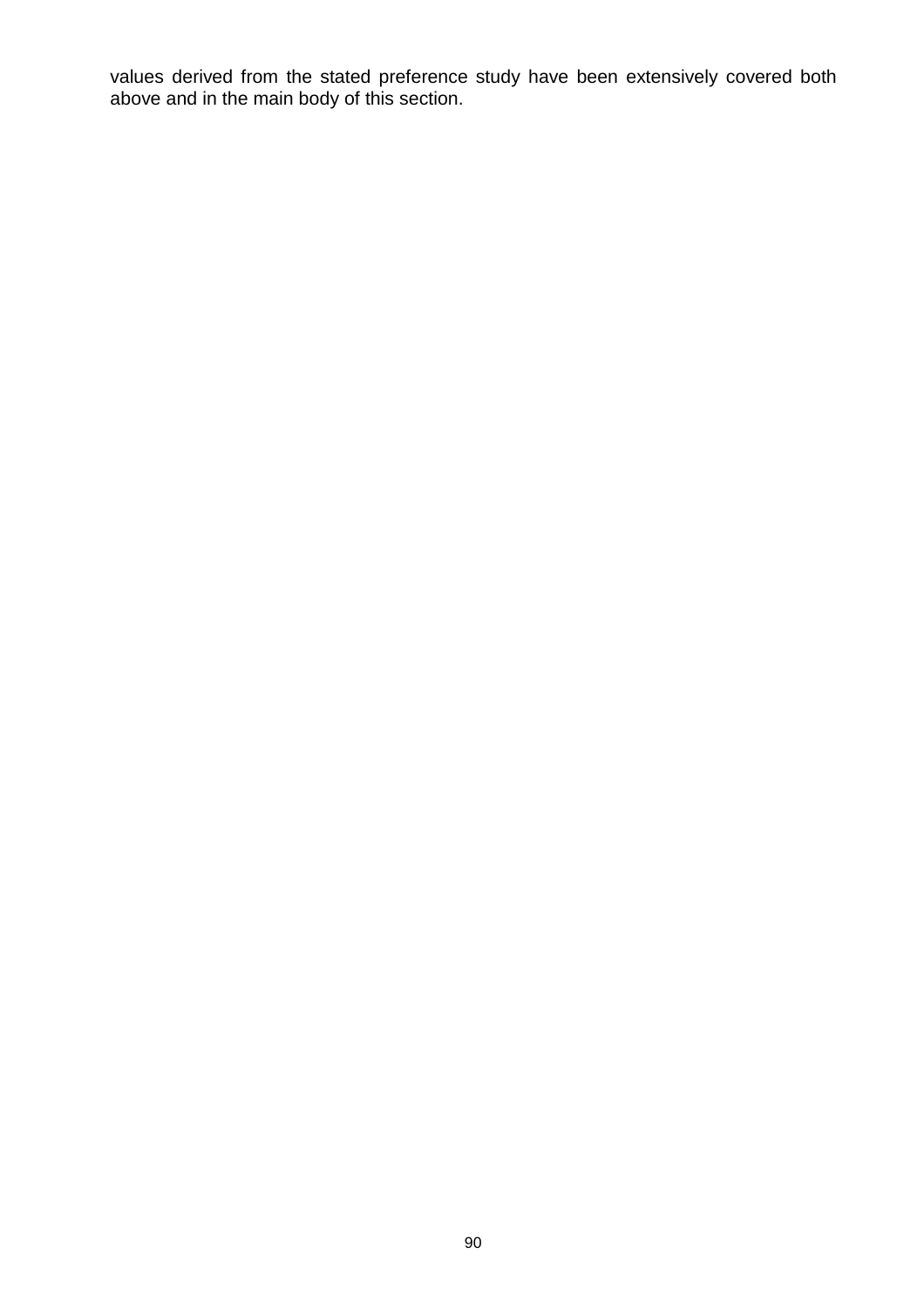values derived from the stated preference study have been extensively covered both above and in the main body of this section.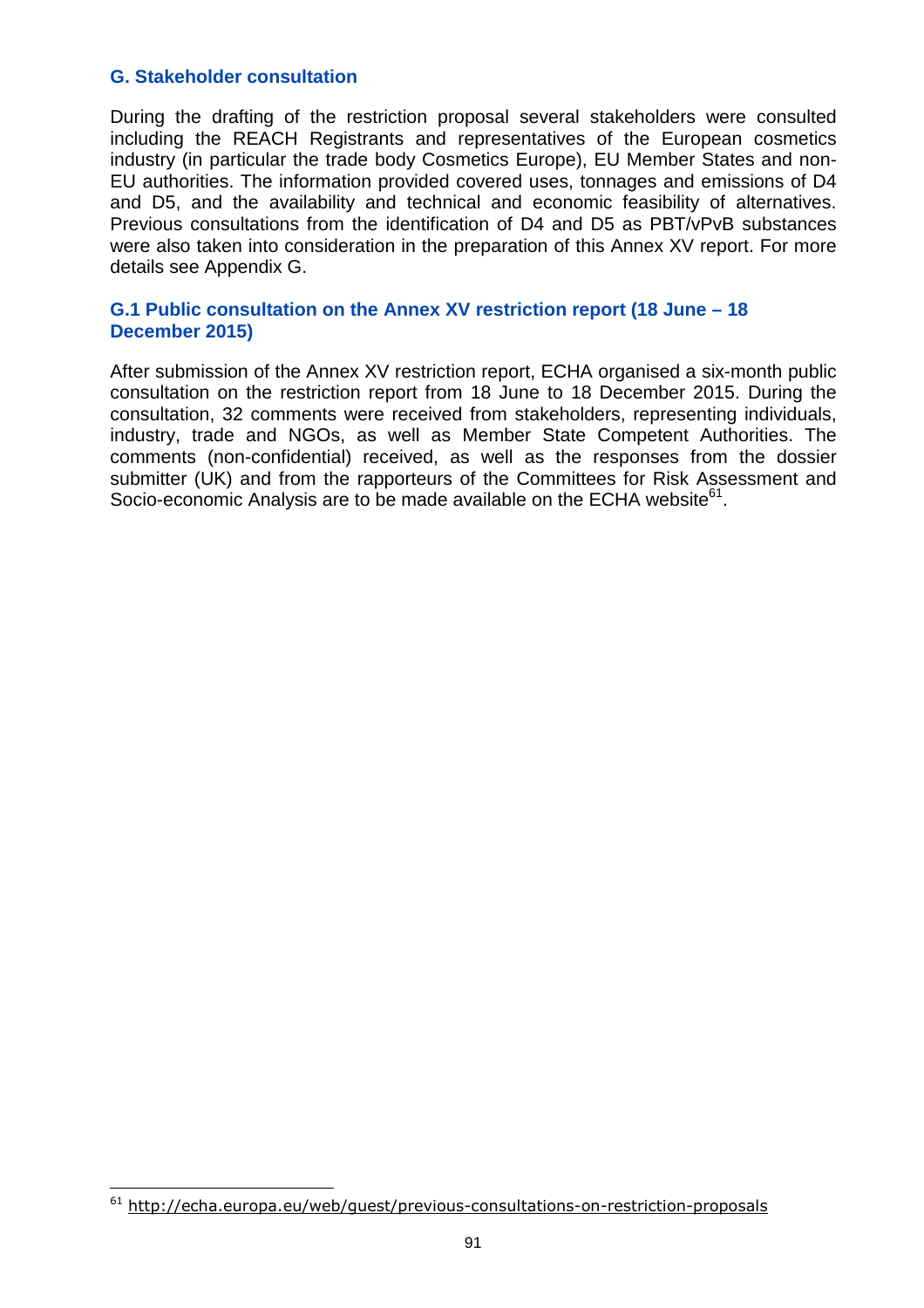## G. Stakeholder consultation

During the drafting of the restriction proposal several stakeholders were consulted including the REACH Registrants and representatives of the European cosmetics industry (in particular the trade body Cosmetics Europe), EU Member States and non-EU authorities. The information provided covered uses, tonnages and emissions of D4 and D5, and the availability and technical and economic feasibility of alternatives. Previous consultations from the identification of D4 and D5 as PBT/vPvB substances were also taken into consideration in the preparation of this Annex XV report. For more details see Appendix G.

### G.1 Public consultation on the Annex XV restriction report (18 June – 18 December 2015)

After submission of the Annex XV restriction report, ECHA organised a six-month public consultation on the restriction report from 18 June to 18 December 2015. During the consultation, 32 comments were received from stakeholders, representing individuals, industry, trade and NGOs, as well as Member State Competent Authorities. The comments (non-confidential) received, as well as the responses from the dossier submitter (UK) and from the rapporteurs of the Committees for Risk Assessment and Socio-economic Analysis are to be made available on the ECHA website[61].

[61] http://echa.europa.eu/web/guest/previous-consultations-on-restriction-proposals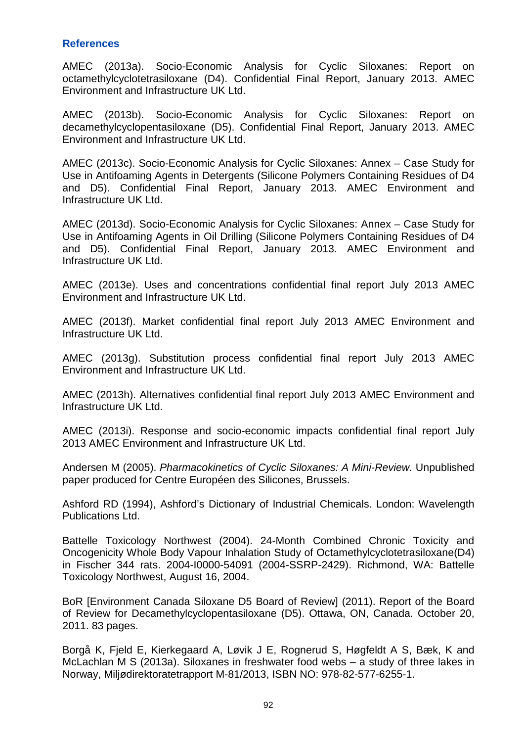### References

AMEC (2013a). Socio-Economic Analysis for Cyclic Siloxanes: Report on octamethylcyclotetrasiloxane (D4). Confidential Final Report, January 2013. AMEC Environment and Infrastructure UK Ltd.

AMEC (2013b). Socio-Economic Analysis for Cyclic Siloxanes: Report on decamethylcyclopentasiloxane (D5). Confidential Final Report, January 2013. AMEC Environment and Infrastructure UK Ltd.

AMEC (2013c). Socio-Economic Analysis for Cyclic Siloxanes: Annex – Case Study for Use in Antifoaming Agents in Detergents (Silicone Polymers Containing Residues of D4 and D5). Confidential Final Report, January 2013. AMEC Environment and Infrastructure UK Ltd.

AMEC (2013d). Socio-Economic Analysis for Cyclic Siloxanes: Annex – Case Study for Use in Antifoaming Agents in Oil Drilling (Silicone Polymers Containing Residues of D4 and D5). Confidential Final Report, January 2013. AMEC Environment and Infrastructure UK Ltd.

AMEC (2013e). Uses and concentrations confidential final report July 2013 AMEC Environment and Infrastructure UK Ltd.

AMEC (2013f). Market confidential final report July 2013 AMEC Environment and Infrastructure UK Ltd.

AMEC (2013g). Substitution process confidential final report July 2013 AMEC Environment and Infrastructure UK Ltd.

AMEC (2013h). Alternatives confidential final report July 2013 AMEC Environment and Infrastructure UK Ltd.

AMEC (2013i). Response and socio-economic impacts confidential final report July 2013 AMEC Environment and Infrastructure UK Ltd.

Andersen M (2005). *Pharmacokinetics of Cyclic Siloxanes: A Mini-Review.* Unpublished paper produced for Centre Européen des Silicones, Brussels.

Ashford RD (1994), Ashford's Dictionary of Industrial Chemicals. London: Wavelength Publications Ltd.

Battelle Toxicology Northwest (2004). 24-Month Combined Chronic Toxicity and Oncogenicity Whole Body Vapour Inhalation Study of Octamethylcyclotetrasiloxane(D4) in Fischer 344 rats. 2004-I0000-54091 (2004-SSRP-2429). Richmond, WA: Battelle Toxicology Northwest, August 16, 2004.

BoR [Environment Canada Siloxane D5 Board of Review] (2011). Report of the Board of Review for Decamethylcyclopentasiloxane (D5). Ottawa, ON, Canada. October 20, 2011. 83 pages.

Borgå K, Fjeld E, Kierkegaard A, Løvik J E, Rognerud S, Høgfeldt A S, Bæk, K and McLachlan M S (2013a). Siloxanes in freshwater food webs – a study of three lakes in Norway, Miljødirektoratetrapport M-81/2013, ISBN NO: 978-82-577-6255-1.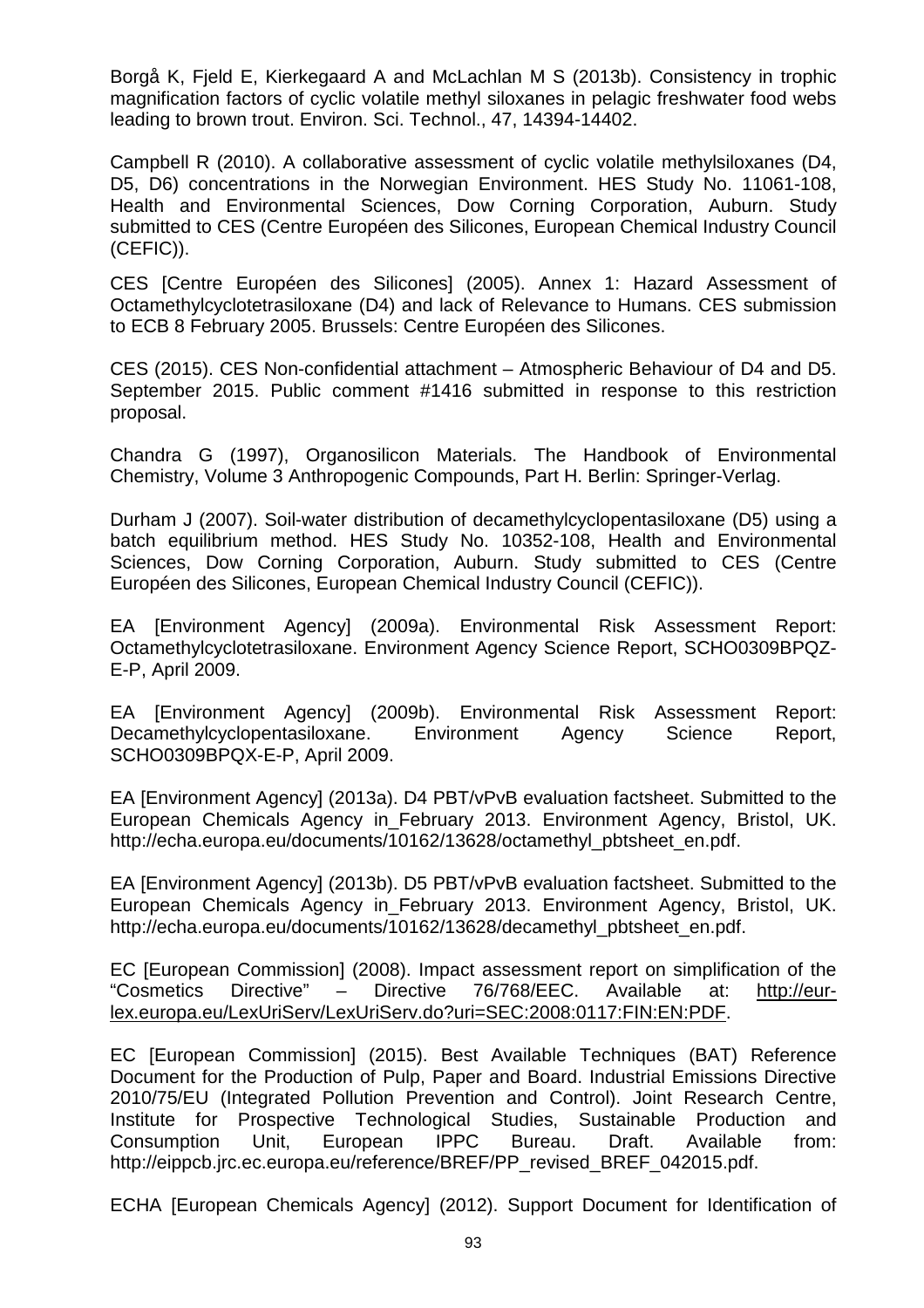Borgå K, Fjeld E, Kierkegaard A and McLachlan M S (2013b). Consistency in trophic magnification factors of cyclic volatile methyl siloxanes in pelagic freshwater food webs leading to brown trout. Environ. Sci. Technol., 47, 14394-14402.

Campbell R (2010). A collaborative assessment of cyclic volatile methylsiloxanes (D4, D5, D6) concentrations in the Norwegian Environment. HES Study No. 11061-108, Health and Environmental Sciences, Dow Corning Corporation, Auburn. Study submitted to CES (Centre Européen des Silicones, European Chemical Industry Council (CEFIC)).

CES [Centre Européen des Silicones] (2005). Annex 1: Hazard Assessment of Octamethylcyclotetrasiloxane (D4) and lack of Relevance to Humans. CES submission to ECB 8 February 2005. Brussels: Centre Européen des Silicones.

CES (2015). CES Non-confidential attachment – Atmospheric Behaviour of D4 and D5. September 2015. Public comment #1416 submitted in response to this restriction proposal.

Chandra G (1997), Organosilicon Materials. The Handbook of Environmental Chemistry, Volume 3 Anthropogenic Compounds, Part H. Berlin: Springer-Verlag.

Durham J (2007). Soil-water distribution of decamethylcyclopentasiloxane (D5) using a batch equilibrium method. HES Study No. 10352-108, Health and Environmental Sciences, Dow Corning Corporation, Auburn. Study submitted to CES (Centre Européen des Silicones, European Chemical Industry Council (CEFIC)).

EA [Environment Agency] (2009a). Environmental Risk Assessment Report: Octamethylcyclotetrasiloxane. Environment Agency Science Report, SCHO0309BPQZ-E-P, April 2009.

EA [Environment Agency] (2009b). Environmental Risk Assessment Report: Decamethylcyclopentasiloxane. Environment Agency Science Report, SCHO0309BPQX-E-P, April 2009.

EA [Environment Agency] (2013a). D4 PBT/vPvB evaluation factsheet. Submitted to the European Chemicals Agency in_February 2013. Environment Agency, Bristol, UK. http://echa.europa.eu/documents/10162/13628/octamethyl_pbtsheet_en.pdf.

EA [Environment Agency] (2013b). D5 PBT/vPvB evaluation factsheet. Submitted to the European Chemicals Agency in_February 2013. Environment Agency, Bristol, UK. http://echa.europa.eu/documents/10162/13628/decamethyl_pbtsheet_en.pdf.

EC [European Commission] (2008). Impact assessment report on simplification of the "Cosmetics Directive" – Directive 76/768/EEC. Available at: http://eur-lex.europa.eu/LexUriServ/LexUriServ.do?uri=SEC:2008:0117:FIN:EN:PDF.

EC [European Commission] (2015). Best Available Techniques (BAT) Reference Document for the Production of Pulp, Paper and Board. Industrial Emissions Directive 2010/75/EU (Integrated Pollution Prevention and Control). Joint Research Centre, Institute for Prospective Technological Studies, Sustainable Production and Consumption Unit, European IPPC Bureau. Draft. Available from: http://eippcb.jrc.ec.europa.eu/reference/BREF/PP_revised_BREF_042015.pdf.

ECHA [European Chemicals Agency] (2012). Support Document for Identification of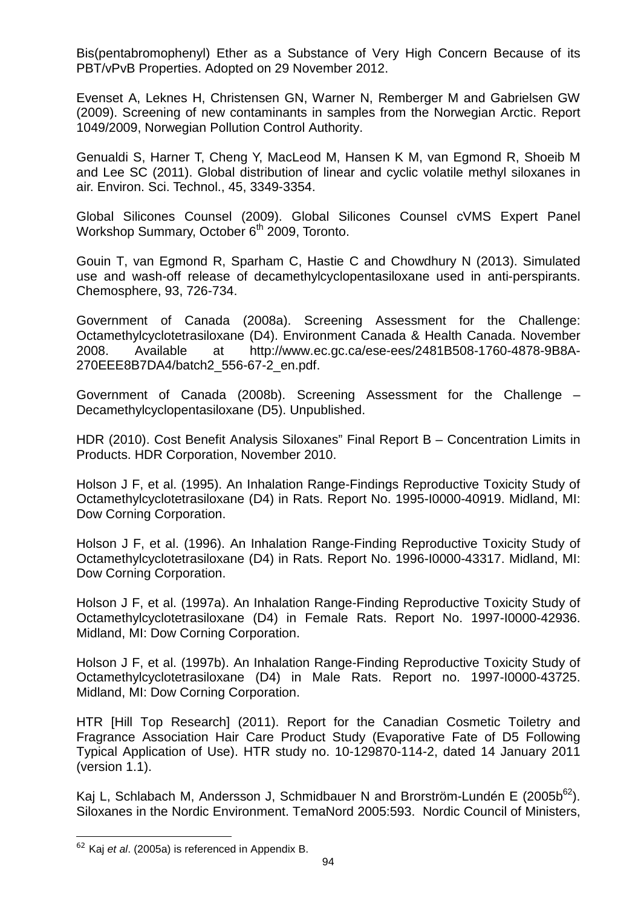Bis(pentabromophenyl) Ether as a Substance of Very High Concern Because of its PBT/vPvB Properties. Adopted on 29 November 2012.

Evenset A, Leknes H, Christensen GN, Warner N, Remberger M and Gabrielsen GW (2009). Screening of new contaminants in samples from the Norwegian Arctic. Report 1049/2009, Norwegian Pollution Control Authority.

Genualdi S, Harner T, Cheng Y, MacLeod M, Hansen K M, van Egmond R, Shoeib M and Lee SC (2011). Global distribution of linear and cyclic volatile methyl siloxanes in air. Environ. Sci. Technol., 45, 3349-3354.

Global Silicones Counsel (2009). Global Silicones Counsel cVMS Expert Panel Workshop Summary, October 6th 2009, Toronto.

Gouin T, van Egmond R, Sparham C, Hastie C and Chowdhury N (2013). Simulated use and wash-off release of decamethylcyclopentasiloxane used in anti-perspirants. Chemosphere, 93, 726-734.

Government of Canada (2008a). Screening Assessment for the Challenge: Octamethylcyclotetrasiloxane (D4). Environment Canada & Health Canada. November 2008. Available at http://www.ec.gc.ca/ese-ees/2481B508-1760-4878-9B8A-270EEE8B7DA4/batch2_556-67-2_en.pdf.

Government of Canada (2008b). Screening Assessment for the Challenge – Decamethylcyclopentasiloxane (D5). Unpublished.

HDR (2010). Cost Benefit Analysis Siloxanes" Final Report B – Concentration Limits in Products. HDR Corporation, November 2010.

Holson J F, et al. (1995). An Inhalation Range-Findings Reproductive Toxicity Study of Octamethylcyclotetrasiloxane (D4) in Rats. Report No. 1995-I0000-40919. Midland, MI: Dow Corning Corporation.

Holson J F, et al. (1996). An Inhalation Range-Finding Reproductive Toxicity Study of Octamethylcyclotetrasiloxane (D4) in Rats. Report No. 1996-I0000-43317. Midland, MI: Dow Corning Corporation.

Holson J F, et al. (1997a). An Inhalation Range-Finding Reproductive Toxicity Study of Octamethylcyclotetrasiloxane (D4) in Female Rats. Report No. 1997-I0000-42936. Midland, MI: Dow Corning Corporation.

Holson J F, et al. (1997b). An Inhalation Range-Finding Reproductive Toxicity Study of Octamethylcyclotetrasiloxane (D4) in Male Rats. Report no. 1997-I0000-43725. Midland, MI: Dow Corning Corporation.

HTR [Hill Top Research] (2011). Report for the Canadian Cosmetic Toiletry and Fragrance Association Hair Care Product Study (Evaporative Fate of D5 Following Typical Application of Use). HTR study no. 10-129870-114-2, dated 14 January 2011 (version 1.1).

Kaj L, Schlabach M, Andersson J, Schmidbauer N and Brorström-Lundén E (2005b[62]). Siloxanes in the Nordic Environment. TemaNord 2005:593. Nordic Council of Ministers,

[62] Kaj *et al*. (2005a) is referenced in Appendix B.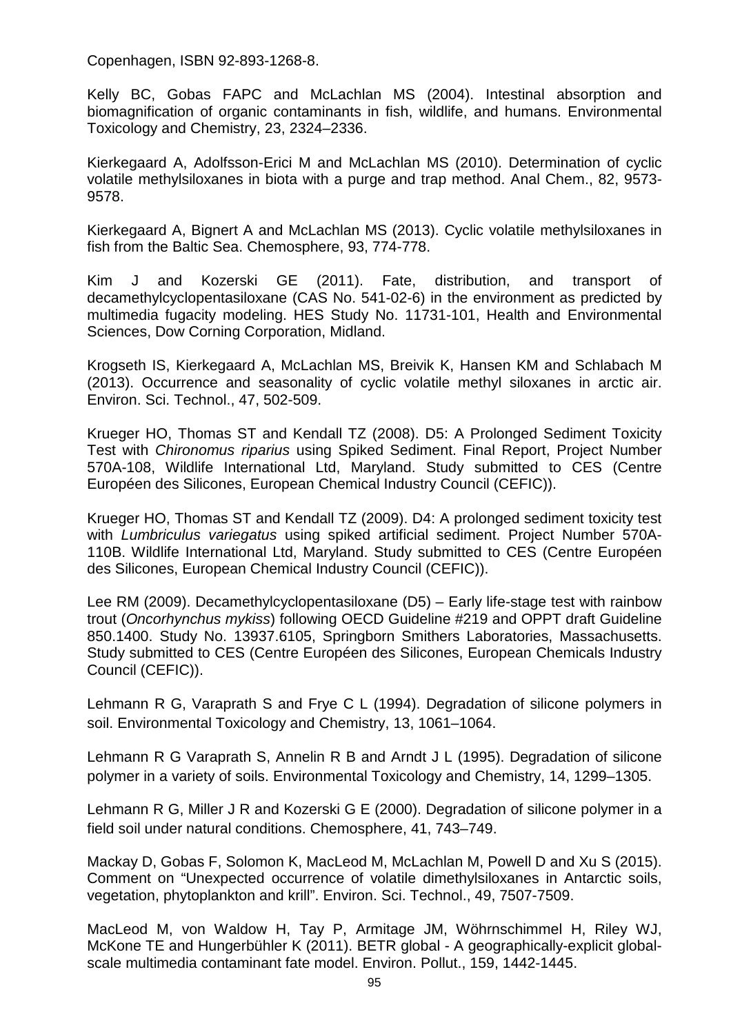Copenhagen, ISBN 92-893-1268-8.

Kelly BC, Gobas FAPC and McLachlan MS (2004). Intestinal absorption and biomagnification of organic contaminants in fish, wildlife, and humans. Environmental Toxicology and Chemistry, 23, 2324–2336.

Kierkegaard A, Adolfsson-Erici M and McLachlan MS (2010). Determination of cyclic volatile methylsiloxanes in biota with a purge and trap method. Anal Chem., 82, 9573-9578.

Kierkegaard A, Bignert A and McLachlan MS (2013). Cyclic volatile methylsiloxanes in fish from the Baltic Sea. Chemosphere, 93, 774-778.

Kim J and Kozerski GE (2011). Fate, distribution, and transport of decamethylcyclopentasiloxane (CAS No. 541-02-6) in the environment as predicted by multimedia fugacity modeling. HES Study No. 11731-101, Health and Environmental Sciences, Dow Corning Corporation, Midland.

Krogseth IS, Kierkegaard A, McLachlan MS, Breivik K, Hansen KM and Schlabach M (2013). Occurrence and seasonality of cyclic volatile methyl siloxanes in arctic air. Environ. Sci. Technol., 47, 502-509.

Krueger HO, Thomas ST and Kendall TZ (2008). D5: A Prolonged Sediment Toxicity Test with *Chironomus riparius* using Spiked Sediment. Final Report, Project Number 570A-108, Wildlife International Ltd, Maryland. Study submitted to CES (Centre Européen des Silicones, European Chemical Industry Council (CEFIC)).

Krueger HO, Thomas ST and Kendall TZ (2009). D4: A prolonged sediment toxicity test with *Lumbriculus variegatus* using spiked artificial sediment. Project Number 570A-110B. Wildlife International Ltd, Maryland. Study submitted to CES (Centre Européen des Silicones, European Chemical Industry Council (CEFIC)).

Lee RM (2009). Decamethylcyclopentasiloxane (D5) – Early life-stage test with rainbow trout (*Oncorhynchus mykiss*) following OECD Guideline #219 and OPPT draft Guideline 850.1400. Study No. 13937.6105, Springborn Smithers Laboratories, Massachusetts. Study submitted to CES (Centre Européen des Silicones, European Chemicals Industry Council (CEFIC)).

Lehmann R G, Varaprath S and Frye C L (1994). Degradation of silicone polymers in soil. Environmental Toxicology and Chemistry, 13, 1061–1064.

Lehmann R G Varaprath S, Annelin R B and Arndt J L (1995). Degradation of silicone polymer in a variety of soils. Environmental Toxicology and Chemistry, 14, 1299–1305.

Lehmann R G, Miller J R and Kozerski G E (2000). Degradation of silicone polymer in a field soil under natural conditions. Chemosphere, 41, 743–749.

Mackay D, Gobas F, Solomon K, MacLeod M, McLachlan M, Powell D and Xu S (2015). Comment on "Unexpected occurrence of volatile dimethylsiloxanes in Antarctic soils, vegetation, phytoplankton and krill". Environ. Sci. Technol., 49, 7507-7509.

MacLeod M, von Waldow H, Tay P, Armitage JM, Wöhrnschimmel H, Riley WJ, McKone TE and Hungerbühler K (2011). BETR global - A geographically-explicit global-scale multimedia contaminant fate model. Environ. Pollut., 159, 1442-1445.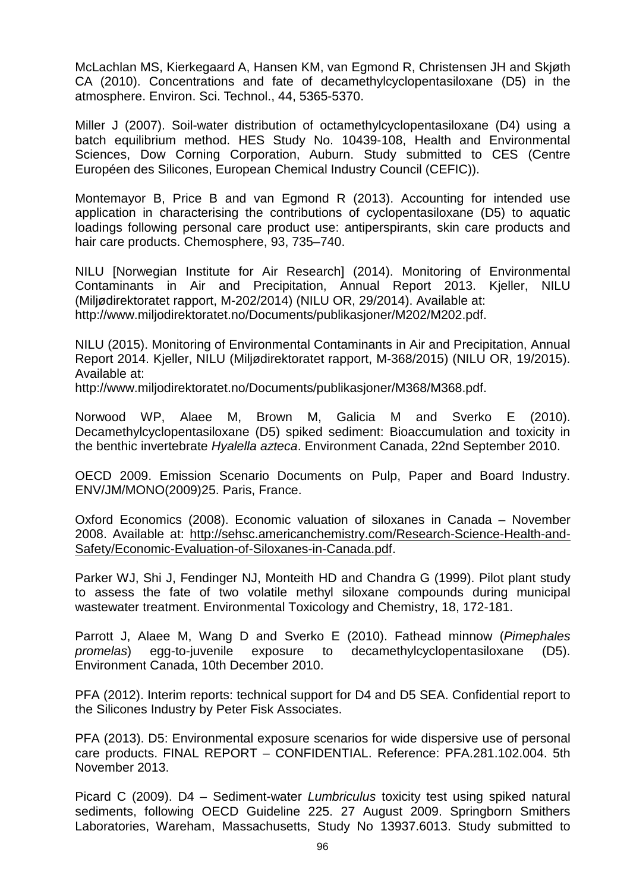McLachlan MS, Kierkegaard A, Hansen KM, van Egmond R, Christensen JH and Skjøth CA (2010). Concentrations and fate of decamethylcyclopentasiloxane (D5) in the atmosphere. Environ. Sci. Technol., 44, 5365-5370.

Miller J (2007). Soil-water distribution of octamethylcyclopentasiloxane (D4) using a batch equilibrium method. HES Study No. 10439-108, Health and Environmental Sciences, Dow Corning Corporation, Auburn. Study submitted to CES (Centre Européen des Silicones, European Chemical Industry Council (CEFIC)).

Montemayor B, Price B and van Egmond R (2013). Accounting for intended use application in characterising the contributions of cyclopentasiloxane (D5) to aquatic loadings following personal care product use: antiperspirants, skin care products and hair care products. Chemosphere, 93, 735–740.

NILU [Norwegian Institute for Air Research] (2014). Monitoring of Environmental Contaminants in Air and Precipitation, Annual Report 2013. Kjeller, NILU (Miljødirektoratet rapport, M-202/2014) (NILU OR, 29/2014). Available at: http://www.miljodirektoratet.no/Documents/publikasjoner/M202/M202.pdf.

NILU (2015). Monitoring of Environmental Contaminants in Air and Precipitation, Annual Report 2014. Kjeller, NILU (Miljødirektoratet rapport, M-368/2015) (NILU OR, 19/2015). Available at:
http://www.miljodirektoratet.no/Documents/publikasjoner/M368/M368.pdf.

Norwood WP, Alaee M, Brown M, Galicia M and Sverko E (2010). Decamethylcyclopentasiloxane (D5) spiked sediment: Bioaccumulation and toxicity in the benthic invertebrate *Hyalella azteca*. Environment Canada, 22nd September 2010.

OECD 2009. Emission Scenario Documents on Pulp, Paper and Board Industry. ENV/JM/MONO(2009)25. Paris, France.

Oxford Economics (2008). Economic valuation of siloxanes in Canada – November 2008. Available at: http://sehsc.americanchemistry.com/Research-Science-Health-and-Safety/Economic-Evaluation-of-Siloxanes-in-Canada.pdf.

Parker WJ, Shi J, Fendinger NJ, Monteith HD and Chandra G (1999). Pilot plant study to assess the fate of two volatile methyl siloxane compounds during municipal wastewater treatment. Environmental Toxicology and Chemistry, 18, 172-181.

Parrott J, Alaee M, Wang D and Sverko E (2010). Fathead minnow (*Pimephales promelas*) egg-to-juvenile exposure to decamethylcyclopentasiloxane (D5). Environment Canada, 10th December 2010.

PFA (2012). Interim reports: technical support for D4 and D5 SEA. Confidential report to the Silicones Industry by Peter Fisk Associates.

PFA (2013). D5: Environmental exposure scenarios for wide dispersive use of personal care products. FINAL REPORT – CONFIDENTIAL. Reference: PFA.281.102.004. 5th November 2013.

Picard C (2009). D4 – Sediment-water *Lumbriculus* toxicity test using spiked natural sediments, following OECD Guideline 225. 27 August 2009. Springborn Smithers Laboratories, Wareham, Massachusetts, Study No 13937.6013. Study submitted to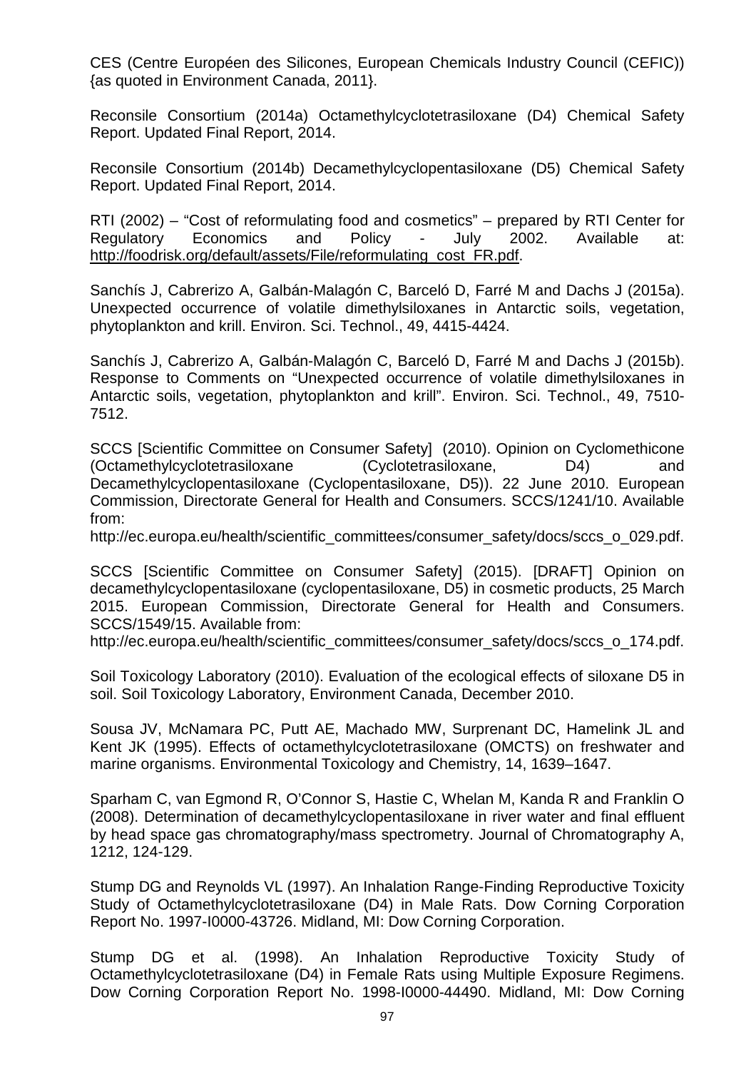CES (Centre Européen des Silicones, European Chemicals Industry Council (CEFIC)) {as quoted in Environment Canada, 2011}.

Reconsile Consortium (2014a) Octamethylcyclotetrasiloxane (D4) Chemical Safety Report. Updated Final Report, 2014.

Reconsile Consortium (2014b) Decamethylcyclopentasiloxane (D5) Chemical Safety Report. Updated Final Report, 2014.

RTI (2002) – "Cost of reformulating food and cosmetics" – prepared by RTI Center for Regulatory Economics and Policy - July 2002. Available at: http://foodrisk.org/default/assets/File/reformulating_cost_FR.pdf.

Sanchís J, Cabrerizo A, Galbán-Malagón C, Barceló D, Farré M and Dachs J (2015a). Unexpected occurrence of volatile dimethylsiloxanes in Antarctic soils, vegetation, phytoplankton and krill. Environ. Sci. Technol., 49, 4415-4424.

Sanchís J, Cabrerizo A, Galbán-Malagón C, Barceló D, Farré M and Dachs J (2015b). Response to Comments on "Unexpected occurrence of volatile dimethylsiloxanes in Antarctic soils, vegetation, phytoplankton and krill". Environ. Sci. Technol., 49, 7510-7512.

SCCS [Scientific Committee on Consumer Safety] (2010). Opinion on Cyclomethicone (Octamethylcyclotetrasiloxane (Cyclotetrasiloxane, D4) and Decamethylcyclopentasiloxane (Cyclopentasiloxane, D5)). 22 June 2010. European Commission, Directorate General for Health and Consumers. SCCS/1241/10. Available from:
http://ec.europa.eu/health/scientific_committees/consumer_safety/docs/sccs_o_029.pdf.

SCCS [Scientific Committee on Consumer Safety] (2015). [DRAFT] Opinion on decamethylcyclopentasiloxane (cyclopentasiloxane, D5) in cosmetic products, 25 March 2015. European Commission, Directorate General for Health and Consumers. SCCS/1549/15. Available from:
http://ec.europa.eu/health/scientific_committees/consumer_safety/docs/sccs_o_174.pdf.

Soil Toxicology Laboratory (2010). Evaluation of the ecological effects of siloxane D5 in soil. Soil Toxicology Laboratory, Environment Canada, December 2010.

Sousa JV, McNamara PC, Putt AE, Machado MW, Surprenant DC, Hamelink JL and Kent JK (1995). Effects of octamethylcyclotetrasiloxane (OMCTS) on freshwater and marine organisms. Environmental Toxicology and Chemistry, 14, 1639–1647.

Sparham C, van Egmond R, O'Connor S, Hastie C, Whelan M, Kanda R and Franklin O (2008). Determination of decamethylcyclopentasiloxane in river water and final effluent by head space gas chromatography/mass spectrometry. Journal of Chromatography A, 1212, 124-129.

Stump DG and Reynolds VL (1997). An Inhalation Range-Finding Reproductive Toxicity Study of Octamethylcyclotetrasiloxane (D4) in Male Rats. Dow Corning Corporation Report No. 1997-I0000-43726. Midland, MI: Dow Corning Corporation.

Stump DG et al. (1998). An Inhalation Reproductive Toxicity Study of Octamethylcyclotetrasiloxane (D4) in Female Rats using Multiple Exposure Regimens. Dow Corning Corporation Report No. 1998-I0000-44490. Midland, MI: Dow Corning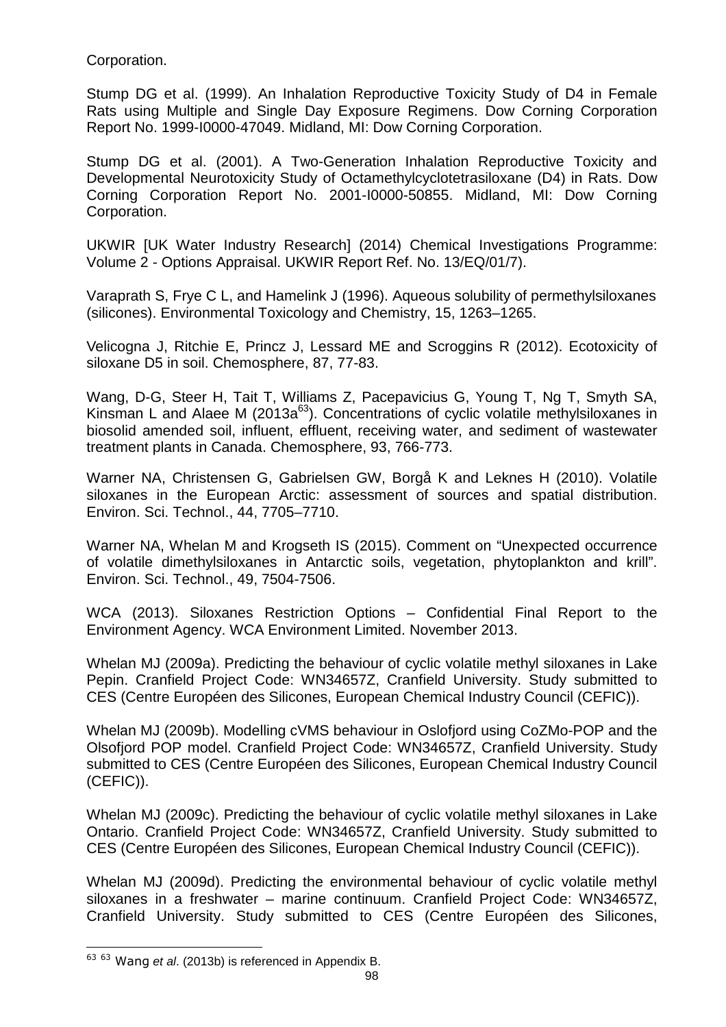Corporation.

Stump DG et al. (1999). An Inhalation Reproductive Toxicity Study of D4 in Female Rats using Multiple and Single Day Exposure Regimens. Dow Corning Corporation Report No. 1999-I0000-47049. Midland, MI: Dow Corning Corporation.

Stump DG et al. (2001). A Two-Generation Inhalation Reproductive Toxicity and Developmental Neurotoxicity Study of Octamethylcyclotetrasiloxane (D4) in Rats. Dow Corning Corporation Report No. 2001-I0000-50855. Midland, MI: Dow Corning Corporation.

UKWIR [UK Water Industry Research] (2014) Chemical Investigations Programme: Volume 2 - Options Appraisal. UKWIR Report Ref. No. 13/EQ/01/7).

Varaprath S, Frye C L, and Hamelink J (1996). Aqueous solubility of permethylsiloxanes (silicones). Environmental Toxicology and Chemistry, 15, 1263–1265.

Velicogna J, Ritchie E, Princz J, Lessard ME and Scroggins R (2012). Ecotoxicity of siloxane D5 in soil. Chemosphere, 87, 77-83.

Wang, D-G, Steer H, Tait T, Williams Z, Pacepavicius G, Young T, Ng T, Smyth SA, Kinsman L and Alaee M (2013a[63]). Concentrations of cyclic volatile methylsiloxanes in biosolid amended soil, influent, effluent, receiving water, and sediment of wastewater treatment plants in Canada. Chemosphere, 93, 766-773.

Warner NA, Christensen G, Gabrielsen GW, Borgå K and Leknes H (2010). Volatile siloxanes in the European Arctic: assessment of sources and spatial distribution. Environ. Sci. Technol., 44, 7705–7710.

Warner NA, Whelan M and Krogseth IS (2015). Comment on "Unexpected occurrence of volatile dimethylsiloxanes in Antarctic soils, vegetation, phytoplankton and krill". Environ. Sci. Technol., 49, 7504-7506.

WCA (2013). Siloxanes Restriction Options – Confidential Final Report to the Environment Agency. WCA Environment Limited. November 2013.

Whelan MJ (2009a). Predicting the behaviour of cyclic volatile methyl siloxanes in Lake Pepin. Cranfield Project Code: WN34657Z, Cranfield University. Study submitted to CES (Centre Européen des Silicones, European Chemical Industry Council (CEFIC)).

Whelan MJ (2009b). Modelling cVMS behaviour in Oslofjord using CoZMo-POP and the Olsofjord POP model. Cranfield Project Code: WN34657Z, Cranfield University. Study submitted to CES (Centre Européen des Silicones, European Chemical Industry Council (CEFIC)).

Whelan MJ (2009c). Predicting the behaviour of cyclic volatile methyl siloxanes in Lake Ontario. Cranfield Project Code: WN34657Z, Cranfield University. Study submitted to CES (Centre Européen des Silicones, European Chemical Industry Council (CEFIC)).

Whelan MJ (2009d). Predicting the environmental behaviour of cyclic volatile methyl siloxanes in a freshwater – marine continuum. Cranfield Project Code: WN34657Z, Cranfield University. Study submitted to CES (Centre Européen des Silicones,

---

[63] [63] Wang *et al*. (2013b) is referenced in Appendix B.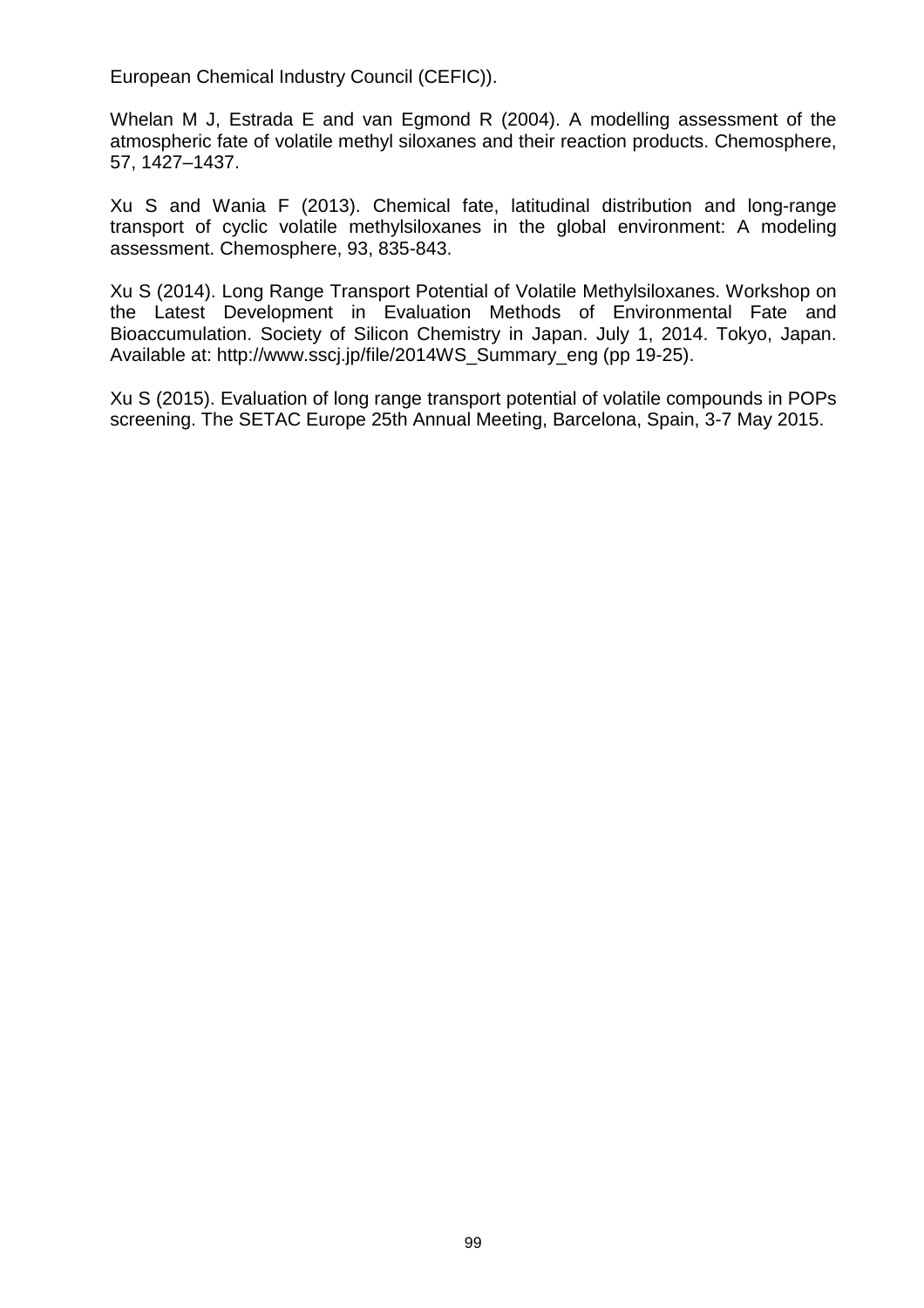European Chemical Industry Council (CEFIC)).

Whelan M J, Estrada E and van Egmond R (2004). A modelling assessment of the atmospheric fate of volatile methyl siloxanes and their reaction products. Chemosphere, 57, 1427–1437.

Xu S and Wania F (2013). Chemical fate, latitudinal distribution and long-range transport of cyclic volatile methylsiloxanes in the global environment: A modeling assessment. Chemosphere, 93, 835-843.

Xu S (2014). Long Range Transport Potential of Volatile Methylsiloxanes. Workshop on the Latest Development in Evaluation Methods of Environmental Fate and Bioaccumulation. Society of Silicon Chemistry in Japan. July 1, 2014. Tokyo, Japan. Available at: http://www.sscj.jp/file/2014WS_Summary_eng (pp 19-25).

Xu S (2015). Evaluation of long range transport potential of volatile compounds in POPs screening. The SETAC Europe 25th Annual Meeting, Barcelona, Spain, 3-7 May 2015.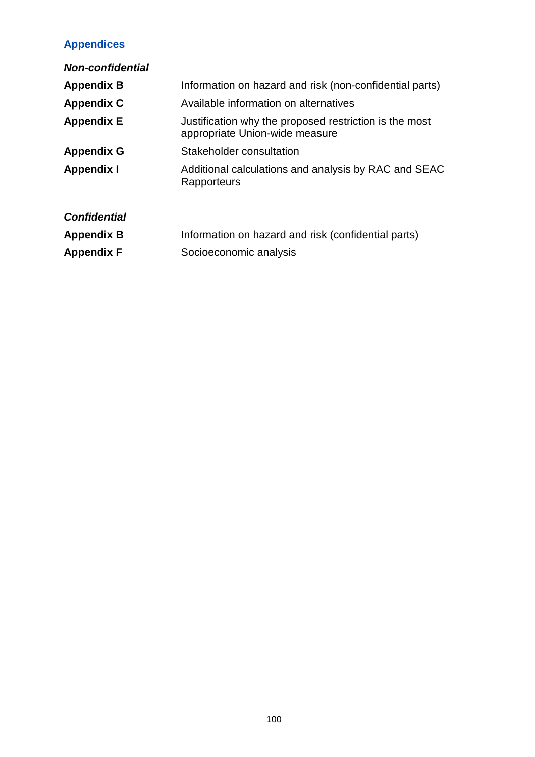## Appendices

***Non-confidential***

| | |
|---|---|
| **Appendix B** | Information on hazard and risk (non-confidential parts) |
| **Appendix C** | Available information on alternatives |
| **Appendix E** | Justification why the proposed restriction is the most appropriate Union-wide measure |
| **Appendix G** | Stakeholder consultation |
| **Appendix I** | Additional calculations and analysis by RAC and SEAC Rapporteurs |

***Confidential***

| | |
|---|---|
| **Appendix B** | Information on hazard and risk (confidential parts) |
| **Appendix F** | Socioeconomic analysis |